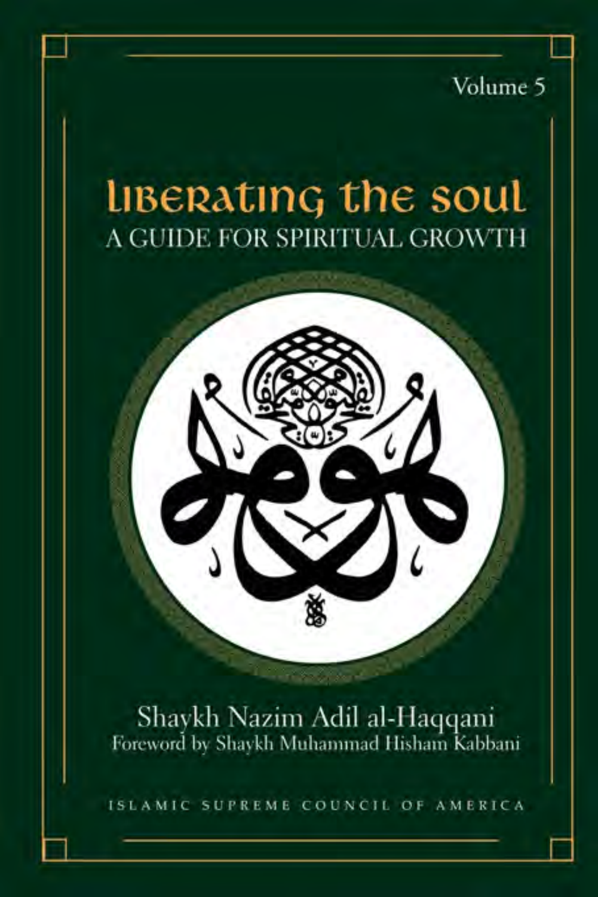Volume 5

# Liberating the Soul

## A GUIDE FOR SPIRITUAL GROWTH

Shaykh Nazim Adil al-Haqqani

Foreword by Shaykh Muhammad Hisham Kabbani

ISLAMIC SUPREME COUNCIL OF AMERICA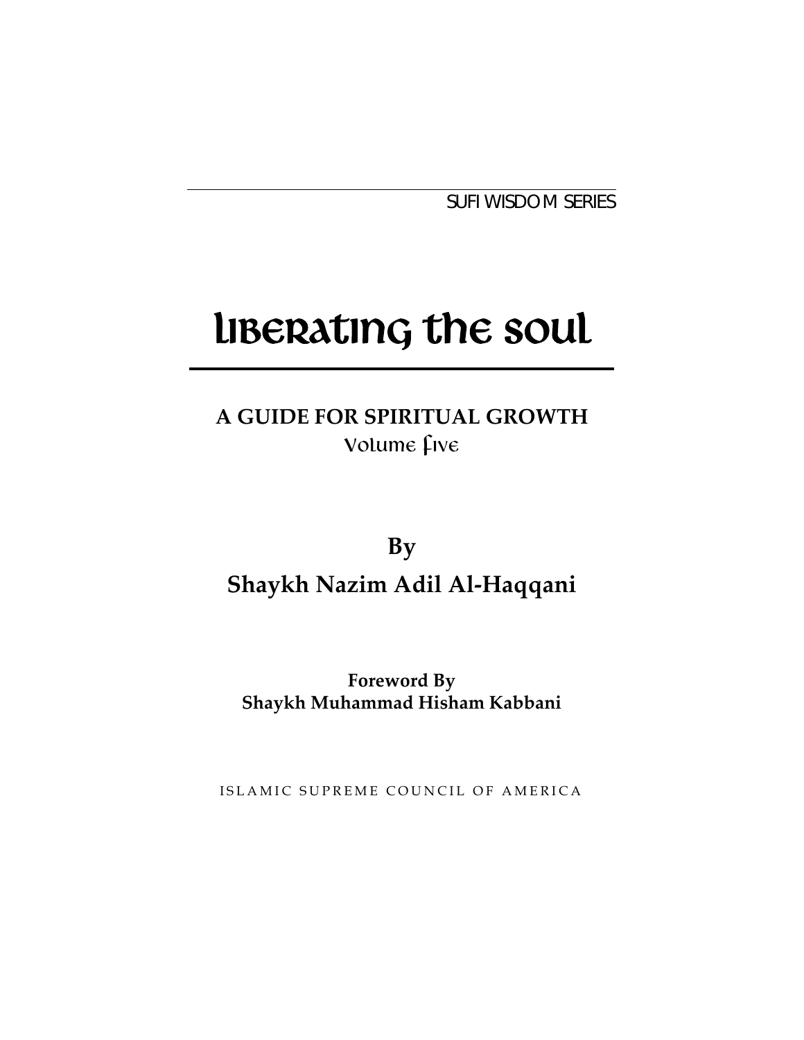SUFI WISDOM SERIES

# Liberating the Soul

## A GUIDE FOR SPIRITUAL GROWTH

Volume Five

**By**

## Shaykh Nazim Adil Al-Haqqani

**Foreword By**
**Shaykh Muhammad Hisham Kabbani**

ISLAMIC SUPREME COUNCIL OF AMERICA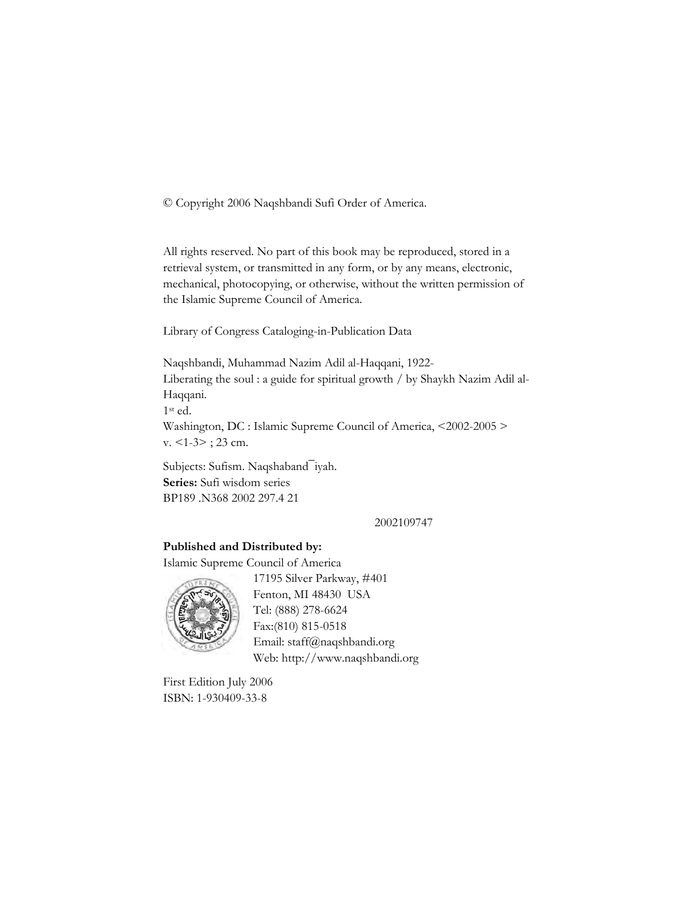© Copyright 2006 Naqshbandi Sufi Order of America.

All rights reserved. No part of this book may be reproduced, stored in a retrieval system, or transmitted in any form, or by any means, electronic, mechanical, photocopying, or otherwise, without the written permission of the Islamic Supreme Council of America.

Library of Congress Cataloging-in-Publication Data

Naqshbandi, Muhammad Nazim Adil al-Haqqani, 1922-
Liberating the soul : a guide for spiritual growth / by Shaykh Nazim Adil al-Haqqani.
1st ed.
Washington, DC : Islamic Supreme Council of America, <2002-2005 >
v. <1-3> ; 23 cm.

Subjects: Sufism. Naqshaband¯iyah.
**Series:** Sufi wisdom series
BP189 .N368 2002 297.4 21

2002109747

**Published and Distributed by:**
Islamic Supreme Council of America
17195 Silver Parkway, #401
Fenton, MI 48430 USA
Tel: (888) 278-6624
Fax:(810) 815-0518
Email: staff@naqshbandi.org
Web: http://www.naqshbandi.org

First Edition July 2006
ISBN: 1-930409-33-8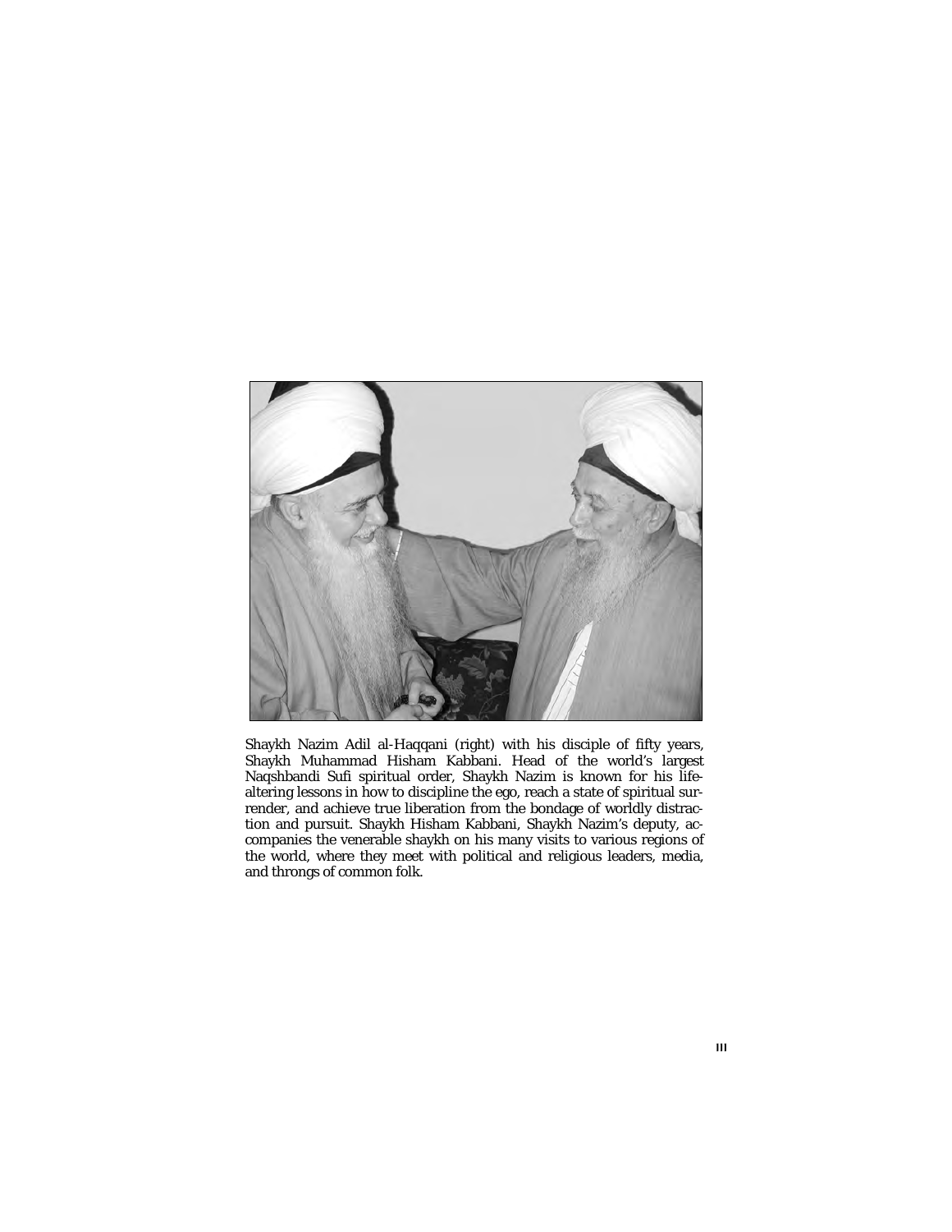Shaykh Nazim Adil al-Haqqani (right) with his disciple of fifty years, Shaykh Muhammad Hisham Kabbani. Head of the world's largest Naqshbandi Sufi spiritual order, Shaykh Nazim is known for his life-altering lessons in how to discipline the ego, reach a state of spiritual surrender, and achieve true liberation from the bondage of worldly distraction and pursuit. Shaykh Hisham Kabbani, Shaykh Nazim's deputy, accompanies the venerable shaykh on his many visits to various regions of the world, where they meet with political and religious leaders, media, and throngs of common folk.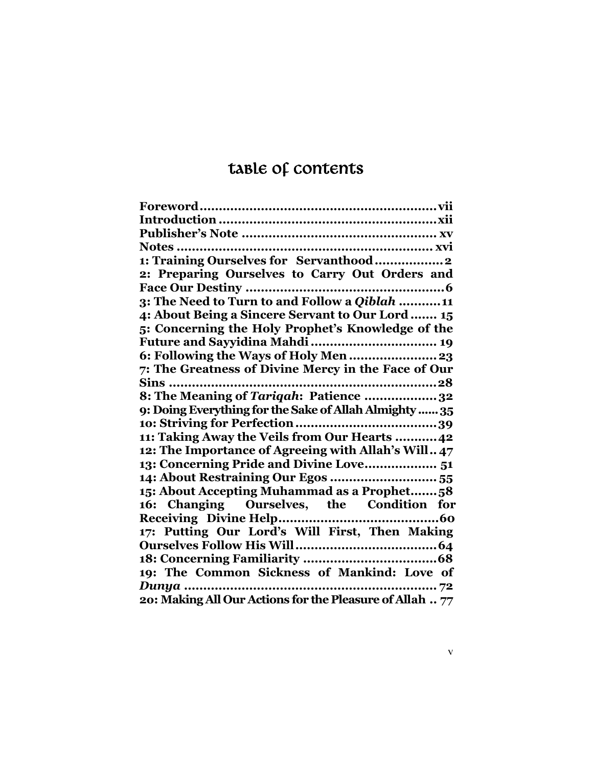# Table of Contents

**Foreword** .......... vii
**Introduction** .......... xii
**Publisher's Note** .......... xv
**Notes** .......... xvi
**1: Training Ourselves for Servanthood** .......... 2
**2: Preparing Ourselves to Carry Out Orders and Face Our Destiny** .......... 6
**3: The Need to Turn to and Follow a *Qiblah*** .......... 11
**4: About Being a Sincere Servant to Our Lord** .......... 15
**5: Concerning the Holy Prophet's Knowledge of the Future and Sayyidina Mahdi** .......... 19
**6: Following the Ways of Holy Men** .......... 23
**7: The Greatness of Divine Mercy in the Face of Our Sins** .......... 28
**8: The Meaning of *Tariqah*: Patience** .......... 32
**9: Doing Everything for the Sake of Allah Almighty** .......... 35
**10: Striving for Perfection** .......... 39
**11: Taking Away the Veils from Our Hearts** .......... 42
**12: The Importance of Agreeing with Allah's Will** .......... 47
**13: Concerning Pride and Divine Love** .......... 51
**14: About Restraining Our Egos** .......... 55
**15: About Accepting Muhammad as a Prophet** .......... 58
**16: Changing Ourselves, the Condition for Receiving Divine Help** .......... 60
**17: Putting Our Lord's Will First, Then Making Ourselves Follow His Will** .......... 64
**18: Concerning Familiarity** .......... 68
**19: The Common Sickness of Mankind: Love of *Dunya*** .......... 72
**20: Making All Our Actions for the Pleasure of Allah** .......... 77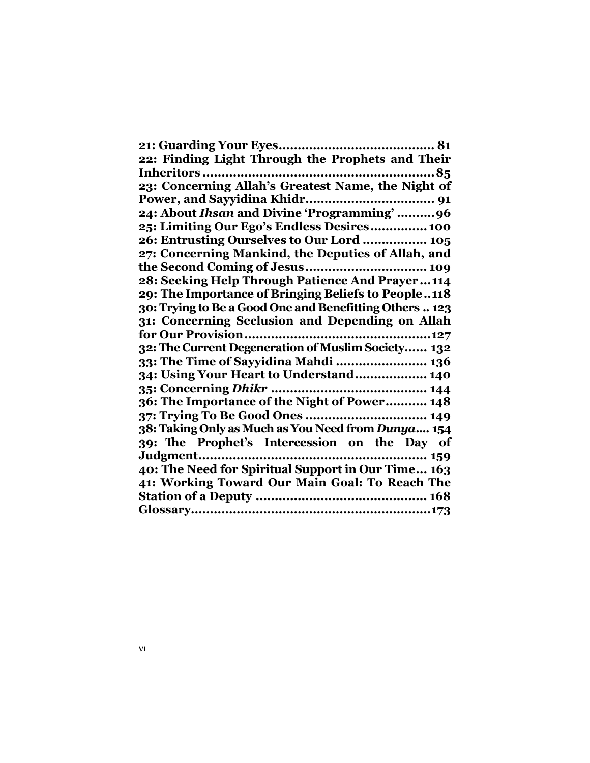**21: Guarding Your Eyes........................................ 81**
**22: Finding Light Through the Prophets and Their Inheritors............................................................85**
**23: Concerning Allah's Greatest Name, the Night of Power, and Sayyidina Khidr................................. 91**
**24: About *Ihsan* and Divine 'Programming' .........96**
**25: Limiting Our Ego's Endless Desires..............100**
**26: Entrusting Ourselves to Our Lord ................ 105**
**27: Concerning Mankind, the Deputies of Allah, and the Second Coming of Jesus................................ 109**
**28: Seeking Help Through Patience And Prayer...114**
**29: The Importance of Bringing Beliefs to People..118**
**30: Trying to Be a Good One and Benefitting Others .. 123**
**31: Concerning Seclusion and Depending on Allah for Our Provision................................................127**
**32: The Current Degeneration of Muslim Society...... 132**
**33: The Time of Sayyidina Mahdi ........................ 136**
**34: Using Your Heart to Understand.................. 140**
**35: Concerning *Dhikr* ........................................ 144**
**36: The Importance of the Night of Power........... 148**
**37: Trying To Be Good Ones ............................... 149**
**38: Taking Only as Much as You Need from *Dunya*.... 154**
**39: The Prophet's Intercession on the Day of Judgment........................................................... 159**
**40: The Need for Spiritual Support in Our Time... 163**
**41: Working Toward Our Main Goal: To Reach The Station of a Deputy ............................................ 168**
**Glossary...............................................................173**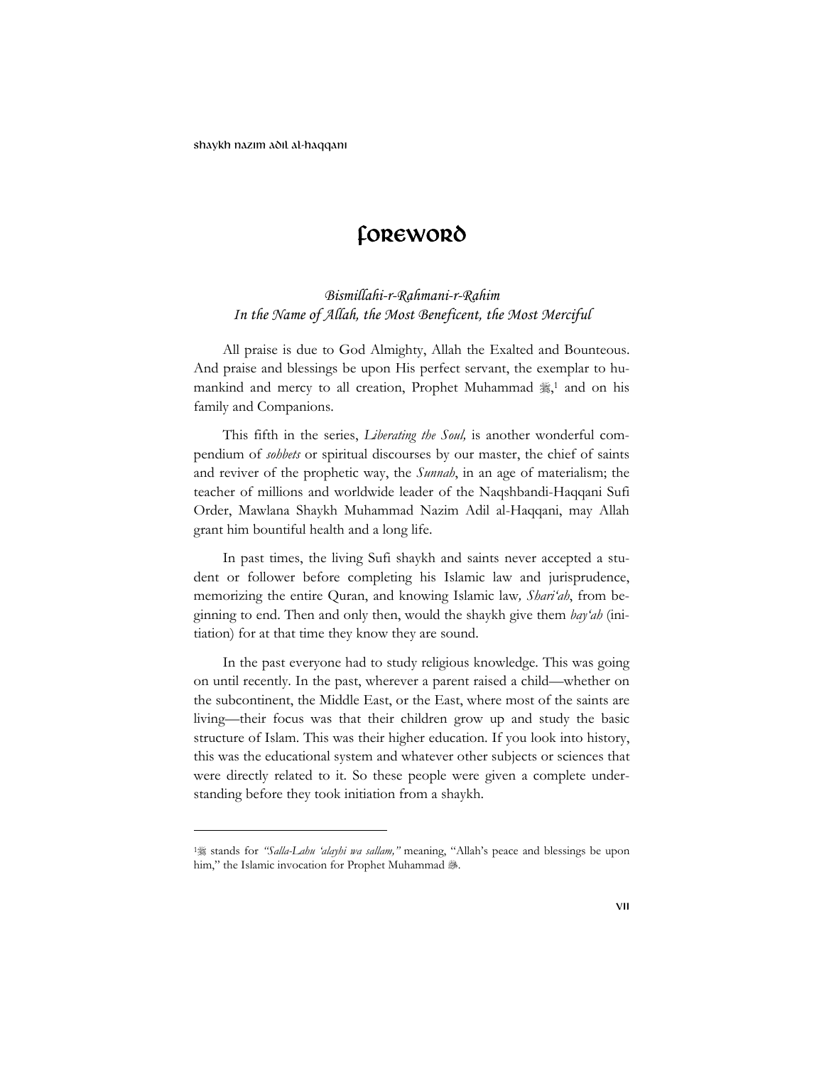# Foreword

*Bismillahi-r-Rahmani-r-Rahim*
*In the Name of Allah, the Most Beneficent, the Most Merciful*

All praise is due to God Almighty, Allah the Exalted and Bounteous. And praise and blessings be upon His perfect servant, the exemplar to humankind and mercy to all creation, Prophet Muhammad ﷺ,[1] and on his family and Companions.

This fifth in the series, *Liberating the Soul,* is another wonderful compendium of *sohbets* or spiritual discourses by our master, the chief of saints and reviver of the prophetic way, the *Sunnah*, in an age of materialism; the teacher of millions and worldwide leader of the Naqshbandi-Haqqani Sufi Order, Mawlana Shaykh Muhammad Nazim Adil al-Haqqani, may Allah grant him bountiful health and a long life.

In past times, the living Sufi shaykh and saints never accepted a student or follower before completing his Islamic law and jurisprudence, memorizing the entire Quran, and knowing Islamic law*, Shari'ah*, from beginning to end. Then and only then, would the shaykh give them *bay'ah* (initiation) for at that time they know they are sound.

In the past everyone had to study religious knowledge. This was going on until recently. In the past, wherever a parent raised a child—whether on the subcontinent, the Middle East, or the East, where most of the saints are living—their focus was that their children grow up and study the basic structure of Islam. This was their higher education. If you look into history, this was the educational system and whatever other subjects or sciences that were directly related to it. So these people were given a complete understanding before they took initiation from a shaykh.

---

[1] ﷺ stands for *"Salla-Lahu 'alayhi wa sallam,"* meaning, "Allah's peace and blessings be upon him," the Islamic invocation for Prophet Muhammad ﷺ.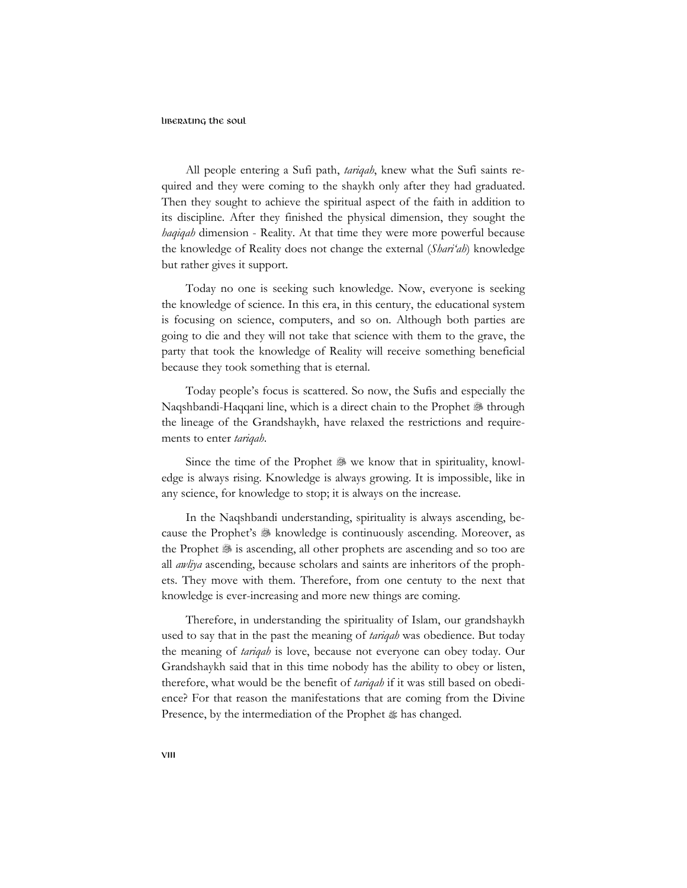All people entering a Sufi path, *tariqah*, knew what the Sufi saints required and they were coming to the shaykh only after they had graduated. Then they sought to achieve the spiritual aspect of the faith in addition to its discipline. After they finished the physical dimension, they sought the *haqiqah* dimension - Reality. At that time they were more powerful because the knowledge of Reality does not change the external (*Shari'ah*) knowledge but rather gives it support.

Today no one is seeking such knowledge. Now, everyone is seeking the knowledge of science. In this era, in this century, the educational system is focusing on science, computers, and so on. Although both parties are going to die and they will not take that science with them to the grave, the party that took the knowledge of Reality will receive something beneficial because they took something that is eternal.

Today people's focus is scattered. So now, the Sufis and especially the Naqshbandi-Haqqani line, which is a direct chain to the Prophet ﷺ through the lineage of the Grandshaykh, have relaxed the restrictions and requirements to enter *tariqah*.

Since the time of the Prophet ﷺ we know that in spirituality, knowledge is always rising. Knowledge is always growing. It is impossible, like in any science, for knowledge to stop; it is always on the increase.

In the Naqshbandi understanding, spirituality is always ascending, because the Prophet's ﷺ knowledge is continuously ascending. Moreover, as the Prophet ﷺ is ascending, all other prophets are ascending and so too are all *awliya* ascending, because scholars and saints are inheritors of the prophets. They move with them. Therefore, from one centuty to the next that knowledge is ever-increasing and more new things are coming.

Therefore, in understanding the spirituality of Islam, our grandshaykh used to say that in the past the meaning of *tariqah* was obedience. But today the meaning of *tariqah* is love, because not everyone can obey today. Our Grandshaykh said that in this time nobody has the ability to obey or listen, therefore, what would be the benefit of *tariqah* if it was still based on obedience? For that reason the manifestations that are coming from the Divine Presence, by the intermediation of the Prophet ﷺ has changed.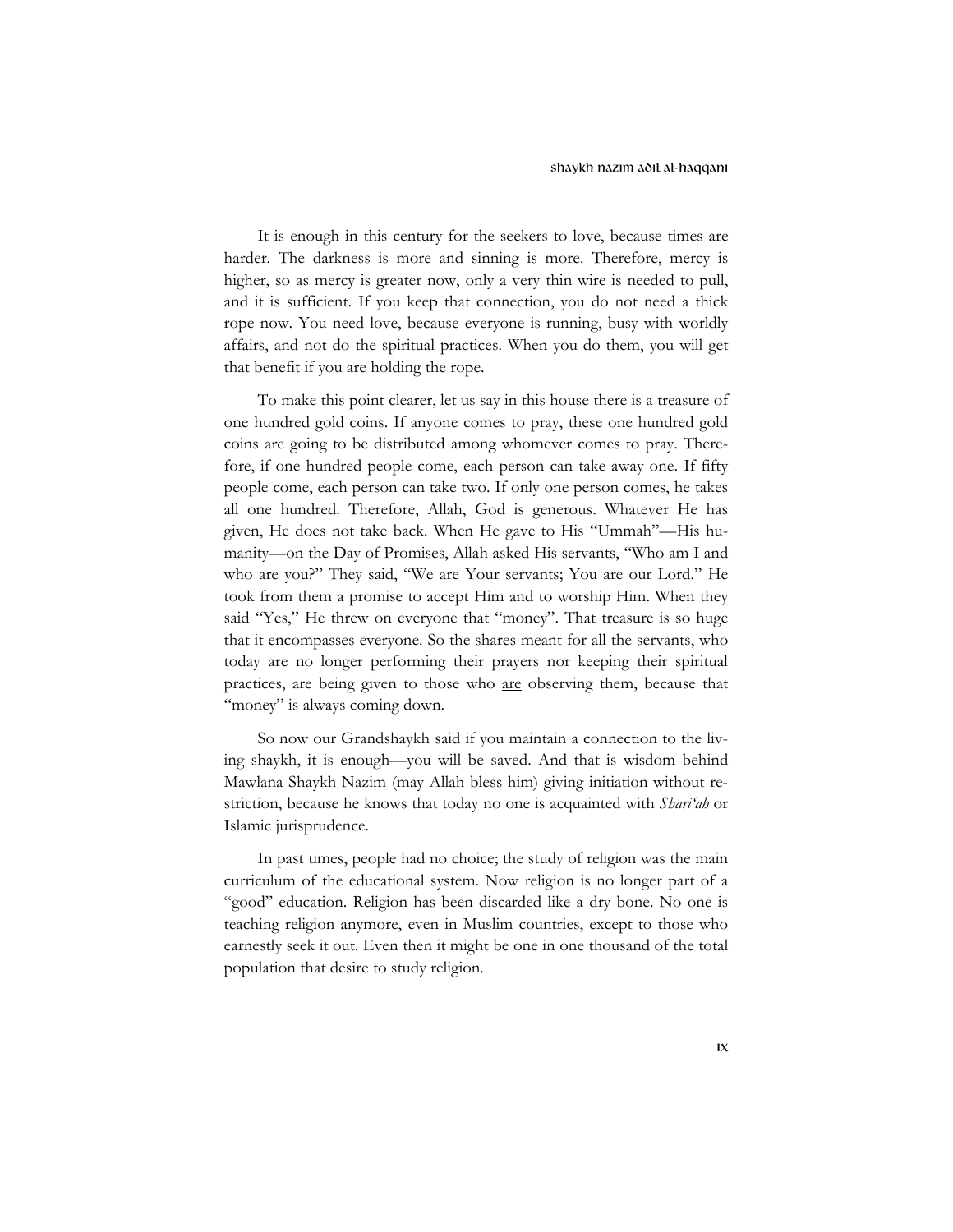It is enough in this century for the seekers to love, because times are harder. The darkness is more and sinning is more. Therefore, mercy is higher, so as mercy is greater now, only a very thin wire is needed to pull, and it is sufficient. If you keep that connection, you do not need a thick rope now. You need love, because everyone is running, busy with worldly affairs, and not do the spiritual practices. When you do them, you will get that benefit if you are holding the rope.

To make this point clearer, let us say in this house there is a treasure of one hundred gold coins. If anyone comes to pray, these one hundred gold coins are going to be distributed among whomever comes to pray. Therefore, if one hundred people come, each person can take away one. If fifty people come, each person can take two. If only one person comes, he takes all one hundred. Therefore, Allah, God is generous. Whatever He has given, He does not take back. When He gave to His "Ummah"—His humanity—on the Day of Promises, Allah asked His servants, "Who am I and who are you?" They said, "We are Your servants; You are our Lord." He took from them a promise to accept Him and to worship Him. When they said "Yes," He threw on everyone that "money". That treasure is so huge that it encompasses everyone. So the shares meant for all the servants, who today are no longer performing their prayers nor keeping their spiritual practices, are being given to those who <u>are</u> observing them, because that "money" is always coming down.

So now our Grandshaykh said if you maintain a connection to the living shaykh, it is enough—you will be saved. And that is wisdom behind Mawlana Shaykh Nazim (may Allah bless him) giving initiation without restriction, because he knows that today no one is acquainted with *Shari'ah* or Islamic jurisprudence.

In past times, people had no choice; the study of religion was the main curriculum of the educational system. Now religion is no longer part of a "good" education. Religion has been discarded like a dry bone. No one is teaching religion anymore, even in Muslim countries, except to those who earnestly seek it out. Even then it might be one in one thousand of the total population that desire to study religion.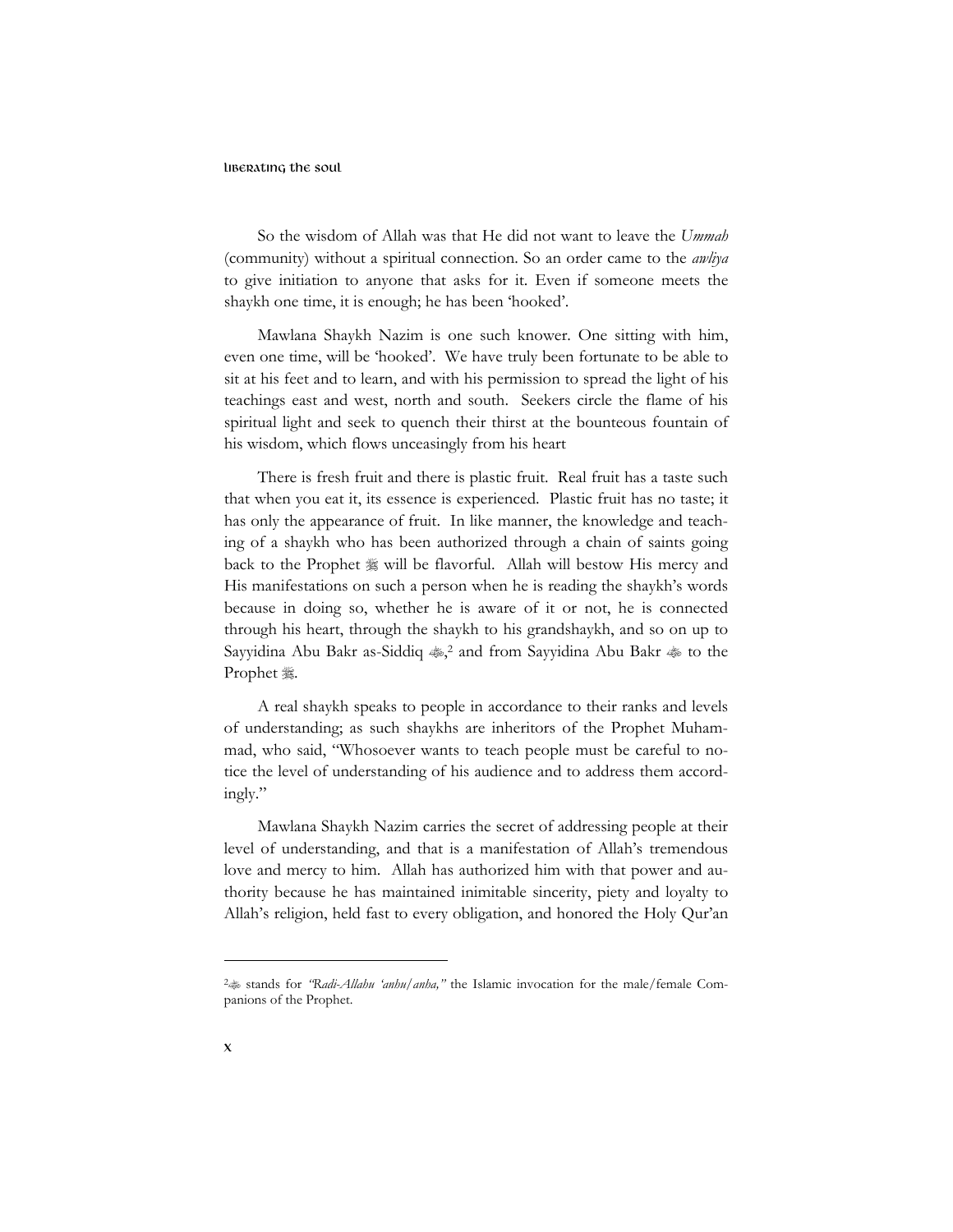So the wisdom of Allah was that He did not want to leave the *Ummah* (community) without a spiritual connection. So an order came to the *awliya* to give initiation to anyone that asks for it. Even if someone meets the shaykh one time, it is enough; he has been 'hooked'.

Mawlana Shaykh Nazim is one such knower. One sitting with him, even one time, will be 'hooked'. We have truly been fortunate to be able to sit at his feet and to learn, and with his permission to spread the light of his teachings east and west, north and south. Seekers circle the flame of his spiritual light and seek to quench their thirst at the bounteous fountain of his wisdom, which flows unceasingly from his heart

There is fresh fruit and there is plastic fruit. Real fruit has a taste such that when you eat it, its essence is experienced. Plastic fruit has no taste; it has only the appearance of fruit. In like manner, the knowledge and teaching of a shaykh who has been authorized through a chain of saints going back to the Prophet ﷺ will be flavorful. Allah will bestow His mercy and His manifestations on such a person when he is reading the shaykh's words because in doing so, whether he is aware of it or not, he is connected through his heart, through the shaykh to his grandshaykh, and so on up to Sayyidina Abu Bakr as-Siddiq ؓ,[2] and from Sayyidina Abu Bakr ؓ to the Prophet ﷺ.

A real shaykh speaks to people in accordance to their ranks and levels of understanding; as such shaykhs are inheritors of the Prophet Muhammad, who said, "Whosoever wants to teach people must be careful to notice the level of understanding of his audience and to address them accordingly."

Mawlana Shaykh Nazim carries the secret of addressing people at their level of understanding, and that is a manifestation of Allah's tremendous love and mercy to him. Allah has authorized him with that power and authority because he has maintained inimitable sincerity, piety and loyalty to Allah's religion, held fast to every obligation, and honored the Holy Qur'an

---

[2] ؓ stands for *"Radi-Allahu 'anhu/anha,"* the Islamic invocation for the male/female Companions of the Prophet.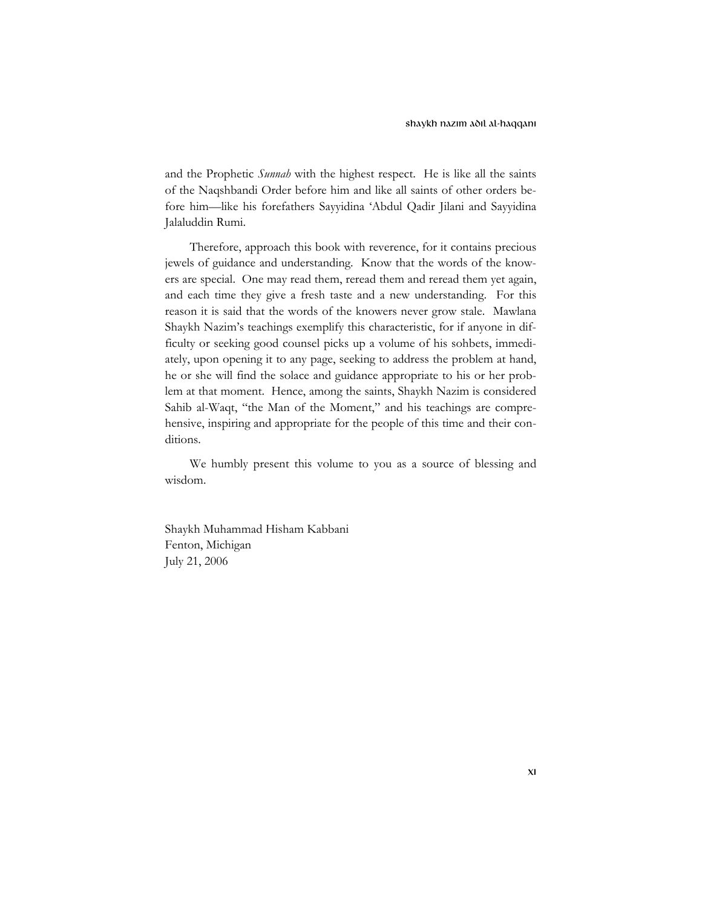and the Prophetic *Sunnah* with the highest respect. He is like all the saints of the Naqshbandi Order before him and like all saints of other orders before him—like his forefathers Sayyidina 'Abdul Qadir Jilani and Sayyidina Jalaluddin Rumi.

Therefore, approach this book with reverence, for it contains precious jewels of guidance and understanding. Know that the words of the knowers are special. One may read them, reread them and reread them yet again, and each time they give a fresh taste and a new understanding. For this reason it is said that the words of the knowers never grow stale. Mawlana Shaykh Nazim's teachings exemplify this characteristic, for if anyone in difficulty or seeking good counsel picks up a volume of his sohbets, immediately, upon opening it to any page, seeking to address the problem at hand, he or she will find the solace and guidance appropriate to his or her problem at that moment. Hence, among the saints, Shaykh Nazim is considered Sahib al-Waqt, "the Man of the Moment," and his teachings are comprehensive, inspiring and appropriate for the people of this time and their conditions.

We humbly present this volume to you as a source of blessing and wisdom.

Shaykh Muhammad Hisham Kabbani
Fenton, Michigan
July 21, 2006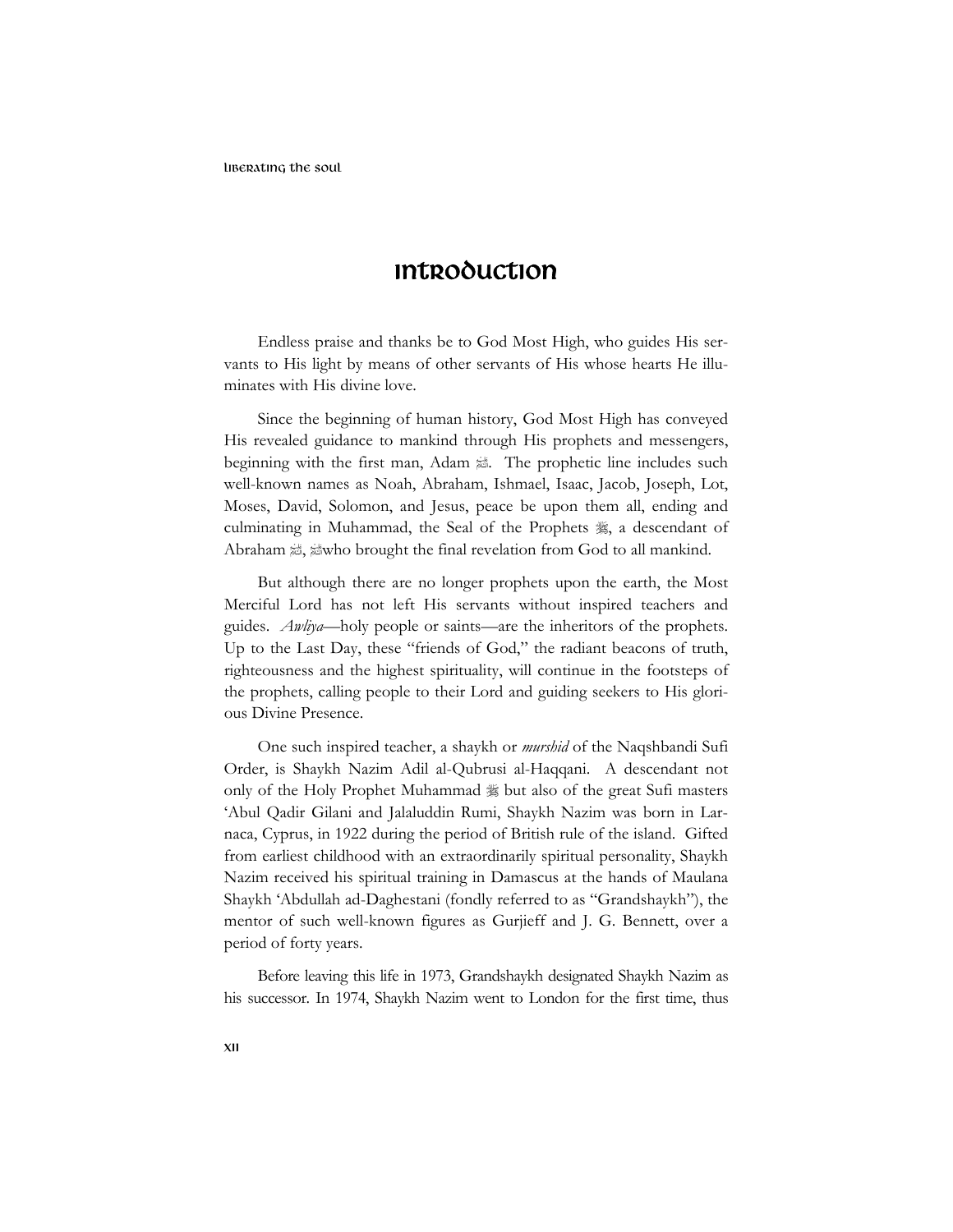# Introduction

Endless praise and thanks be to God Most High, who guides His servants to His light by means of other servants of His whose hearts He illuminates with His divine love.

Since the beginning of human history, God Most High has conveyed His revealed guidance to mankind through His prophets and messengers, beginning with the first man, Adam ﷺ. The prophetic line includes such well-known names as Noah, Abraham, Ishmael, Isaac, Jacob, Joseph, Lot, Moses, David, Solomon, and Jesus, peace be upon them all, ending and culminating in Muhammad, the Seal of the Prophets ﷺ, a descendant of Abraham ﷺ, ﷺwho brought the final revelation from God to all mankind.

But although there are no longer prophets upon the earth, the Most Merciful Lord has not left His servants without inspired teachers and guides. *Awliya*—holy people or saints—are the inheritors of the prophets. Up to the Last Day, these "friends of God," the radiant beacons of truth, righteousness and the highest spirituality, will continue in the footsteps of the prophets, calling people to their Lord and guiding seekers to His glorious Divine Presence.

One such inspired teacher, a shaykh or *murshid* of the Naqshbandi Sufi Order, is Shaykh Nazim Adil al-Qubrusi al-Haqqani. A descendant not only of the Holy Prophet Muhammad ﷺ but also of the great Sufi masters 'Abul Qadir Gilani and Jalaluddin Rumi, Shaykh Nazim was born in Larnaca, Cyprus, in 1922 during the period of British rule of the island. Gifted from earliest childhood with an extraordinarily spiritual personality, Shaykh Nazim received his spiritual training in Damascus at the hands of Maulana Shaykh 'Abdullah ad-Daghestani (fondly referred to as "Grandshaykh"), the mentor of such well-known figures as Gurjieff and J. G. Bennett, over a period of forty years.

Before leaving this life in 1973, Grandshaykh designated Shaykh Nazim as his successor. In 1974, Shaykh Nazim went to London for the first time, thus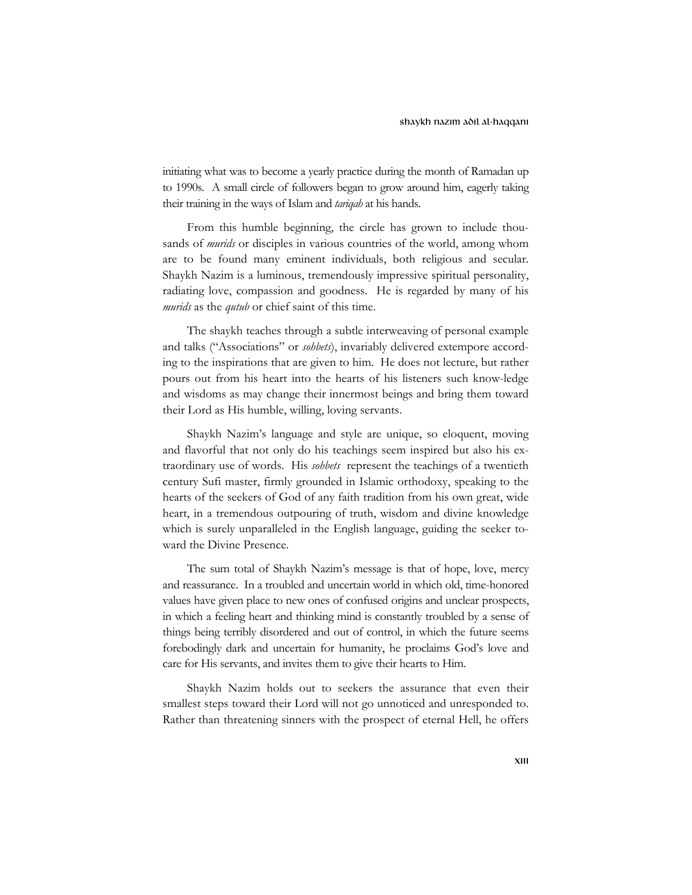initiating what was to become a yearly practice during the month of Ramadan up to 1990s. A small circle of followers began to grow around him, eagerly taking their training in the ways of Islam and *tariqah* at his hands.

From this humble beginning, the circle has grown to include thousands of *murids* or disciples in various countries of the world, among whom are to be found many eminent individuals, both religious and secular. Shaykh Nazim is a luminous, tremendously impressive spiritual personality, radiating love, compassion and goodness. He is regarded by many of his *murids* as the *qutub* or chief saint of this time.

The shaykh teaches through a subtle interweaving of personal example and talks ("Associations" or *sohbets*), invariably delivered extempore according to the inspirations that are given to him. He does not lecture, but rather pours out from his heart into the hearts of his listeners such know-ledge and wisdoms as may change their innermost beings and bring them toward their Lord as His humble, willing, loving servants.

Shaykh Nazim's language and style are unique, so eloquent, moving and flavorful that not only do his teachings seem inspired but also his extraordinary use of words. His *sohbets* represent the teachings of a twentieth century Sufi master, firmly grounded in Islamic orthodoxy, speaking to the hearts of the seekers of God of any faith tradition from his own great, wide heart, in a tremendous outpouring of truth, wisdom and divine knowledge which is surely unparalleled in the English language, guiding the seeker toward the Divine Presence.

The sum total of Shaykh Nazim's message is that of hope, love, mercy and reassurance. In a troubled and uncertain world in which old, time-honored values have given place to new ones of confused origins and unclear prospects, in which a feeling heart and thinking mind is constantly troubled by a sense of things being terribly disordered and out of control, in which the future seems forebodingly dark and uncertain for humanity, he proclaims God's love and care for His servants, and invites them to give their hearts to Him.

Shaykh Nazim holds out to seekers the assurance that even their smallest steps toward their Lord will not go unnoticed and unresponded to. Rather than threatening sinners with the prospect of eternal Hell, he offers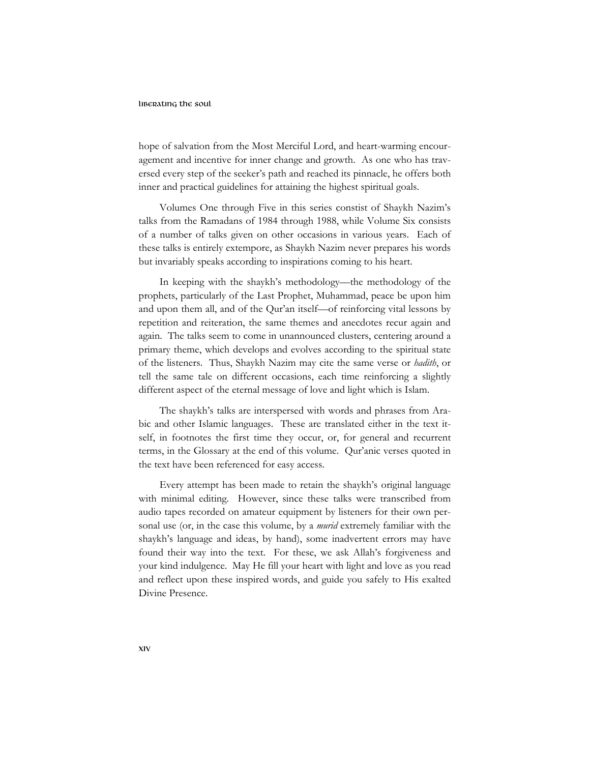hope of salvation from the Most Merciful Lord, and heart-warming encouragement and incentive for inner change and growth. As one who has traversed every step of the seeker's path and reached its pinnacle, he offers both inner and practical guidelines for attaining the highest spiritual goals.

Volumes One through Five in this series constist of Shaykh Nazim's talks from the Ramadans of 1984 through 1988, while Volume Six consists of a number of talks given on other occasions in various years. Each of these talks is entirely extempore, as Shaykh Nazim never prepares his words but invariably speaks according to inspirations coming to his heart.

In keeping with the shaykh's methodology—the methodology of the prophets, particularly of the Last Prophet, Muhammad, peace be upon him and upon them all, and of the Qur'an itself—of reinforcing vital lessons by repetition and reiteration, the same themes and anecdotes recur again and again. The talks seem to come in unannounced clusters, centering around a primary theme, which develops and evolves according to the spiritual state of the listeners. Thus, Shaykh Nazim may cite the same verse or *hadith*, or tell the same tale on different occasions, each time reinforcing a slightly different aspect of the eternal message of love and light which is Islam.

The shaykh's talks are interspersed with words and phrases from Arabic and other Islamic languages. These are translated either in the text itself, in footnotes the first time they occur, or, for general and recurrent terms, in the Glossary at the end of this volume. Qur'anic verses quoted in the text have been referenced for easy access.

Every attempt has been made to retain the shaykh's original language with minimal editing. However, since these talks were transcribed from audio tapes recorded on amateur equipment by listeners for their own personal use (or, in the case this volume, by a *murid* extremely familiar with the shaykh's language and ideas, by hand), some inadvertent errors may have found their way into the text. For these, we ask Allah's forgiveness and your kind indulgence. May He fill your heart with light and love as you read and reflect upon these inspired words, and guide you safely to His exalted Divine Presence.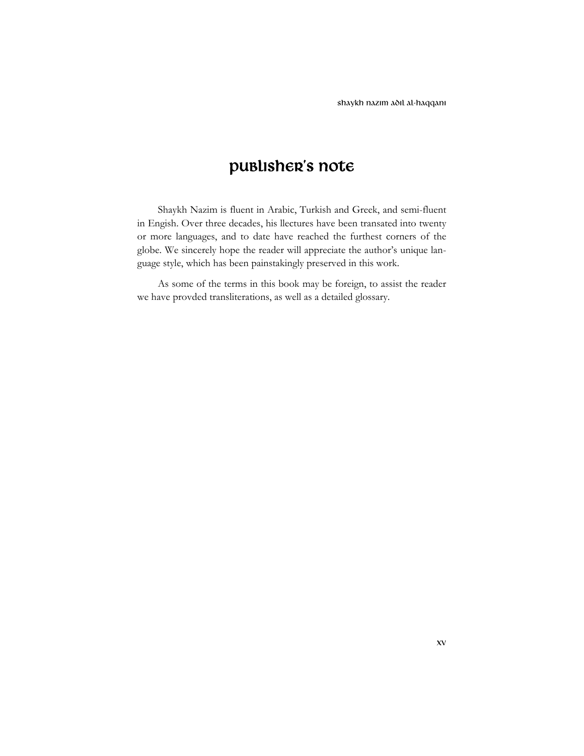# Publisher's Note

Shaykh Nazim is fluent in Arabic, Turkish and Greek, and semi-fluent in Engish. Over three decades, his llectures have been transated into twenty or more languages, and to date have reached the furthest corners of the globe. We sincerely hope the reader will appreciate the author's unique language style, which has been painstakingly preserved in this work.

As some of the terms in this book may be foreign, to assist the reader we have provded transliterations, as well as a detailed glossary.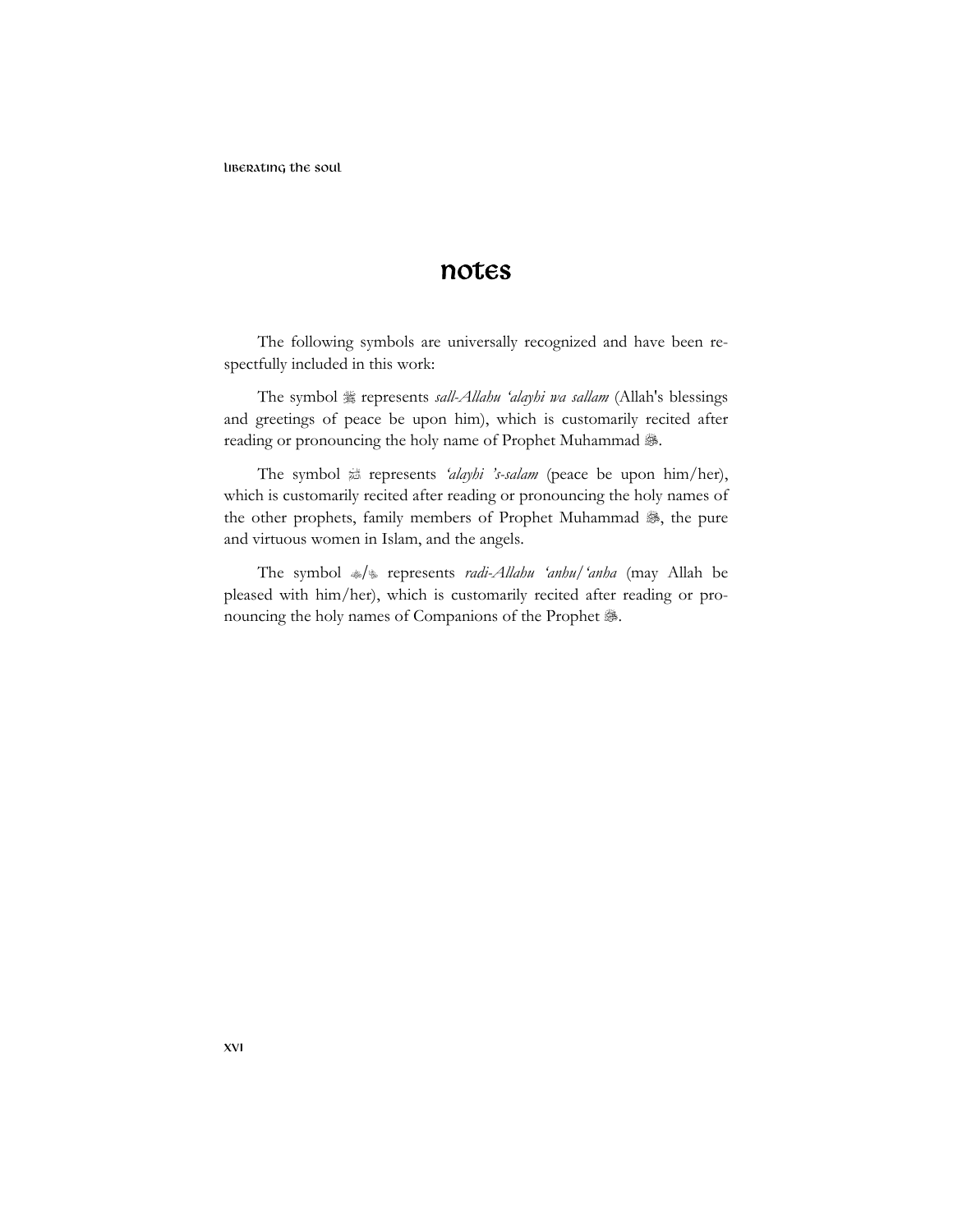# notes

The following symbols are universally recognized and have been respectfully included in this work:

The symbol ﷺ represents *sall-Allahu 'alayhi wa sallam* (Allah's blessings and greetings of peace be upon him), which is customarily recited after reading or pronouncing the holy name of Prophet Muhammad ﷺ.

The symbol ؑ represents *'alayhi 's-salam* (peace be upon him/her), which is customarily recited after reading or pronouncing the holy names of the other prophets, family members of Prophet Muhammad ﷺ, the pure and virtuous women in Islam, and the angels.

The symbol ؓ/ؓ represents *radi-Allahu 'anhu/'anha* (may Allah be pleased with him/her), which is customarily recited after reading or pronouncing the holy names of Companions of the Prophet ﷺ.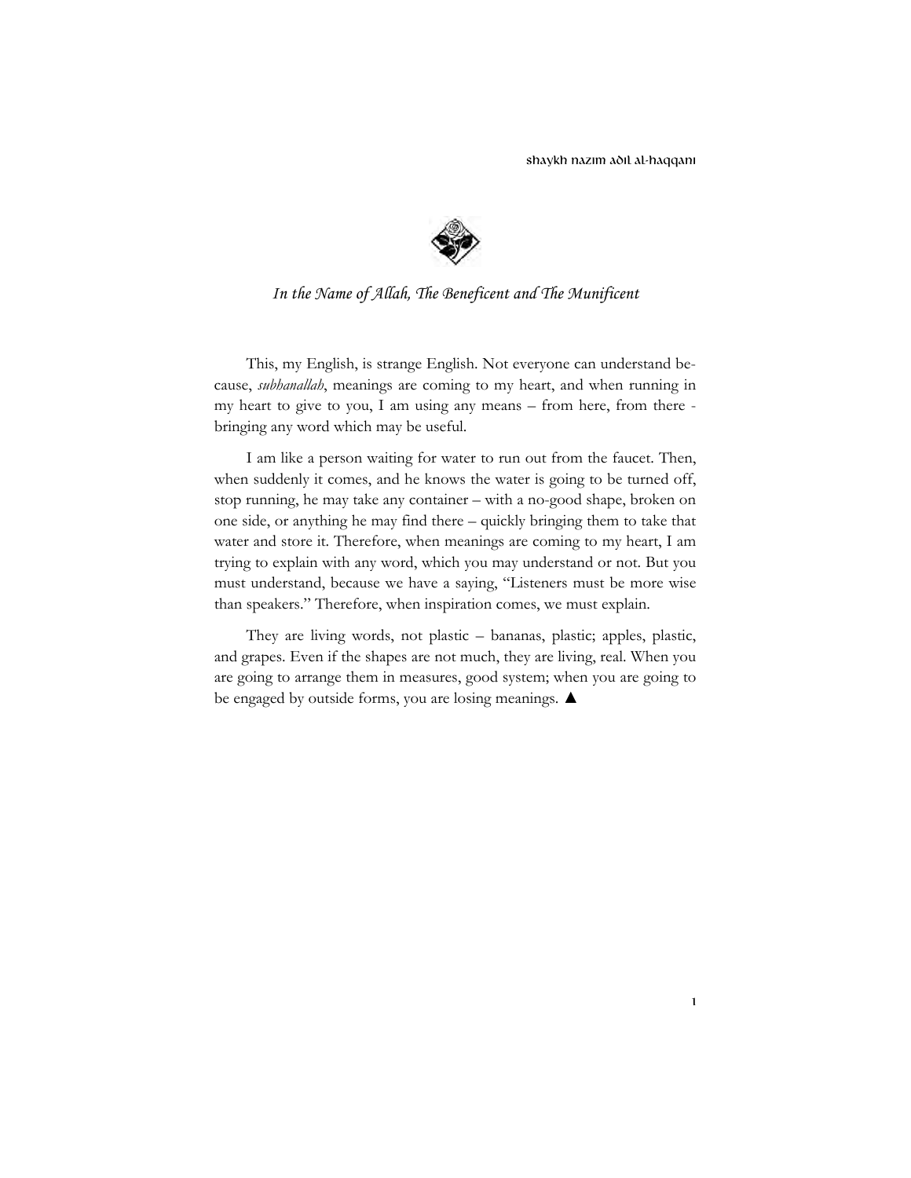*In the Name of Allah, The Beneficent and The Munificent*

This, my English, is strange English. Not everyone can understand because, *subhanallah*, meanings are coming to my heart, and when running in my heart to give to you, I am using any means – from here, from there - bringing any word which may be useful.

I am like a person waiting for water to run out from the faucet. Then, when suddenly it comes, and he knows the water is going to be turned off, stop running, he may take any container – with a no-good shape, broken on one side, or anything he may find there – quickly bringing them to take that water and store it. Therefore, when meanings are coming to my heart, I am trying to explain with any word, which you may understand or not. But you must understand, because we have a saying, "Listeners must be more wise than speakers." Therefore, when inspiration comes, we must explain.

They are living words, not plastic – bananas, plastic; apples, plastic, and grapes. Even if the shapes are not much, they are living, real. When you are going to arrange them in measures, good system; when you are going to be engaged by outside forms, you are losing meanings. ▲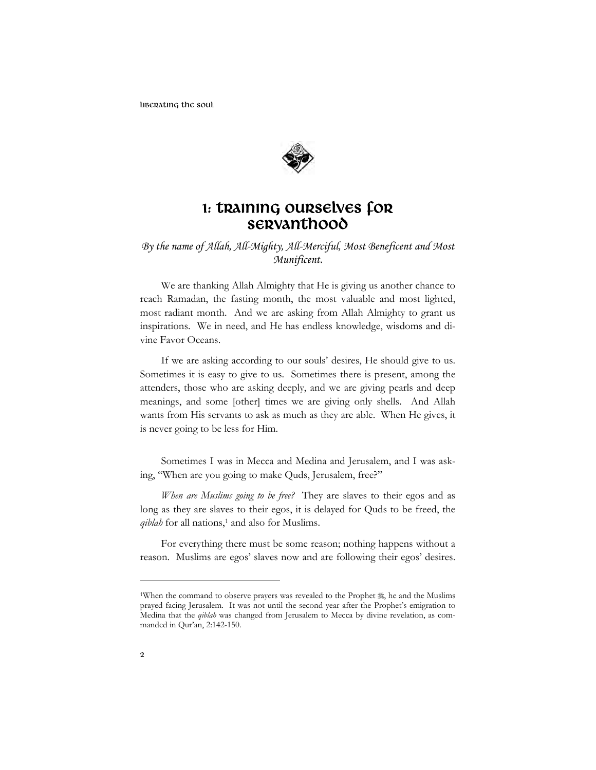# 1: Training Ourselves for Servanthood

*By the name of Allah, All-Mighty, All-Merciful, Most Beneficent and Most Munificent.*

We are thanking Allah Almighty that He is giving us another chance to reach Ramadan, the fasting month, the most valuable and most lighted, most radiant month. And we are asking from Allah Almighty to grant us inspirations. We in need, and He has endless knowledge, wisdoms and divine Favor Oceans.

If we are asking according to our souls' desires, He should give to us. Sometimes it is easy to give to us. Sometimes there is present, among the attenders, those who are asking deeply, and we are giving pearls and deep meanings, and some [other] times we are giving only shells. And Allah wants from His servants to ask as much as they are able. When He gives, it is never going to be less for Him.

Sometimes I was in Mecca and Medina and Jerusalem, and I was asking, "When are you going to make Quds, Jerusalem, free?"

*When are Muslims going to be free?* They are slaves to their egos and as long as they are slaves to their egos, it is delayed for Quds to be freed, the *qiblah* for all nations,[1] and also for Muslims.

For everything there must be some reason; nothing happens without a reason. Muslims are egos' slaves now and are following their egos' desires.

---

[1]When the command to observe prayers was revealed to the Prophet ﷺ, he and the Muslims prayed facing Jerusalem. It was not until the second year after the Prophet's emigration to Medina that the *qiblah* was changed from Jerusalem to Mecca by divine revelation, as commanded in Qur'an, 2:142-150.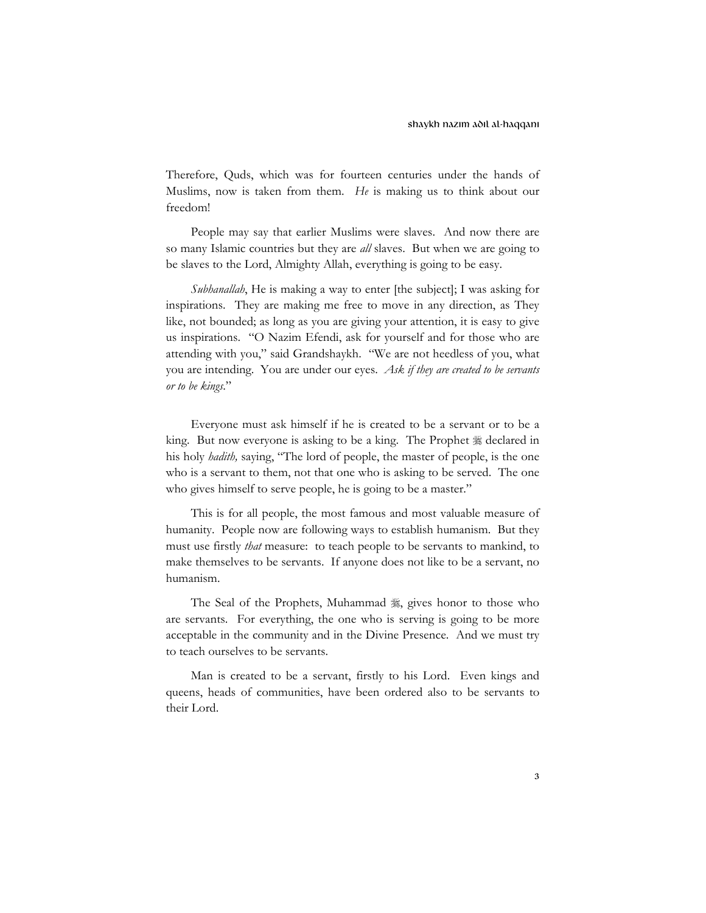Therefore, Quds, which was for fourteen centuries under the hands of Muslims, now is taken from them. *He* is making us to think about our freedom!

People may say that earlier Muslims were slaves. And now there are so many Islamic countries but they are *all* slaves. But when we are going to be slaves to the Lord, Almighty Allah, everything is going to be easy.

*Subhanallah*, He is making a way to enter [the subject]; I was asking for inspirations. They are making me free to move in any direction, as They like, not bounded; as long as you are giving your attention, it is easy to give us inspirations. "O Nazim Efendi, ask for yourself and for those who are attending with you," said Grandshaykh. "We are not heedless of you, what you are intending. You are under our eyes. *Ask if they are created to be servants or to be kings*."

Everyone must ask himself if he is created to be a servant or to be a king. But now everyone is asking to be a king. The Prophet ﷺ declared in his holy *hadith,* saying, "The lord of people, the master of people, is the one who is a servant to them, not that one who is asking to be served. The one who gives himself to serve people, he is going to be a master."

This is for all people, the most famous and most valuable measure of humanity. People now are following ways to establish humanism. But they must use firstly *that* measure: to teach people to be servants to mankind, to make themselves to be servants. If anyone does not like to be a servant, no humanism.

The Seal of the Prophets, Muhammad ﷺ, gives honor to those who are servants. For everything, the one who is serving is going to be more acceptable in the community and in the Divine Presence. And we must try to teach ourselves to be servants.

Man is created to be a servant, firstly to his Lord. Even kings and queens, heads of communities, have been ordered also to be servants to their Lord.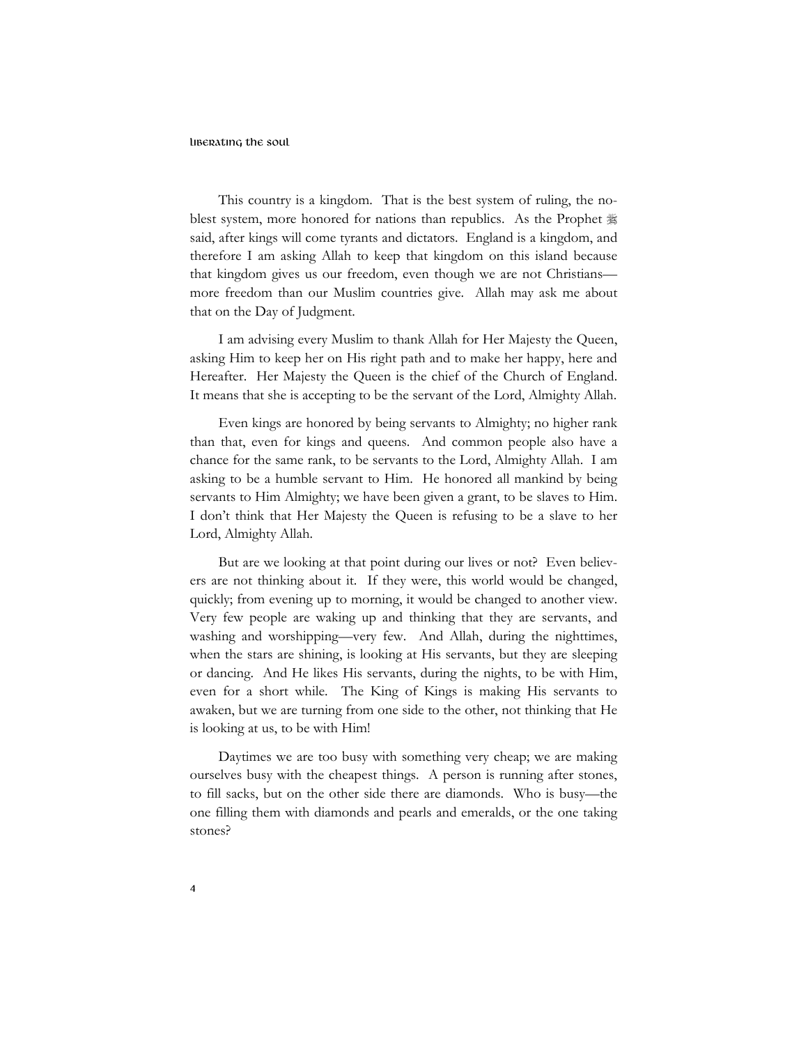This country is a kingdom. That is the best system of ruling, the noblest system, more honored for nations than republics. As the Prophet ﷺ said, after kings will come tyrants and dictators. England is a kingdom, and therefore I am asking Allah to keep that kingdom on this island because that kingdom gives us our freedom, even though we are not Christians—more freedom than our Muslim countries give. Allah may ask me about that on the Day of Judgment.

I am advising every Muslim to thank Allah for Her Majesty the Queen, asking Him to keep her on His right path and to make her happy, here and Hereafter. Her Majesty the Queen is the chief of the Church of England. It means that she is accepting to be the servant of the Lord, Almighty Allah.

Even kings are honored by being servants to Almighty; no higher rank than that, even for kings and queens. And common people also have a chance for the same rank, to be servants to the Lord, Almighty Allah. I am asking to be a humble servant to Him. He honored all mankind by being servants to Him Almighty; we have been given a grant, to be slaves to Him. I don't think that Her Majesty the Queen is refusing to be a slave to her Lord, Almighty Allah.

But are we looking at that point during our lives or not? Even believers are not thinking about it. If they were, this world would be changed, quickly; from evening up to morning, it would be changed to another view. Very few people are waking up and thinking that they are servants, and washing and worshipping—very few. And Allah, during the nighttimes, when the stars are shining, is looking at His servants, but they are sleeping or dancing. And He likes His servants, during the nights, to be with Him, even for a short while. The King of Kings is making His servants to awaken, but we are turning from one side to the other, not thinking that He is looking at us, to be with Him!

Daytimes we are too busy with something very cheap; we are making ourselves busy with the cheapest things. A person is running after stones, to fill sacks, but on the other side there are diamonds. Who is busy—the one filling them with diamonds and pearls and emeralds, or the one taking stones?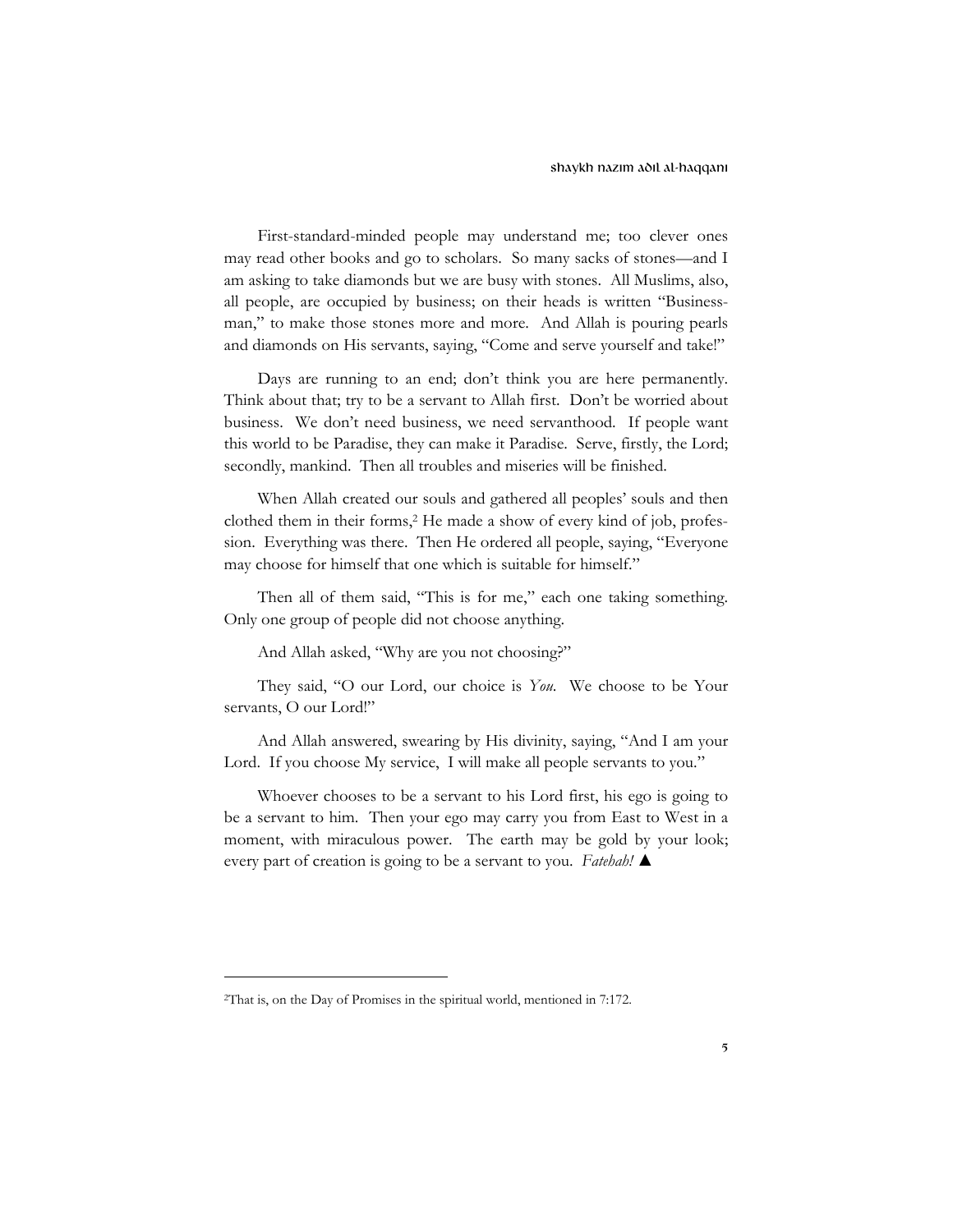First-standard-minded people may understand me; too clever ones may read other books and go to scholars. So many sacks of stones—and I am asking to take diamonds but we are busy with stones. All Muslims, also, all people, are occupied by business; on their heads is written "Businessman," to make those stones more and more. And Allah is pouring pearls and diamonds on His servants, saying, "Come and serve yourself and take!"

Days are running to an end; don't think you are here permanently. Think about that; try to be a servant to Allah first. Don't be worried about business. We don't need business, we need servanthood. If people want this world to be Paradise, they can make it Paradise. Serve, firstly, the Lord; secondly, mankind. Then all troubles and miseries will be finished.

When Allah created our souls and gathered all peoples' souls and then clothed them in their forms,[2] He made a show of every kind of job, profession. Everything was there. Then He ordered all people, saying, "Everyone may choose for himself that one which is suitable for himself."

Then all of them said, "This is for me," each one taking something. Only one group of people did not choose anything.

And Allah asked, "Why are you not choosing?"

They said, "O our Lord, our choice is *You*. We choose to be Your servants, O our Lord!"

And Allah answered, swearing by His divinity, saying, "And I am your Lord. If you choose My service, I will make all people servants to you."

Whoever chooses to be a servant to his Lord first, his ego is going to be a servant to him. Then your ego may carry you from East to West in a moment, with miraculous power. The earth may be gold by your look; every part of creation is going to be a servant to you. *Fatehah!* ▲

---

[2]That is, on the Day of Promises in the spiritual world, mentioned in 7:172.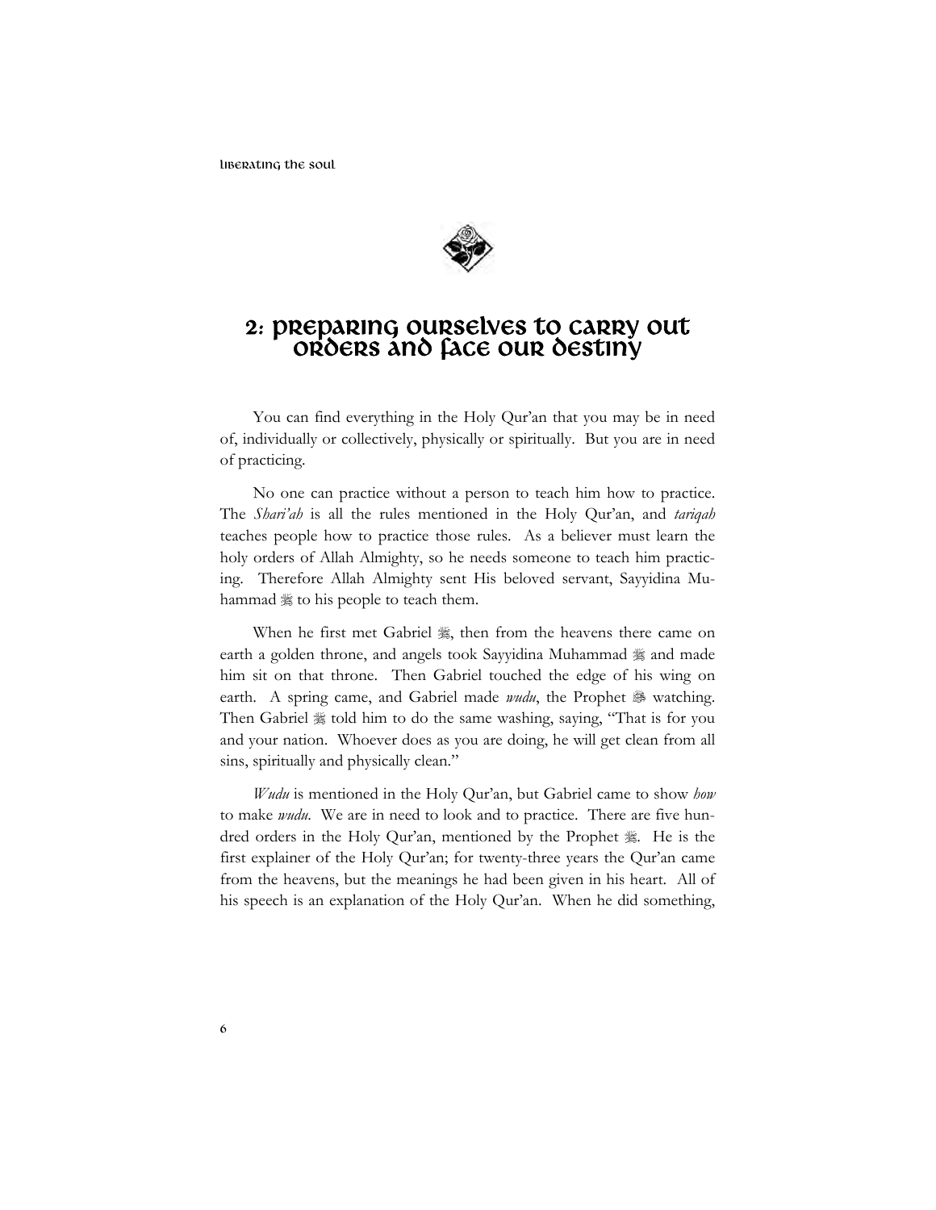## 2: Preparing Ourselves to Carry Out Orders and Face Our Destiny

You can find everything in the Holy Qur'an that you may be in need of, individually or collectively, physically or spiritually. But you are in need of practicing.

No one can practice without a person to teach him how to practice. The *Shari'ah* is all the rules mentioned in the Holy Qur'an, and *tariqah* teaches people how to practice those rules. As a believer must learn the holy orders of Allah Almighty, so he needs someone to teach him practicing. Therefore Allah Almighty sent His beloved servant, Sayyidina Muhammad ﷺ to his people to teach them.

When he first met Gabriel ﷺ, then from the heavens there came on earth a golden throne, and angels took Sayyidina Muhammad ﷺ and made him sit on that throne. Then Gabriel touched the edge of his wing on earth. A spring came, and Gabriel made *wudu*, the Prophet ﷺ watching. Then Gabriel ﷺ told him to do the same washing, saying, "That is for you and your nation. Whoever does as you are doing, he will get clean from all sins, spiritually and physically clean."

*Wudu* is mentioned in the Holy Qur'an, but Gabriel came to show *how* to make *wudu*. We are in need to look and to practice. There are five hundred orders in the Holy Qur'an, mentioned by the Prophet ﷺ. He is the first explainer of the Holy Qur'an; for twenty-three years the Qur'an came from the heavens, but the meanings he had been given in his heart. All of his speech is an explanation of the Holy Qur'an. When he did something,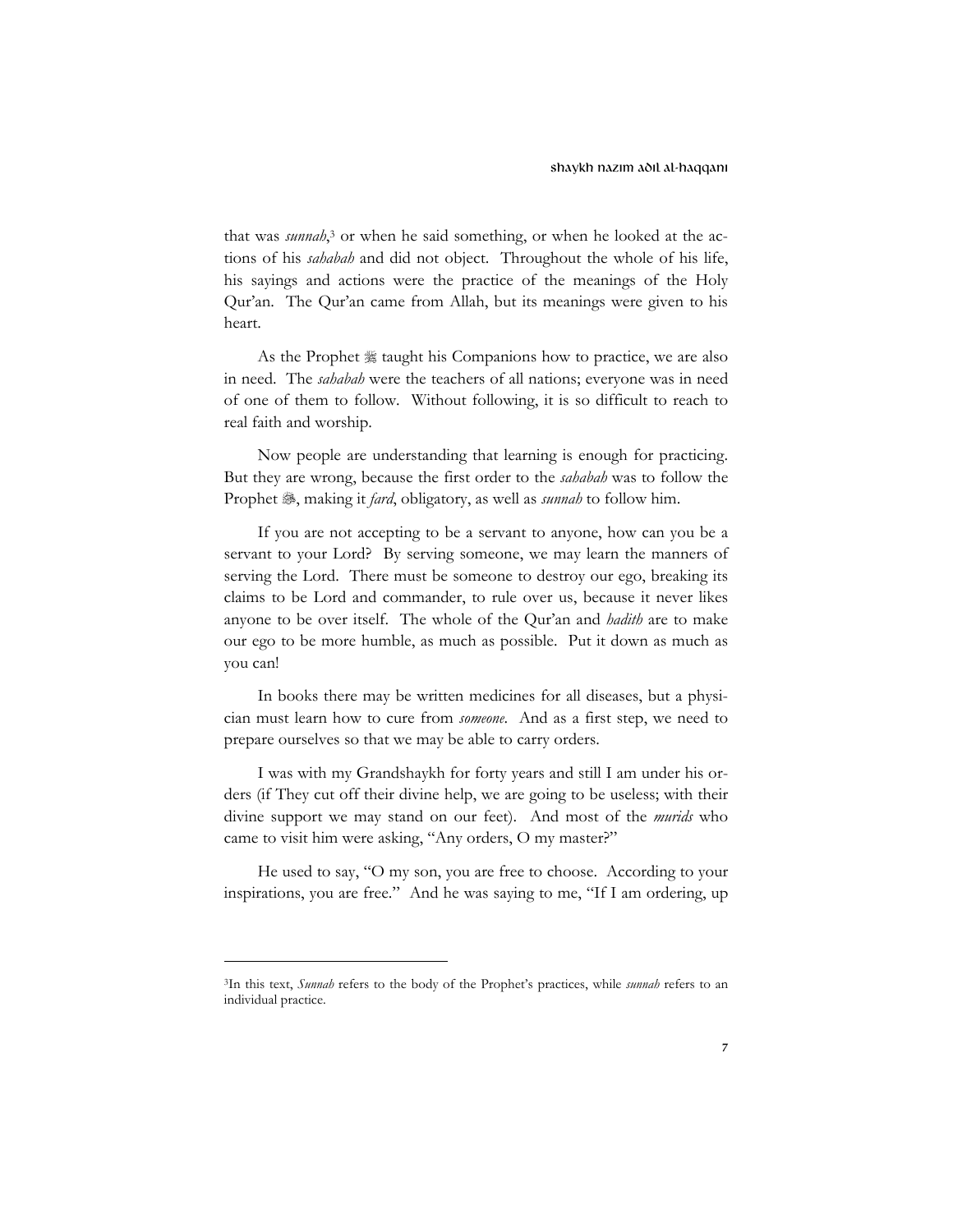that was *sunnah*,[3] or when he said something, or when he looked at the actions of his *sahabah* and did not object. Throughout the whole of his life, his sayings and actions were the practice of the meanings of the Holy Qur'an. The Qur'an came from Allah, but its meanings were given to his heart.

As the Prophet ﷺ taught his Companions how to practice, we are also in need. The *sahabah* were the teachers of all nations; everyone was in need of one of them to follow. Without following, it is so difficult to reach to real faith and worship.

Now people are understanding that learning is enough for practicing. But they are wrong, because the first order to the *sahabah* was to follow the Prophet ﷺ, making it *fard*, obligatory, as well as *sunnah* to follow him.

If you are not accepting to be a servant to anyone, how can you be a servant to your Lord? By serving someone, we may learn the manners of serving the Lord. There must be someone to destroy our ego, breaking its claims to be Lord and commander, to rule over us, because it never likes anyone to be over itself. The whole of the Qur'an and *hadith* are to make our ego to be more humble, as much as possible. Put it down as much as you can!

In books there may be written medicines for all diseases, but a physician must learn how to cure from *someone*. And as a first step, we need to prepare ourselves so that we may be able to carry orders.

I was with my Grandshaykh for forty years and still I am under his orders (if They cut off their divine help, we are going to be useless; with their divine support we may stand on our feet). And most of the *murids* who came to visit him were asking, "Any orders, O my master?"

He used to say, "O my son, you are free to choose. According to your inspirations, you are free." And he was saying to me, "If I am ordering, up

---

[3] In this text, *Sunnah* refers to the body of the Prophet's practices, while *sunnah* refers to an individual practice.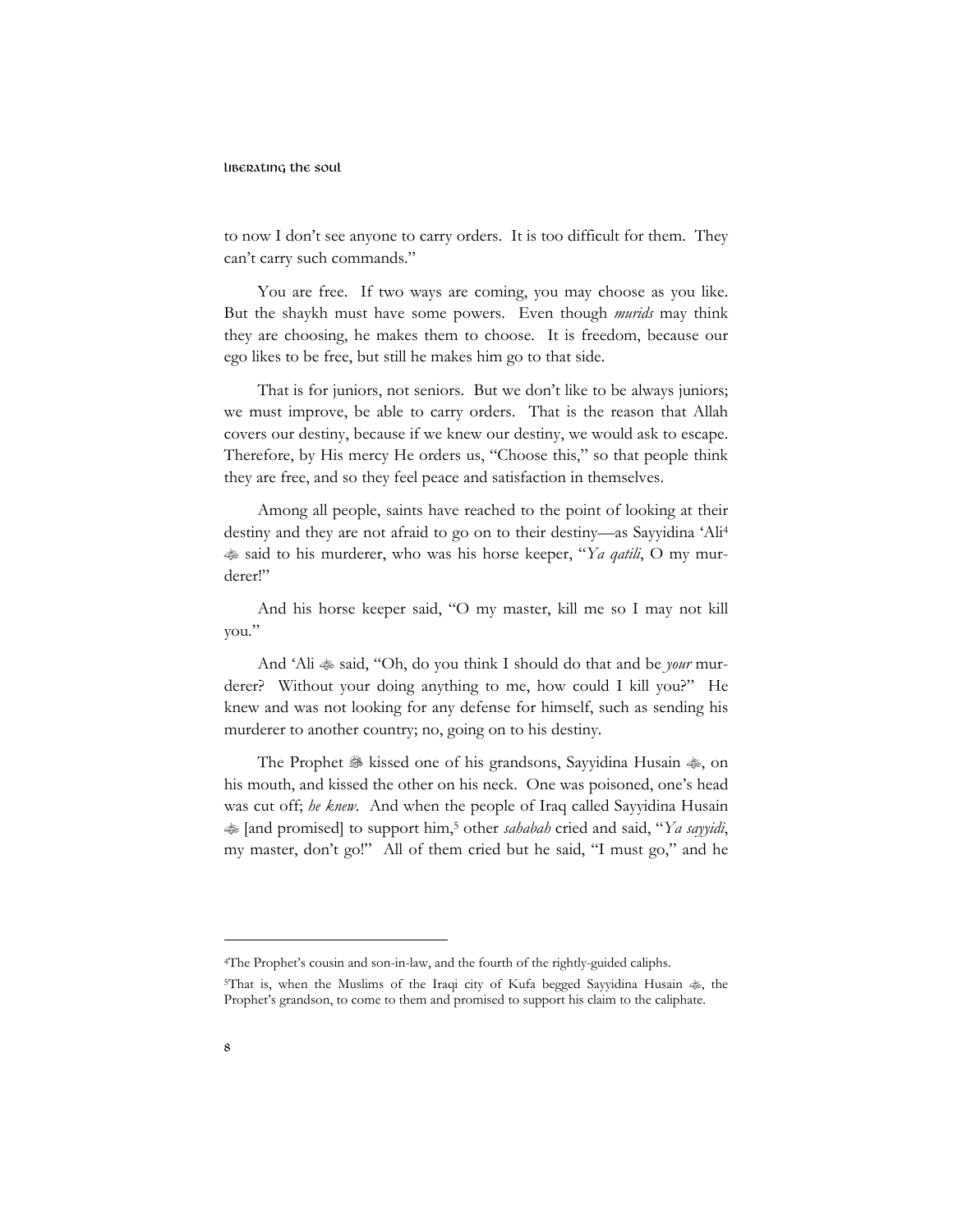to now I don't see anyone to carry orders. It is too difficult for them. They can't carry such commands."

You are free. If two ways are coming, you may choose as you like. But the shaykh must have some powers. Even though *murids* may think they are choosing, he makes them to choose. It is freedom, because our ego likes to be free, but still he makes him go to that side.

That is for juniors, not seniors. But we don't like to be always juniors; we must improve, be able to carry orders. That is the reason that Allah covers our destiny, because if we knew our destiny, we would ask to escape. Therefore, by His mercy He orders us, "Choose this," so that people think they are free, and so they feel peace and satisfaction in themselves.

Among all people, saints have reached to the point of looking at their destiny and they are not afraid to go on to their destiny—as Sayyidina 'Ali[4] ﷺ said to his murderer, who was his horse keeper, "*Ya qatili*, O my murderer!"

And his horse keeper said, "O my master, kill me so I may not kill you."

And 'Ali ﷺ said, "Oh, do you think I should do that and be *your* murderer? Without your doing anything to me, how could I kill you?" He knew and was not looking for any defense for himself, such as sending his murderer to another country; no, going on to his destiny.

The Prophet ﷺ kissed one of his grandsons, Sayyidina Husain ﷺ, on his mouth, and kissed the other on his neck. One was poisoned, one's head was cut off; *he knew*. And when the people of Iraq called Sayyidina Husain ﷺ [and promised] to support him,[5] other *sahabah* cried and said, "*Ya sayyidi*, my master, don't go!" All of them cried but he said, "I must go," and he

---

[4]The Prophet's cousin and son-in-law, and the fourth of the rightly-guided caliphs.

[5]That is, when the Muslims of the Iraqi city of Kufa begged Sayyidina Husain ﷺ, the Prophet's grandson, to come to them and promised to support his claim to the caliphate.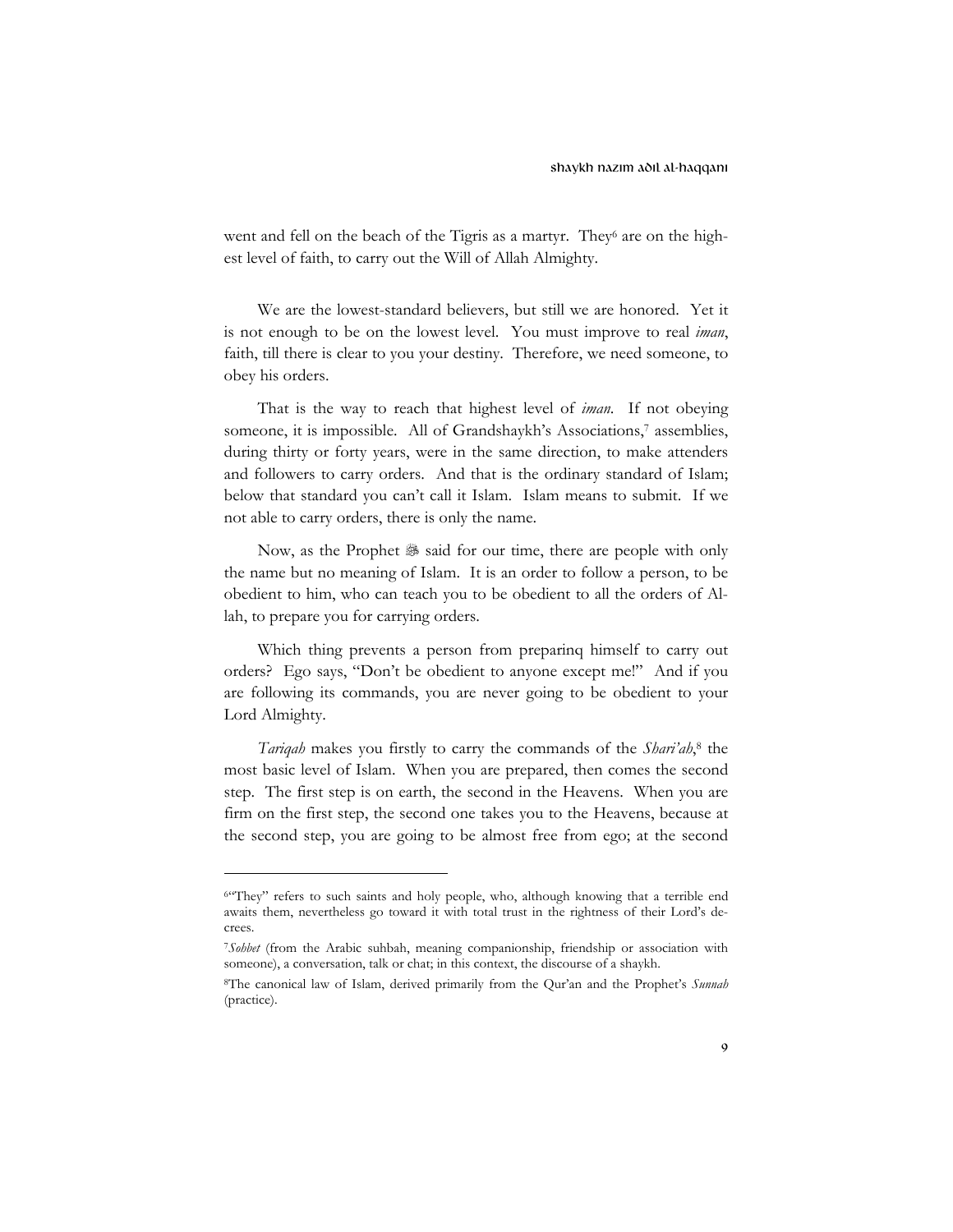went and fell on the beach of the Tigris as a martyr. They[6] are on the highest level of faith, to carry out the Will of Allah Almighty.

We are the lowest-standard believers, but still we are honored. Yet it is not enough to be on the lowest level. You must improve to real *iman*, faith, till there is clear to you your destiny. Therefore, we need someone, to obey his orders.

That is the way to reach that highest level of *iman*. If not obeying someone, it is impossible. All of Grandshaykh's Associations,[7] assemblies, during thirty or forty years, were in the same direction, to make attenders and followers to carry orders. And that is the ordinary standard of Islam; below that standard you can't call it Islam. Islam means to submit. If we not able to carry orders, there is only the name.

Now, as the Prophet ﷺ said for our time, there are people with only the name but no meaning of Islam. It is an order to follow a person, to be obedient to him, who can teach you to be obedient to all the orders of Allah, to prepare you for carrying orders.

Which thing prevents a person from preparinq himself to carry out orders? Ego says, "Don't be obedient to anyone except me!" And if you are following its commands, you are never going to be obedient to your Lord Almighty.

*Tariqah* makes you firstly to carry the commands of the *Shari'ah*,[8] the most basic level of Islam. When you are prepared, then comes the second step. The first step is on earth, the second in the Heavens. When you are firm on the first step, the second one takes you to the Heavens, because at the second step, you are going to be almost free from ego; at the second

---

[6]"They" refers to such saints and holy people, who, although knowing that a terrible end awaits them, nevertheless go toward it with total trust in the rightness of their Lord's decrees.

[7]*Sohbet* (from the Arabic suhbah, meaning companionship, friendship or association with someone), a conversation, talk or chat; in this context, the discourse of a shaykh.

[8]The canonical law of Islam, derived primarily from the Qur'an and the Prophet's *Sunnah* (practice).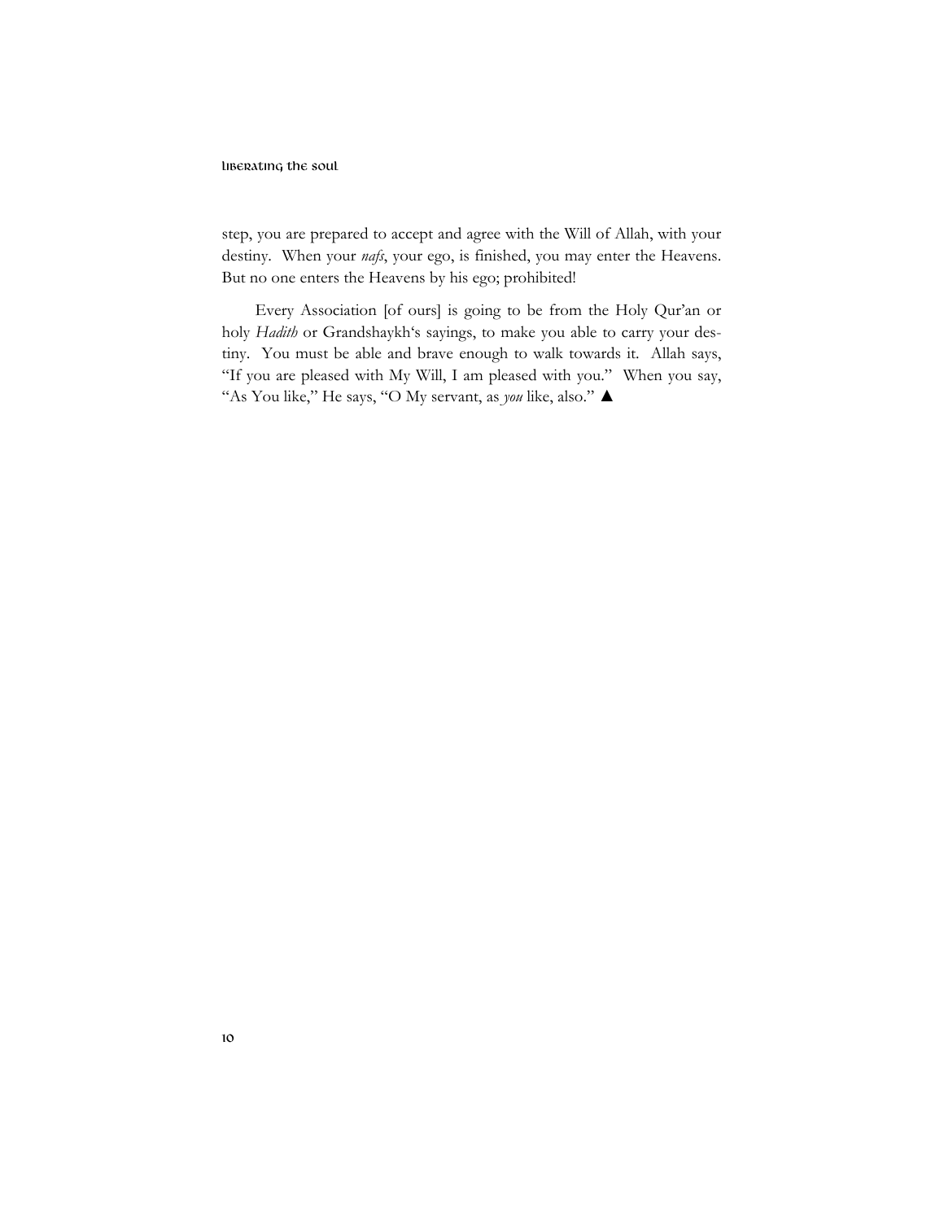step, you are prepared to accept and agree with the Will of Allah, with your destiny. When your *nafs*, your ego, is finished, you may enter the Heavens. But no one enters the Heavens by his ego; prohibited!

Every Association [of ours] is going to be from the Holy Qur'an or holy *Hadith* or Grandshaykh's sayings, to make you able to carry your destiny. You must be able and brave enough to walk towards it. Allah says, "If you are pleased with My Will, I am pleased with you." When you say, "As You like," He says, "O My servant, as *you* like, also." ▲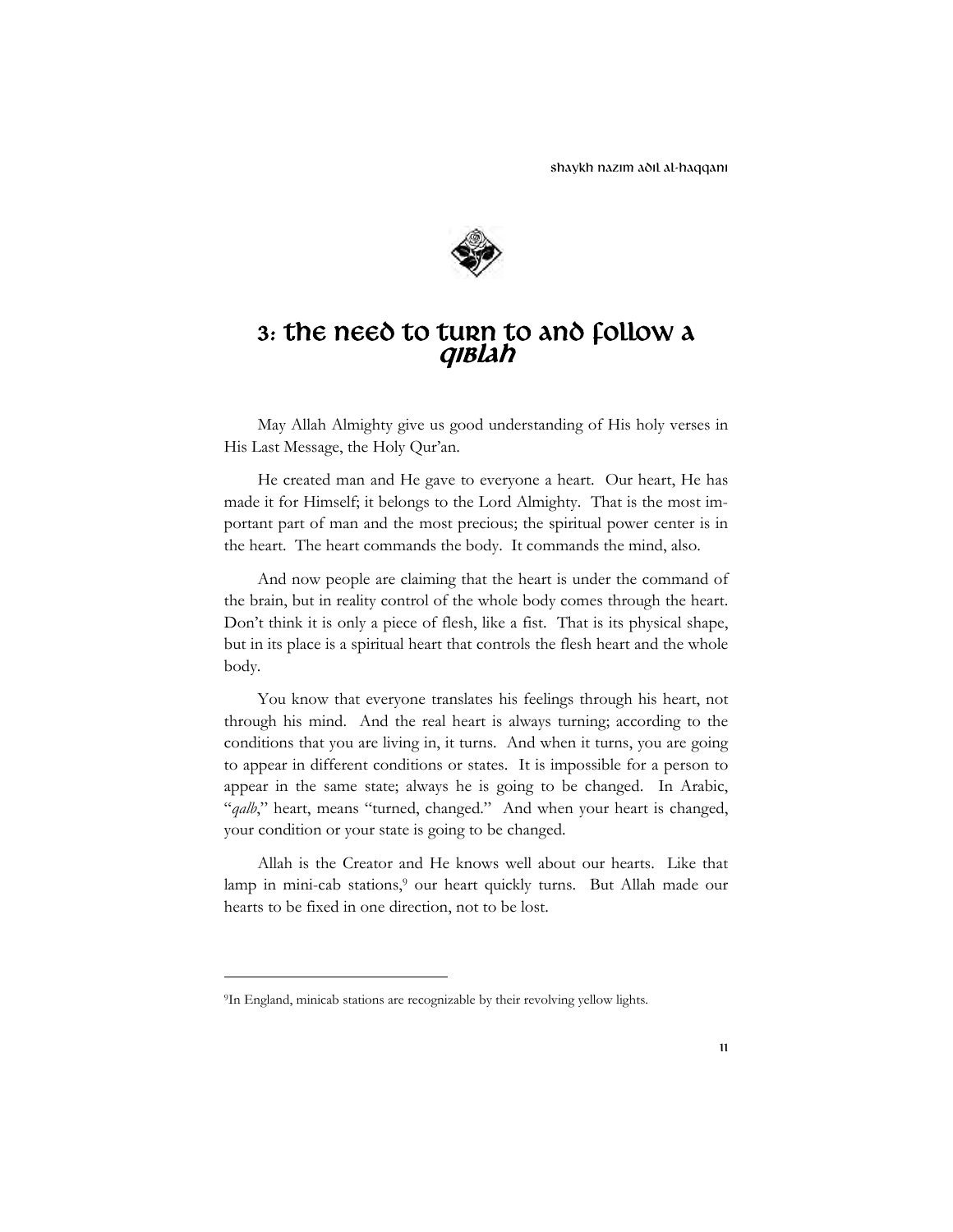# 3: The Need to Turn to and Follow a *Qiblah*

May Allah Almighty give us good understanding of His holy verses in His Last Message, the Holy Qur'an.

He created man and He gave to everyone a heart. Our heart, He has made it for Himself; it belongs to the Lord Almighty. That is the most important part of man and the most precious; the spiritual power center is in the heart. The heart commands the body. It commands the mind, also.

And now people are claiming that the heart is under the command of the brain, but in reality control of the whole body comes through the heart. Don't think it is only a piece of flesh, like a fist. That is its physical shape, but in its place is a spiritual heart that controls the flesh heart and the whole body.

You know that everyone translates his feelings through his heart, not through his mind. And the real heart is always turning; according to the conditions that you are living in, it turns. And when it turns, you are going to appear in different conditions or states. It is impossible for a person to appear in the same state; always he is going to be changed. In Arabic, "*qalb*," heart, means "turned, changed." And when your heart is changed, your condition or your state is going to be changed.

Allah is the Creator and He knows well about our hearts. Like that lamp in mini-cab stations,[9] our heart quickly turns. But Allah made our hearts to be fixed in one direction, not to be lost.

---

[9] In England, minicab stations are recognizable by their revolving yellow lights.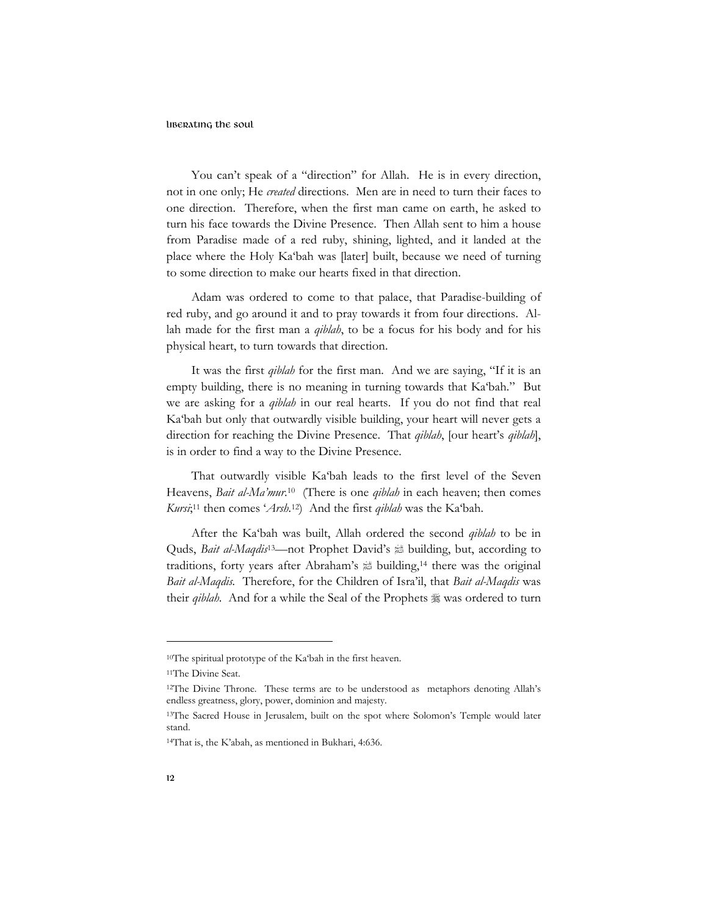You can't speak of a "direction" for Allah. He is in every direction, not in one only; He *created* directions. Men are in need to turn their faces to one direction. Therefore, when the first man came on earth, he asked to turn his face towards the Divine Presence. Then Allah sent to him a house from Paradise made of a red ruby, shining, lighted, and it landed at the place where the Holy Ka'bah was [later] built, because we need of turning to some direction to make our hearts fixed in that direction.

Adam was ordered to come to that palace, that Paradise-building of red ruby, and go around it and to pray towards it from four directions. Allah made for the first man a *qiblah*, to be a focus for his body and for his physical heart, to turn towards that direction.

It was the first *qiblah* for the first man. And we are saying, "If it is an empty building, there is no meaning in turning towards that Ka'bah." But we are asking for a *qiblah* in our real hearts. If you do not find that real Ka'bah but only that outwardly visible building, your heart will never gets a direction for reaching the Divine Presence. That *qiblah*, [our heart's *qiblah*], is in order to find a way to the Divine Presence.

That outwardly visible Ka'bah leads to the first level of the Seven Heavens, *Bait al-Ma'mur*.[10] (There is one *qiblah* in each heaven; then comes *Kursi*;[11] then comes '*Arsh*.[12]) And the first *qiblah* was the Ka'bah.

After the Ka'bah was built, Allah ordered the second *qiblah* to be in Quds, *Bait al-Maqdis*[13]—not Prophet David's ﷺ building, but, according to traditions, forty years after Abraham's ﷺ building,[14] there was the original *Bait al-Maqdis*. Therefore, for the Children of Isra'il, that *Bait al-Maqdis* was their *qiblah*. And for a while the Seal of the Prophets ﷺ was ordered to turn

---

[10]The spiritual prototype of the Ka'bah in the first heaven.

[11]The Divine Seat.

[12]The Divine Throne. These terms are to be understood as metaphors denoting Allah's endless greatness, glory, power, dominion and majesty.

[13]The Sacred House in Jerusalem, built on the spot where Solomon's Temple would later stand.

[14]That is, the K'abah, as mentioned in Bukhari, 4:636.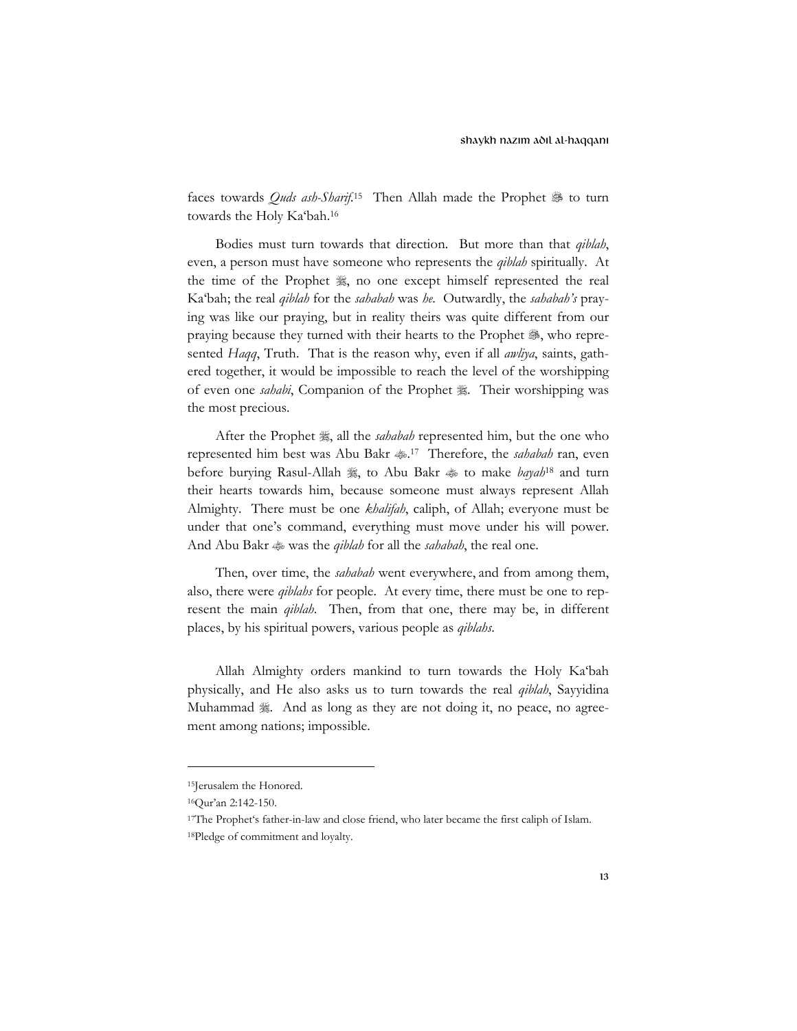faces towards *Quds ash-Sharif*.[15] Then Allah made the Prophet ﷺ to turn towards the Holy Ka'bah.[16]

Bodies must turn towards that direction. But more than that *qiblah*, even, a person must have someone who represents the *qiblah* spiritually. At the time of the Prophet ﷺ, no one except himself represented the real Ka'bah; the real *qiblah* for the *sahabah* was *he*. Outwardly, the *sahabah's* praying was like our praying, but in reality theirs was quite different from our praying because they turned with their hearts to the Prophet ﷺ, who represented *Haqq*, Truth. That is the reason why, even if all *awliya*, saints, gathered together, it would be impossible to reach the level of the worshipping of even one *sahabi*, Companion of the Prophet ﷺ. Their worshipping was the most precious.

After the Prophet ﷺ, all the *sahabah* represented him, but the one who represented him best was Abu Bakr ﷺ.[17] Therefore, the *sahabah* ran, even before burying Rasul-Allah ﷺ, to Abu Bakr ﷺ to make *bayah*[18] and turn their hearts towards him, because someone must always represent Allah Almighty. There must be one *khalifah*, caliph, of Allah; everyone must be under that one's command, everything must move under his will power. And Abu Bakr ﷺ was the *qiblah* for all the *sahabah*, the real one.

Then, over time, the *sahabah* went everywhere, and from among them, also, there were *qiblahs* for people. At every time, there must be one to represent the main *qiblah*. Then, from that one, there may be, in different places, by his spiritual powers, various people as *qiblahs*.

Allah Almighty orders mankind to turn towards the Holy Ka'bah physically, and He also asks us to turn towards the real *qiblah*, Sayyidina Muhammad ﷺ. And as long as they are not doing it, no peace, no agreement among nations; impossible.

---

[15]Jerusalem the Honored.

[16]Qur'an 2:142-150.

[17]The Prophet's father-in-law and close friend, who later became the first caliph of Islam.

[18]Pledge of commitment and loyalty.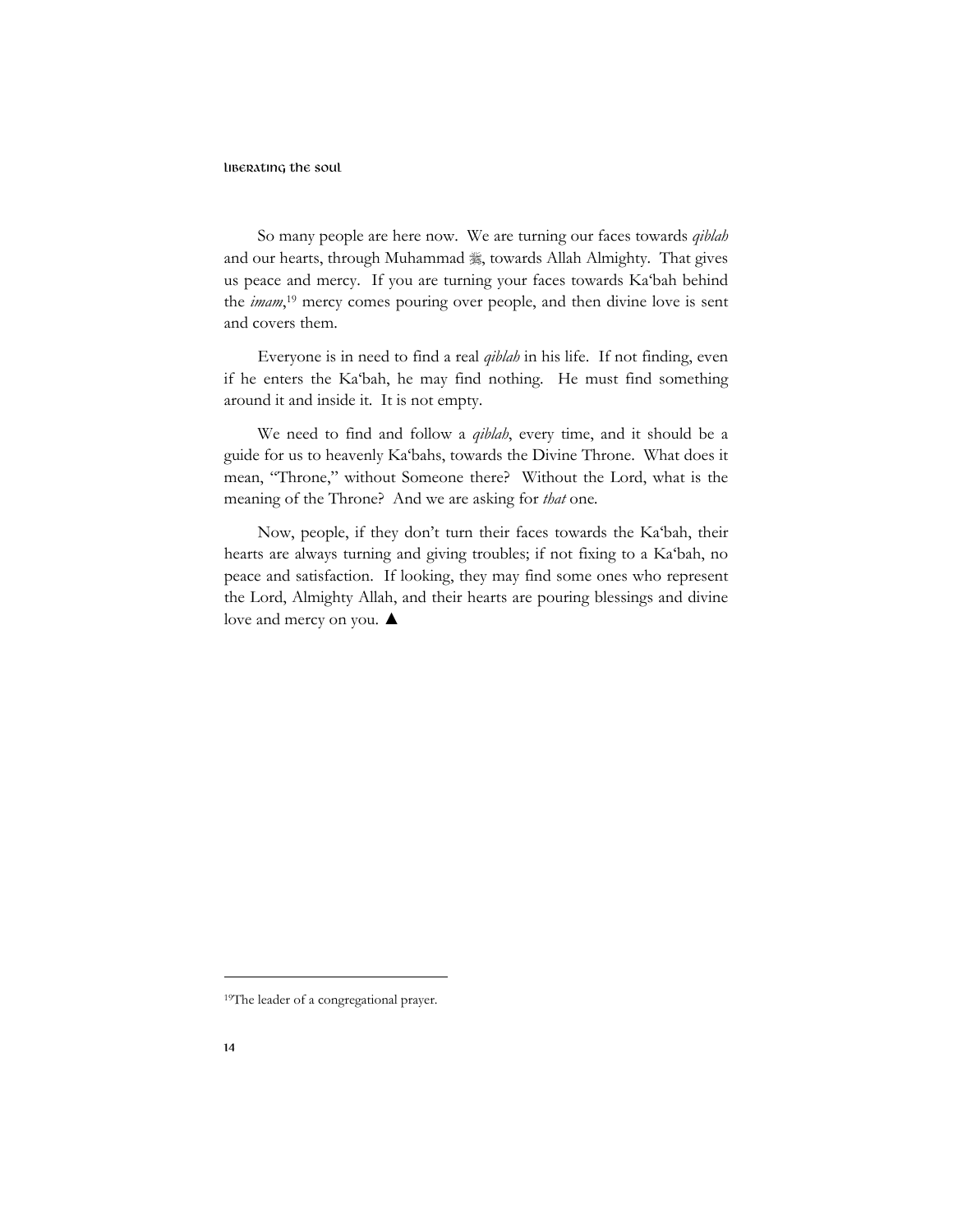So many people are here now. We are turning our faces towards *qiblah* and our hearts, through Muhammad ﷺ, towards Allah Almighty. That gives us peace and mercy. If you are turning your faces towards Ka'bah behind the *imam*,[19] mercy comes pouring over people, and then divine love is sent and covers them.

Everyone is in need to find a real *qiblah* in his life. If not finding, even if he enters the Ka'bah, he may find nothing. He must find something around it and inside it. It is not empty.

We need to find and follow a *qiblah*, every time, and it should be a guide for us to heavenly Ka'bahs, towards the Divine Throne. What does it mean, "Throne," without Someone there? Without the Lord, what is the meaning of the Throne? And we are asking for *that* one.

Now, people, if they don't turn their faces towards the Ka'bah, their hearts are always turning and giving troubles; if not fixing to a Ka'bah, no peace and satisfaction. If looking, they may find some ones who represent the Lord, Almighty Allah, and their hearts are pouring blessings and divine love and mercy on you. ▲

---

[19]The leader of a congregational prayer.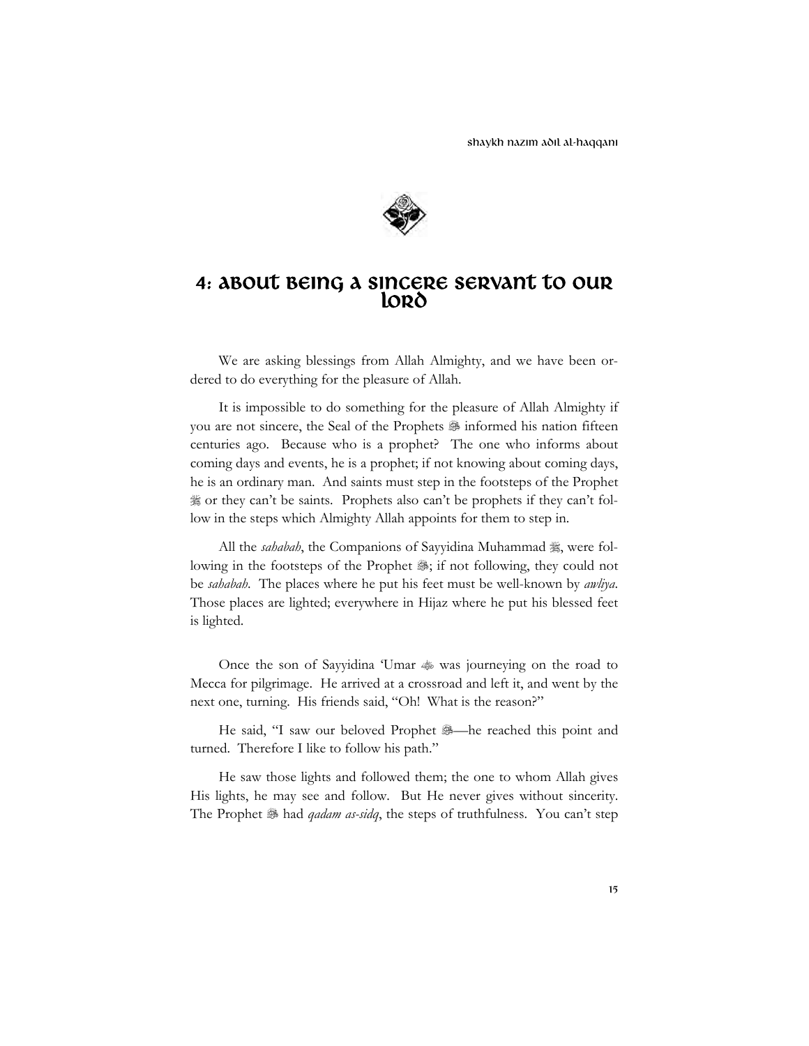# 4: About Being a Sincere Servant to Our Lord

We are asking blessings from Allah Almighty, and we have been ordered to do everything for the pleasure of Allah.

It is impossible to do something for the pleasure of Allah Almighty if you are not sincere, the Seal of the Prophets ﷺ informed his nation fifteen centuries ago. Because who is a prophet? The one who informs about coming days and events, he is a prophet; if not knowing about coming days, he is an ordinary man. And saints must step in the footsteps of the Prophet ﷺ or they can't be saints. Prophets also can't be prophets if they can't follow in the steps which Almighty Allah appoints for them to step in.

All the *sahabah*, the Companions of Sayyidina Muhammad ﷺ, were following in the footsteps of the Prophet ﷺ; if not following, they could not be *sahabah*. The places where he put his feet must be well-known by *awliya*. Those places are lighted; everywhere in Hijaz where he put his blessed feet is lighted.

Once the son of Sayyidina 'Umar ؓ was journeying on the road to Mecca for pilgrimage. He arrived at a crossroad and left it, and went by the next one, turning. His friends said, "Oh! What is the reason?"

He said, "I saw our beloved Prophet ﷺ—he reached this point and turned. Therefore I like to follow his path."

He saw those lights and followed them; the one to whom Allah gives His lights, he may see and follow. But He never gives without sincerity. The Prophet ﷺ had *qadam as-sidq*, the steps of truthfulness. You can't step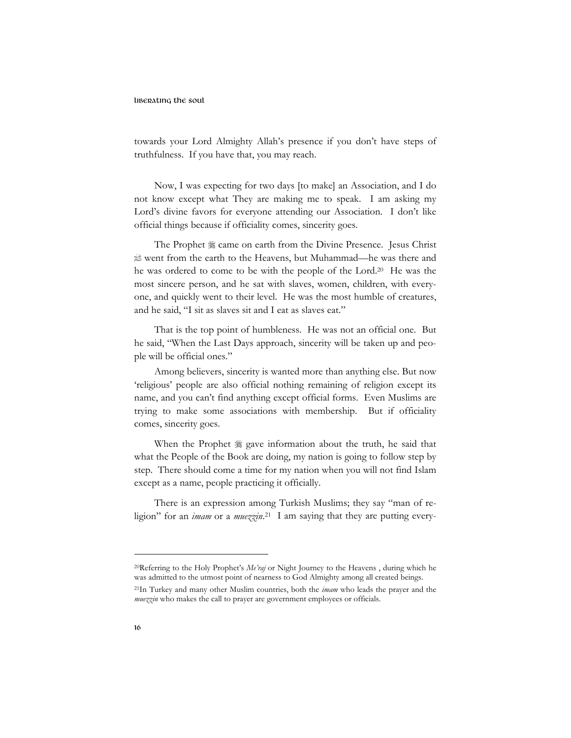towards your Lord Almighty Allah's presence if you don't have steps of truthfulness. If you have that, you may reach.

Now, I was expecting for two days [to make] an Association, and I do not know except what They are making me to speak. I am asking my Lord's divine favors for everyone attending our Association. I don't like official things because if officiality comes, sincerity goes.

The Prophet ﷺ came on earth from the Divine Presence. Jesus Christ ؑ went from the earth to the Heavens, but Muhammad—he was there and he was ordered to come to be with the people of the Lord.[20] He was the most sincere person, and he sat with slaves, women, children, with everyone, and quickly went to their level. He was the most humble of creatures, and he said, "I sit as slaves sit and I eat as slaves eat."

That is the top point of humbleness. He was not an official one. But he said, "When the Last Days approach, sincerity will be taken up and people will be official ones."

Among believers, sincerity is wanted more than anything else. But now 'religious' people are also official nothing remaining of religion except its name, and you can't find anything except official forms. Even Muslims are trying to make some associations with membership. But if officiality comes, sincerity goes.

When the Prophet ﷺ gave information about the truth, he said that what the People of the Book are doing, my nation is going to follow step by step. There should come a time for my nation when you will not find Islam except as a name, people practicing it officially.

There is an expression among Turkish Muslims; they say "man of religion" for an *imam* or a *muezzin*.[21] I am saying that they are putting every-

---

[20]Referring to the Holy Prophet's *Me'raj* or Night Journey to the Heavens , during which he was admitted to the utmost point of nearness to God Almighty among all created beings.

[21]In Turkey and many other Muslim countries, both the *imam* who leads the prayer and the *muezzin* who makes the call to prayer are government employees or officials.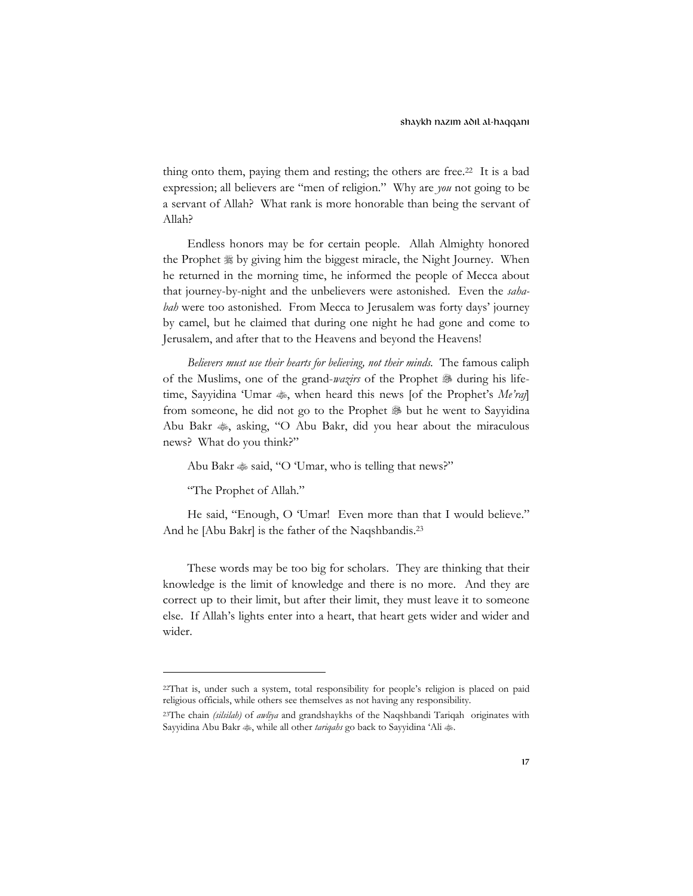thing onto them, paying them and resting; the others are free.[22] It is a bad expression; all believers are "men of religion." Why are *you* not going to be a servant of Allah? What rank is more honorable than being the servant of Allah?

Endless honors may be for certain people. Allah Almighty honored the Prophet ﷺ by giving him the biggest miracle, the Night Journey. When he returned in the morning time, he informed the people of Mecca about that journey-by-night and the unbelievers were astonished. Even the *sahabah* were too astonished. From Mecca to Jerusalem was forty days' journey by camel, but he claimed that during one night he had gone and come to Jerusalem, and after that to the Heavens and beyond the Heavens!

*Believers must use their hearts for believing, not their minds.* The famous caliph of the Muslims, one of the grand-*wazirs* of the Prophet ﷺ during his lifetime, Sayyidina 'Umar ؓ, when heard this news [of the Prophet's *Me'raj*] from someone, he did not go to the Prophet ﷺ but he went to Sayyidina Abu Bakr ؓ, asking, "O Abu Bakr, did you hear about the miraculous news? What do you think?"

Abu Bakr ؓ said, "O 'Umar, who is telling that news?"

"The Prophet of Allah."

He said, "Enough, O 'Umar! Even more than that I would believe." And he [Abu Bakr] is the father of the Naqshbandis.[23]

These words may be too big for scholars. They are thinking that their knowledge is the limit of knowledge and there is no more. And they are correct up to their limit, but after their limit, they must leave it to someone else. If Allah's lights enter into a heart, that heart gets wider and wider and wider.

---

[22] That is, under such a system, total responsibility for people's religion is placed on paid religious officials, while others see themselves as not having any responsibility.

[23] The chain *(silsilah)* of *awliya* and grandshaykhs of the Naqshbandi Tariqah originates with Sayyidina Abu Bakr ؓ, while all other *tariqahs* go back to Sayyidina 'Ali ؓ.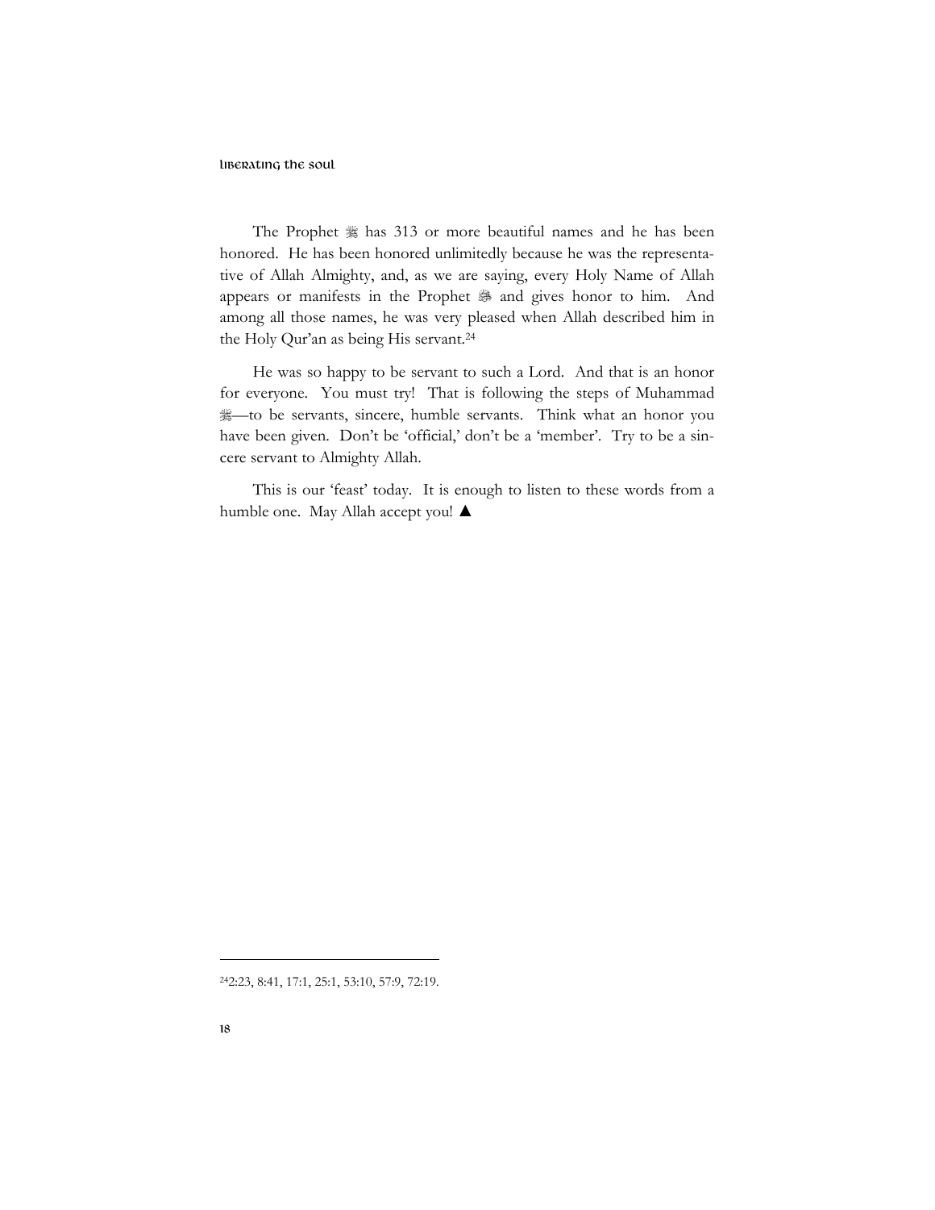The Prophet ﷺ has 313 or more beautiful names and he has been honored. He has been honored unlimitedly because he was the representative of Allah Almighty, and, as we are saying, every Holy Name of Allah appears or manifests in the Prophet ﷺ and gives honor to him. And among all those names, he was very pleased when Allah described him in the Holy Qur'an as being His servant.[24]

He was so happy to be servant to such a Lord. And that is an honor for everyone. You must try! That is following the steps of Muhammad ﷺ—to be servants, sincere, humble servants. Think what an honor you have been given. Don't be 'official,' don't be a 'member'. Try to be a sincere servant to Almighty Allah.

This is our 'feast' today. It is enough to listen to these words from a humble one. May Allah accept you! ▲

---

[24] 2:23, 8:41, 17:1, 25:1, 53:10, 57:9, 72:19.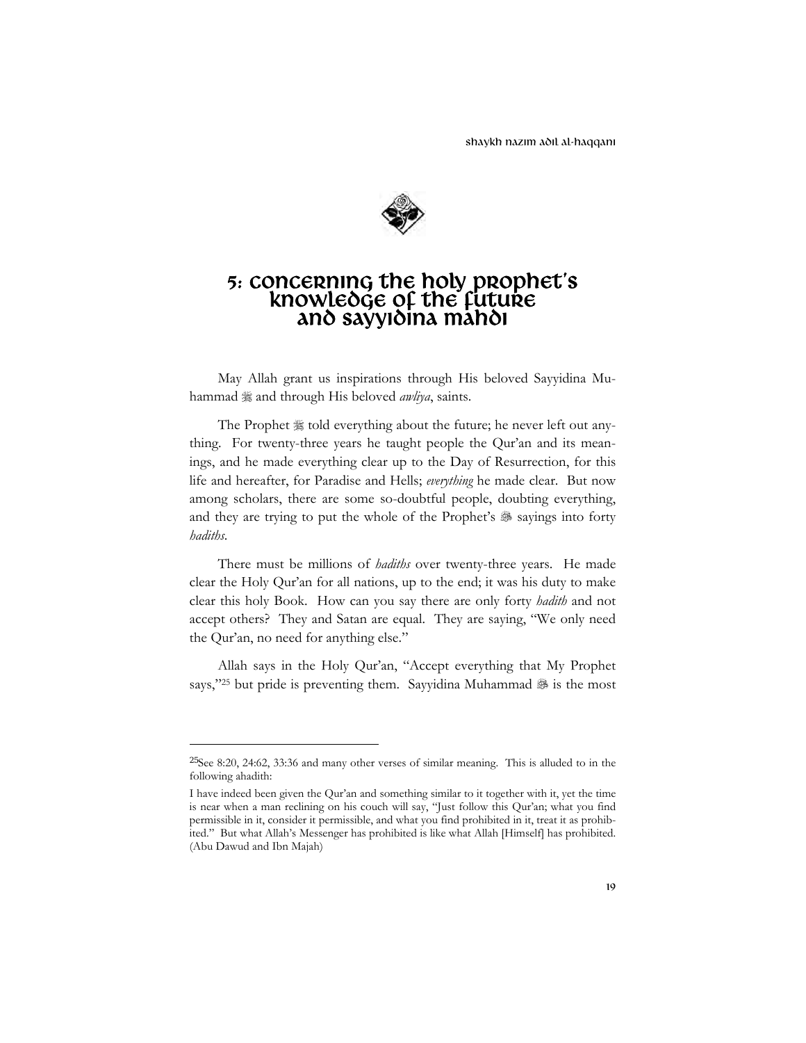# 5: Concerning the Holy Prophet's Knowledge of the Future and Sayyidina Mahdi

May Allah grant us inspirations through His beloved Sayyidina Muhammad ﷺ and through His beloved *awliya*, saints.

The Prophet ﷺ told everything about the future; he never left out anything. For twenty-three years he taught people the Qur'an and its meanings, and he made everything clear up to the Day of Resurrection, for this life and hereafter, for Paradise and Hells; *everything* he made clear. But now among scholars, there are some so-doubtful people, doubting everything, and they are trying to put the whole of the Prophet's ﷺ sayings into forty *hadiths*.

There must be millions of *hadiths* over twenty-three years. He made clear the Holy Qur'an for all nations, up to the end; it was his duty to make clear this holy Book. How can you say there are only forty *hadith* and not accept others? They and Satan are equal. They are saying, "We only need the Qur'an, no need for anything else."

Allah says in the Holy Qur'an, "Accept everything that My Prophet says,"[25] but pride is preventing them. Sayyidina Muhammad ﷺ is the most

---

[25] See 8:20, 24:62, 33:36 and many other verses of similar meaning. This is alluded to in the following ahadith:

I have indeed been given the Qur'an and something similar to it together with it, yet the time is near when a man reclining on his couch will say, "Just follow this Qur'an; what you find permissible in it, consider it permissible, and what you find prohibited in it, treat it as prohibited." But what Allah's Messenger has prohibited is like what Allah [Himself] has prohibited. (Abu Dawud and Ibn Majah)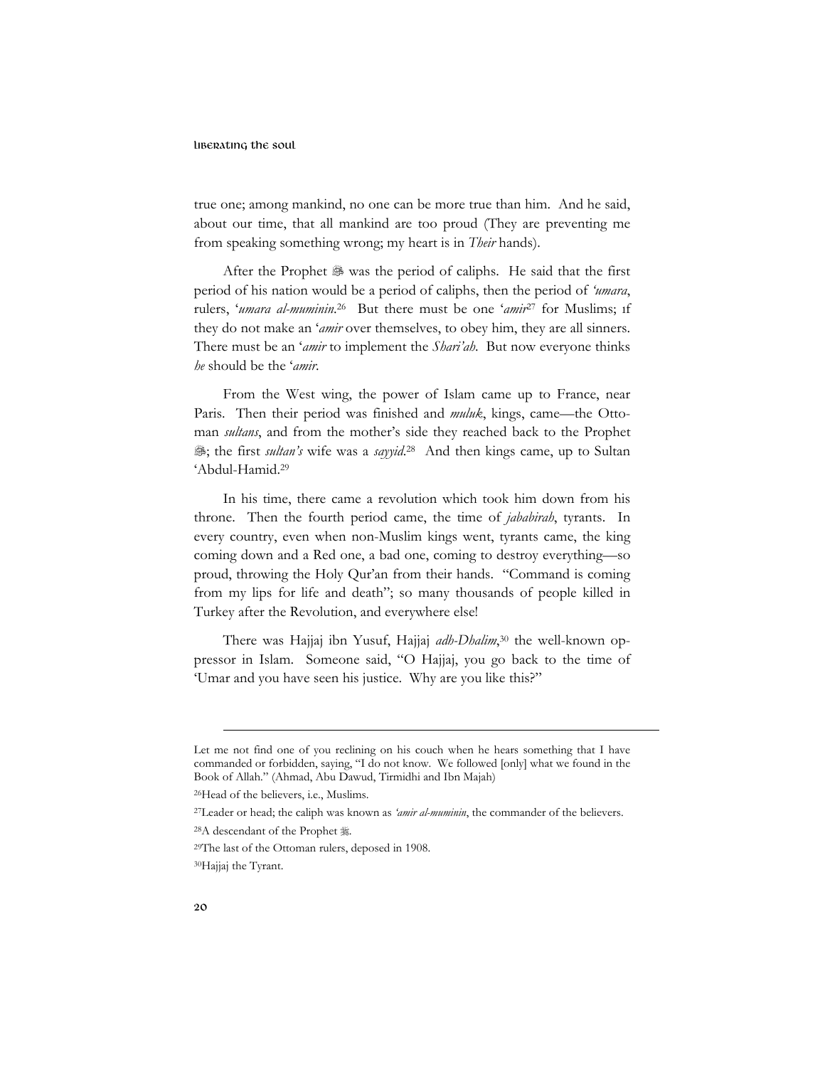true one; among mankind, no one can be more true than him. And he said, about our time, that all mankind are too proud (They are preventing me from speaking something wrong; my heart is in *Their* hands).

After the Prophet ﷺ was the period of caliphs. He said that the first period of his nation would be a period of caliphs, then the period of *'umara*, rulers, *'umara al-muminin*.[26] But there must be one *'amir*[27] for Muslims; if they do not make an *'amir* over themselves, to obey him, they are all sinners. There must be an *'amir* to implement the *Shari'ah*. But now everyone thinks *he* should be the *'amir*.

From the West wing, the power of Islam came up to France, near Paris. Then their period was finished and *muluk*, kings, came—the Ottoman *sultans*, and from the mother's side they reached back to the Prophet ﷺ; the first *sultan's* wife was a *sayyid*.[28] And then kings came, up to Sultan 'Abdul-Hamid.[29]

In his time, there came a revolution which took him down from his throne. Then the fourth period came, the time of *jababirah*, tyrants. In every country, even when non-Muslim kings went, tyrants came, the king coming down and a Red one, a bad one, coming to destroy everything—so proud, throwing the Holy Qur'an from their hands. "Command is coming from my lips for life and death"; so many thousands of people killed in Turkey after the Revolution, and everywhere else!

There was Hajjaj ibn Yusuf, Hajjaj *adh-Dhalim*,[30] the well-known oppressor in Islam. Someone said, "O Hajjaj, you go back to the time of 'Umar and you have seen his justice. Why are you like this?"

---

Let me not find one of you reclining on his couch when he hears something that I have commanded or forbidden, saying, "I do not know. We followed [only] what we found in the Book of Allah." (Ahmad, Abu Dawud, Tirmidhi and Ibn Majah)

[26] Head of the believers, i.e., Muslims.

[27] Leader or head; the caliph was known as *'amir al-muminin*, the commander of the believers.

[28] A descendant of the Prophet ﷺ.

[29] The last of the Ottoman rulers, deposed in 1908.

[30] Hajjaj the Tyrant.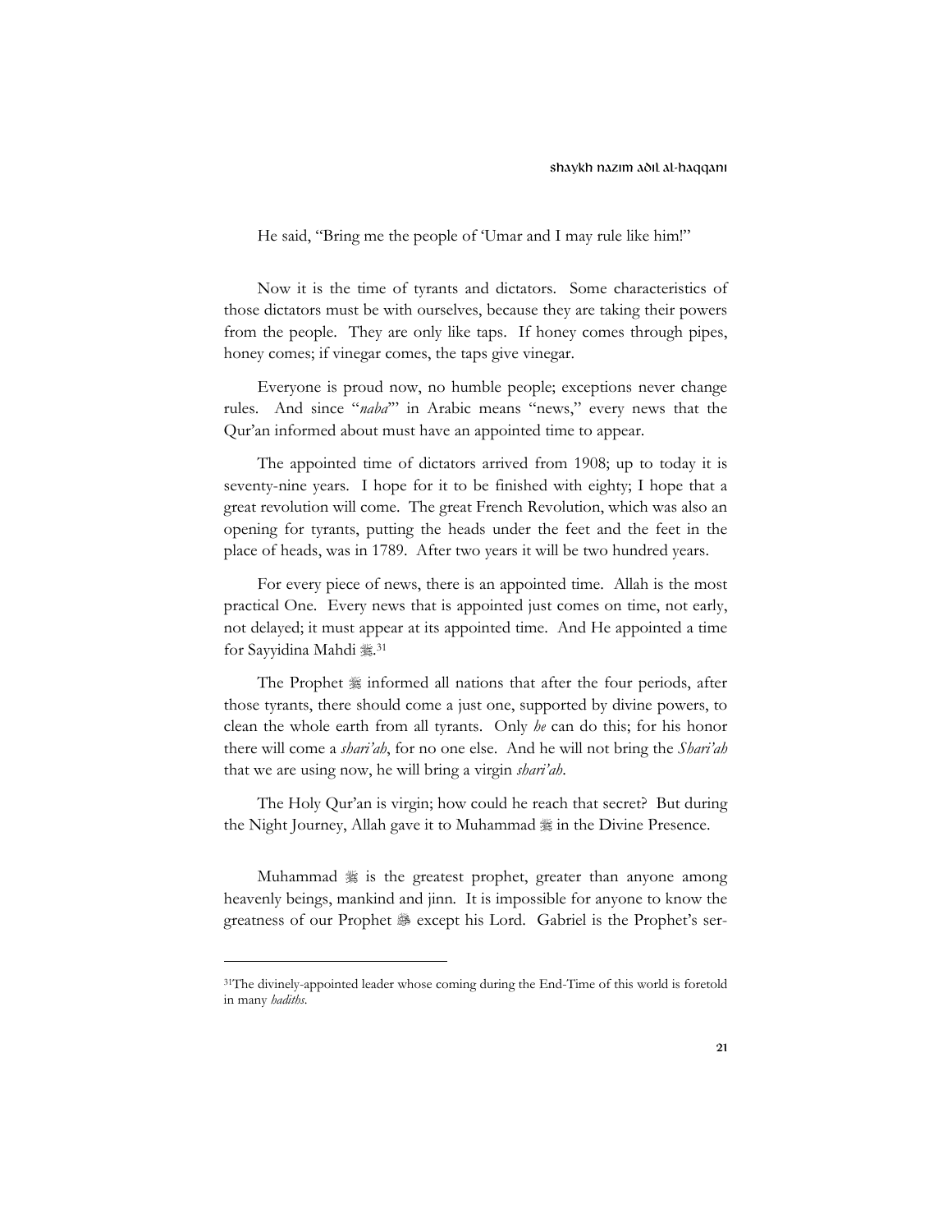He said, "Bring me the people of 'Umar and I may rule like him!"

Now it is the time of tyrants and dictators. Some characteristics of those dictators must be with ourselves, because they are taking their powers from the people. They are only like taps. If honey comes through pipes, honey comes; if vinegar comes, the taps give vinegar.

Everyone is proud now, no humble people; exceptions never change rules. And since "*naba*'" in Arabic means "news," every news that the Qur'an informed about must have an appointed time to appear.

The appointed time of dictators arrived from 1908; up to today it is seventy-nine years. I hope for it to be finished with eighty; I hope that a great revolution will come. The great French Revolution, which was also an opening for tyrants, putting the heads under the feet and the feet in the place of heads, was in 1789. After two years it will be two hundred years.

For every piece of news, there is an appointed time. Allah is the most practical One. Every news that is appointed just comes on time, not early, not delayed; it must appear at its appointed time. And He appointed a time for Sayyidina Mahdi ﷺ.[31]

The Prophet ﷺ informed all nations that after the four periods, after those tyrants, there should come a just one, supported by divine powers, to clean the whole earth from all tyrants. Only *he* can do this; for his honor there will come a *shari'ah*, for no one else. And he will not bring the *Shari'ah* that we are using now, he will bring a virgin *shari'ah*.

The Holy Qur'an is virgin; how could he reach that secret? But during the Night Journey, Allah gave it to Muhammad ﷺ in the Divine Presence.

Muhammad ﷺ is the greatest prophet, greater than anyone among heavenly beings, mankind and jinn. It is impossible for anyone to know the greatness of our Prophet ﷺ except his Lord. Gabriel is the Prophet's ser-

---

[31]The divinely-appointed leader whose coming during the End-Time of this world is foretold in many *hadiths*.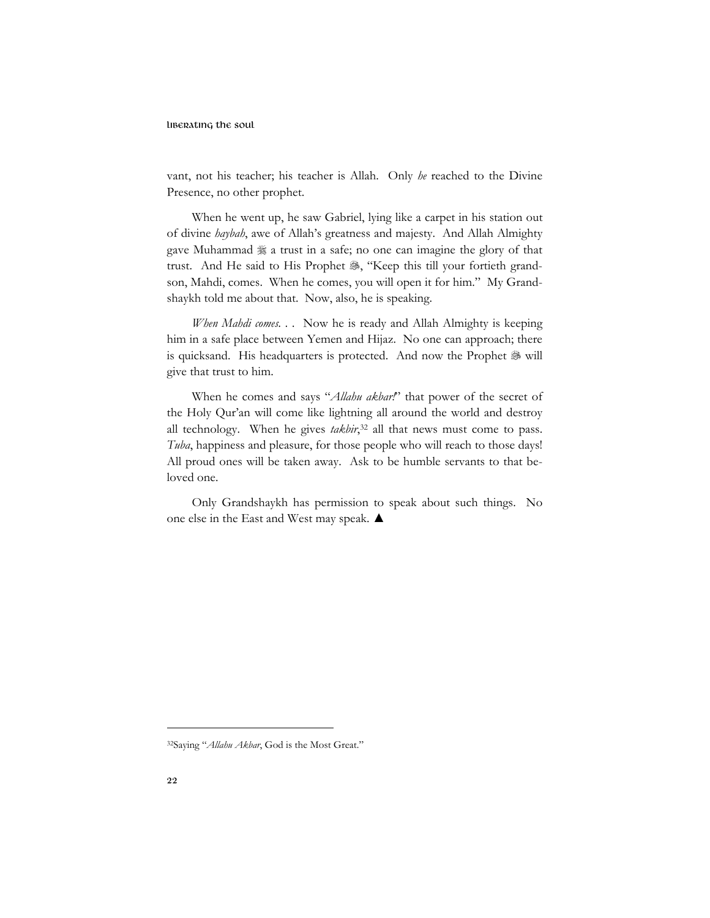vant, not his teacher; his teacher is Allah. Only *he* reached to the Divine Presence, no other prophet.

When he went up, he saw Gabriel, lying like a carpet in his station out of divine *haybah*, awe of Allah's greatness and majesty. And Allah Almighty gave Muhammad ﷺ a trust in a safe; no one can imagine the glory of that trust. And He said to His Prophet ﷺ, "Keep this till your fortieth grandson, Mahdi, comes. When he comes, you will open it for him." My Grandshaykh told me about that. Now, also, he is speaking.

*When Mahdi comes. . .* Now he is ready and Allah Almighty is keeping him in a safe place between Yemen and Hijaz. No one can approach; there is quicksand. His headquarters is protected. And now the Prophet ﷺ will give that trust to him.

When he comes and says "*Allahu akbar!*" that power of the secret of the Holy Qur'an will come like lightning all around the world and destroy all technology. When he gives *takbir*,[32] all that news must come to pass. *Tuba*, happiness and pleasure, for those people who will reach to those days! All proud ones will be taken away. Ask to be humble servants to that beloved one.

Only Grandshaykh has permission to speak about such things. No one else in the East and West may speak. ▲

---

[32]Saying "*Allahu Akbar*, God is the Most Great."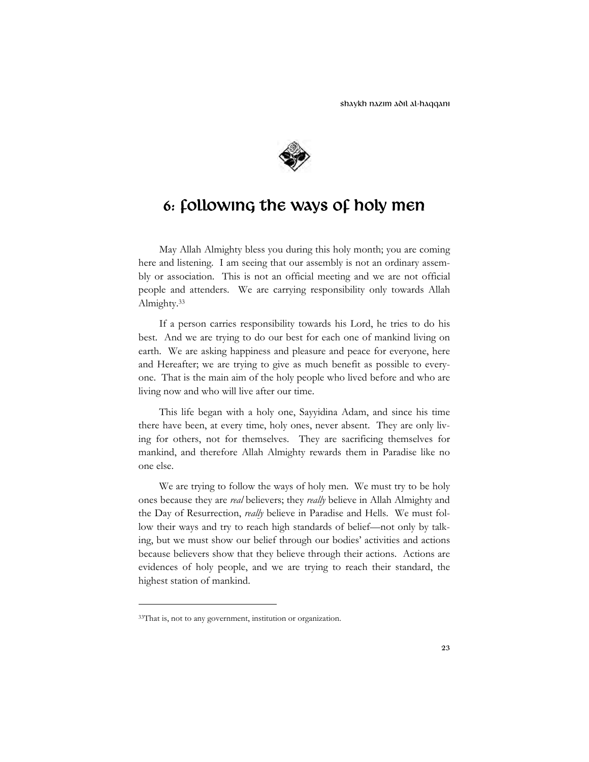# 6: following the ways of holy men

May Allah Almighty bless you during this holy month; you are coming here and listening. I am seeing that our assembly is not an ordinary assembly or association. This is not an official meeting and we are not official people and attenders. We are carrying responsibility only towards Allah Almighty.[33]

If a person carries responsibility towards his Lord, he tries to do his best. And we are trying to do our best for each one of mankind living on earth. We are asking happiness and pleasure and peace for everyone, here and Hereafter; we are trying to give as much benefit as possible to everyone. That is the main aim of the holy people who lived before and who are living now and who will live after our time.

This life began with a holy one, Sayyidina Adam, and since his time there have been, at every time, holy ones, never absent. They are only living for others, not for themselves. They are sacrificing themselves for mankind, and therefore Allah Almighty rewards them in Paradise like no one else.

We are trying to follow the ways of holy men. We must try to be holy ones because they are *real* believers; they *really* believe in Allah Almighty and the Day of Resurrection, *really* believe in Paradise and Hells. We must follow their ways and try to reach high standards of belief—not only by talking, but we must show our belief through our bodies' activities and actions because believers show that they believe through their actions. Actions are evidences of holy people, and we are trying to reach their standard, the highest station of mankind.

---

[33] That is, not to any government, institution or organization.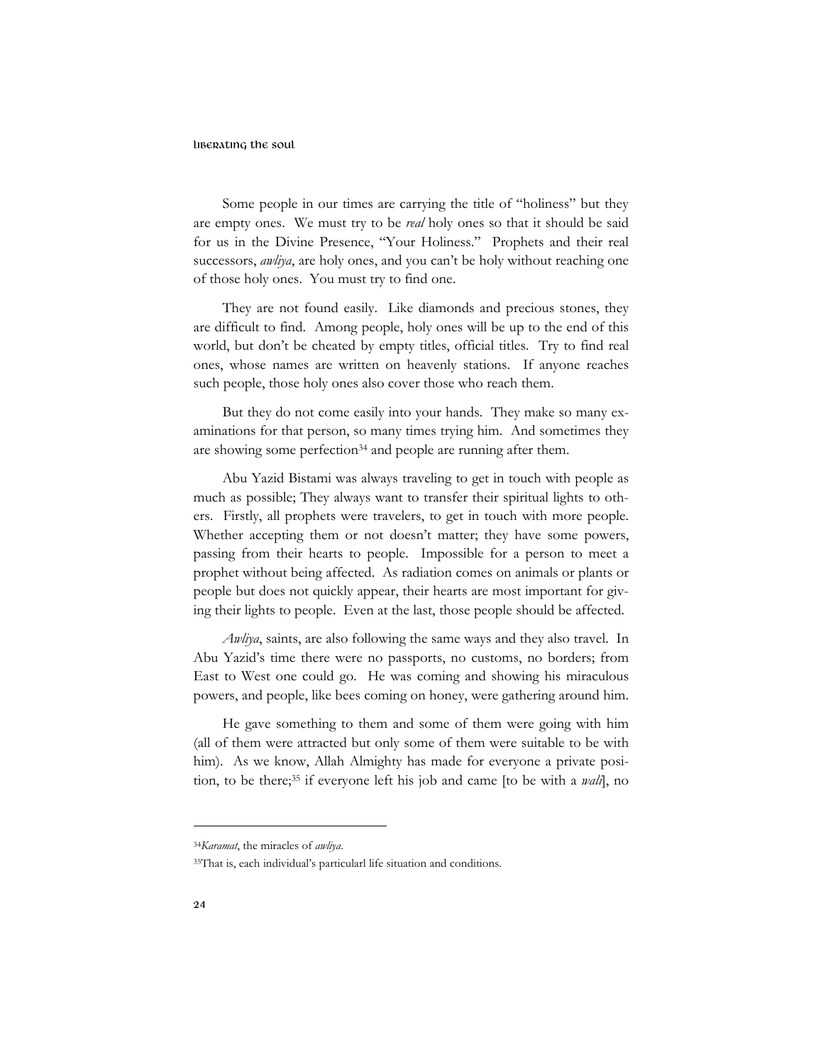Some people in our times are carrying the title of "holiness" but they are empty ones. We must try to be *real* holy ones so that it should be said for us in the Divine Presence, "Your Holiness." Prophets and their real successors, *awliya*, are holy ones, and you can't be holy without reaching one of those holy ones. You must try to find one.

They are not found easily. Like diamonds and precious stones, they are difficult to find. Among people, holy ones will be up to the end of this world, but don't be cheated by empty titles, official titles. Try to find real ones, whose names are written on heavenly stations. If anyone reaches such people, those holy ones also cover those who reach them.

But they do not come easily into your hands. They make so many examinations for that person, so many times trying him. And sometimes they are showing some perfection[34] and people are running after them.

Abu Yazid Bistami was always traveling to get in touch with people as much as possible; They always want to transfer their spiritual lights to others. Firstly, all prophets were travelers, to get in touch with more people. Whether accepting them or not doesn't matter; they have some powers, passing from their hearts to people. Impossible for a person to meet a prophet without being affected. As radiation comes on animals or plants or people but does not quickly appear, their hearts are most important for giving their lights to people. Even at the last, those people should be affected.

*Awliya*, saints, are also following the same ways and they also travel. In Abu Yazid's time there were no passports, no customs, no borders; from East to West one could go. He was coming and showing his miraculous powers, and people, like bees coming on honey, were gathering around him.

He gave something to them and some of them were going with him (all of them were attracted but only some of them were suitable to be with him). As we know, Allah Almighty has made for everyone a private position, to be there;[35] if everyone left his job and came [to be with a *wali*], no

---

[34] *Karamat*, the miracles of *awliya*.

[35] That is, each individual's particularl life situation and conditions.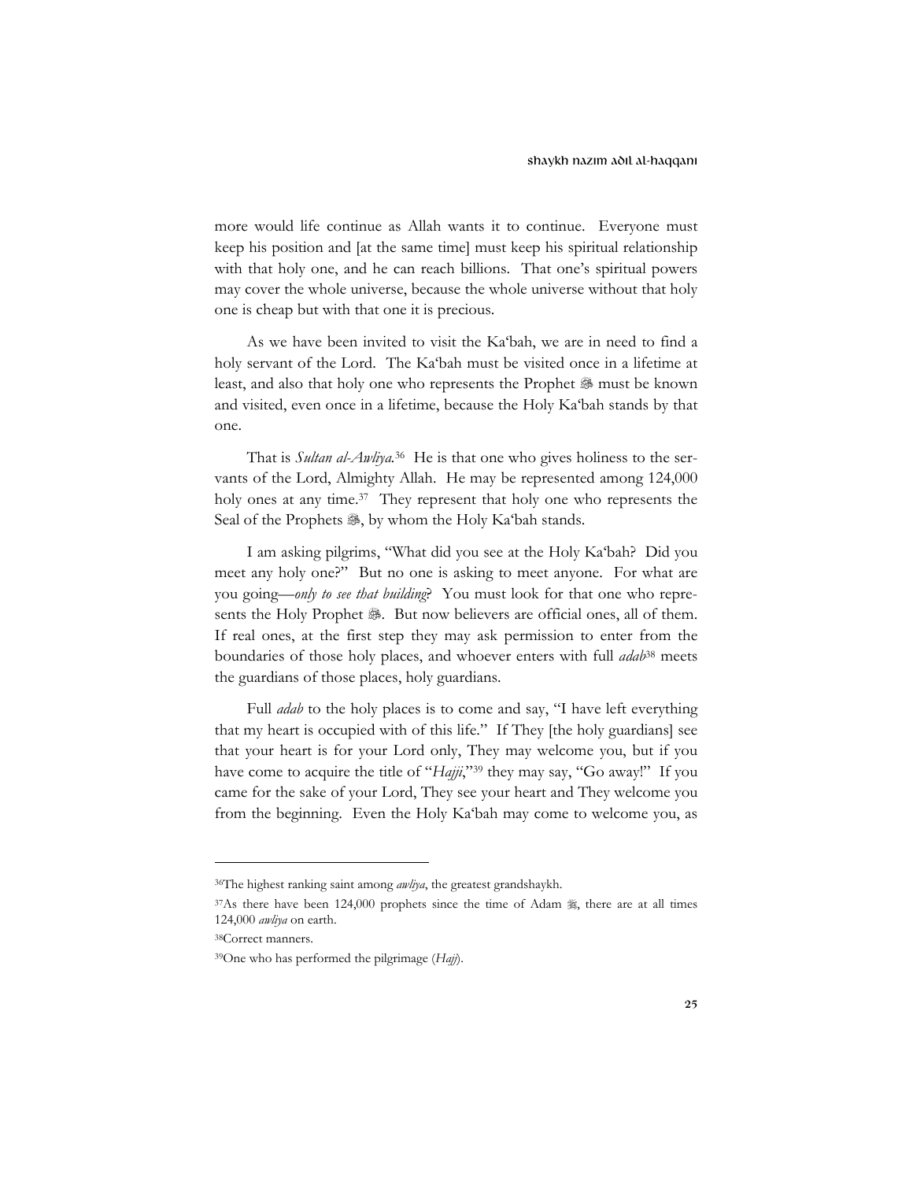more would life continue as Allah wants it to continue. Everyone must keep his position and [at the same time] must keep his spiritual relationship with that holy one, and he can reach billions. That one's spiritual powers may cover the whole universe, because the whole universe without that holy one is cheap but with that one it is precious.

As we have been invited to visit the Ka'bah, we are in need to find a holy servant of the Lord. The Ka'bah must be visited once in a lifetime at least, and also that holy one who represents the Prophet ﷺ must be known and visited, even once in a lifetime, because the Holy Ka'bah stands by that one.

That is *Sultan al-Awliya*.[36] He is that one who gives holiness to the servants of the Lord, Almighty Allah. He may be represented among 124,000 holy ones at any time.[37] They represent that holy one who represents the Seal of the Prophets ﷺ, by whom the Holy Ka'bah stands.

I am asking pilgrims, "What did you see at the Holy Ka'bah? Did you meet any holy one?" But no one is asking to meet anyone. For what are you going—*only to see that building*? You must look for that one who represents the Holy Prophet ﷺ. But now believers are official ones, all of them. If real ones, at the first step they may ask permission to enter from the boundaries of those holy places, and whoever enters with full *adab*[38] meets the guardians of those places, holy guardians.

Full *adab* to the holy places is to come and say, "I have left everything that my heart is occupied with of this life." If They [the holy guardians] see that your heart is for your Lord only, They may welcome you, but if you have come to acquire the title of "*Hajji*,"[39] they may say, "Go away!" If you came for the sake of your Lord, They see your heart and They welcome you from the beginning. Even the Holy Ka'bah may come to welcome you, as

---

[36]The highest ranking saint among *awliya*, the greatest grandshaykh.

[37]As there have been 124,000 prophets since the time of Adam ﷺ, there are at all times 124,000 *awliya* on earth.

[38]Correct manners.

[39]One who has performed the pilgrimage (*Hajj*).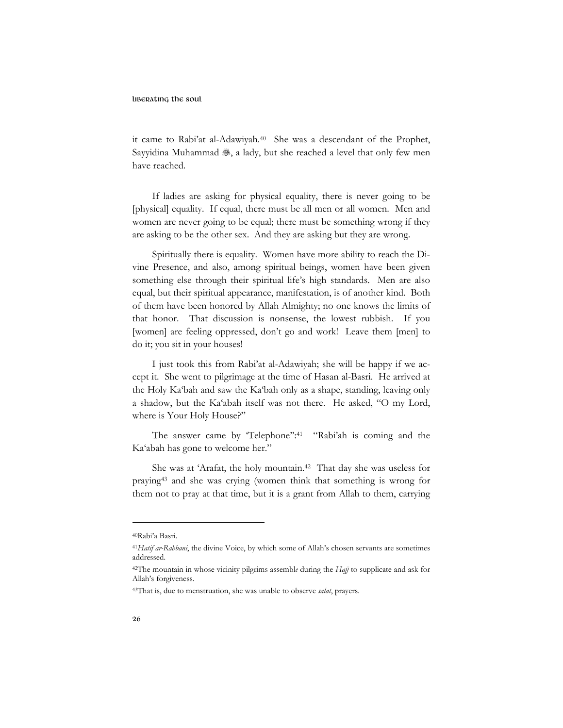it came to Rabi'at al-Adawiyah.[40] She was a descendant of the Prophet, Sayyidina Muhammad ﷺ, a lady, but she reached a level that only few men have reached.

If ladies are asking for physical equality, there is never going to be [physical] equality. If equal, there must be all men or all women. Men and women are never going to be equal; there must be something wrong if they are asking to be the other sex. And they are asking but they are wrong.

Spiritually there is equality. Women have more ability to reach the Divine Presence, and also, among spiritual beings, women have been given something else through their spiritual life's high standards. Men are also equal, but their spiritual appearance, manifestation, is of another kind. Both of them have been honored by Allah Almighty; no one knows the limits of that honor. That discussion is nonsense, the lowest rubbish. If you [women] are feeling oppressed, don't go and work! Leave them [men] to do it; you sit in your houses!

I just took this from Rabi'at al-Adawiyah; she will be happy if we accept it. She went to pilgrimage at the time of Hasan al-Basri. He arrived at the Holy Ka'bah and saw the Ka'bah only as a shape, standing, leaving only a shadow, but the Ka'abah itself was not there. He asked, "O my Lord, where is Your Holy House?"

The answer came by 'Telephone":[41] "Rabi'ah is coming and the Ka'abah has gone to welcome her."

She was at 'Arafat, the holy mountain.[42] That day she was useless for praying[43] and she was crying (women think that something is wrong for them not to pray at that time, but it is a grant from Allah to them, carrying

---

[40]Rabi'a Basri.

[41]*Hatif ar-Rabbani*, the divine Voice, by which some of Allah's chosen servants are sometimes addressed.

[42]The mountain in whose vicinity pilgrims assemble during the *Hajj* to supplicate and ask for Allah's forgiveness.

[43]That is, due to menstruation, she was unable to observe *salat*, prayers.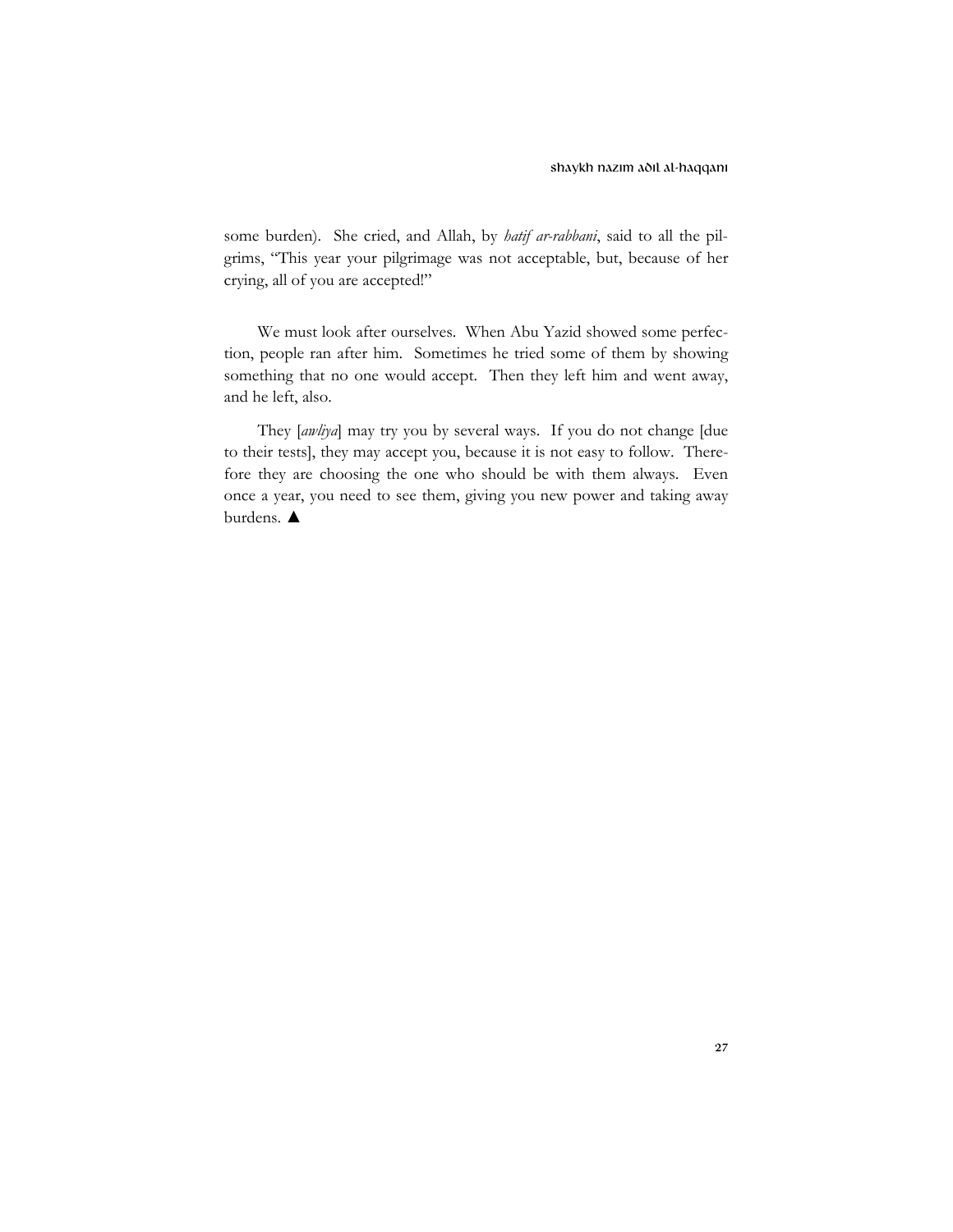some burden). She cried, and Allah, by *hatif ar-rabbani*, said to all the pilgrims, "This year your pilgrimage was not acceptable, but, because of her crying, all of you are accepted!"

We must look after ourselves. When Abu Yazid showed some perfection, people ran after him. Sometimes he tried some of them by showing something that no one would accept. Then they left him and went away, and he left, also.

They [*awliya*] may try you by several ways. If you do not change [due to their tests], they may accept you, because it is not easy to follow. Therefore they are choosing the one who should be with them always. Even once a year, you need to see them, giving you new power and taking away burdens. ▲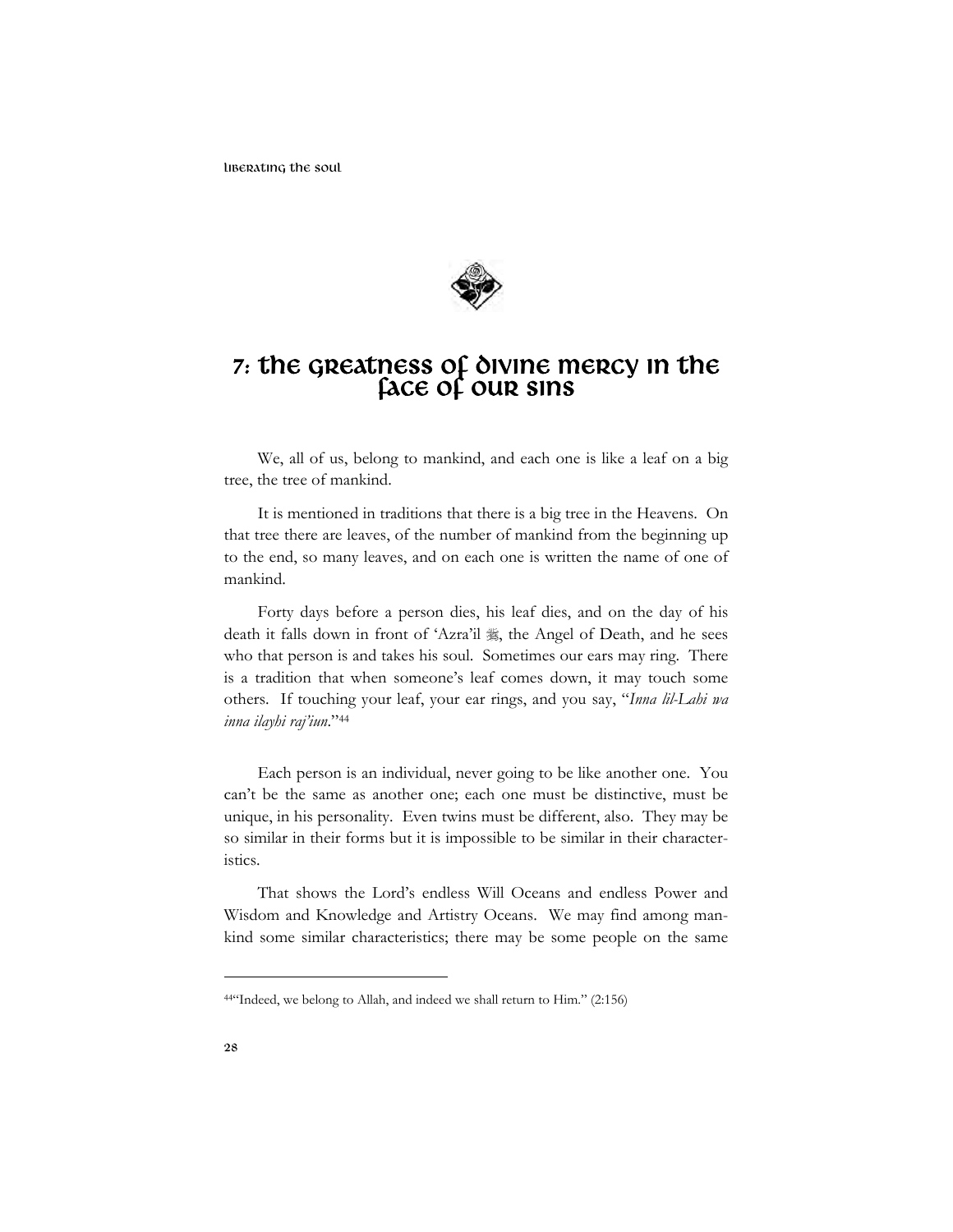# 7: The Greatness of Divine Mercy in the Face of Our Sins

We, all of us, belong to mankind, and each one is like a leaf on a big tree, the tree of mankind.

It is mentioned in traditions that there is a big tree in the Heavens. On that tree there are leaves, of the number of mankind from the beginning up to the end, so many leaves, and on each one is written the name of one of mankind.

Forty days before a person dies, his leaf dies, and on the day of his death it falls down in front of 'Azra'il ﷺ, the Angel of Death, and he sees who that person is and takes his soul. Sometimes our ears may ring. There is a tradition that when someone's leaf comes down, it may touch some others. If touching your leaf, your ear rings, and you say, "*Inna lil-Lahi wa inna ilayhi raj'iun*."[44]

Each person is an individual, never going to be like another one. You can't be the same as another one; each one must be distinctive, must be unique, in his personality. Even twins must be different, also. They may be so similar in their forms but it is impossible to be similar in their characteristics.

That shows the Lord's endless Will Oceans and endless Power and Wisdom and Knowledge and Artistry Oceans. We may find among mankind some similar characteristics; there may be some people on the same

---

[44] "Indeed, we belong to Allah, and indeed we shall return to Him." (2:156)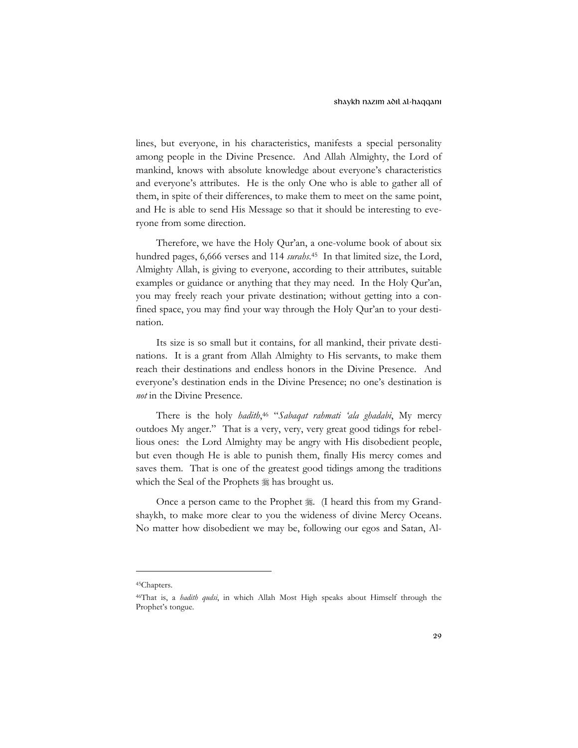lines, but everyone, in his characteristics, manifests a special personality among people in the Divine Presence. And Allah Almighty, the Lord of mankind, knows with absolute knowledge about everyone's characteristics and everyone's attributes. He is the only One who is able to gather all of them, in spite of their differences, to make them to meet on the same point, and He is able to send His Message so that it should be interesting to everyone from some direction.

Therefore, we have the Holy Qur'an, a one-volume book of about six hundred pages, 6,666 verses and 114 *surahs*.[45] In that limited size, the Lord, Almighty Allah, is giving to everyone, according to their attributes, suitable examples or guidance or anything that they may need. In the Holy Qur'an, you may freely reach your private destination; without getting into a confined space, you may find your way through the Holy Qur'an to your destination.

Its size is so small but it contains, for all mankind, their private destinations. It is a grant from Allah Almighty to His servants, to make them reach their destinations and endless honors in the Divine Presence. And everyone's destination ends in the Divine Presence; no one's destination is *not* in the Divine Presence.

There is the holy *hadith*,[46] "*Sabaqat rahmati 'ala ghadabi*, My mercy outdoes My anger." That is a very, very, very great good tidings for rebellious ones: the Lord Almighty may be angry with His disobedient people, but even though He is able to punish them, finally His mercy comes and saves them. That is one of the greatest good tidings among the traditions which the Seal of the Prophets ﷺ has brought us.

Once a person came to the Prophet ﷺ. (I heard this from my Grandshaykh, to make more clear to you the wideness of divine Mercy Oceans. No matter how disobedient we may be, following our egos and Satan, Al-

---

[45] Chapters.

[46] That is, a *hadith qudsi*, in which Allah Most High speaks about Himself through the Prophet's tongue.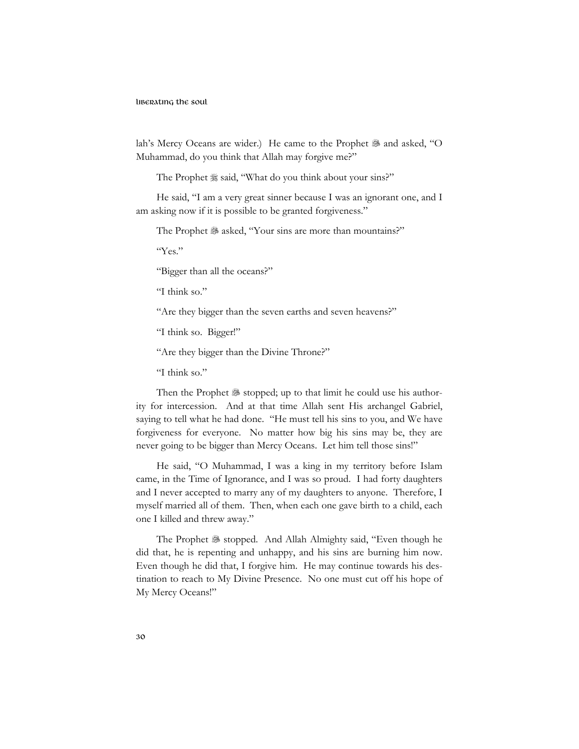lah's Mercy Oceans are wider.) He came to the Prophet ﷺ and asked, "O Muhammad, do you think that Allah may forgive me?"

The Prophet ﷺ said, "What do you think about your sins?"

He said, "I am a very great sinner because I was an ignorant one, and I am asking now if it is possible to be granted forgiveness."

The Prophet ﷺ asked, "Your sins are more than mountains?"

"Yes."

"Bigger than all the oceans?"

"I think so."

"Are they bigger than the seven earths and seven heavens?"

"I think so. Bigger!"

"Are they bigger than the Divine Throne?"

"I think so."

Then the Prophet ﷺ stopped; up to that limit he could use his authority for intercession. And at that time Allah sent His archangel Gabriel, saying to tell what he had done. "He must tell his sins to you, and We have forgiveness for everyone. No matter how big his sins may be, they are never going to be bigger than Mercy Oceans. Let him tell those sins!"

He said, "O Muhammad, I was a king in my territory before Islam came, in the Time of Ignorance, and I was so proud. I had forty daughters and I never accepted to marry any of my daughters to anyone. Therefore, I myself married all of them. Then, when each one gave birth to a child, each one I killed and threw away."

The Prophet ﷺ stopped. And Allah Almighty said, "Even though he did that, he is repenting and unhappy, and his sins are burning him now. Even though he did that, I forgive him. He may continue towards his destination to reach to My Divine Presence. No one must cut off his hope of My Mercy Oceans!"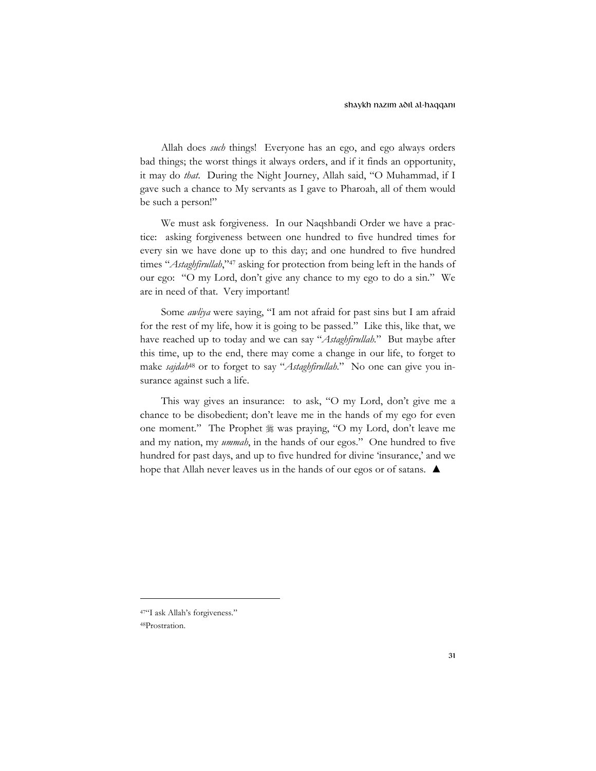Allah does *such* things! Everyone has an ego, and ego always orders bad things; the worst things it always orders, and if it finds an opportunity, it may do *that*. During the Night Journey, Allah said, "O Muhammad, if I gave such a chance to My servants as I gave to Pharoah, all of them would be such a person!"

We must ask forgiveness. In our Naqshbandi Order we have a practice: asking forgiveness between one hundred to five hundred times for every sin we have done up to this day; and one hundred to five hundred times "*Astaghfirullah*,"[47] asking for protection from being left in the hands of our ego: "O my Lord, don't give any chance to my ego to do a sin." We are in need of that. Very important!

Some *awliya* were saying, "I am not afraid for past sins but I am afraid for the rest of my life, how it is going to be passed." Like this, like that, we have reached up to today and we can say "*Astaghfirullah*." But maybe after this time, up to the end, there may come a change in our life, to forget to make *sajdah*[48] or to forget to say "*Astaghfirullah*." No one can give you insurance against such a life.

This way gives an insurance: to ask, "O my Lord, don't give me a chance to be disobedient; don't leave me in the hands of my ego for even one moment." The Prophet ﷺ was praying, "O my Lord, don't leave me and my nation, my *ummah*, in the hands of our egos." One hundred to five hundred for past days, and up to five hundred for divine 'insurance,' and we hope that Allah never leaves us in the hands of our egos or of satans. ▲

---

[47]"I ask Allah's forgiveness."

[48]Prostration.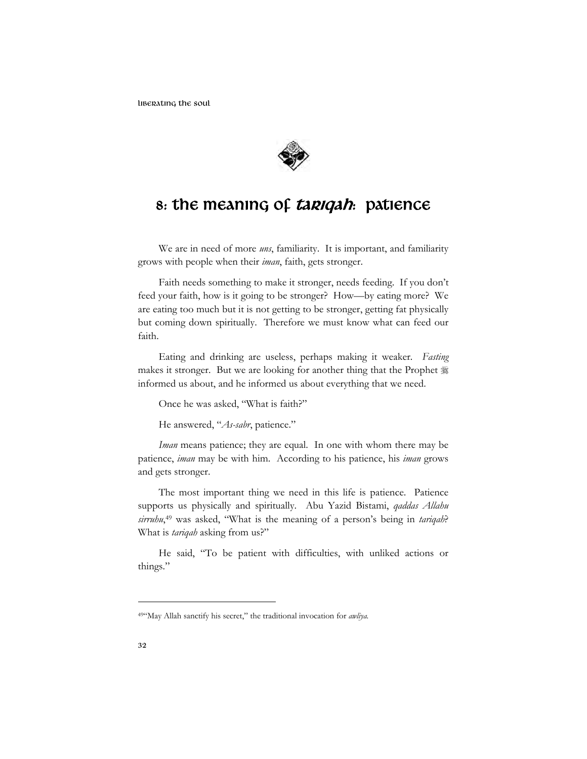# 8: the meaning of *tariqah*: patience

We are in need of more *uns*, familiarity. It is important, and familiarity grows with people when their *iman*, faith, gets stronger.

Faith needs something to make it stronger, needs feeding. If you don't feed your faith, how is it going to be stronger? How—by eating more? We are eating too much but it is not getting to be stronger, getting fat physically but coming down spiritually. Therefore we must know what can feed our faith.

Eating and drinking are useless, perhaps making it weaker. *Fasting* makes it stronger. But we are looking for another thing that the Prophet ﷺ informed us about, and he informed us about everything that we need.

Once he was asked, "What is faith?"

He answered, "*As-sabr*, patience."

*Iman* means patience; they are equal. In one with whom there may be patience, *iman* may be with him. According to his patience, his *iman* grows and gets stronger.

The most important thing we need in this life is patience. Patience supports us physically and spiritually. Abu Yazid Bistami, *qaddas Allahu sirruhu*,[49] was asked, "What is the meaning of a person's being in *tariqah*? What is *tariqah* asking from us?"

He said, "To be patient with difficulties, with unliked actions or things."

---

[49]"May Allah sanctify his secret," the traditional invocation for *awliya.*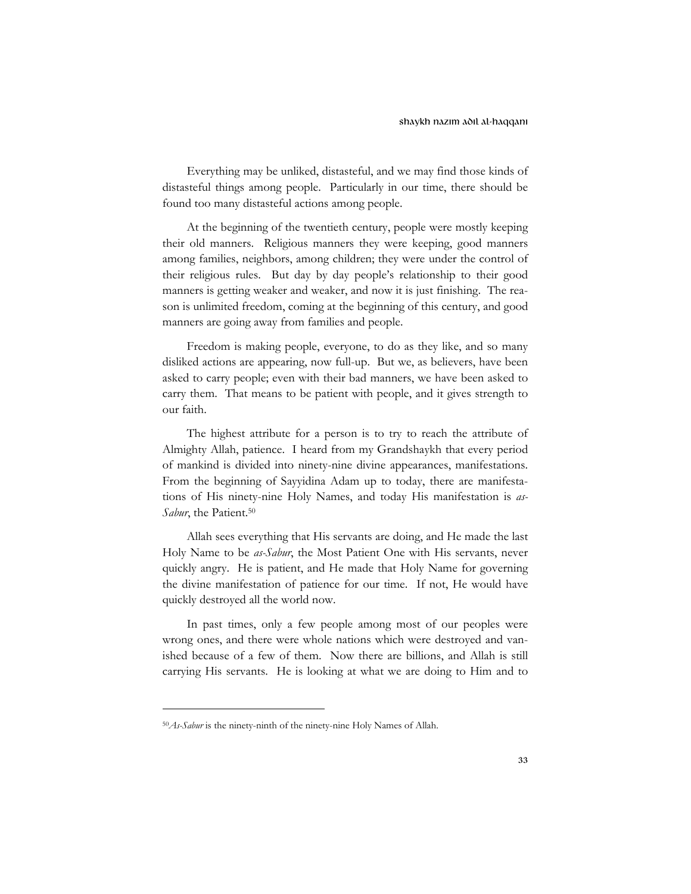Everything may be unliked, distasteful, and we may find those kinds of distasteful things among people. Particularly in our time, there should be found too many distasteful actions among people.

At the beginning of the twentieth century, people were mostly keeping their old manners. Religious manners they were keeping, good manners among families, neighbors, among children; they were under the control of their religious rules. But day by day people's relationship to their good manners is getting weaker and weaker, and now it is just finishing. The reason is unlimited freedom, coming at the beginning of this century, and good manners are going away from families and people.

Freedom is making people, everyone, to do as they like, and so many disliked actions are appearing, now full-up. But we, as believers, have been asked to carry people; even with their bad manners, we have been asked to carry them. That means to be patient with people, and it gives strength to our faith.

The highest attribute for a person is to try to reach the attribute of Almighty Allah, patience. I heard from my Grandshaykh that every period of mankind is divided into ninety-nine divine appearances, manifestations. From the beginning of Sayyidina Adam up to today, there are manifestations of His ninety-nine Holy Names, and today His manifestation is *as-Sabur*, the Patient.[50]

Allah sees everything that His servants are doing, and He made the last Holy Name to be *as-Sabur*, the Most Patient One with His servants, never quickly angry. He is patient, and He made that Holy Name for governing the divine manifestation of patience for our time. If not, He would have quickly destroyed all the world now.

In past times, only a few people among most of our peoples were wrong ones, and there were whole nations which were destroyed and vanished because of a few of them. Now there are billions, and Allah is still carrying His servants. He is looking at what we are doing to Him and to

---

[50] *As-Sabur* is the ninety-ninth of the ninety-nine Holy Names of Allah.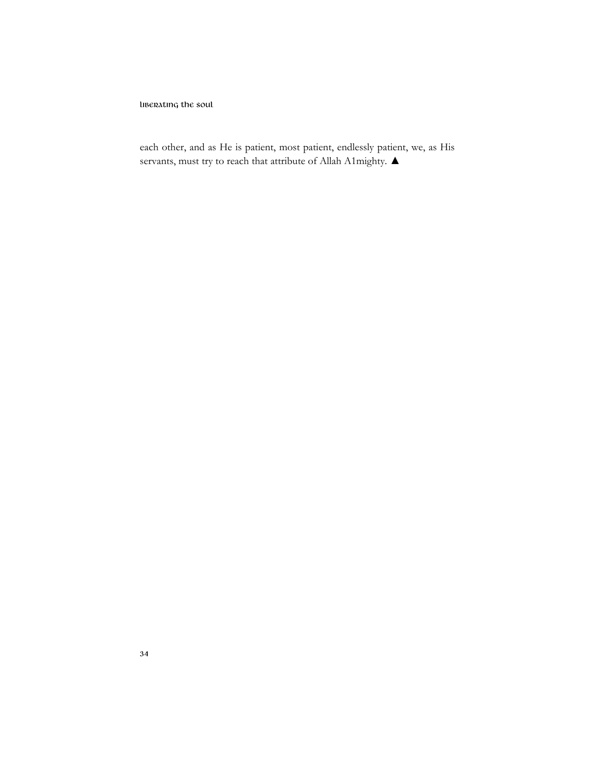each other, and as He is patient, most patient, endlessly patient, we, as His servants, must try to reach that attribute of Allah A1mighty. ▲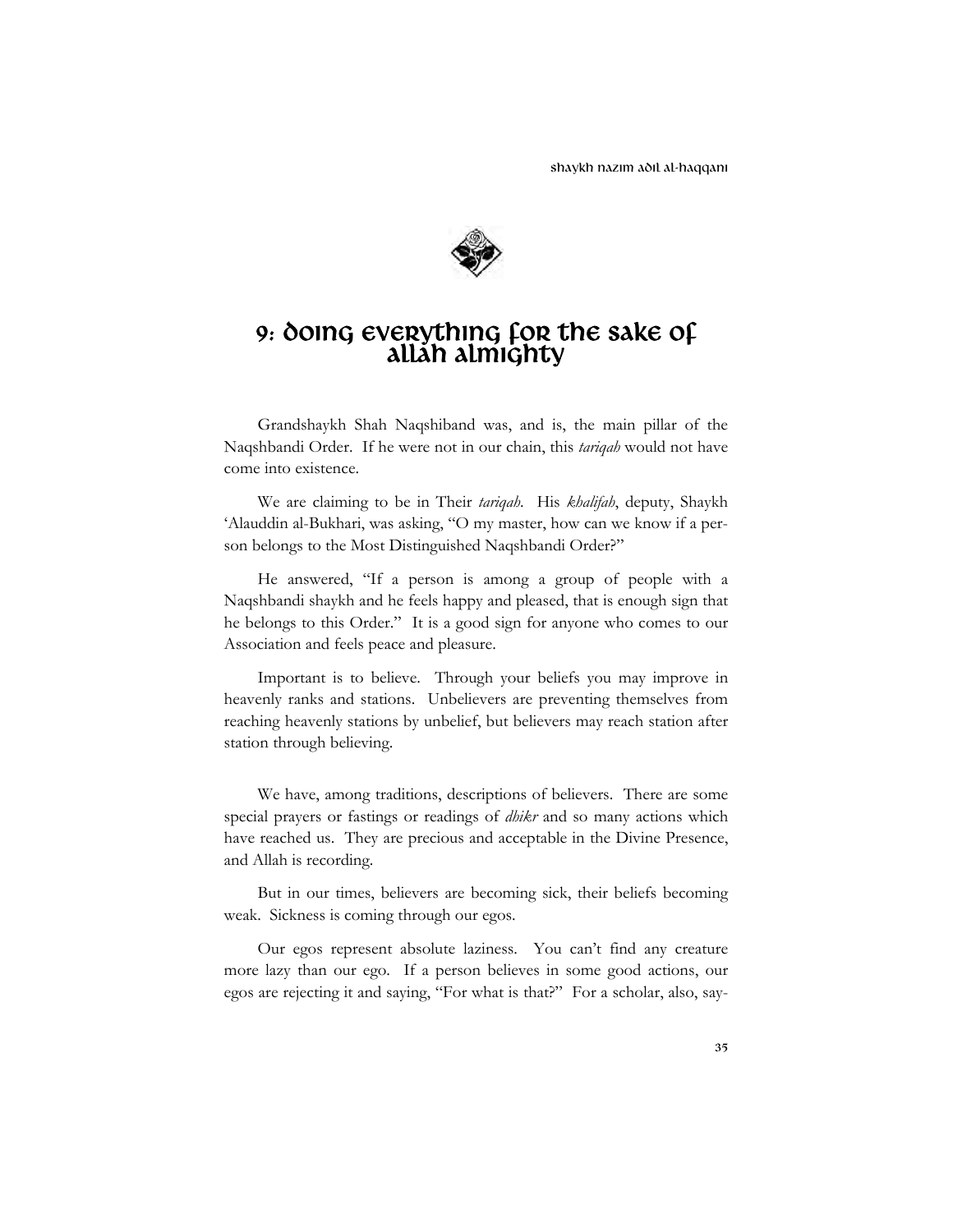# 9: Doing Everything for the Sake of Allah Almighty

Grandshaykh Shah Naqshiband was, and is, the main pillar of the Naqshbandi Order. If he were not in our chain, this *tariqah* would not have come into existence.

We are claiming to be in Their *tariqah*. His *khalifah*, deputy, Shaykh 'Alauddin al-Bukhari, was asking, "O my master, how can we know if a person belongs to the Most Distinguished Naqshbandi Order?"

He answered, "If a person is among a group of people with a Naqshbandi shaykh and he feels happy and pleased, that is enough sign that he belongs to this Order." It is a good sign for anyone who comes to our Association and feels peace and pleasure.

Important is to believe. Through your beliefs you may improve in heavenly ranks and stations. Unbelievers are preventing themselves from reaching heavenly stations by unbelief, but believers may reach station after station through believing.

We have, among traditions, descriptions of believers. There are some special prayers or fastings or readings of *dhikr* and so many actions which have reached us. They are precious and acceptable in the Divine Presence, and Allah is recording.

But in our times, believers are becoming sick, their beliefs becoming weak. Sickness is coming through our egos.

Our egos represent absolute laziness. You can't find any creature more lazy than our ego. If a person believes in some good actions, our egos are rejecting it and saying, "For what is that?" For a scholar, also, say-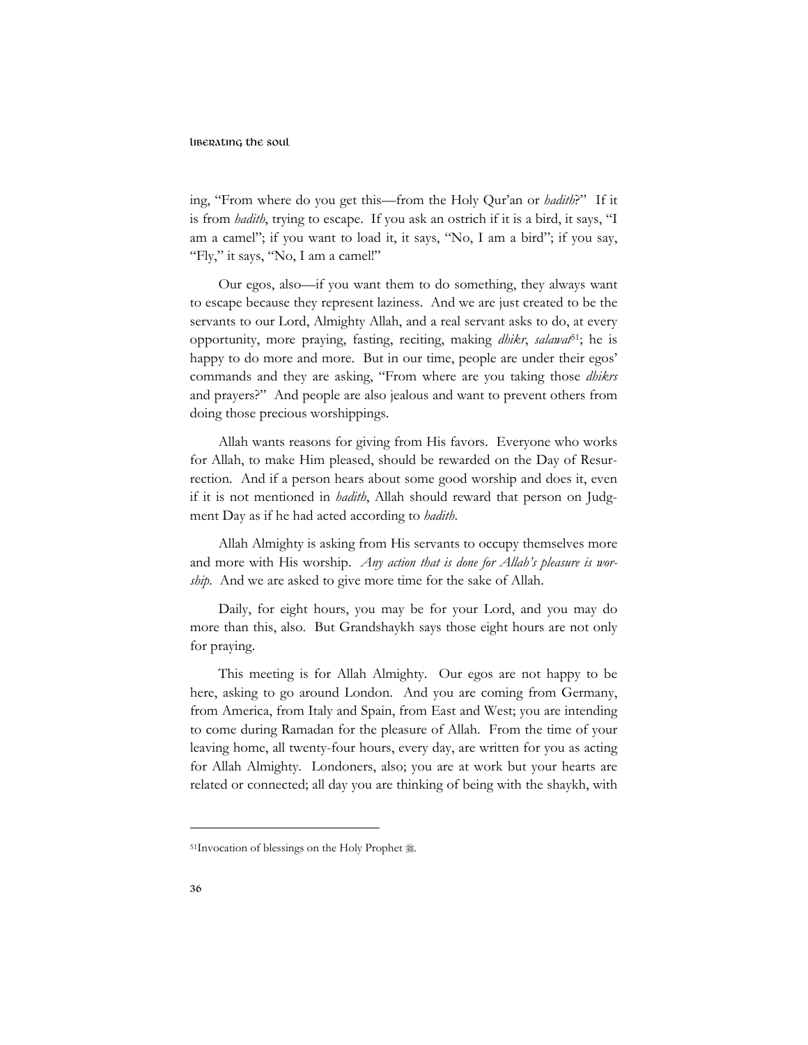ing, "From where do you get this—from the Holy Qur'an or *hadith*?" If it is from *hadith*, trying to escape. If you ask an ostrich if it is a bird, it says, "I am a camel"; if you want to load it, it says, "No, I am a bird"; if you say, "Fly," it says, "No, I am a camel!"

Our egos, also—if you want them to do something, they always want to escape because they represent laziness. And we are just created to be the servants to our Lord, Almighty Allah, and a real servant asks to do, at every opportunity, more praying, fasting, reciting, making *dhikr*, *salawat*[51]; he is happy to do more and more. But in our time, people are under their egos' commands and they are asking, "From where are you taking those *dhikrs* and prayers?" And people are also jealous and want to prevent others from doing those precious worshippings.

Allah wants reasons for giving from His favors. Everyone who works for Allah, to make Him pleased, should be rewarded on the Day of Resurrection. And if a person hears about some good worship and does it, even if it is not mentioned in *hadith*, Allah should reward that person on Judgment Day as if he had acted according to *hadith*.

Allah Almighty is asking from His servants to occupy themselves more and more with His worship. *Any action that is done for Allah's pleasure is worship.* And we are asked to give more time for the sake of Allah.

Daily, for eight hours, you may be for your Lord, and you may do more than this, also. But Grandshaykh says those eight hours are not only for praying.

This meeting is for Allah Almighty. Our egos are not happy to be here, asking to go around London. And you are coming from Germany, from America, from Italy and Spain, from East and West; you are intending to come during Ramadan for the pleasure of Allah. From the time of your leaving home, all twenty-four hours, every day, are written for you as acting for Allah Almighty. Londoners, also; you are at work but your hearts are related or connected; all day you are thinking of being with the shaykh, with

---

[51] Invocation of blessings on the Holy Prophet ﷺ.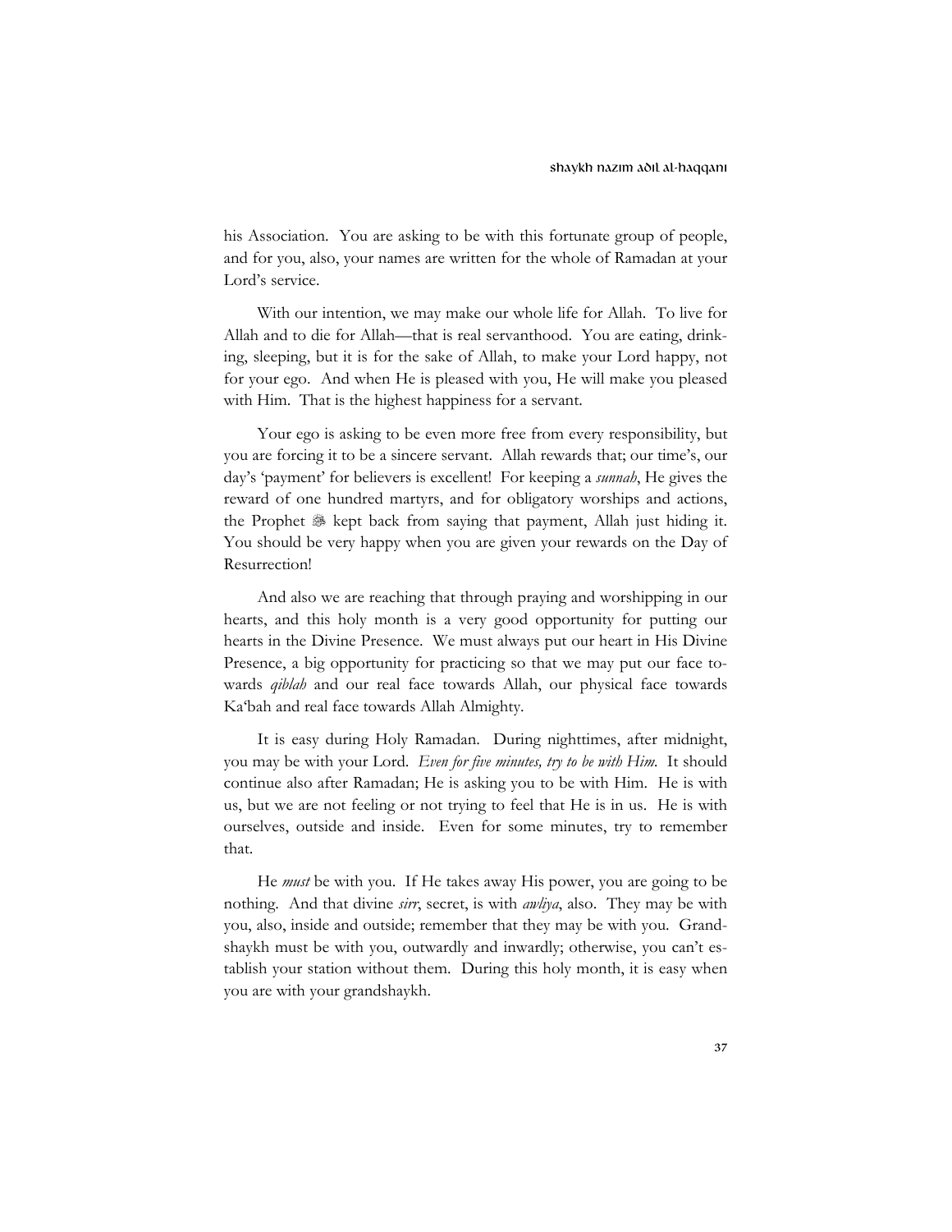his Association. You are asking to be with this fortunate group of people, and for you, also, your names are written for the whole of Ramadan at your Lord's service.

With our intention, we may make our whole life for Allah. To live for Allah and to die for Allah—that is real servanthood. You are eating, drinking, sleeping, but it is for the sake of Allah, to make your Lord happy, not for your ego. And when He is pleased with you, He will make you pleased with Him. That is the highest happiness for a servant.

Your ego is asking to be even more free from every responsibility, but you are forcing it to be a sincere servant. Allah rewards that; our time's, our day's 'payment' for believers is excellent! For keeping a *sunnah*, He gives the reward of one hundred martyrs, and for obligatory worships and actions, the Prophet ﷺ kept back from saying that payment, Allah just hiding it. You should be very happy when you are given your rewards on the Day of Resurrection!

And also we are reaching that through praying and worshipping in our hearts, and this holy month is a very good opportunity for putting our hearts in the Divine Presence. We must always put our heart in His Divine Presence, a big opportunity for practicing so that we may put our face towards *qiblah* and our real face towards Allah, our physical face towards Ka'bah and real face towards Allah Almighty.

It is easy during Holy Ramadan. During nighttimes, after midnight, you may be with your Lord. *Even for five minutes, try to be with Him.* It should continue also after Ramadan; He is asking you to be with Him. He is with us, but we are not feeling or not trying to feel that He is in us. He is with ourselves, outside and inside. Even for some minutes, try to remember that.

He *must* be with you. If He takes away His power, you are going to be nothing. And that divine *sirr*, secret, is with *awliya*, also. They may be with you, also, inside and outside; remember that they may be with you. Grandshaykh must be with you, outwardly and inwardly; otherwise, you can't establish your station without them. During this holy month, it is easy when you are with your grandshaykh.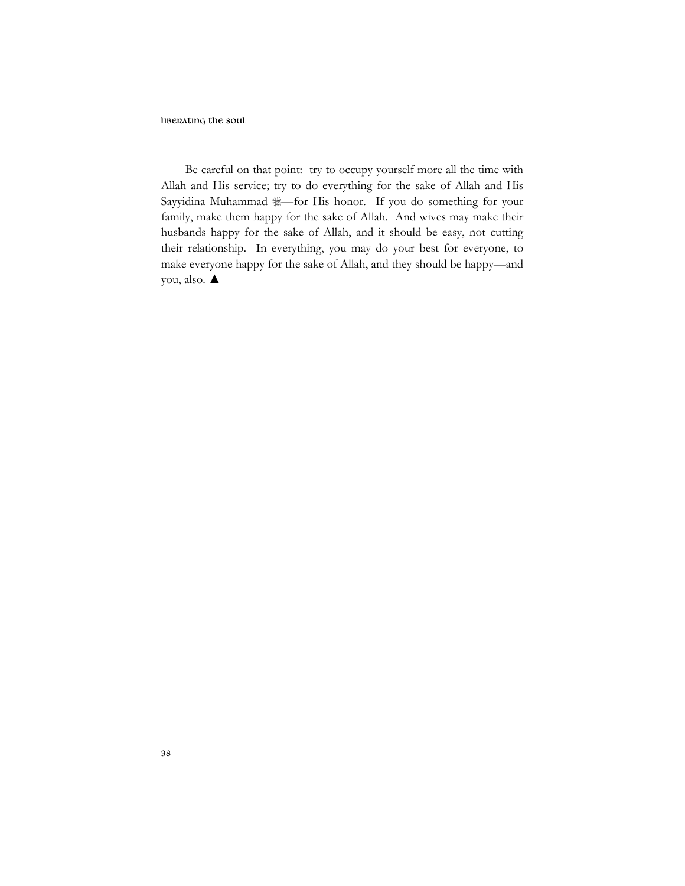Be careful on that point: try to occupy yourself more all the time with Allah and His service; try to do everything for the sake of Allah and His Sayyidina Muhammad ﷺ—for His honor. If you do something for your family, make them happy for the sake of Allah. And wives may make their husbands happy for the sake of Allah, and it should be easy, not cutting their relationship. In everything, you may do your best for everyone, to make everyone happy for the sake of Allah, and they should be happy—and you, also. ▲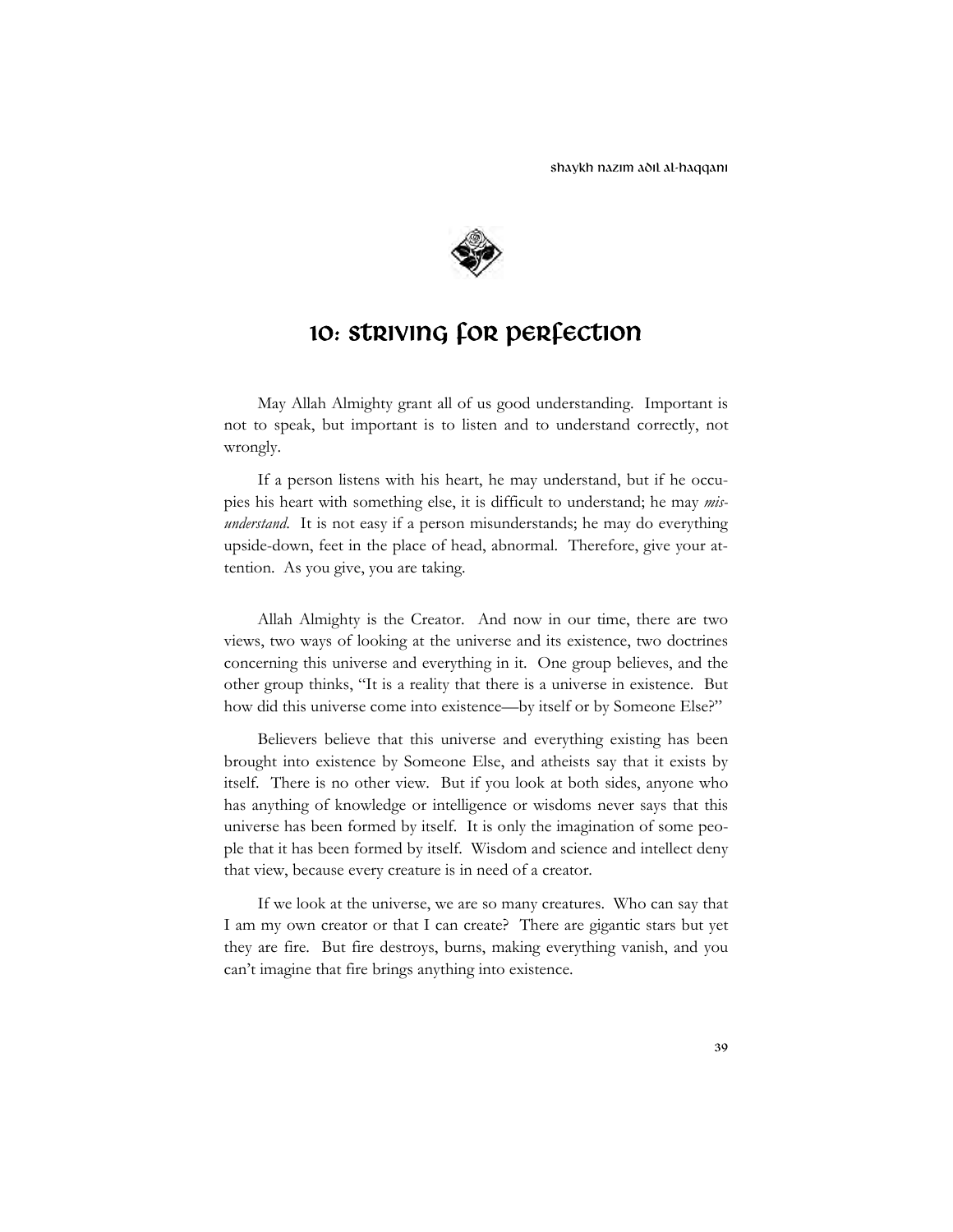# 10: Striving for Perfection

May Allah Almighty grant all of us good understanding. Important is not to speak, but important is to listen and to understand correctly, not wrongly.

If a person listens with his heart, he may understand, but if he occupies his heart with something else, it is difficult to understand; he may *misunderstand*. It is not easy if a person misunderstands; he may do everything upside-down, feet in the place of head, abnormal. Therefore, give your attention. As you give, you are taking.

Allah Almighty is the Creator. And now in our time, there are two views, two ways of looking at the universe and its existence, two doctrines concerning this universe and everything in it. One group believes, and the other group thinks, "It is a reality that there is a universe in existence. But how did this universe come into existence—by itself or by Someone Else?"

Believers believe that this universe and everything existing has been brought into existence by Someone Else, and atheists say that it exists by itself. There is no other view. But if you look at both sides, anyone who has anything of knowledge or intelligence or wisdoms never says that this universe has been formed by itself. It is only the imagination of some people that it has been formed by itself. Wisdom and science and intellect deny that view, because every creature is in need of a creator.

If we look at the universe, we are so many creatures. Who can say that I am my own creator or that I can create? There are gigantic stars but yet they are fire. But fire destroys, burns, making everything vanish, and you can't imagine that fire brings anything into existence.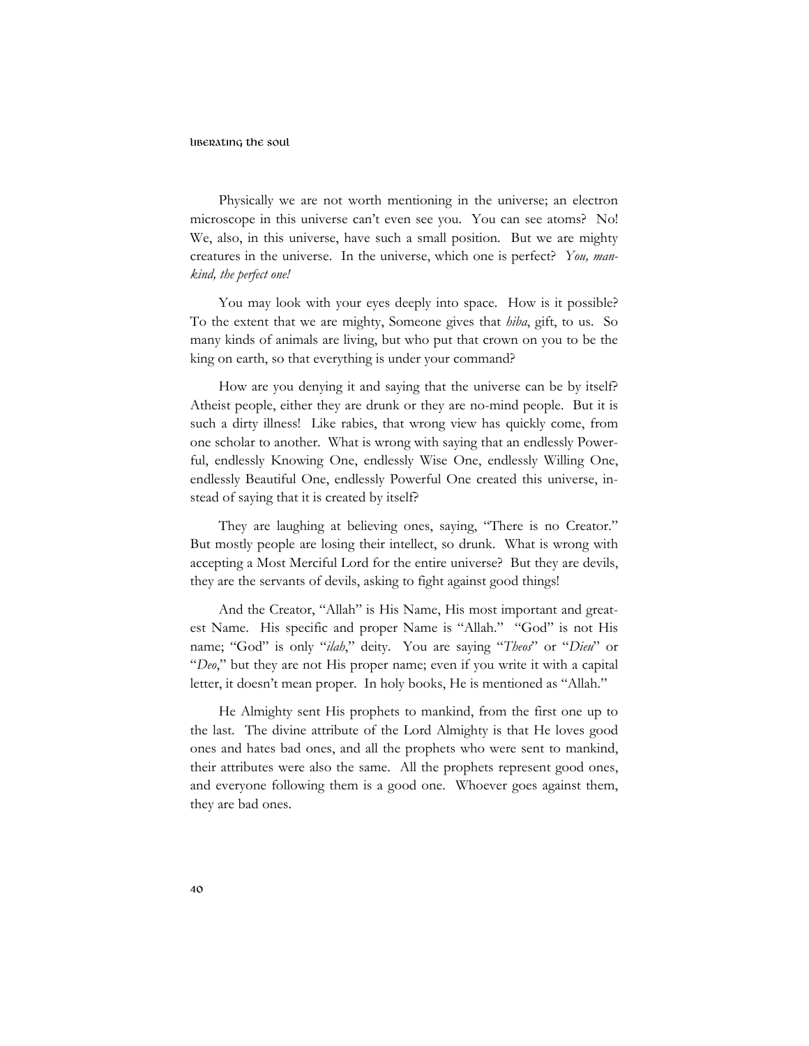Physically we are not worth mentioning in the universe; an electron microscope in this universe can't even see you. You can see atoms? No! We, also, in this universe, have such a small position. But we are mighty creatures in the universe. In the universe, which one is perfect? *You, mankind, the perfect one!*

You may look with your eyes deeply into space. How is it possible? To the extent that we are mighty, Someone gives that *hiba*, gift, to us. So many kinds of animals are living, but who put that crown on you to be the king on earth, so that everything is under your command?

How are you denying it and saying that the universe can be by itself? Atheist people, either they are drunk or they are no-mind people. But it is such a dirty illness! Like rabies, that wrong view has quickly come, from one scholar to another. What is wrong with saying that an endlessly Powerful, endlessly Knowing One, endlessly Wise One, endlessly Willing One, endlessly Beautiful One, endlessly Powerful One created this universe, instead of saying that it is created by itself?

They are laughing at believing ones, saying, "There is no Creator." But mostly people are losing their intellect, so drunk. What is wrong with accepting a Most Merciful Lord for the entire universe? But they are devils, they are the servants of devils, asking to fight against good things!

And the Creator, "Allah" is His Name, His most important and greatest Name. His specific and proper Name is "Allah." "God" is not His name; "God" is only "*ilah*," deity. You are saying "*Theos*" or "*Dieu*" or "*Deo*," but they are not His proper name; even if you write it with a capital letter, it doesn't mean proper. In holy books, He is mentioned as "Allah."

He Almighty sent His prophets to mankind, from the first one up to the last. The divine attribute of the Lord Almighty is that He loves good ones and hates bad ones, and all the prophets who were sent to mankind, their attributes were also the same. All the prophets represent good ones, and everyone following them is a good one. Whoever goes against them, they are bad ones.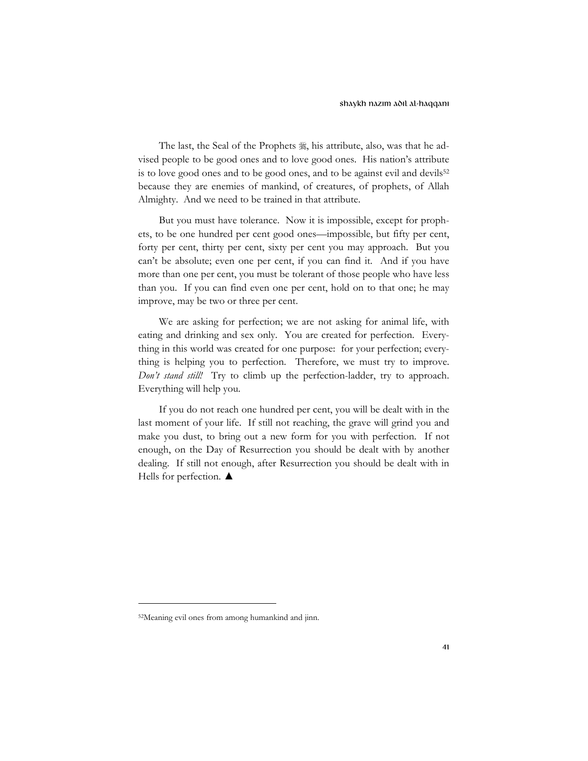The last, the Seal of the Prophets ﷺ, his attribute, also, was that he advised people to be good ones and to love good ones. His nation's attribute is to love good ones and to be good ones, and to be against evil and devils[52] because they are enemies of mankind, of creatures, of prophets, of Allah Almighty. And we need to be trained in that attribute.

But you must have tolerance. Now it is impossible, except for prophets, to be one hundred per cent good ones—impossible, but fifty per cent, forty per cent, thirty per cent, sixty per cent you may approach. But you can't be absolute; even one per cent, if you can find it. And if you have more than one per cent, you must be tolerant of those people who have less than you. If you can find even one per cent, hold on to that one; he may improve, may be two or three per cent.

We are asking for perfection; we are not asking for animal life, with eating and drinking and sex only. You are created for perfection. Everything in this world was created for one purpose: for your perfection; everything is helping you to perfection. Therefore, we must try to improve. *Don't stand still!* Try to climb up the perfection-ladder, try to approach. Everything will help you.

If you do not reach one hundred per cent, you will be dealt with in the last moment of your life. If still not reaching, the grave will grind you and make you dust, to bring out a new form for you with perfection. If not enough, on the Day of Resurrection you should be dealt with by another dealing. If still not enough, after Resurrection you should be dealt with in Hells for perfection. ▲

---

[52] Meaning evil ones from among humankind and jinn.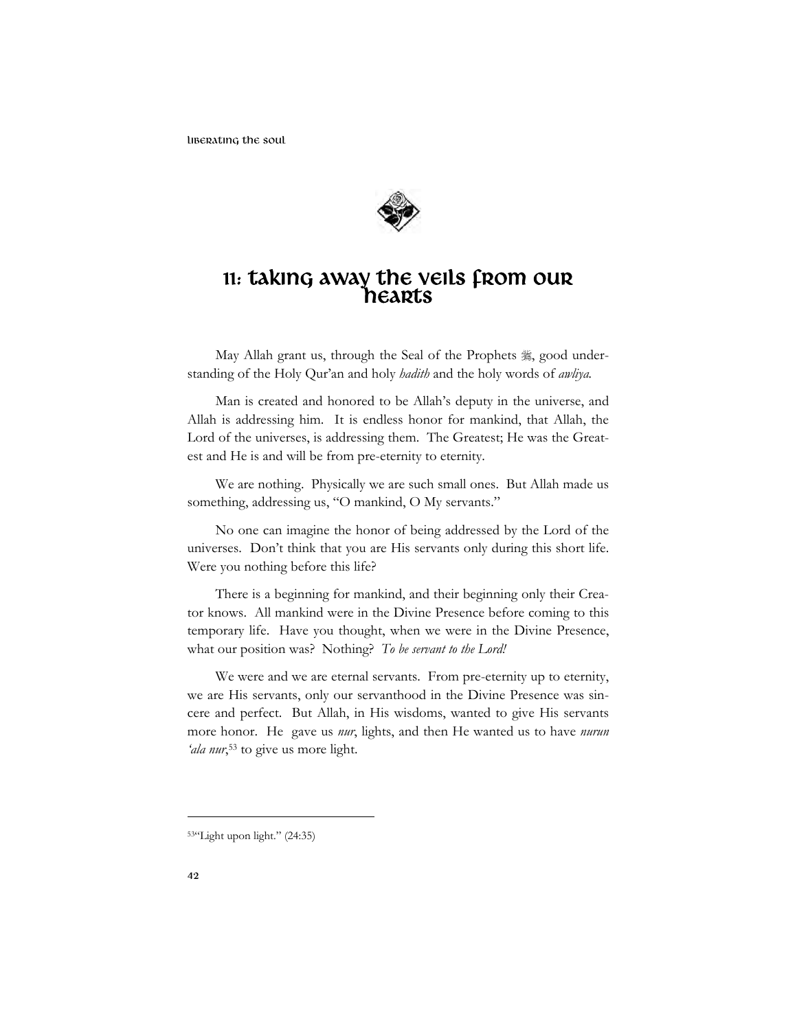# 11: Taking Away the Veils from Our Hearts

May Allah grant us, through the Seal of the Prophets ﷺ, good understanding of the Holy Qur'an and holy *hadith* and the holy words of *awliya*.

Man is created and honored to be Allah's deputy in the universe, and Allah is addressing him. It is endless honor for mankind, that Allah, the Lord of the universes, is addressing them. The Greatest; He was the Greatest and He is and will be from pre-eternity to eternity.

We are nothing. Physically we are such small ones. But Allah made us something, addressing us, "O mankind, O My servants."

No one can imagine the honor of being addressed by the Lord of the universes. Don't think that you are His servants only during this short life. Were you nothing before this life?

There is a beginning for mankind, and their beginning only their Creator knows. All mankind were in the Divine Presence before coming to this temporary life. Have you thought, when we were in the Divine Presence, what our position was? Nothing? *To be servant to the Lord!*

We were and we are eternal servants. From pre-eternity up to eternity, we are His servants, only our servanthood in the Divine Presence was sincere and perfect. But Allah, in His wisdoms, wanted to give His servants more honor. He gave us *nur*, lights, and then He wanted us to have *nurun 'ala nur*,[53] to give us more light.

---

[53] "Light upon light." (24:35)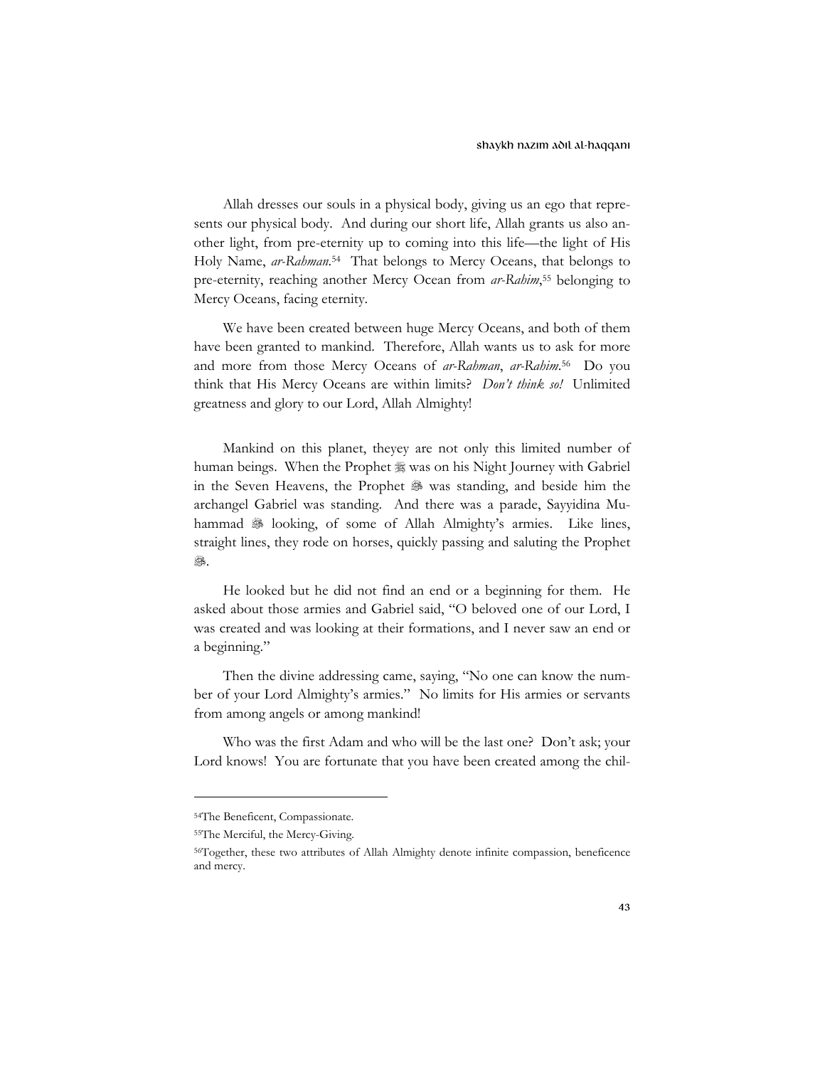Allah dresses our souls in a physical body, giving us an ego that represents our physical body. And during our short life, Allah grants us also another light, from pre-eternity up to coming into this life—the light of His Holy Name, *ar-Rahman*.[54] That belongs to Mercy Oceans, that belongs to pre-eternity, reaching another Mercy Ocean from *ar-Rahim*,[55] belonging to Mercy Oceans, facing eternity.

We have been created between huge Mercy Oceans, and both of them have been granted to mankind. Therefore, Allah wants us to ask for more and more from those Mercy Oceans of *ar-Rahman*, *ar-Rahim*.[56] Do you think that His Mercy Oceans are within limits? *Don't think so!* Unlimited greatness and glory to our Lord, Allah Almighty!

Mankind on this planet, theyey are not only this limited number of human beings. When the Prophet ﷺ was on his Night Journey with Gabriel in the Seven Heavens, the Prophet ﷺ was standing, and beside him the archangel Gabriel was standing. And there was a parade, Sayyidina Muhammad ﷺ looking, of some of Allah Almighty's armies. Like lines, straight lines, they rode on horses, quickly passing and saluting the Prophet ﷺ.

He looked but he did not find an end or a beginning for them. He asked about those armies and Gabriel said, "O beloved one of our Lord, I was created and was looking at their formations, and I never saw an end or a beginning."

Then the divine addressing came, saying, "No one can know the number of your Lord Almighty's armies." No limits for His armies or servants from among angels or among mankind!

Who was the first Adam and who will be the last one? Don't ask; your Lord knows! You are fortunate that you have been created among the chil-

---

[54] The Beneficent, Compassionate.

[55] The Merciful, the Mercy-Giving.

[56] Together, these two attributes of Allah Almighty denote infinite compassion, beneficence and mercy.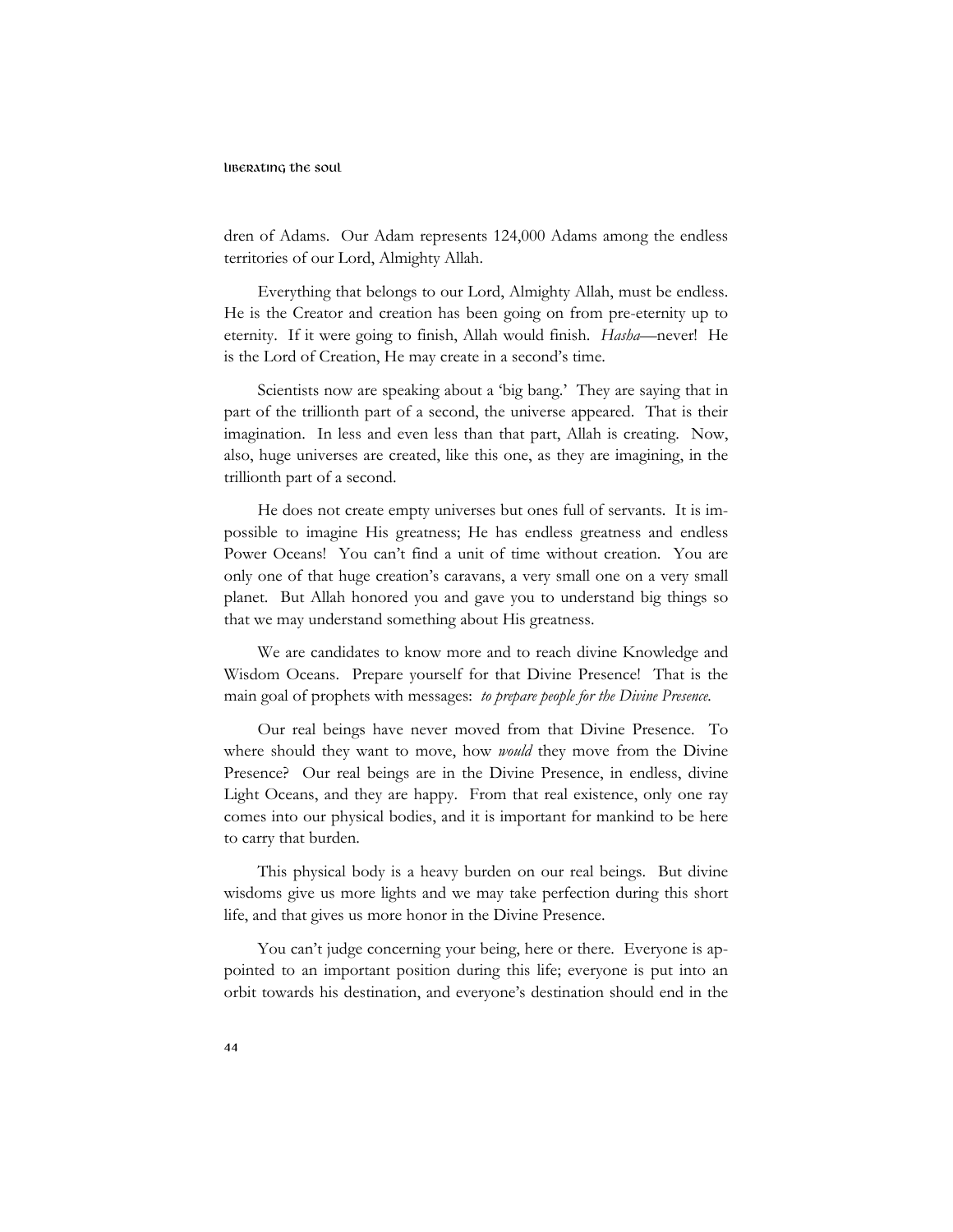dren of Adams. Our Adam represents 124,000 Adams among the endless territories of our Lord, Almighty Allah.

Everything that belongs to our Lord, Almighty Allah, must be endless. He is the Creator and creation has been going on from pre-eternity up to eternity. If it were going to finish, Allah would finish. *Hasha*—never! He is the Lord of Creation, He may create in a second's time.

Scientists now are speaking about a 'big bang.' They are saying that in part of the trillionth part of a second, the universe appeared. That is their imagination. In less and even less than that part, Allah is creating. Now, also, huge universes are created, like this one, as they are imagining, in the trillionth part of a second.

He does not create empty universes but ones full of servants. It is impossible to imagine His greatness; He has endless greatness and endless Power Oceans! You can't find a unit of time without creation. You are only one of that huge creation's caravans, a very small one on a very small planet. But Allah honored you and gave you to understand big things so that we may understand something about His greatness.

We are candidates to know more and to reach divine Knowledge and Wisdom Oceans. Prepare yourself for that Divine Presence! That is the main goal of prophets with messages: *to prepare people for the Divine Presence.*

Our real beings have never moved from that Divine Presence. To where should they want to move, how *would* they move from the Divine Presence? Our real beings are in the Divine Presence, in endless, divine Light Oceans, and they are happy. From that real existence, only one ray comes into our physical bodies, and it is important for mankind to be here to carry that burden.

This physical body is a heavy burden on our real beings. But divine wisdoms give us more lights and we may take perfection during this short life, and that gives us more honor in the Divine Presence.

You can't judge concerning your being, here or there. Everyone is appointed to an important position during this life; everyone is put into an orbit towards his destination, and everyone's destination should end in the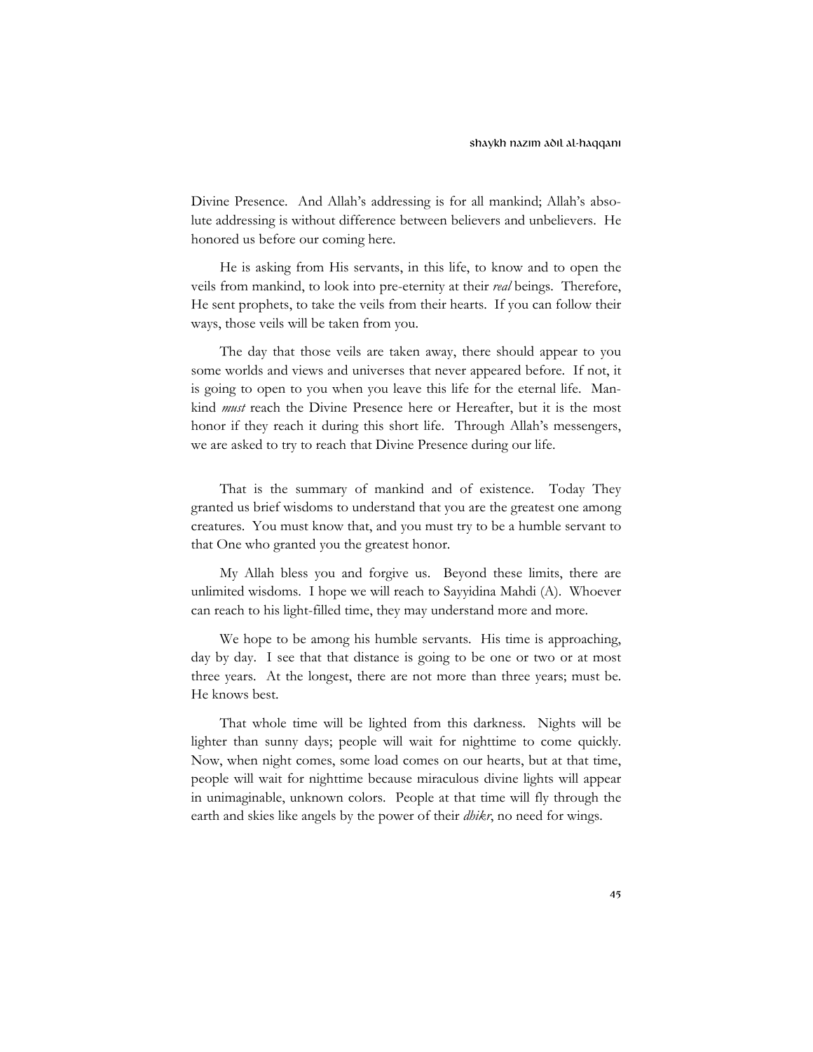Divine Presence. And Allah's addressing is for all mankind; Allah's absolute addressing is without difference between believers and unbelievers. He honored us before our coming here.

He is asking from His servants, in this life, to know and to open the veils from mankind, to look into pre-eternity at their *real* beings. Therefore, He sent prophets, to take the veils from their hearts. If you can follow their ways, those veils will be taken from you.

The day that those veils are taken away, there should appear to you some worlds and views and universes that never appeared before. If not, it is going to open to you when you leave this life for the eternal life. Mankind *must* reach the Divine Presence here or Hereafter, but it is the most honor if they reach it during this short life. Through Allah's messengers, we are asked to try to reach that Divine Presence during our life.

That is the summary of mankind and of existence. Today They granted us brief wisdoms to understand that you are the greatest one among creatures. You must know that, and you must try to be a humble servant to that One who granted you the greatest honor.

My Allah bless you and forgive us. Beyond these limits, there are unlimited wisdoms. I hope we will reach to Sayyidina Mahdi (A). Whoever can reach to his light-filled time, they may understand more and more.

We hope to be among his humble servants. His time is approaching, day by day. I see that that distance is going to be one or two or at most three years. At the longest, there are not more than three years; must be. He knows best.

That whole time will be lighted from this darkness. Nights will be lighter than sunny days; people will wait for nighttime to come quickly. Now, when night comes, some load comes on our hearts, but at that time, people will wait for nighttime because miraculous divine lights will appear in unimaginable, unknown colors. People at that time will fly through the earth and skies like angels by the power of their *dhikr*, no need for wings.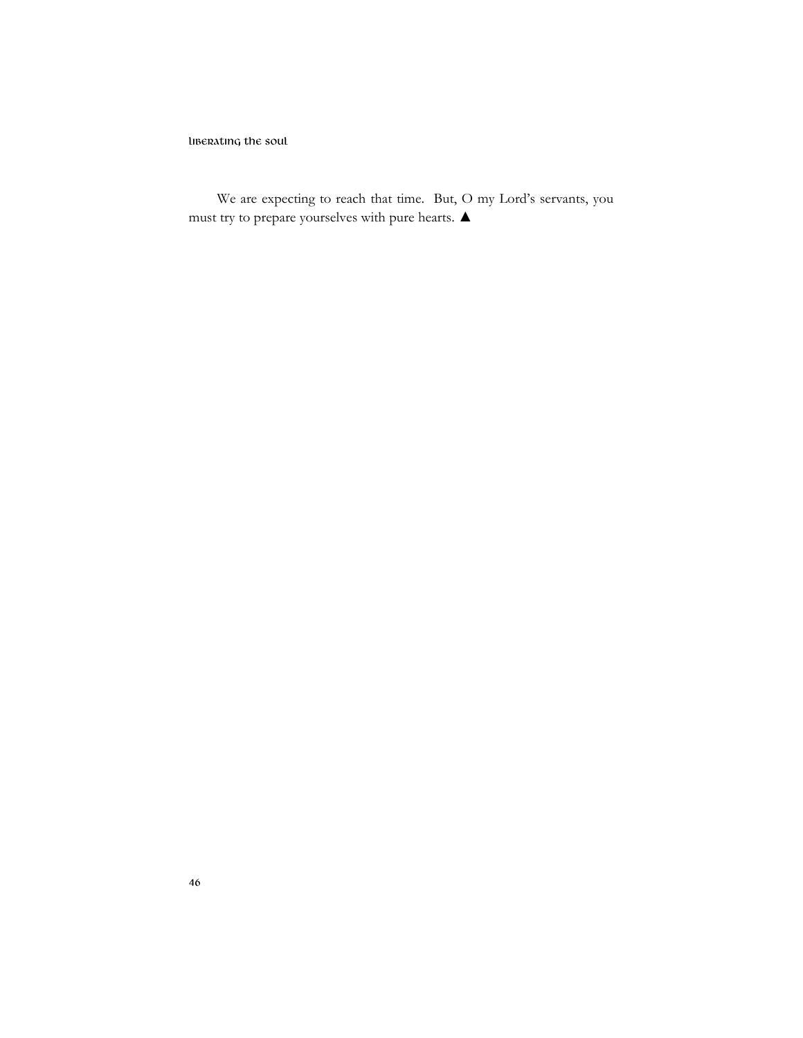We are expecting to reach that time. But, O my Lord's servants, you must try to prepare yourselves with pure hearts. ▲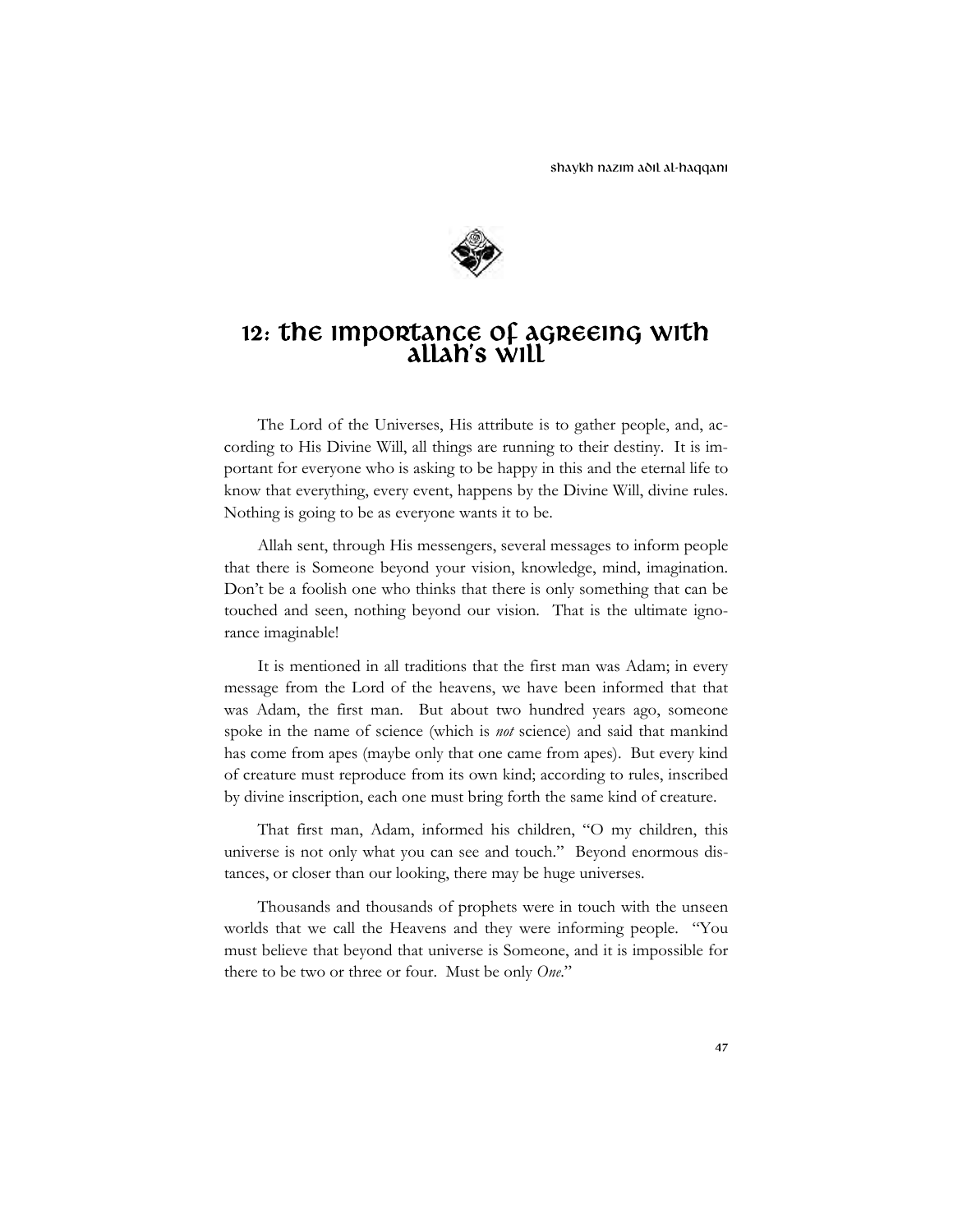## 12: The Importance of Agreeing with Allah's Will

The Lord of the Universes, His attribute is to gather people, and, according to His Divine Will, all things are running to their destiny. It is important for everyone who is asking to be happy in this and the eternal life to know that everything, every event, happens by the Divine Will, divine rules. Nothing is going to be as everyone wants it to be.

Allah sent, through His messengers, several messages to inform people that there is Someone beyond your vision, knowledge, mind, imagination. Don't be a foolish one who thinks that there is only something that can be touched and seen, nothing beyond our vision. That is the ultimate ignorance imaginable!

It is mentioned in all traditions that the first man was Adam; in every message from the Lord of the heavens, we have been informed that that was Adam, the first man. But about two hundred years ago, someone spoke in the name of science (which is *not* science) and said that mankind has come from apes (maybe only that one came from apes). But every kind of creature must reproduce from its own kind; according to rules, inscribed by divine inscription, each one must bring forth the same kind of creature.

That first man, Adam, informed his children, "O my children, this universe is not only what you can see and touch." Beyond enormous distances, or closer than our looking, there may be huge universes.

Thousands and thousands of prophets were in touch with the unseen worlds that we call the Heavens and they were informing people. "You must believe that beyond that universe is Someone, and it is impossible for there to be two or three or four. Must be only *One*."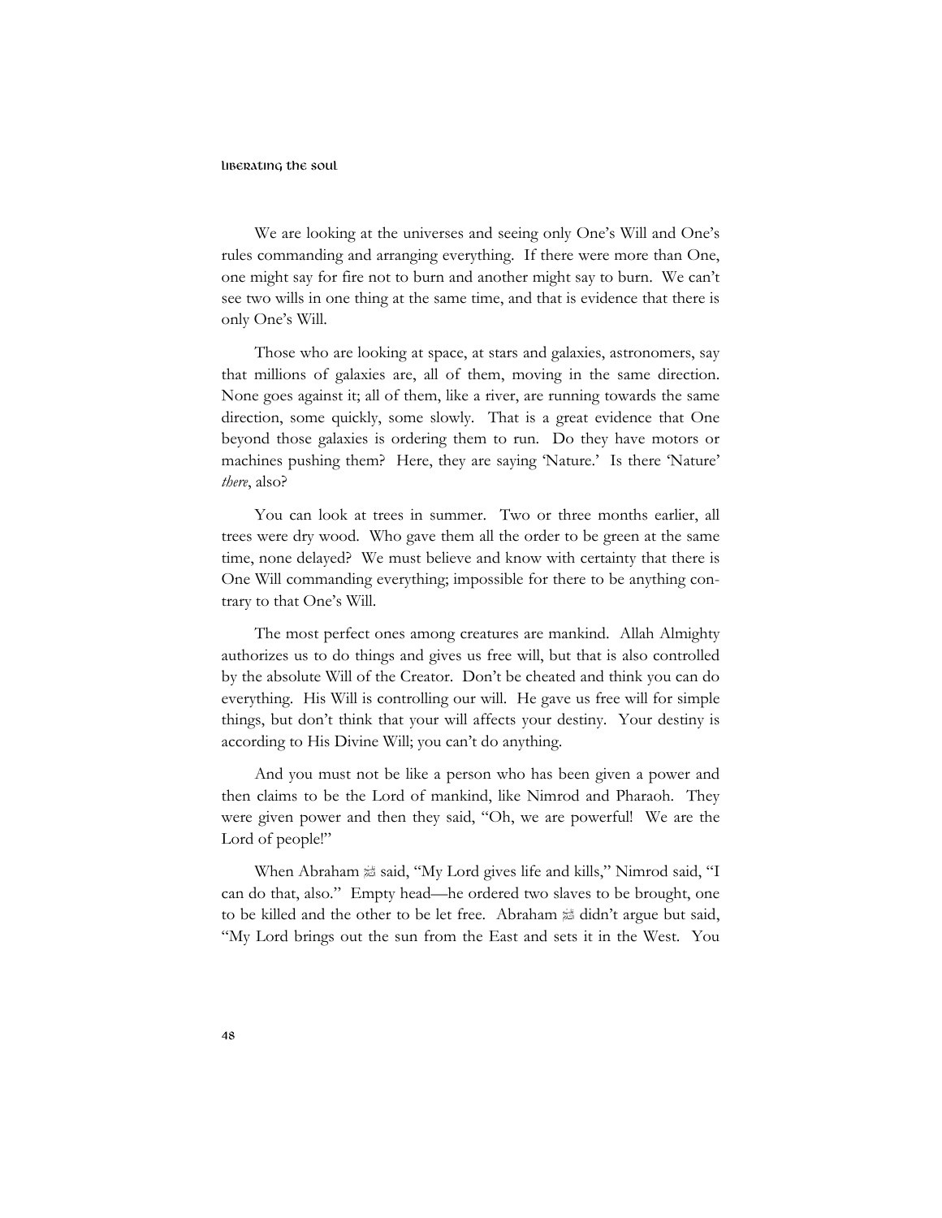We are looking at the universes and seeing only One's Will and One's rules commanding and arranging everything. If there were more than One, one might say for fire not to burn and another might say to burn. We can't see two wills in one thing at the same time, and that is evidence that there is only One's Will.

Those who are looking at space, at stars and galaxies, astronomers, say that millions of galaxies are, all of them, moving in the same direction. None goes against it; all of them, like a river, are running towards the same direction, some quickly, some slowly. That is a great evidence that One beyond those galaxies is ordering them to run. Do they have motors or machines pushing them? Here, they are saying 'Nature.' Is there 'Nature' *there*, also?

You can look at trees in summer. Two or three months earlier, all trees were dry wood. Who gave them all the order to be green at the same time, none delayed? We must believe and know with certainty that there is One Will commanding everything; impossible for there to be anything contrary to that One's Will.

The most perfect ones among creatures are mankind. Allah Almighty authorizes us to do things and gives us free will, but that is also controlled by the absolute Will of the Creator. Don't be cheated and think you can do everything. His Will is controlling our will. He gave us free will for simple things, but don't think that your will affects your destiny. Your destiny is according to His Divine Will; you can't do anything.

And you must not be like a person who has been given a power and then claims to be the Lord of mankind, like Nimrod and Pharaoh. They were given power and then they said, "Oh, we are powerful! We are the Lord of people!"

When Abraham ﷺ said, "My Lord gives life and kills," Nimrod said, "I can do that, also." Empty head—he ordered two slaves to be brought, one to be killed and the other to be let free. Abraham ﷺ didn't argue but said, "My Lord brings out the sun from the East and sets it in the West. You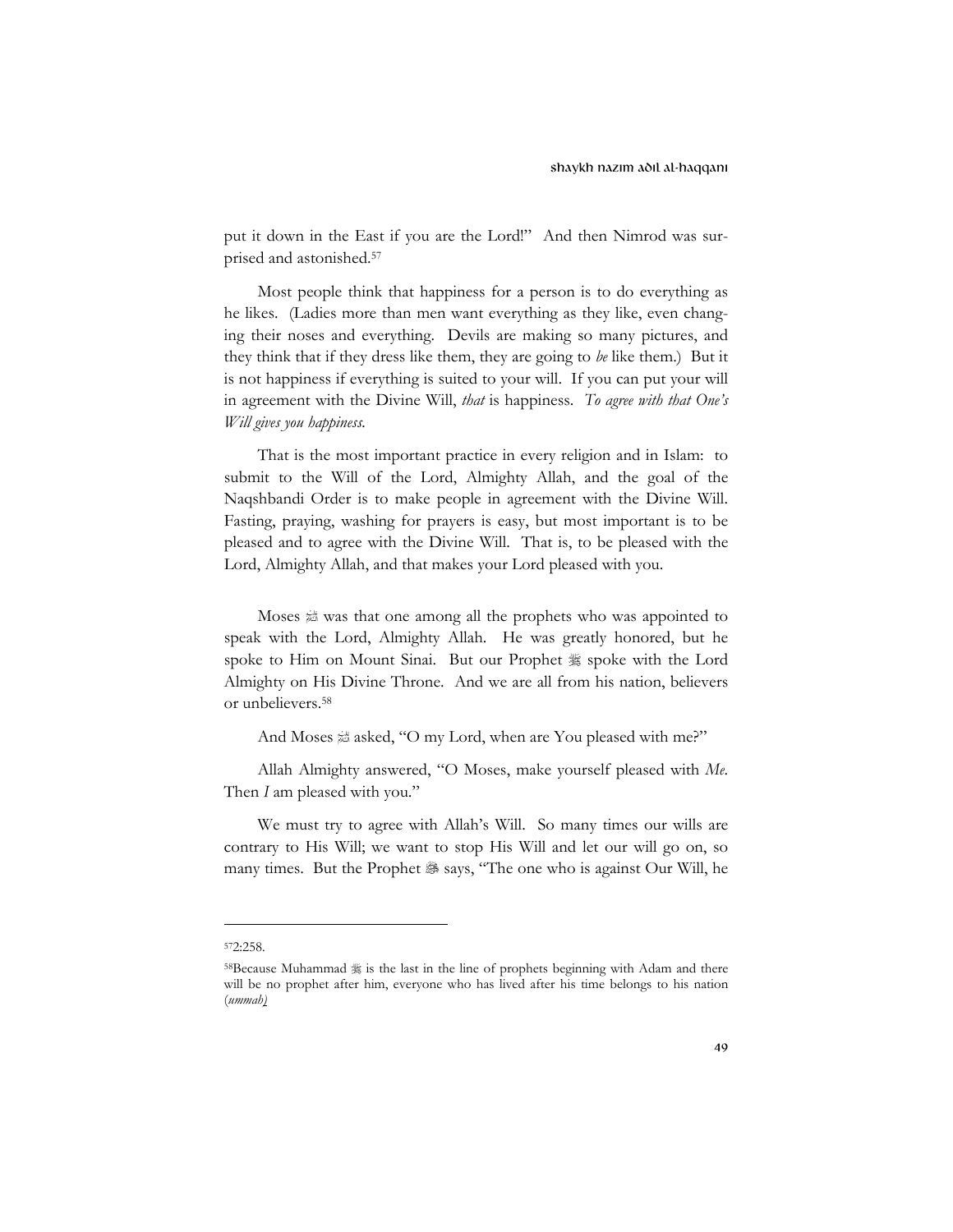put it down in the East if you are the Lord!" And then Nimrod was surprised and astonished.[57]

Most people think that happiness for a person is to do everything as he likes. (Ladies more than men want everything as they like, even changing their noses and everything. Devils are making so many pictures, and they think that if they dress like them, they are going to *be* like them.) But it is not happiness if everything is suited to your will. If you can put your will in agreement with the Divine Will, *that* is happiness. *To agree with that One's Will gives you happiness.*

That is the most important practice in every religion and in Islam: to submit to the Will of the Lord, Almighty Allah, and the goal of the Naqshbandi Order is to make people in agreement with the Divine Will. Fasting, praying, washing for prayers is easy, but most important is to be pleased and to agree with the Divine Will. That is, to be pleased with the Lord, Almighty Allah, and that makes your Lord pleased with you.

Moses ﷵ was that one among all the prophets who was appointed to speak with the Lord, Almighty Allah. He was greatly honored, but he spoke to Him on Mount Sinai. But our Prophet ﷺ spoke with the Lord Almighty on His Divine Throne. And we are all from his nation, believers or unbelievers.[58]

And Moses ﷵ asked, "O my Lord, when are You pleased with me?"

Allah Almighty answered, "O Moses, make yourself pleased with *Me*. Then *I* am pleased with you."

We must try to agree with Allah's Will. So many times our wills are contrary to His Will; we want to stop His Will and let our will go on, so many times. But the Prophet ﷺ says, "The one who is against Our Will, he

---

[57] 2:258.

[58] Because Muhammad ﷺ is the last in the line of prophets beginning with Adam and there will be no prophet after him, everyone who has lived after his time belongs to his nation (*ummah*)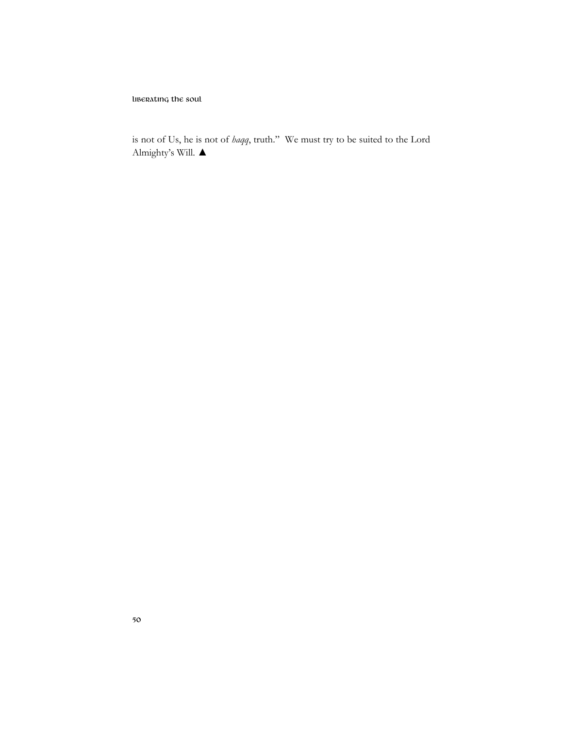is not of Us, he is not of *haqq*, truth." We must try to be suited to the Lord Almighty's Will. ▲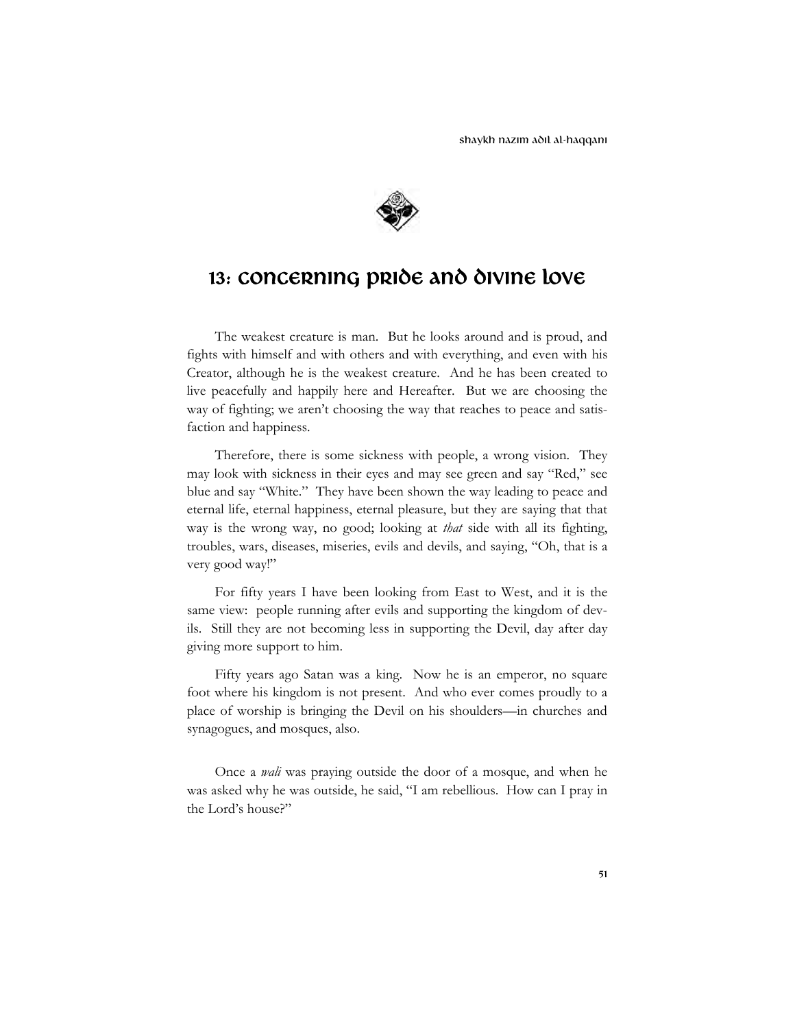# 13: Concerning Pride and Divine Love

The weakest creature is man. But he looks around and is proud, and fights with himself and with others and with everything, and even with his Creator, although he is the weakest creature. And he has been created to live peacefully and happily here and Hereafter. But we are choosing the way of fighting; we aren't choosing the way that reaches to peace and satisfaction and happiness.

Therefore, there is some sickness with people, a wrong vision. They may look with sickness in their eyes and may see green and say "Red," see blue and say "White." They have been shown the way leading to peace and eternal life, eternal happiness, eternal pleasure, but they are saying that that way is the wrong way, no good; looking at *that* side with all its fighting, troubles, wars, diseases, miseries, evils and devils, and saying, "Oh, that is a very good way!"

For fifty years I have been looking from East to West, and it is the same view: people running after evils and supporting the kingdom of devils. Still they are not becoming less in supporting the Devil, day after day giving more support to him.

Fifty years ago Satan was a king. Now he is an emperor, no square foot where his kingdom is not present. And who ever comes proudly to a place of worship is bringing the Devil on his shoulders—in churches and synagogues, and mosques, also.

Once a *wali* was praying outside the door of a mosque, and when he was asked why he was outside, he said, "I am rebellious. How can I pray in the Lord's house?"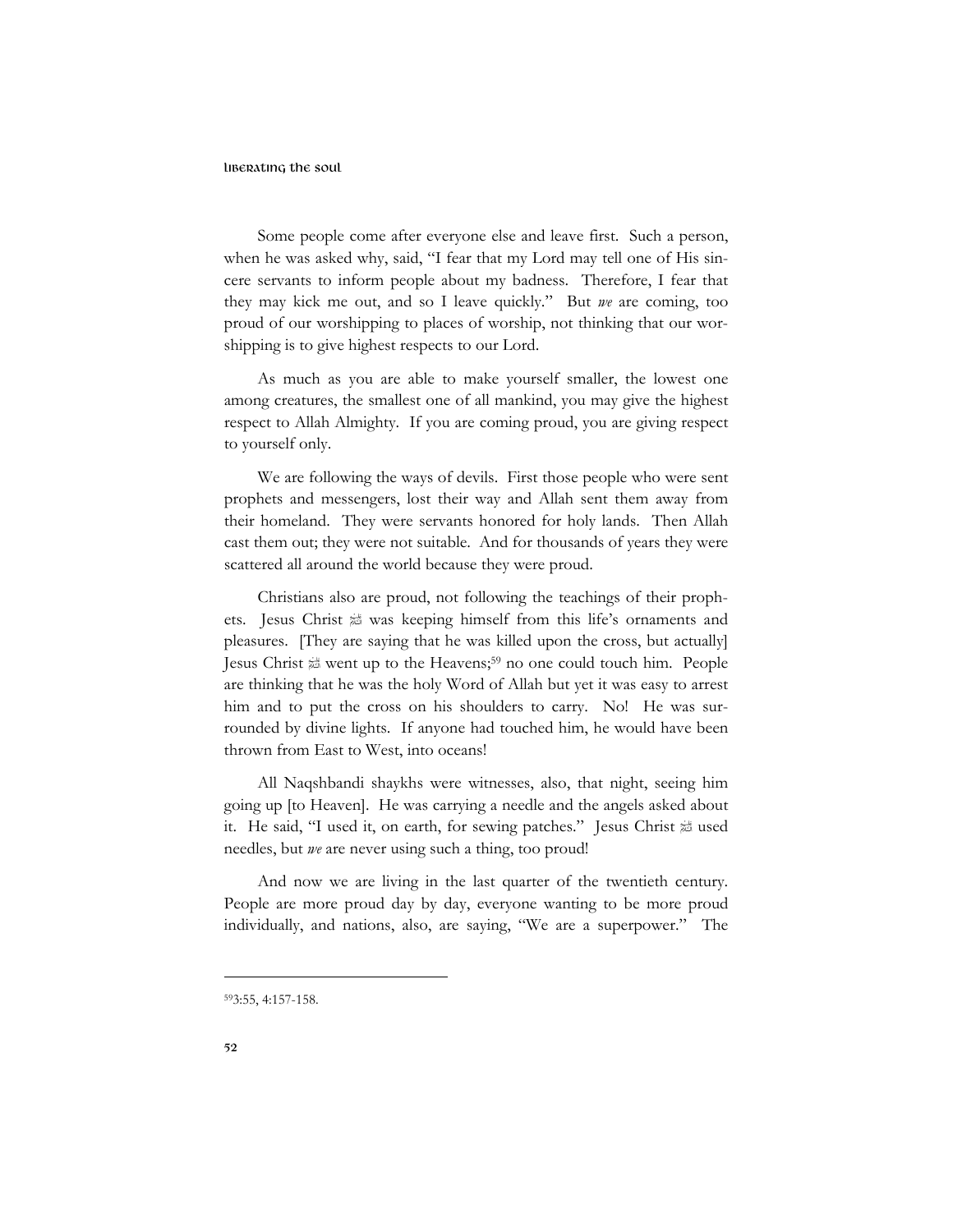Some people come after everyone else and leave first. Such a person, when he was asked why, said, "I fear that my Lord may tell one of His sincere servants to inform people about my badness. Therefore, I fear that they may kick me out, and so I leave quickly." But *we* are coming, too proud of our worshipping to places of worship, not thinking that our worshipping is to give highest respects to our Lord.

As much as you are able to make yourself smaller, the lowest one among creatures, the smallest one of all mankind, you may give the highest respect to Allah Almighty. If you are coming proud, you are giving respect to yourself only.

We are following the ways of devils. First those people who were sent prophets and messengers, lost their way and Allah sent them away from their homeland. They were servants honored for holy lands. Then Allah cast them out; they were not suitable. And for thousands of years they were scattered all around the world because they were proud.

Christians also are proud, not following the teachings of their prophets. Jesus Christ ﷺ was keeping himself from this life's ornaments and pleasures. [They are saying that he was killed upon the cross, but actually] Jesus Christ ﷺ went up to the Heavens;[59] no one could touch him. People are thinking that he was the holy Word of Allah but yet it was easy to arrest him and to put the cross on his shoulders to carry. No! He was surrounded by divine lights. If anyone had touched him, he would have been thrown from East to West, into oceans!

All Naqshbandi shaykhs were witnesses, also, that night, seeing him going up [to Heaven]. He was carrying a needle and the angels asked about it. He said, "I used it, on earth, for sewing patches." Jesus Christ ﷺ used needles, but *we* are never using such a thing, too proud!

And now we are living in the last quarter of the twentieth century. People are more proud day by day, everyone wanting to be more proud individually, and nations, also, are saying, "We are a superpower." The

[59] 3:55, 4:157-158.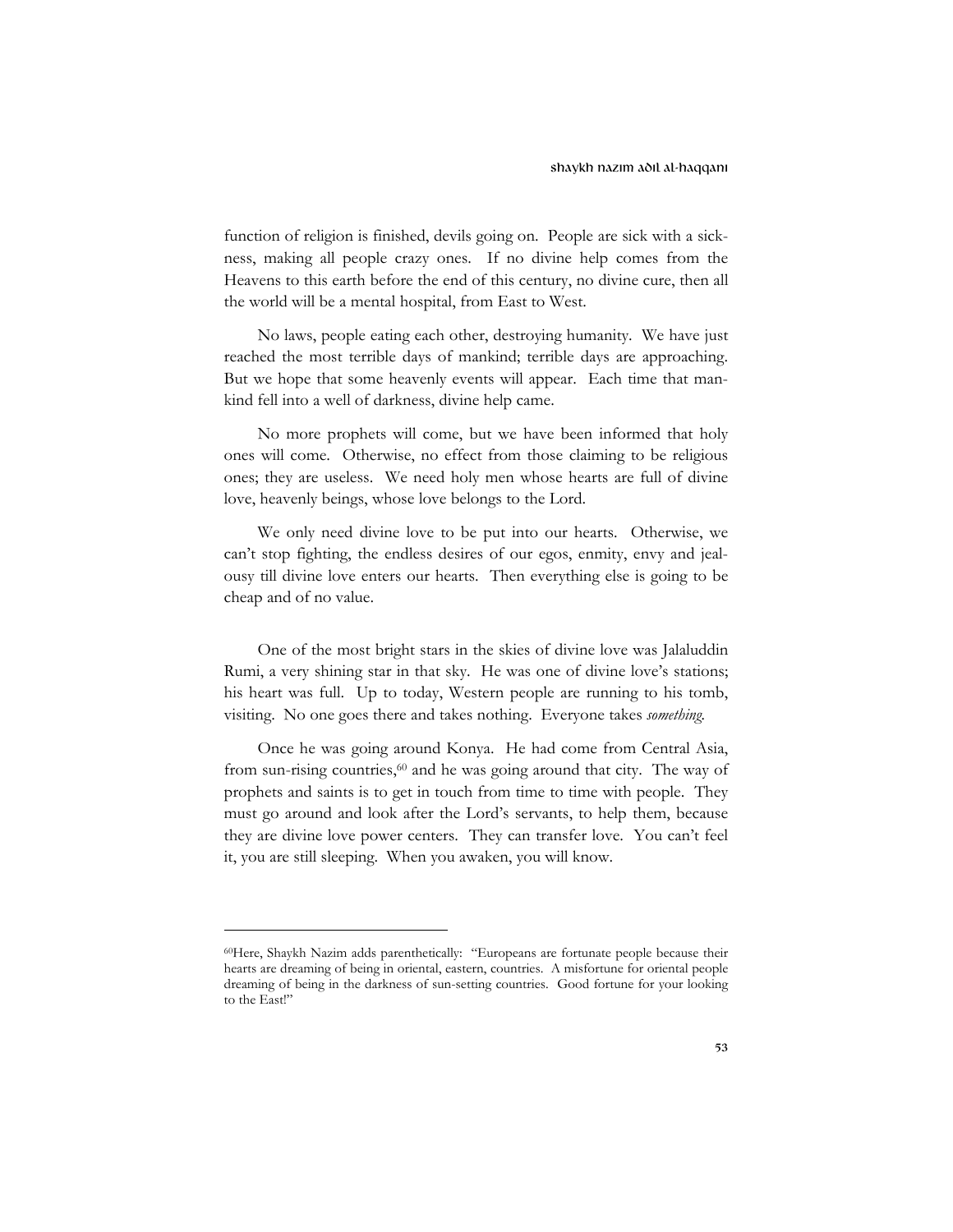function of religion is finished, devils going on. People are sick with a sickness, making all people crazy ones. If no divine help comes from the Heavens to this earth before the end of this century, no divine cure, then all the world will be a mental hospital, from East to West.

No laws, people eating each other, destroying humanity. We have just reached the most terrible days of mankind; terrible days are approaching. But we hope that some heavenly events will appear. Each time that mankind fell into a well of darkness, divine help came.

No more prophets will come, but we have been informed that holy ones will come. Otherwise, no effect from those claiming to be religious ones; they are useless. We need holy men whose hearts are full of divine love, heavenly beings, whose love belongs to the Lord.

We only need divine love to be put into our hearts. Otherwise, we can't stop fighting, the endless desires of our egos, enmity, envy and jealousy till divine love enters our hearts. Then everything else is going to be cheap and of no value.

One of the most bright stars in the skies of divine love was Jalaluddin Rumi, a very shining star in that sky. He was one of divine love's stations; his heart was full. Up to today, Western people are running to his tomb, visiting. No one goes there and takes nothing. Everyone takes *something*.

Once he was going around Konya. He had come from Central Asia, from sun-rising countries,[60] and he was going around that city. The way of prophets and saints is to get in touch from time to time with people. They must go around and look after the Lord's servants, to help them, because they are divine love power centers. They can transfer love. You can't feel it, you are still sleeping. When you awaken, you will know.

---

[60]Here, Shaykh Nazim adds parenthetically: "Europeans are fortunate people because their hearts are dreaming of being in oriental, eastern, countries. A misfortune for oriental people dreaming of being in the darkness of sun-setting countries. Good fortune for your looking to the East!"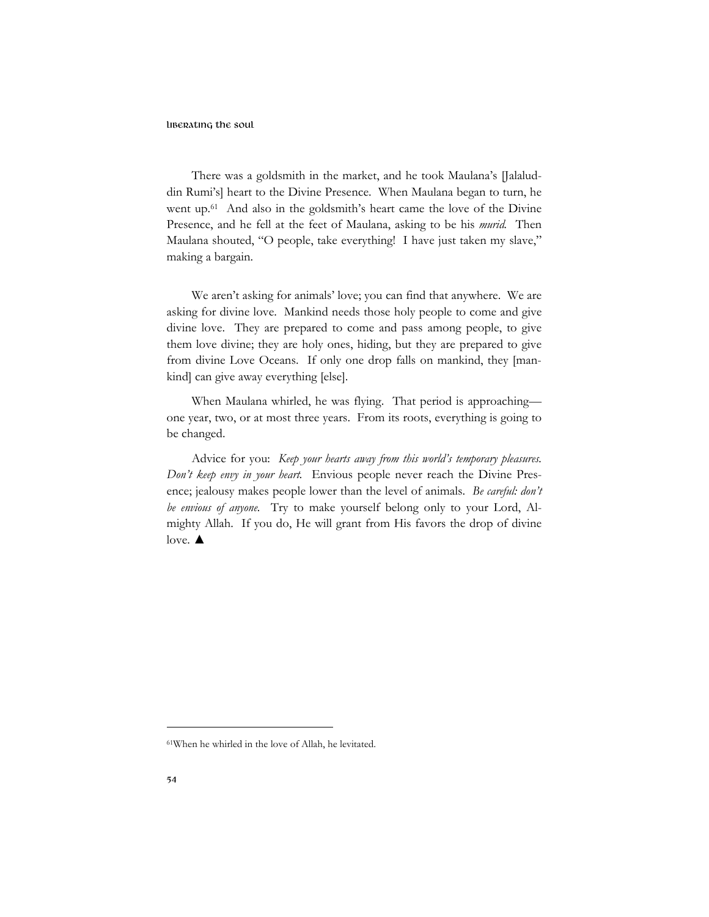There was a goldsmith in the market, and he took Maulana's [Jalaluddin Rumi's] heart to the Divine Presence. When Maulana began to turn, he went up.[61] And also in the goldsmith's heart came the love of the Divine Presence, and he fell at the feet of Maulana, asking to be his *murid.* Then Maulana shouted, "O people, take everything! I have just taken my slave," making a bargain.

We aren't asking for animals' love; you can find that anywhere. We are asking for divine love. Mankind needs those holy people to come and give divine love. They are prepared to come and pass among people, to give them love divine; they are holy ones, hiding, but they are prepared to give from divine Love Oceans. If only one drop falls on mankind, they [mankind] can give away everything [else].

When Maulana whirled, he was flying. That period is approaching—one year, two, or at most three years. From its roots, everything is going to be changed.

Advice for you: *Keep your hearts away from this world's temporary pleasures. Don't keep envy in your heart.* Envious people never reach the Divine Presence; jealousy makes people lower than the level of animals. *Be careful: don't be envious of anyone.* Try to make yourself belong only to your Lord, Almighty Allah. If you do, He will grant from His favors the drop of divine love. ▲

---

[61]When he whirled in the love of Allah, he levitated.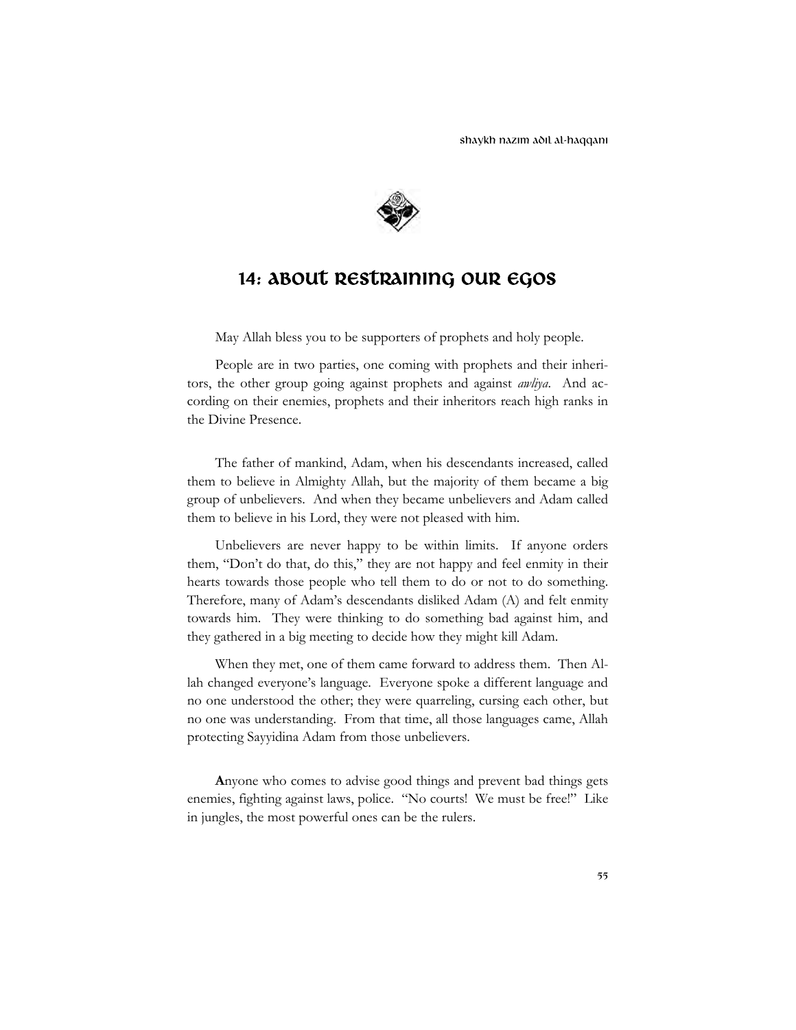## 14: About Restraining Our Egos

May Allah bless you to be supporters of prophets and holy people.

People are in two parties, one coming with prophets and their inheritors, the other group going against prophets and against *awliya*. And according on their enemies, prophets and their inheritors reach high ranks in the Divine Presence.

The father of mankind, Adam, when his descendants increased, called them to believe in Almighty Allah, but the majority of them became a big group of unbelievers. And when they became unbelievers and Adam called them to believe in his Lord, they were not pleased with him.

Unbelievers are never happy to be within limits. If anyone orders them, "Don't do that, do this," they are not happy and feel enmity in their hearts towards those people who tell them to do or not to do something. Therefore, many of Adam's descendants disliked Adam (A) and felt enmity towards him. They were thinking to do something bad against him, and they gathered in a big meeting to decide how they might kill Adam.

When they met, one of them came forward to address them. Then Allah changed everyone's language. Everyone spoke a different language and no one understood the other; they were quarreling, cursing each other, but no one was understanding. From that time, all those languages came, Allah protecting Sayyidina Adam from those unbelievers.

**A**nyone who comes to advise good things and prevent bad things gets enemies, fighting against laws, police. "No courts! We must be free!" Like in jungles, the most powerful ones can be the rulers.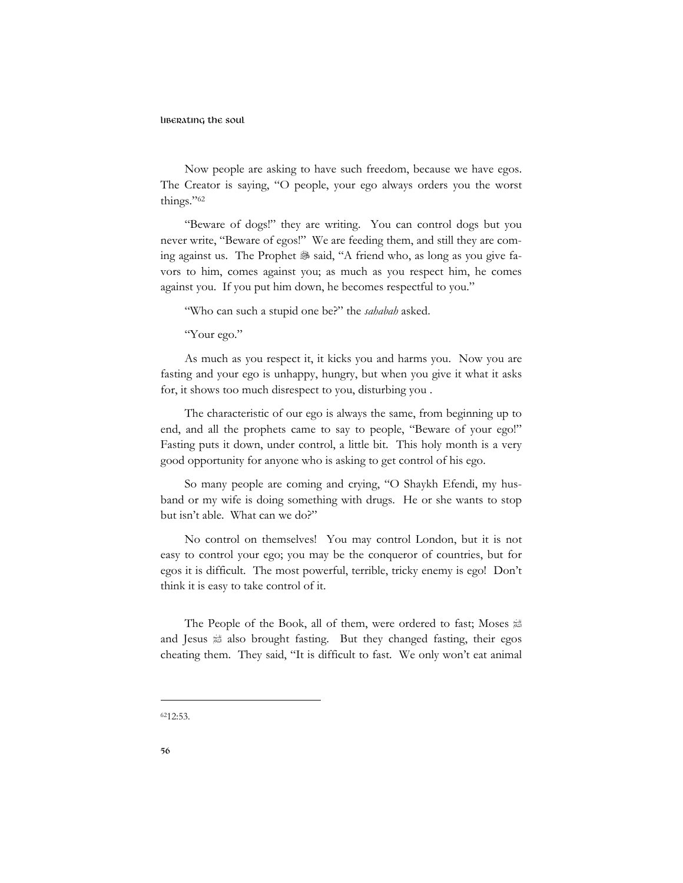Now people are asking to have such freedom, because we have egos. The Creator is saying, "O people, your ego always orders you the worst things."[62]

"Beware of dogs!" they are writing. You can control dogs but you never write, "Beware of egos!" We are feeding them, and still they are coming against us. The Prophet ﷺ said, "A friend who, as long as you give favors to him, comes against you; as much as you respect him, he comes against you. If you put him down, he becomes respectful to you."

"Who can such a stupid one be?" the *sahabah* asked.

"Your ego."

As much as you respect it, it kicks you and harms you. Now you are fasting and your ego is unhappy, hungry, but when you give it what it asks for, it shows too much disrespect to you, disturbing you .

The characteristic of our ego is always the same, from beginning up to end, and all the prophets came to say to people, "Beware of your ego!" Fasting puts it down, under control, a little bit. This holy month is a very good opportunity for anyone who is asking to get control of his ego.

So many people are coming and crying, "O Shaykh Efendi, my husband or my wife is doing something with drugs. He or she wants to stop but isn't able. What can we do?"

No control on themselves! You may control London, but it is not easy to control your ego; you may be the conqueror of countries, but for egos it is difficult. The most powerful, terrible, tricky enemy is ego! Don't think it is easy to take control of it.

The People of the Book, all of them, were ordered to fast; Moses ﷺ and Jesus ﷺ also brought fasting. But they changed fasting, their egos cheating them. They said, "It is difficult to fast. We only won't eat animal

---

[62] 12:53.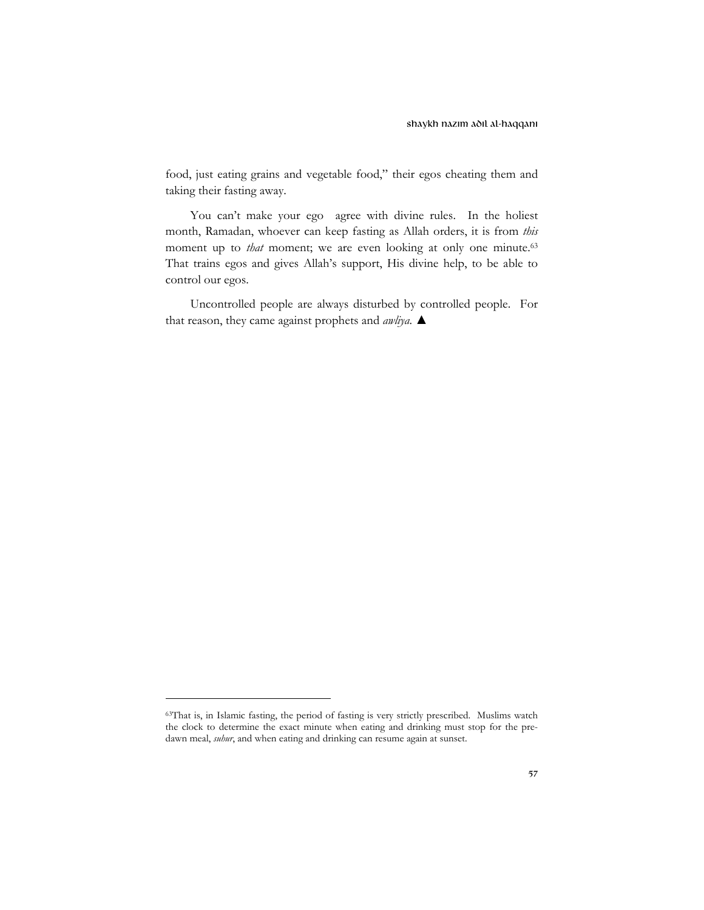food, just eating grains and vegetable food," their egos cheating them and taking their fasting away.

You can't make your ego agree with divine rules. In the holiest month, Ramadan, whoever can keep fasting as Allah orders, it is from *this* moment up to *that* moment; we are even looking at only one minute.[63] That trains egos and gives Allah's support, His divine help, to be able to control our egos.

Uncontrolled people are always disturbed by controlled people. For that reason, they came against prophets and *awliya*. ▲

---

[63]That is, in Islamic fasting, the period of fasting is very strictly prescribed. Muslims watch the clock to determine the exact minute when eating and drinking must stop for the pre-dawn meal, *suhur*, and when eating and drinking can resume again at sunset.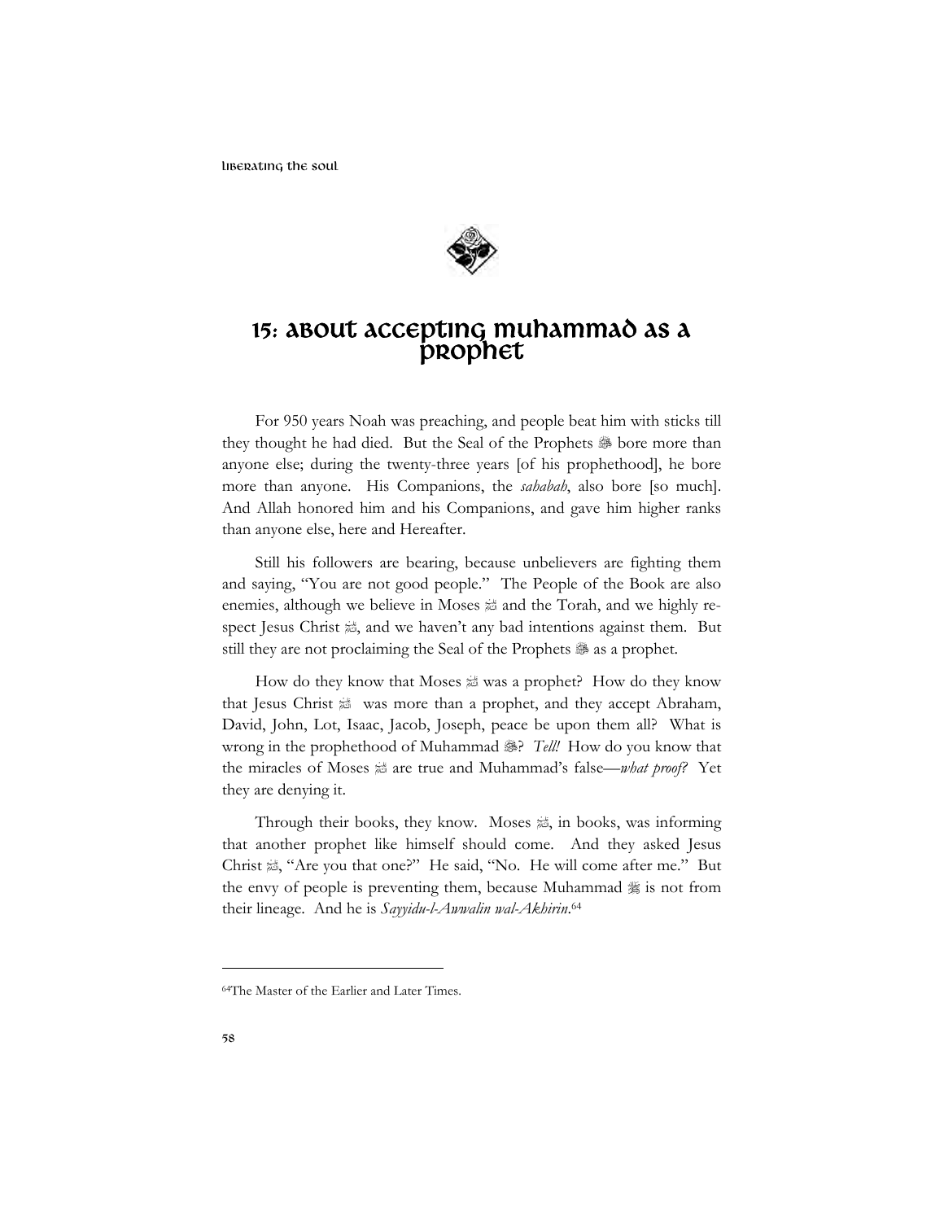# 15: About Accepting Muhammad as a Prophet

For 950 years Noah was preaching, and people beat him with sticks till they thought he had died. But the Seal of the Prophets ﷺ bore more than anyone else; during the twenty-three years [of his prophethood], he bore more than anyone. His Companions, the *sahabah*, also bore [so much]. And Allah honored him and his Companions, and gave him higher ranks than anyone else, here and Hereafter.

Still his followers are bearing, because unbelievers are fighting them and saying, "You are not good people." The People of the Book are also enemies, although we believe in Moses ﷺ and the Torah, and we highly respect Jesus Christ ﷺ, and we haven't any bad intentions against them. But still they are not proclaiming the Seal of the Prophets ﷺ as a prophet.

How do they know that Moses ﷺ was a prophet? How do they know that Jesus Christ ﷺ was more than a prophet, and they accept Abraham, David, John, Lot, Isaac, Jacob, Joseph, peace be upon them all? What is wrong in the prophethood of Muhammad ﷺ? *Tell!* How do you know that the miracles of Moses ﷺ are true and Muhammad's false—*what proof?* Yet they are denying it.

Through their books, they know. Moses ﷺ, in books, was informing that another prophet like himself should come. And they asked Jesus Christ ﷺ, "Are you that one?" He said, "No. He will come after me." But the envy of people is preventing them, because Muhammad ﷺ is not from their lineage. And he is *Sayyidu-l-Awwalin wal-Akhirin*.[64]

---

[64]The Master of the Earlier and Later Times.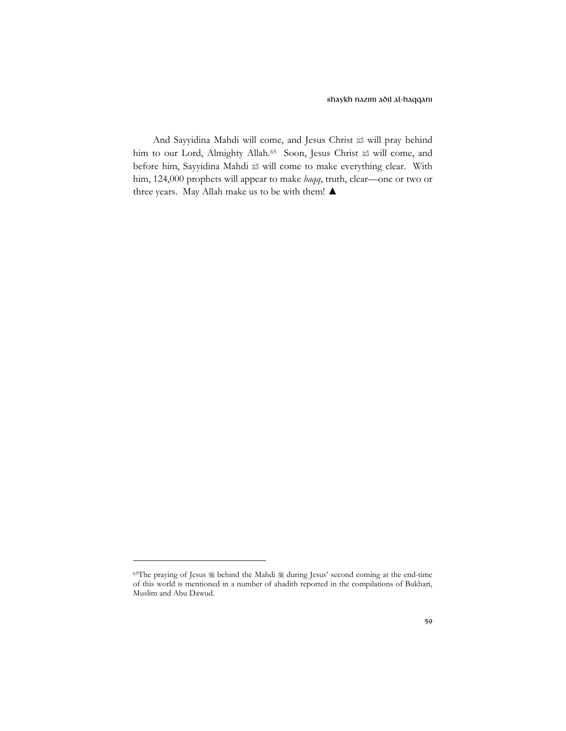And Sayyidina Mahdi will come, and Jesus Christ ﷺ will pray behind him to our Lord, Almighty Allah.[65] Soon, Jesus Christ ﷺ will come, and before him, Sayyidina Mahdi ﷺ will come to make everything clear. With him, 124,000 prophets will appear to make *haqq*, truth, clear—one or two or three years. May Allah make us to be with them! ▲

---

[65]The praying of Jesus ﷺ behind the Mahdi ﷺ during Jesus' second coming at the end-time of this world is mentioned in a number of ahadith reported in the compilations of Bukhari, Muslim and Abu Dawud.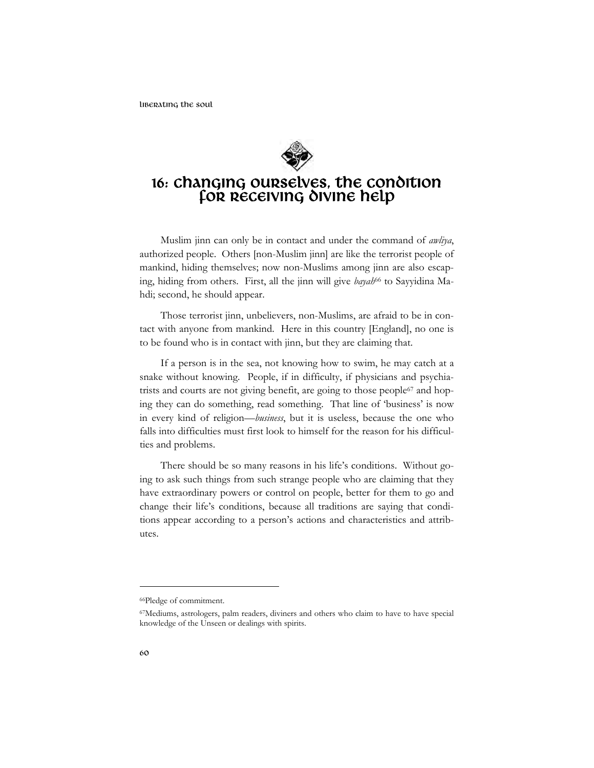# 16: Changing Ourselves, the Condition for Receiving Divine Help

Muslim jinn can only be in contact and under the command of *awliya*, authorized people. Others [non-Muslim jinn] are like the terrorist people of mankind, hiding themselves; now non-Muslims among jinn are also escaping, hiding from others. First, all the jinn will give *bayah*[66] to Sayyidina Mahdi; second, he should appear.

Those terrorist jinn, unbelievers, non-Muslims, are afraid to be in contact with anyone from mankind. Here in this country [England], no one is to be found who is in contact with jinn, but they are claiming that.

If a person is in the sea, not knowing how to swim, he may catch at a snake without knowing. People, if in difficulty, if physicians and psychiatrists and courts are not giving benefit, are going to those people[67] and hoping they can do something, read something. That line of 'business' is now in every kind of religion—*business*, but it is useless, because the one who falls into difficulties must first look to himself for the reason for his difficulties and problems.

There should be so many reasons in his life's conditions. Without going to ask such things from such strange people who are claiming that they have extraordinary powers or control on people, better for them to go and change their life's conditions, because all traditions are saying that conditions appear according to a person's actions and characteristics and attributes.

---

[66]Pledge of commitment.

[67]Mediums, astrologers, palm readers, diviners and others who claim to have to have special knowledge of the Unseen or dealings with spirits.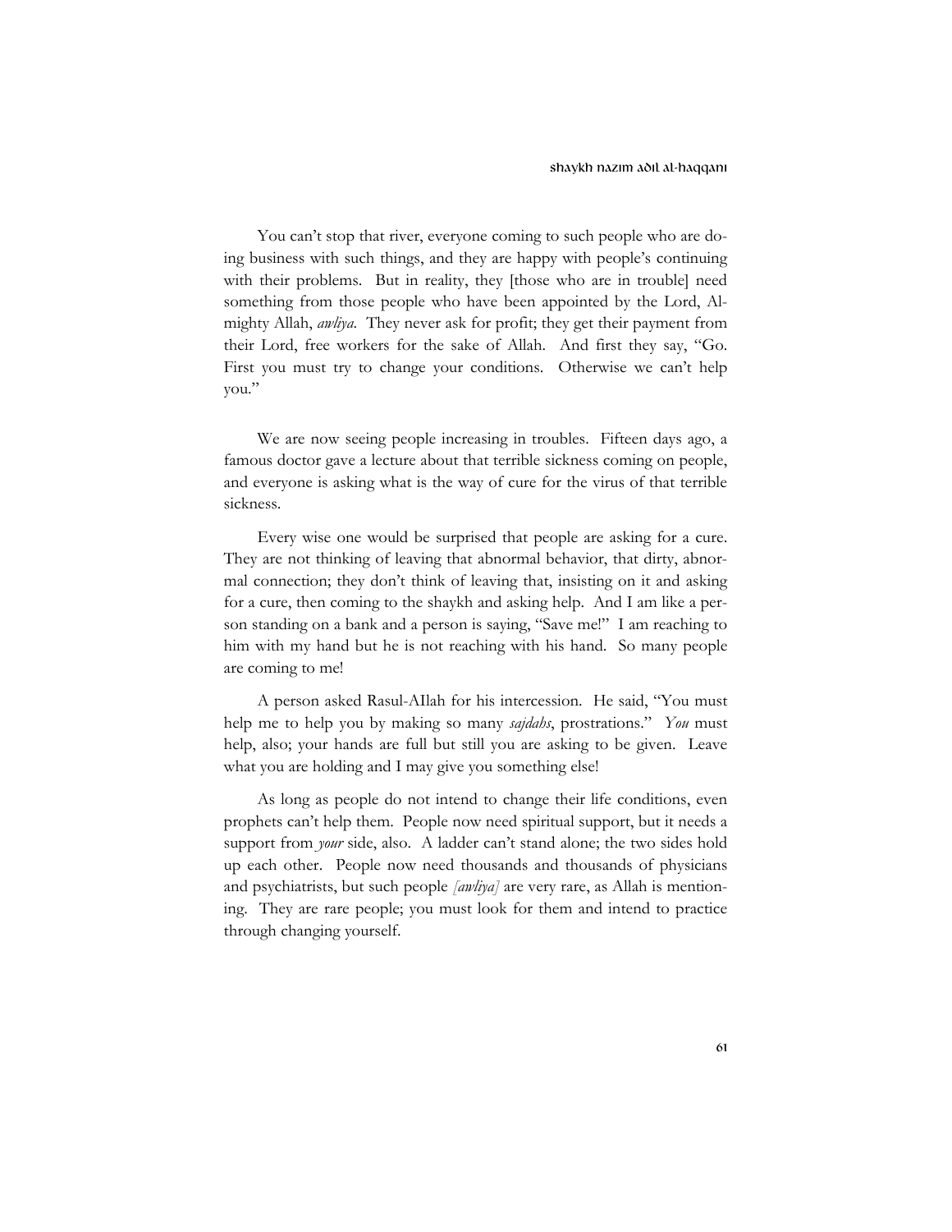You can't stop that river, everyone coming to such people who are doing business with such things, and they are happy with people's continuing with their problems. But in reality, they [those who are in trouble] need something from those people who have been appointed by the Lord, Almighty Allah, *awliya*. They never ask for profit; they get their payment from their Lord, free workers for the sake of Allah. And first they say, "Go. First you must try to change your conditions. Otherwise we can't help you."

We are now seeing people increasing in troubles. Fifteen days ago, a famous doctor gave a lecture about that terrible sickness coming on people, and everyone is asking what is the way of cure for the virus of that terrible sickness.

Every wise one would be surprised that people are asking for a cure. They are not thinking of leaving that abnormal behavior, that dirty, abnormal connection; they don't think of leaving that, insisting on it and asking for a cure, then coming to the shaykh and asking help. And I am like a person standing on a bank and a person is saying, "Save me!" I am reaching to him with my hand but he is not reaching with his hand. So many people are coming to me!

A person asked Rasul-AIlah for his intercession. He said, "You must help me to help you by making so many *sajdahs*, prostrations." *You* must help, also; your hands are full but still you are asking to be given. Leave what you are holding and I may give you something else!

As long as people do not intend to change their life conditions, even prophets can't help them. People now need spiritual support, but it needs a support from *your* side, also. A ladder can't stand alone; the two sides hold up each other. People now need thousands and thousands of physicians and psychiatrists, but such people *[awliya]* are very rare, as Allah is mentioning. They are rare people; you must look for them and intend to practice through changing yourself.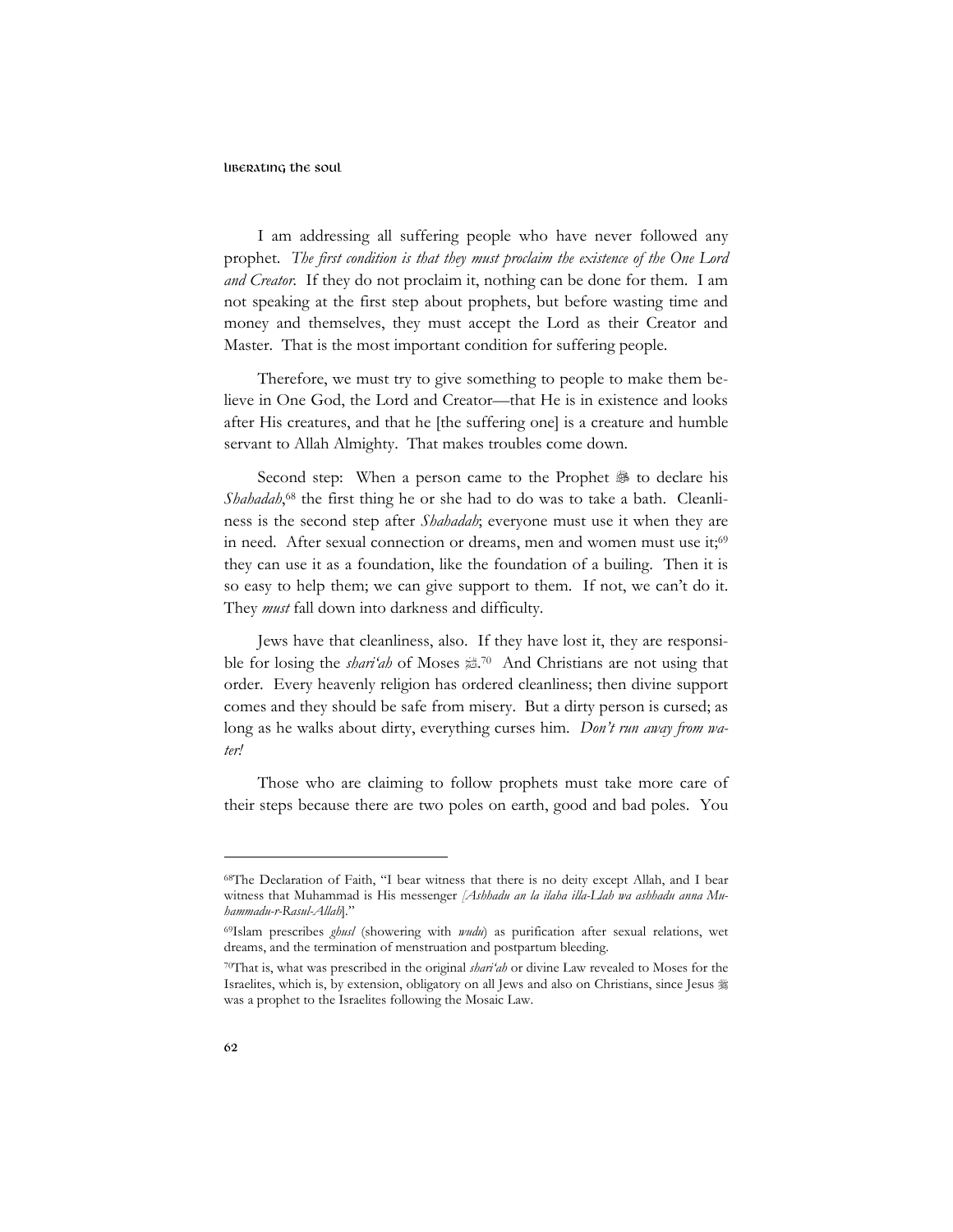I am addressing all suffering people who have never followed any prophet. *The first condition is that they must proclaim the existence of the One Lord and Creator.* If they do not proclaim it, nothing can be done for them. I am not speaking at the first step about prophets, but before wasting time and money and themselves, they must accept the Lord as their Creator and Master. That is the most important condition for suffering people.

Therefore, we must try to give something to people to make them believe in One God, the Lord and Creator—that He is in existence and looks after His creatures, and that he [the suffering one] is a creature and humble servant to Allah Almighty. That makes troubles come down.

Second step: When a person came to the Prophet ﷺ to declare his *Shahadah*,[68] the first thing he or she had to do was to take a bath. Cleanliness is the second step after *Shahadah*; everyone must use it when they are in need. After sexual connection or dreams, men and women must use it;[69] they can use it as a foundation, like the foundation of a builing. Then it is so easy to help them; we can give support to them. If not, we can't do it. They *must* fall down into darkness and difficulty.

Jews have that cleanliness, also. If they have lost it, they are responsible for losing the *shari'ah* of Moses ﷺ.[70] And Christians are not using that order. Every heavenly religion has ordered cleanliness; then divine support comes and they should be safe from misery. But a dirty person is cursed; as long as he walks about dirty, everything curses him. *Don't run away from water!*

Those who are claiming to follow prophets must take more care of their steps because there are two poles on earth, good and bad poles. You

---

[68]The Declaration of Faith, "I bear witness that there is no deity except Allah, and I bear witness that Muhammad is His messenger [*Ashhadu an la ilaha illa-Llah wa ashhadu anna Muhammadu-r-Rasul-Allah*]."

[69]Islam prescribes *ghusl* (showering with *wudu*) as purification after sexual relations, wet dreams, and the termination of menstruation and postpartum bleeding.

[70]That is, what was prescribed in the original *shari'ah* or divine Law revealed to Moses for the Israelites, which is, by extension, obligatory on all Jews and also on Christians, since Jesus ﷺ was a prophet to the Israelites following the Mosaic Law.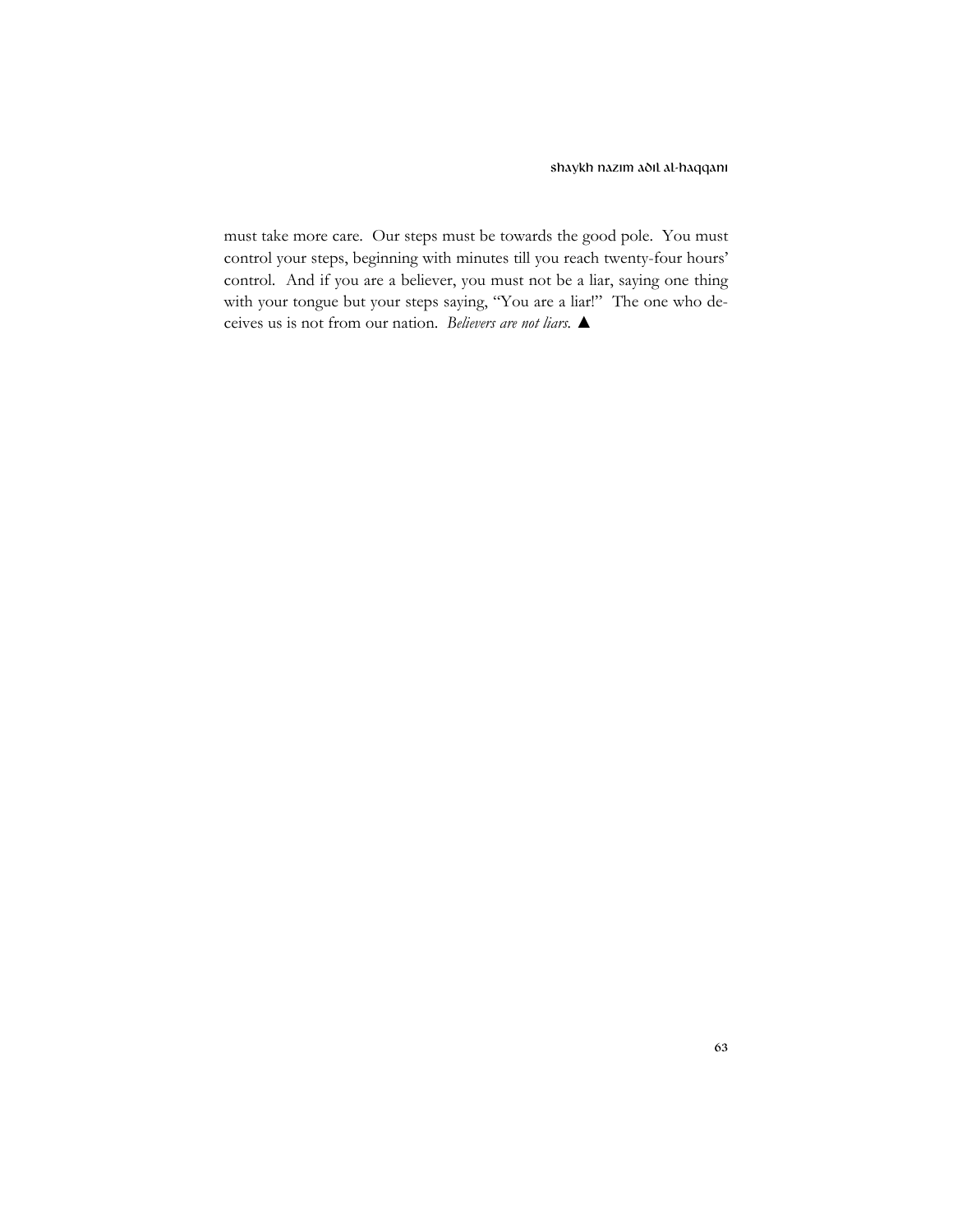must take more care. Our steps must be towards the good pole. You must control your steps, beginning with minutes till you reach twenty-four hours' control. And if you are a believer, you must not be a liar, saying one thing with your tongue but your steps saying, "You are a liar!" The one who deceives us is not from our nation. *Believers are not liars.* ▲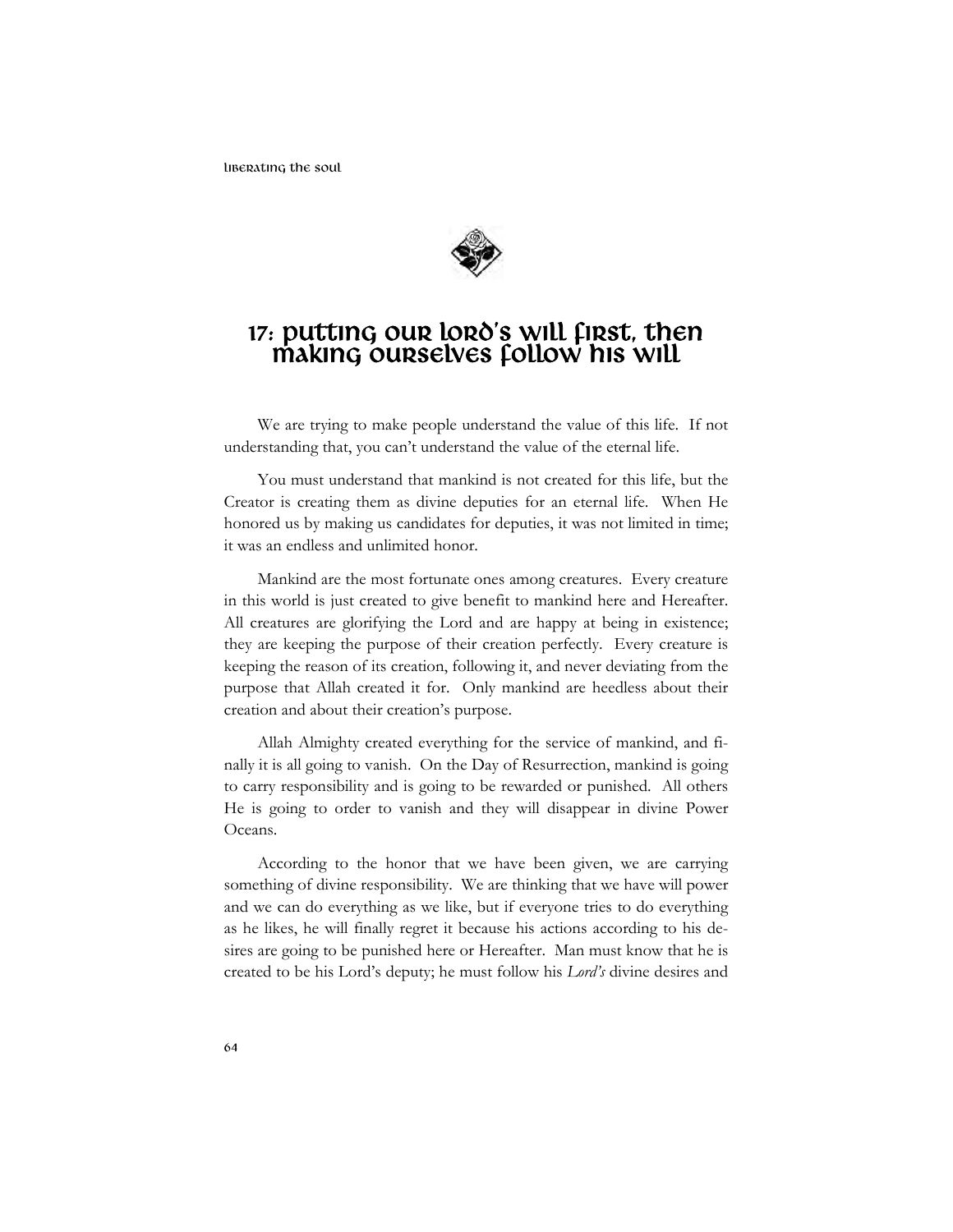# 17: Putting Our Lord's Will First, Then Making Ourselves Follow His Will

We are trying to make people understand the value of this life. If not understanding that, you can't understand the value of the eternal life.

You must understand that mankind is not created for this life, but the Creator is creating them as divine deputies for an eternal life. When He honored us by making us candidates for deputies, it was not limited in time; it was an endless and unlimited honor.

Mankind are the most fortunate ones among creatures. Every creature in this world is just created to give benefit to mankind here and Hereafter. All creatures are glorifying the Lord and are happy at being in existence; they are keeping the purpose of their creation perfectly. Every creature is keeping the reason of its creation, following it, and never deviating from the purpose that Allah created it for. Only mankind are heedless about their creation and about their creation's purpose.

Allah Almighty created everything for the service of mankind, and finally it is all going to vanish. On the Day of Resurrection, mankind is going to carry responsibility and is going to be rewarded or punished. All others He is going to order to vanish and they will disappear in divine Power Oceans.

According to the honor that we have been given, we are carrying something of divine responsibility. We are thinking that we have will power and we can do everything as we like, but if everyone tries to do everything as he likes, he will finally regret it because his actions according to his desires are going to be punished here or Hereafter. Man must know that he is created to be his Lord's deputy; he must follow his *Lord's* divine desires and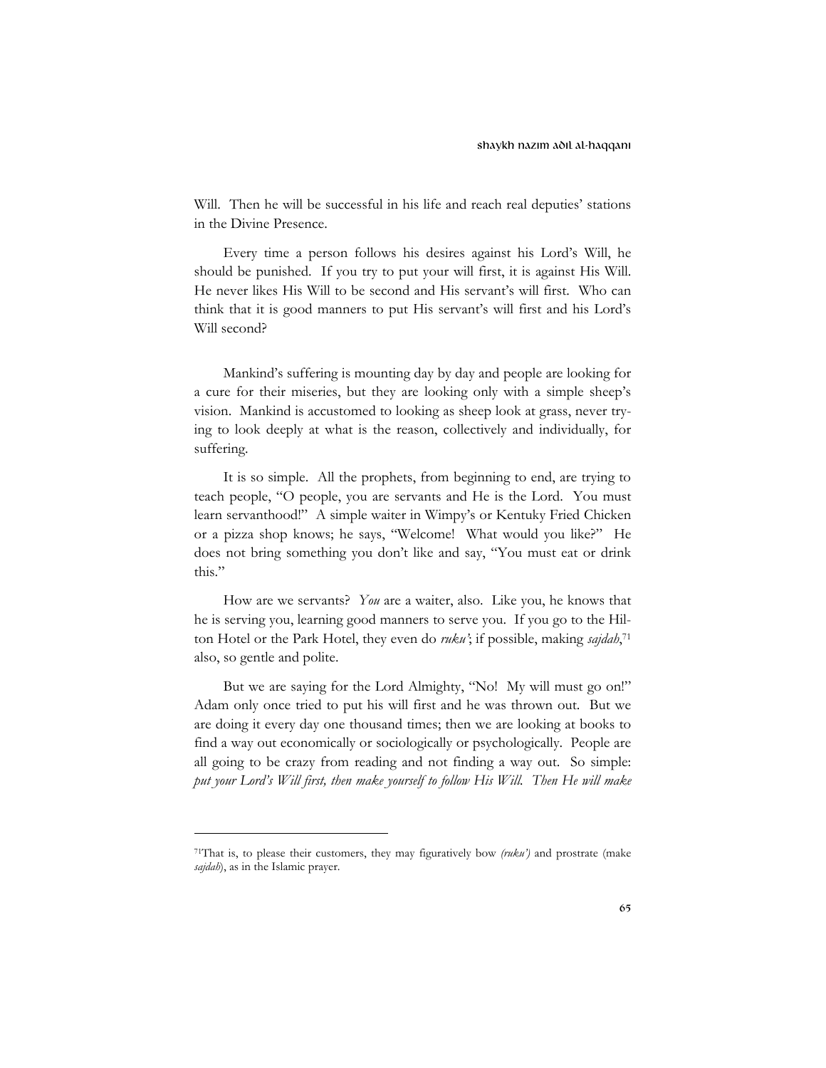Will. Then he will be successful in his life and reach real deputies' stations in the Divine Presence.

Every time a person follows his desires against his Lord's Will, he should be punished. If you try to put your will first, it is against His Will. He never likes His Will to be second and His servant's will first. Who can think that it is good manners to put His servant's will first and his Lord's Will second?

Mankind's suffering is mounting day by day and people are looking for a cure for their miseries, but they are looking only with a simple sheep's vision. Mankind is accustomed to looking as sheep look at grass, never trying to look deeply at what is the reason, collectively and individually, for suffering.

It is so simple. All the prophets, from beginning to end, are trying to teach people, "O people, you are servants and He is the Lord. You must learn servanthood!" A simple waiter in Wimpy's or Kentuky Fried Chicken or a pizza shop knows; he says, "Welcome! What would you like?" He does not bring something you don't like and say, "You must eat or drink this."

How are we servants? *You* are a waiter, also. Like you, he knows that he is serving you, learning good manners to serve you. If you go to the Hilton Hotel or the Park Hotel, they even do *ruku'*; if possible, making *sajdah*,[71] also, so gentle and polite.

But we are saying for the Lord Almighty, "No! My will must go on!" Adam only once tried to put his will first and he was thrown out. But we are doing it every day one thousand times; then we are looking at books to find a way out economically or sociologically or psychologically. People are all going to be crazy from reading and not finding a way out. So simple: *put your Lord's Will first, then make yourself to follow His Will. Then He will make*

---

[71]That is, to please their customers, they may figuratively bow *(ruku')* and prostrate (make *sajdah*), as in the Islamic prayer.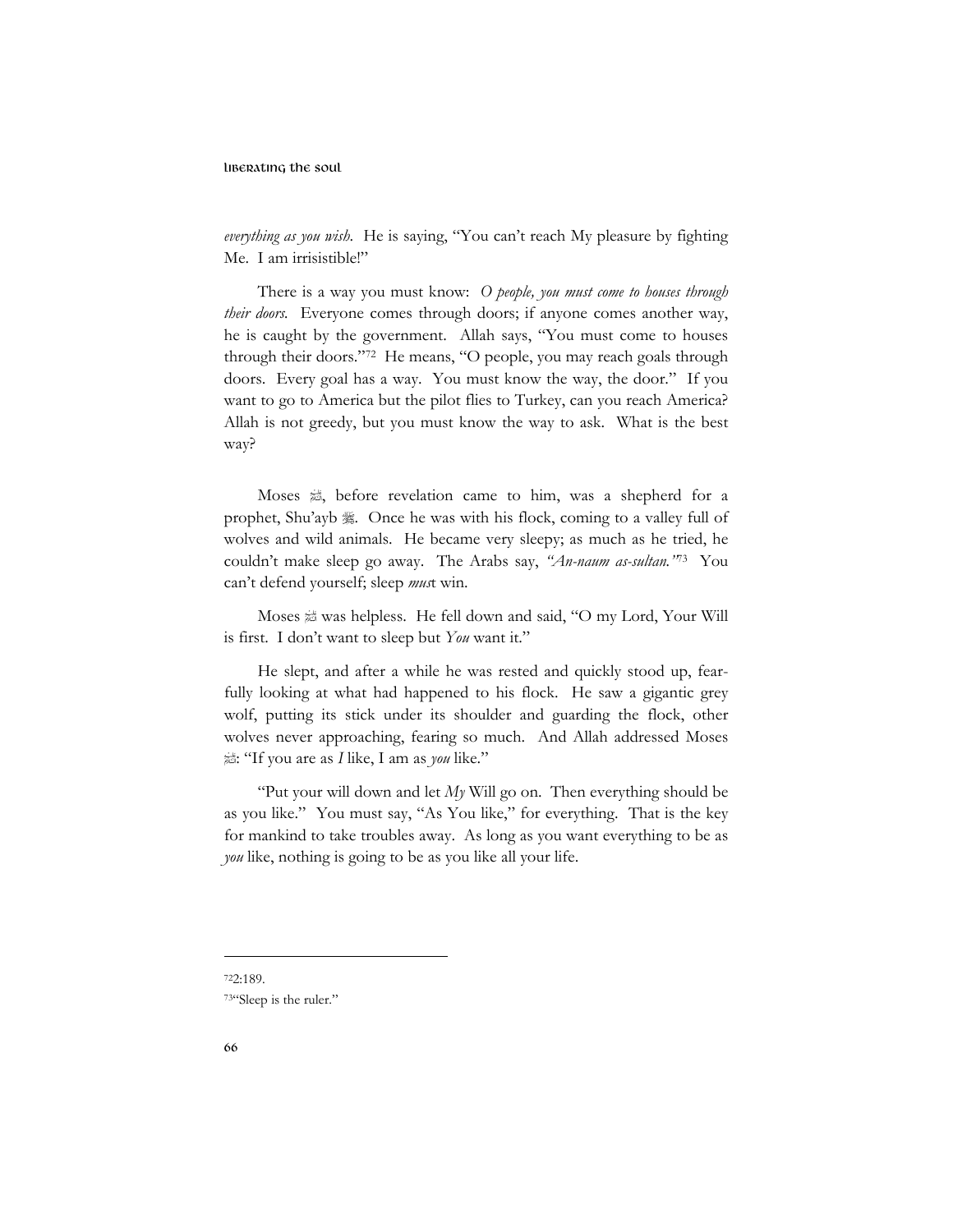*everything as you wish*. He is saying, "You can't reach My pleasure by fighting Me. I am irrisistible!"

There is a way you must know: *O people, you must come to houses through their doors.* Everyone comes through doors; if anyone comes another way, he is caught by the government. Allah says, "You must come to houses through their doors."[72] He means, "O people, you may reach goals through doors. Every goal has a way. You must know the way, the door." If you want to go to America but the pilot flies to Turkey, can you reach America? Allah is not greedy, but you must know the way to ask. What is the best way?

Moses ﷺ, before revelation came to him, was a shepherd for a prophet, Shu'ayb ﷺ. Once he was with his flock, coming to a valley full of wolves and wild animals. He became very sleepy; as much as he tried, he couldn't make sleep go away. The Arabs say, *"An-naum as-sultan."*[73] You can't defend yourself; sleep *mus*t win.

Moses ﷺ was helpless. He fell down and said, "O my Lord, Your Will is first. I don't want to sleep but *You* want it."

He slept, and after a while he was rested and quickly stood up, fearfully looking at what had happened to his flock. He saw a gigantic grey wolf, putting its stick under its shoulder and guarding the flock, other wolves never approaching, fearing so much. And Allah addressed Moses ﷺ: "If you are as *I* like, I am as *you* like."

"Put your will down and let *My* Will go on. Then everything should be as you like." You must say, "As You like," for everything. That is the key for mankind to take troubles away. As long as you want everything to be as *you* like, nothing is going to be as you like all your life.

---

[72] 2:189.

[73] "Sleep is the ruler."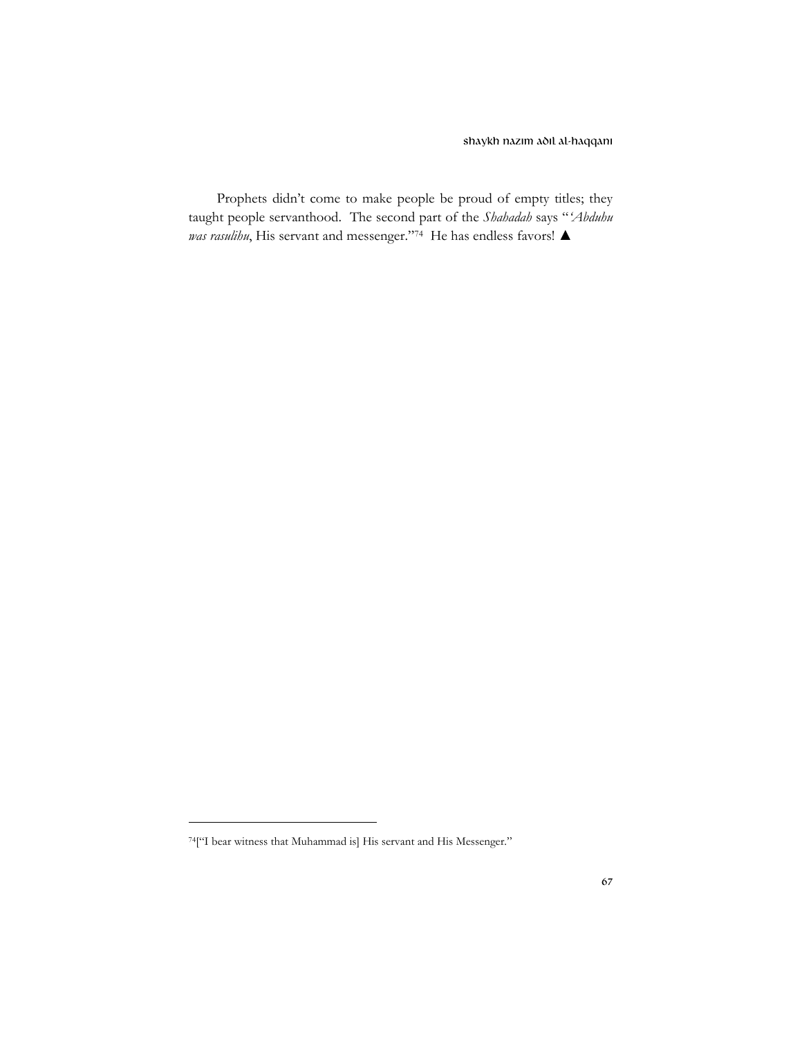Prophets didn't come to make people be proud of empty titles; they taught people servanthood. The second part of the *Shahadah* says "*'Abduhu was rasulihu*, His servant and messenger."[74] He has endless favors! ▲

[74]["I bear witness that Muhammad is] His servant and His Messenger."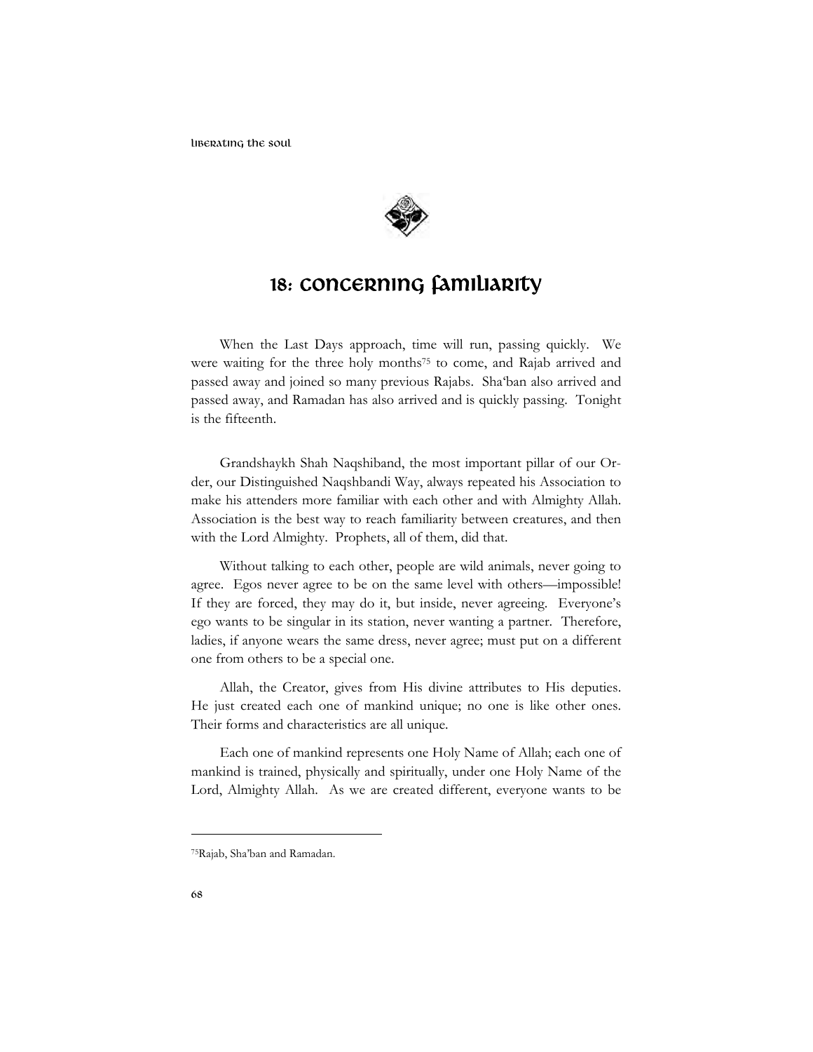# 18: Concerning Familiarity

When the Last Days approach, time will run, passing quickly. We were waiting for the three holy months[75] to come, and Rajab arrived and passed away and joined so many previous Rajabs. Sha'ban also arrived and passed away, and Ramadan has also arrived and is quickly passing. Tonight is the fifteenth.

Grandshaykh Shah Naqshiband, the most important pillar of our Order, our Distinguished Naqshbandi Way, always repeated his Association to make his attenders more familiar with each other and with Almighty Allah. Association is the best way to reach familiarity between creatures, and then with the Lord Almighty. Prophets, all of them, did that.

Without talking to each other, people are wild animals, never going to agree. Egos never agree to be on the same level with others—impossible! If they are forced, they may do it, but inside, never agreeing. Everyone's ego wants to be singular in its station, never wanting a partner. Therefore, ladies, if anyone wears the same dress, never agree; must put on a different one from others to be a special one.

Allah, the Creator, gives from His divine attributes to His deputies. He just created each one of mankind unique; no one is like other ones. Their forms and characteristics are all unique.

Each one of mankind represents one Holy Name of Allah; each one of mankind is trained, physically and spiritually, under one Holy Name of the Lord, Almighty Allah. As we are created different, everyone wants to be

---

[75] Rajab, Sha'ban and Ramadan.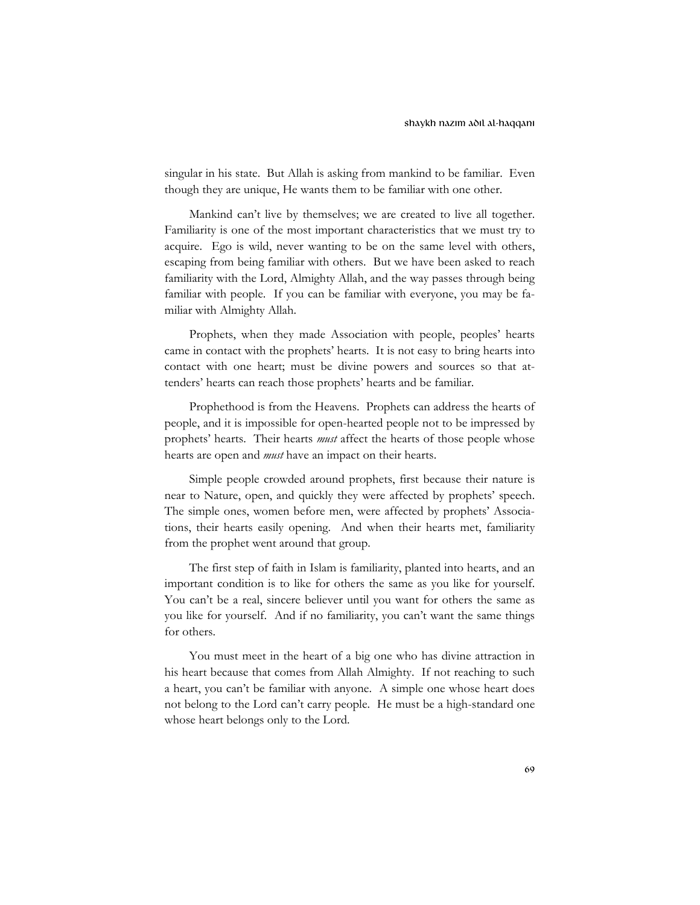singular in his state. But Allah is asking from mankind to be familiar. Even though they are unique, He wants them to be familiar with one other.

Mankind can't live by themselves; we are created to live all together. Familiarity is one of the most important characteristics that we must try to acquire. Ego is wild, never wanting to be on the same level with others, escaping from being familiar with others. But we have been asked to reach familiarity with the Lord, Almighty Allah, and the way passes through being familiar with people. If you can be familiar with everyone, you may be familiar with Almighty Allah.

Prophets, when they made Association with people, peoples' hearts came in contact with the prophets' hearts. It is not easy to bring hearts into contact with one heart; must be divine powers and sources so that attenders' hearts can reach those prophets' hearts and be familiar.

Prophethood is from the Heavens. Prophets can address the hearts of people, and it is impossible for open-hearted people not to be impressed by prophets' hearts. Their hearts *must* affect the hearts of those people whose hearts are open and *must* have an impact on their hearts.

Simple people crowded around prophets, first because their nature is near to Nature, open, and quickly they were affected by prophets' speech. The simple ones, women before men, were affected by prophets' Associations, their hearts easily opening. And when their hearts met, familiarity from the prophet went around that group.

The first step of faith in Islam is familiarity, planted into hearts, and an important condition is to like for others the same as you like for yourself. You can't be a real, sincere believer until you want for others the same as you like for yourself. And if no familiarity, you can't want the same things for others.

You must meet in the heart of a big one who has divine attraction in his heart because that comes from Allah Almighty. If not reaching to such a heart, you can't be familiar with anyone. A simple one whose heart does not belong to the Lord can't carry people. He must be a high-standard one whose heart belongs only to the Lord.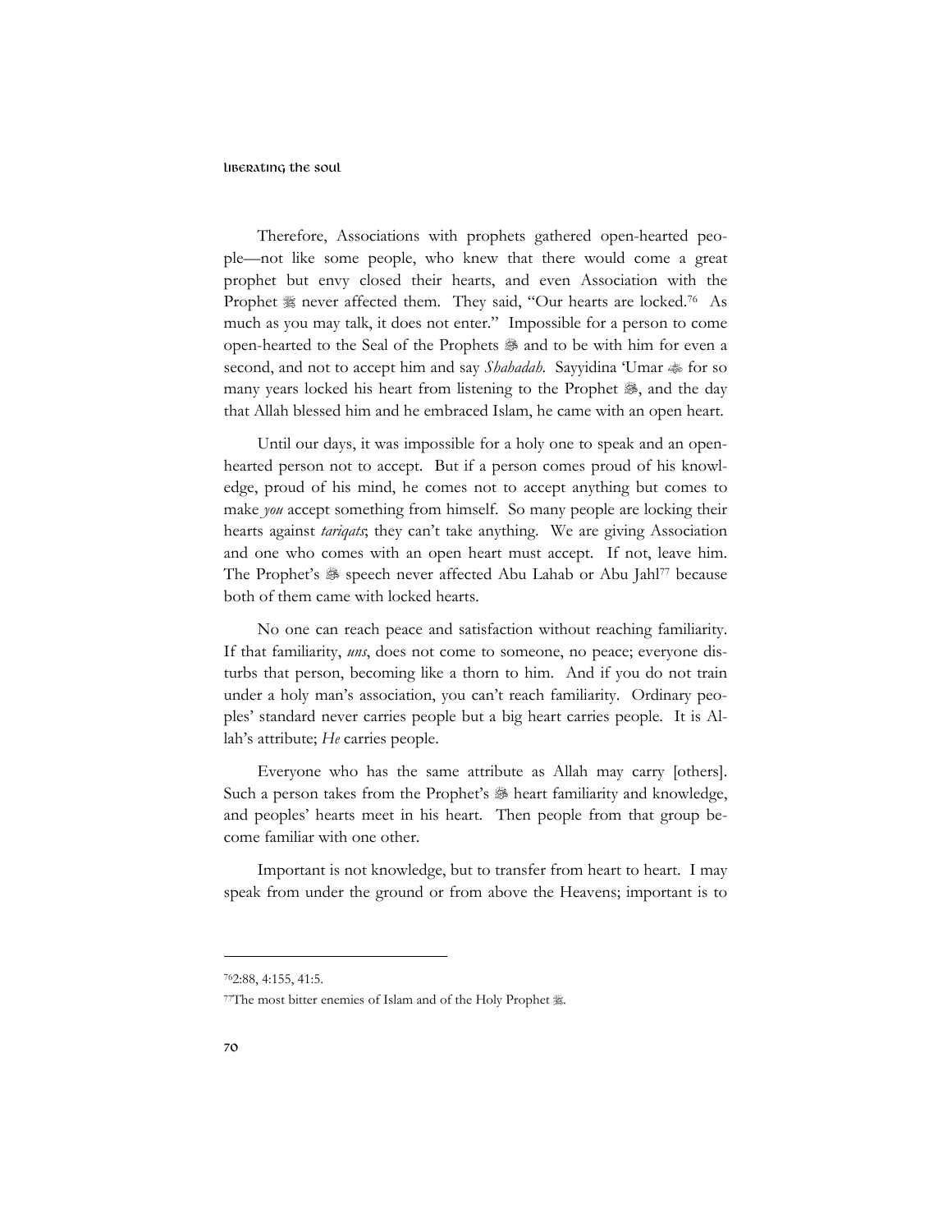Therefore, Associations with prophets gathered open-hearted people—not like some people, who knew that there would come a great prophet but envy closed their hearts, and even Association with the Prophet ﷺ never affected them. They said, "Our hearts are locked.[76] As much as you may talk, it does not enter." Impossible for a person to come open-hearted to the Seal of the Prophets ﷺ and to be with him for even a second, and not to accept him and say *Shahadah*. Sayyidina 'Umar ؓ for so many years locked his heart from listening to the Prophet ﷺ, and the day that Allah blessed him and he embraced Islam, he came with an open heart.

Until our days, it was impossible for a holy one to speak and an open-hearted person not to accept. But if a person comes proud of his knowledge, proud of his mind, he comes not to accept anything but comes to make *you* accept something from himself. So many people are locking their hearts against *tariqats*; they can't take anything. We are giving Association and one who comes with an open heart must accept. If not, leave him. The Prophet's ﷺ speech never affected Abu Lahab or Abu Jahl[77] because both of them came with locked hearts.

No one can reach peace and satisfaction without reaching familiarity. If that familiarity, *uns*, does not come to someone, no peace; everyone disturbs that person, becoming like a thorn to him. And if you do not train under a holy man's association, you can't reach familiarity. Ordinary peoples' standard never carries people but a big heart carries people. It is Allah's attribute; *He* carries people.

Everyone who has the same attribute as Allah may carry [others]. Such a person takes from the Prophet's ﷺ heart familiarity and knowledge, and peoples' hearts meet in his heart. Then people from that group become familiar with one other.

Important is not knowledge, but to transfer from heart to heart. I may speak from under the ground or from above the Heavens; important is to

---

[76] 2:88, 4:155, 41:5.

[77] The most bitter enemies of Islam and of the Holy Prophet ﷺ.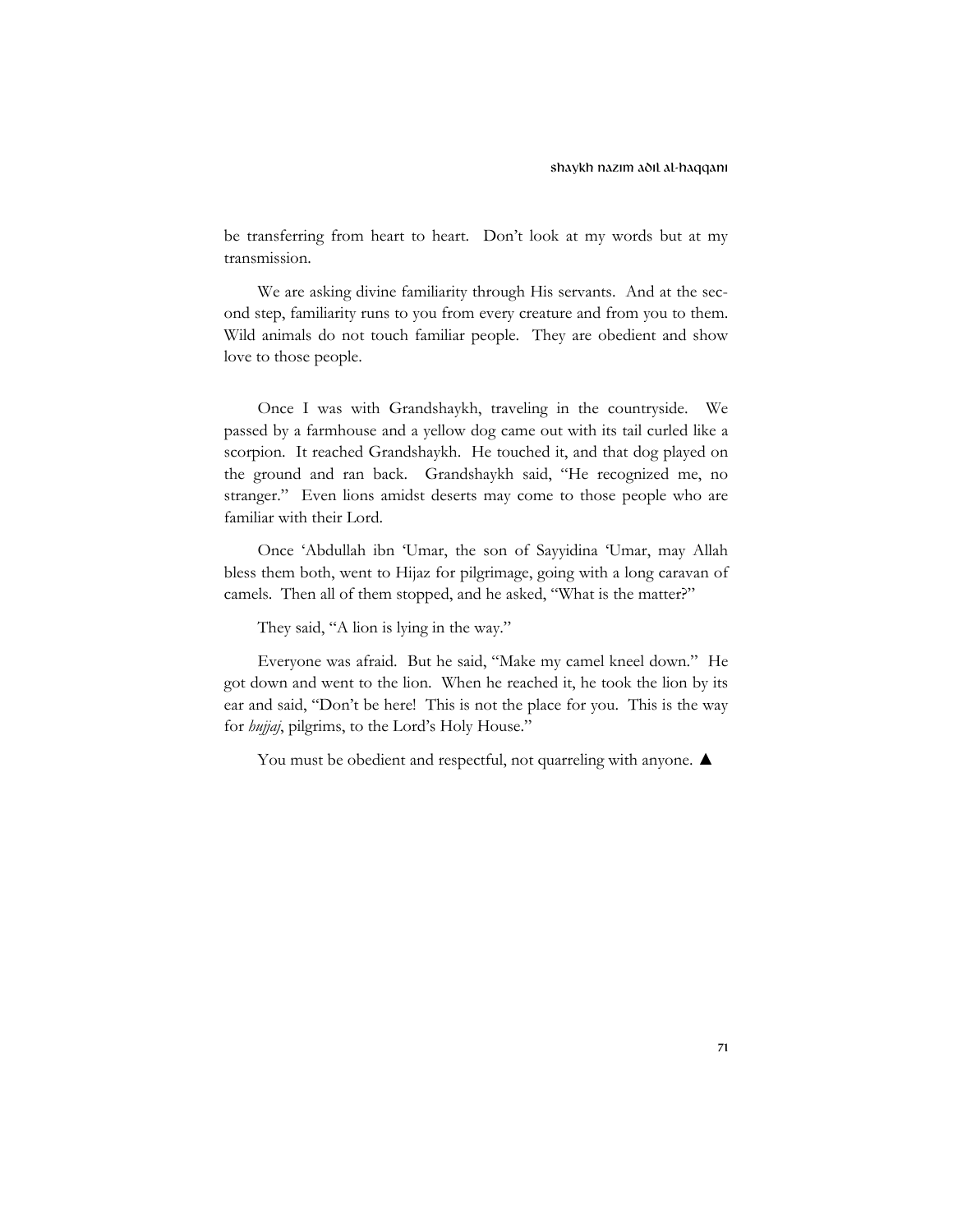be transferring from heart to heart. Don't look at my words but at my transmission.

We are asking divine familiarity through His servants. And at the second step, familiarity runs to you from every creature and from you to them. Wild animals do not touch familiar people. They are obedient and show love to those people.

Once I was with Grandshaykh, traveling in the countryside. We passed by a farmhouse and a yellow dog came out with its tail curled like a scorpion. It reached Grandshaykh. He touched it, and that dog played on the ground and ran back. Grandshaykh said, "He recognized me, no stranger." Even lions amidst deserts may come to those people who are familiar with their Lord.

Once 'Abdullah ibn 'Umar, the son of Sayyidina 'Umar, may Allah bless them both, went to Hijaz for pilgrimage, going with a long caravan of camels. Then all of them stopped, and he asked, "What is the matter?"

They said, "A lion is lying in the way."

Everyone was afraid. But he said, "Make my camel kneel down." He got down and went to the lion. When he reached it, he took the lion by its ear and said, "Don't be here! This is not the place for you. This is the way for *hujjaj*, pilgrims, to the Lord's Holy House."

You must be obedient and respectful, not quarreling with anyone. ▲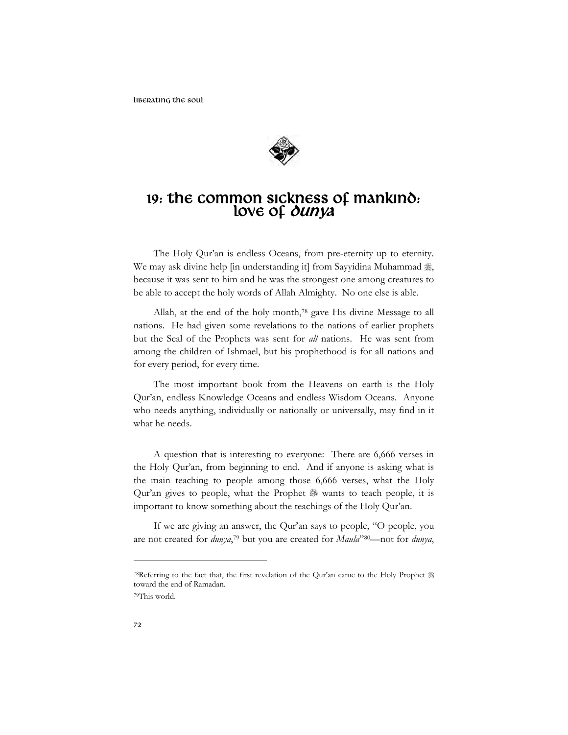# 19: The Common Sickness of Mankind: Love of *Dunya*

The Holy Qur'an is endless Oceans, from pre-eternity up to eternity. We may ask divine help [in understanding it] from Sayyidina Muhammad ﷺ, because it was sent to him and he was the strongest one among creatures to be able to accept the holy words of Allah Almighty. No one else is able.

Allah, at the end of the holy month,[78] gave His divine Message to all nations. He had given some revelations to the nations of earlier prophets but the Seal of the Prophets was sent for *all* nations. He was sent from among the children of Ishmael, but his prophethood is for all nations and for every period, for every time.

The most important book from the Heavens on earth is the Holy Qur'an, endless Knowledge Oceans and endless Wisdom Oceans. Anyone who needs anything, individually or nationally or universally, may find in it what he needs.

A question that is interesting to everyone: There are 6,666 verses in the Holy Qur'an, from beginning to end. And if anyone is asking what is the main teaching to people among those 6,666 verses, what the Holy Qur'an gives to people, what the Prophet ﷺ wants to teach people, it is important to know something about the teachings of the Holy Qur'an.

If we are giving an answer, the Qur'an says to people, "O people, you are not created for *dunya*,[79] but you are created for *Maula*"[80]—not for *dunya*,

---

[78] Referring to the fact that, the first revelation of the Qur'an came to the Holy Prophet ﷺ toward the end of Ramadan.

[79] This world.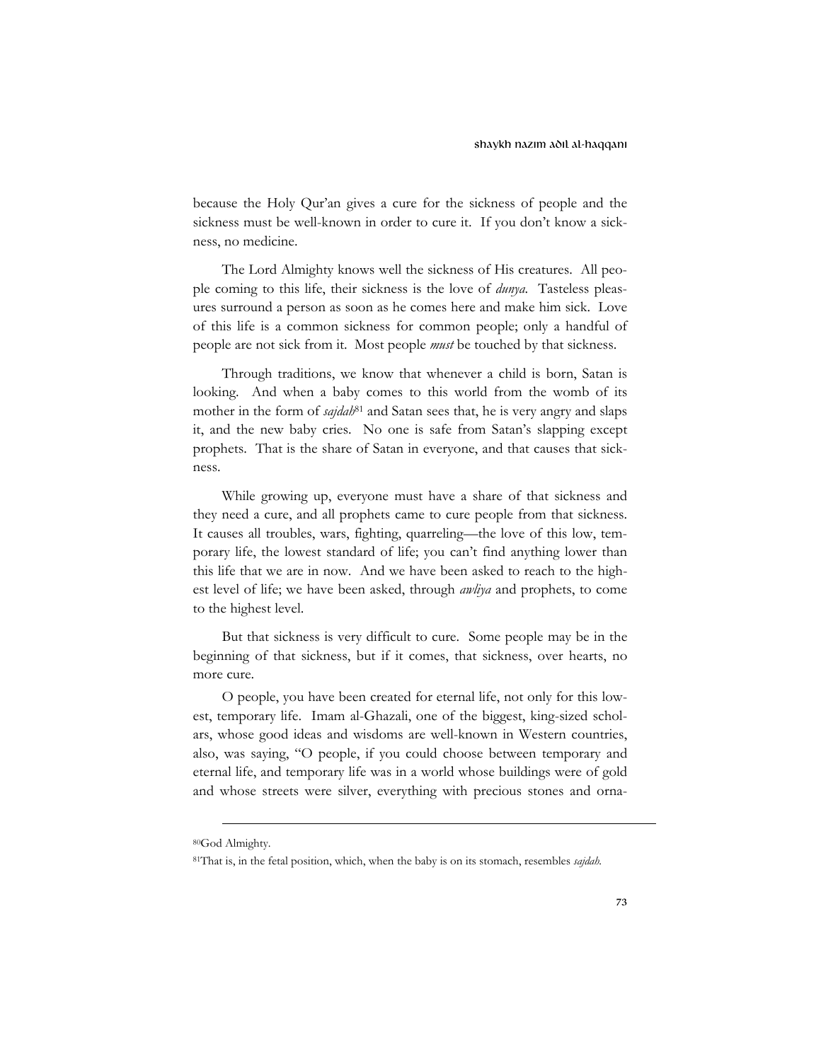because the Holy Qur'an gives a cure for the sickness of people and the sickness must be well-known in order to cure it. If you don't know a sickness, no medicine.

The Lord Almighty knows well the sickness of His creatures. All people coming to this life, their sickness is the love of *dunya.* Tasteless pleasures surround a person as soon as he comes here and make him sick. Love of this life is a common sickness for common people; only a handful of people are not sick from it. Most people *must* be touched by that sickness.

Through traditions, we know that whenever a child is born, Satan is looking. And when a baby comes to this world from the womb of its mother in the form of *sajdah*[81] and Satan sees that, he is very angry and slaps it, and the new baby cries. No one is safe from Satan's slapping except prophets. That is the share of Satan in everyone, and that causes that sickness.

While growing up, everyone must have a share of that sickness and they need a cure, and all prophets came to cure people from that sickness. It causes all troubles, wars, fighting, quarreling—the love of this low, temporary life, the lowest standard of life; you can't find anything lower than this life that we are in now. And we have been asked to reach to the highest level of life; we have been asked, through *awliya* and prophets, to come to the highest level.

But that sickness is very difficult to cure. Some people may be in the beginning of that sickness, but if it comes, that sickness, over hearts, no more cure.

O people, you have been created for eternal life, not only for this lowest, temporary life. Imam al-Ghazali, one of the biggest, king-sized scholars, whose good ideas and wisdoms are well-known in Western countries, also, was saying, "O people, if you could choose between temporary and eternal life, and temporary life was in a world whose buildings were of gold and whose streets were silver, everything with precious stones and orna-

---

[80]God Almighty.

[81]That is, in the fetal position, which, when the baby is on its stomach, resembles *sajdah.*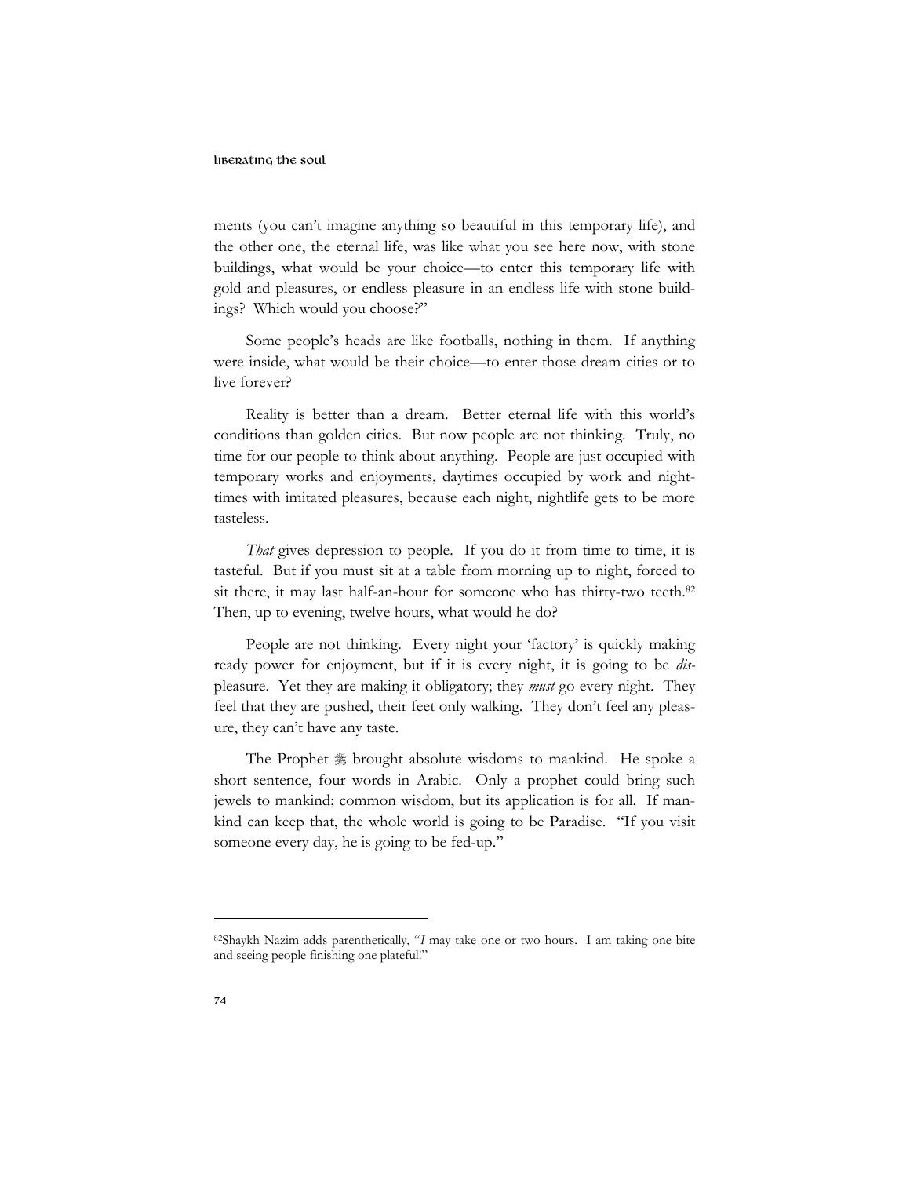ments (you can't imagine anything so beautiful in this temporary life), and the other one, the eternal life, was like what you see here now, with stone buildings, what would be your choice—to enter this temporary life with gold and pleasures, or endless pleasure in an endless life with stone buildings? Which would you choose?"

Some people's heads are like footballs, nothing in them. If anything were inside, what would be their choice—to enter those dream cities or to live forever?

Reality is better than a dream. Better eternal life with this world's conditions than golden cities. But now people are not thinking. Truly, no time for our people to think about anything. People are just occupied with temporary works and enjoyments, daytimes occupied by work and nighttimes with imitated pleasures, because each night, nightlife gets to be more tasteless.

*That* gives depression to people. If you do it from time to time, it is tasteful. But if you must sit at a table from morning up to night, forced to sit there, it may last half-an-hour for someone who has thirty-two teeth.[82] Then, up to evening, twelve hours, what would he do?

People are not thinking. Every night your 'factory' is quickly making ready power for enjoyment, but if it is every night, it is going to be *dis*-pleasure. Yet they are making it obligatory; they *must* go every night. They feel that they are pushed, their feet only walking. They don't feel any pleasure, they can't have any taste.

The Prophet ﷺ brought absolute wisdoms to mankind. He spoke a short sentence, four words in Arabic. Only a prophet could bring such jewels to mankind; common wisdom, but its application is for all. If mankind can keep that, the whole world is going to be Paradise. "If you visit someone every day, he is going to be fed-up."

---

[82]Shaykh Nazim adds parenthetically, "*I* may take one or two hours. I am taking one bite and seeing people finishing one plateful!"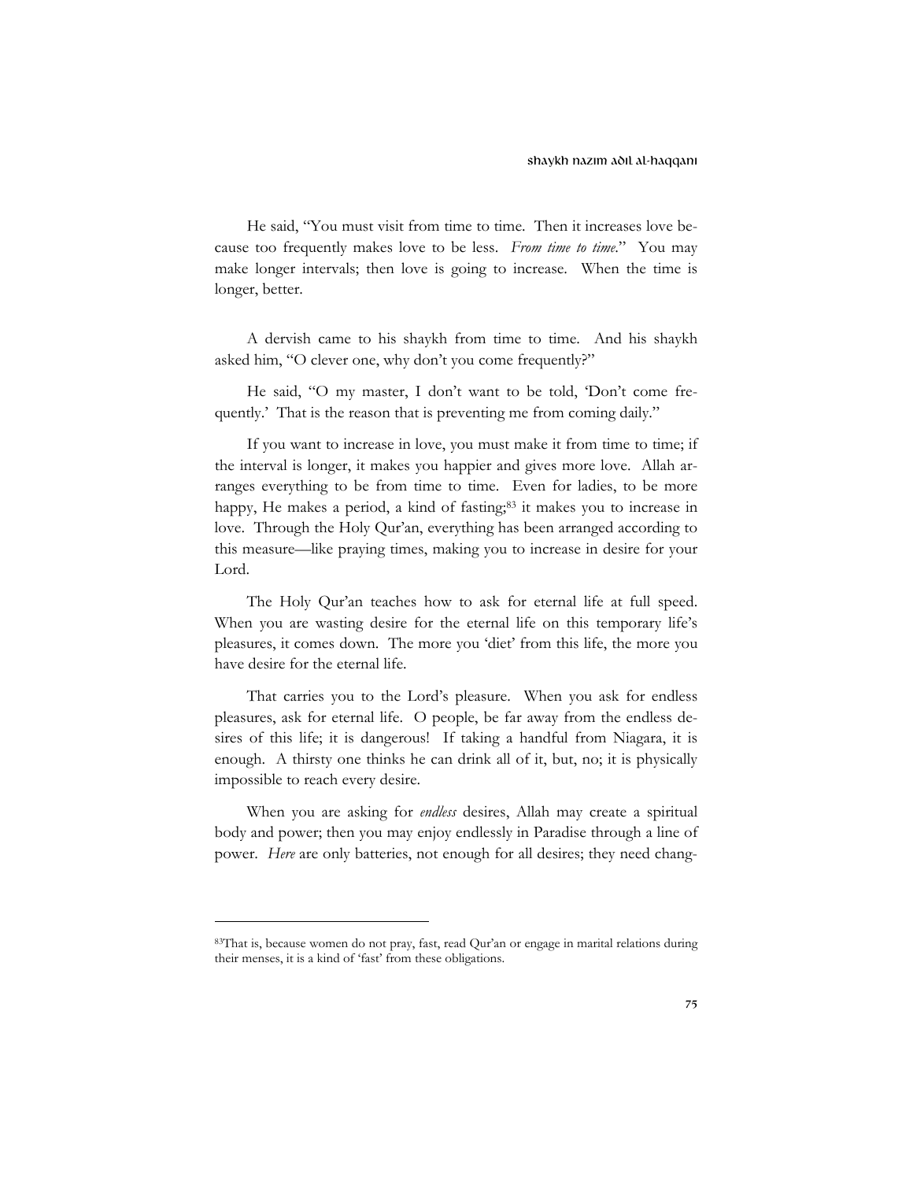He said, "You must visit from time to time. Then it increases love because too frequently makes love to be less. *From time to time*." You may make longer intervals; then love is going to increase. When the time is longer, better.

A dervish came to his shaykh from time to time. And his shaykh asked him, "O clever one, why don't you come frequently?"

He said, "O my master, I don't want to be told, 'Don't come frequently.' That is the reason that is preventing me from coming daily."

If you want to increase in love, you must make it from time to time; if the interval is longer, it makes you happier and gives more love. Allah arranges everything to be from time to time. Even for ladies, to be more happy, He makes a period, a kind of fasting;[83] it makes you to increase in love. Through the Holy Qur'an, everything has been arranged according to this measure—like praying times, making you to increase in desire for your Lord.

The Holy Qur'an teaches how to ask for eternal life at full speed. When you are wasting desire for the eternal life on this temporary life's pleasures, it comes down. The more you 'diet' from this life, the more you have desire for the eternal life.

That carries you to the Lord's pleasure. When you ask for endless pleasures, ask for eternal life. O people, be far away from the endless desires of this life; it is dangerous! If taking a handful from Niagara, it is enough. A thirsty one thinks he can drink all of it, but, no; it is physically impossible to reach every desire.

When you are asking for *endless* desires, Allah may create a spiritual body and power; then you may enjoy endlessly in Paradise through a line of power. *Here* are only batteries, not enough for all desires; they need chang-

---

[83] That is, because women do not pray, fast, read Qur'an or engage in marital relations during their menses, it is a kind of 'fast' from these obligations.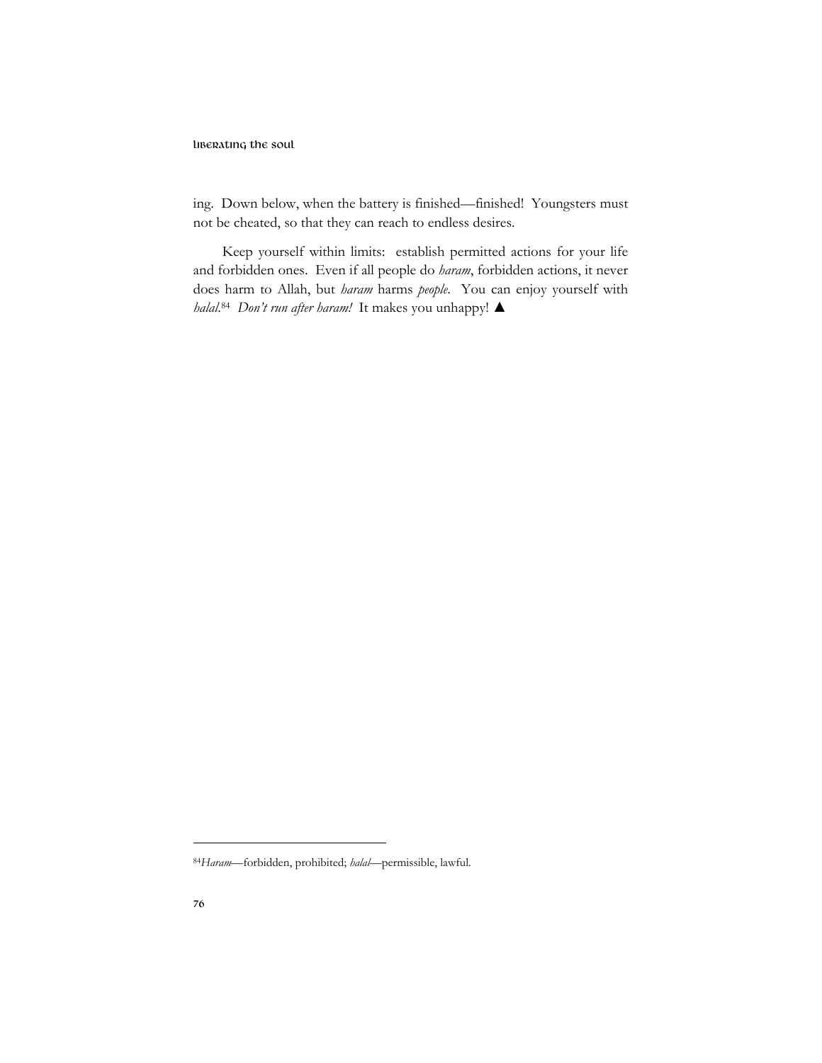ing. Down below, when the battery is finished—finished! Youngsters must not be cheated, so that they can reach to endless desires.

Keep yourself within limits: establish permitted actions for your life and forbidden ones. Even if all people do *haram*, forbidden actions, it never does harm to Allah, but *haram* harms *people*. You can enjoy yourself with *halal*.[84] *Don't run after haram!* It makes you unhappy! ▲

---

[84]*Haram*—forbidden, prohibited; *halal*—permissible, lawful.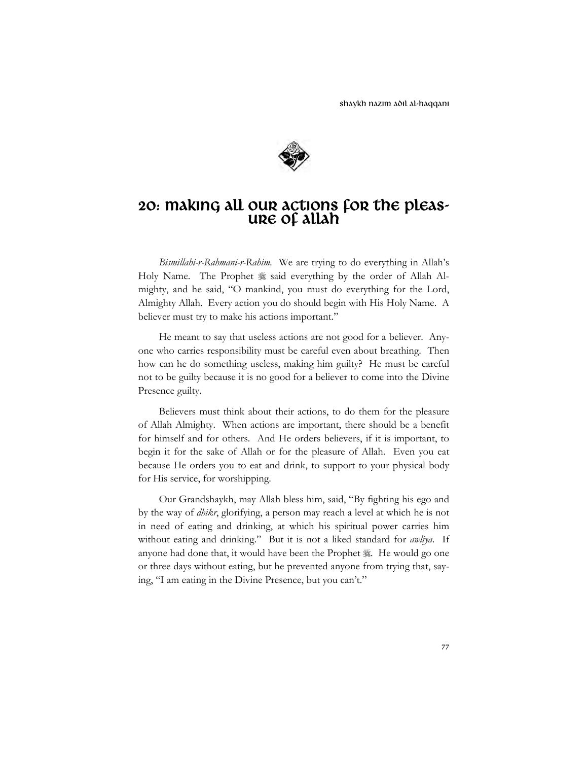# 20: Making All Our Actions for the Pleasure of Allah

*Bismillahi-r-Rahmani-r-Rahim.* We are trying to do everything in Allah's Holy Name. The Prophet ﷺ said everything by the order of Allah Almighty, and he said, "O mankind, you must do everything for the Lord, Almighty Allah. Every action you do should begin with His Holy Name. A believer must try to make his actions important."

He meant to say that useless actions are not good for a believer. Anyone who carries responsibility must be careful even about breathing. Then how can he do something useless, making him guilty? He must be careful not to be guilty because it is no good for a believer to come into the Divine Presence guilty.

Believers must think about their actions, to do them for the pleasure of Allah Almighty. When actions are important, there should be a benefit for himself and for others. And He orders believers, if it is important, to begin it for the sake of Allah or for the pleasure of Allah. Even you eat because He orders you to eat and drink, to support to your physical body for His service, for worshipping.

Our Grandshaykh, may Allah bless him, said, "By fighting his ego and by the way of *dhikr*, glorifying, a person may reach a level at which he is not in need of eating and drinking, at which his spiritual power carries him without eating and drinking." But it is not a liked standard for *awliya*. If anyone had done that, it would have been the Prophet ﷺ. He would go one or three days without eating, but he prevented anyone from trying that, saying, "I am eating in the Divine Presence, but you can't."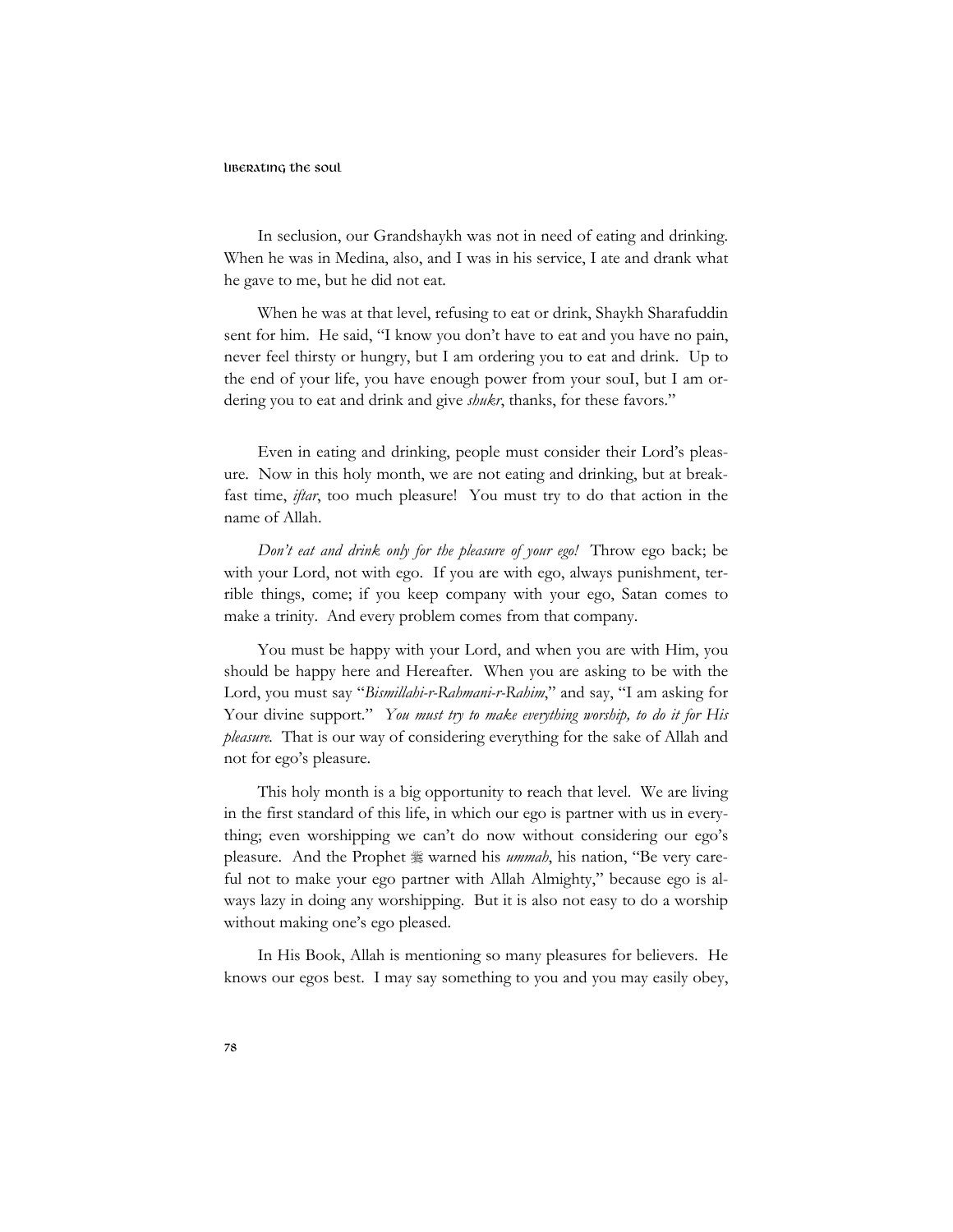In seclusion, our Grandshaykh was not in need of eating and drinking. When he was in Medina, also, and I was in his service, I ate and drank what he gave to me, but he did not eat.

When he was at that level, refusing to eat or drink, Shaykh Sharafuddin sent for him. He said, "I know you don't have to eat and you have no pain, never feel thirsty or hungry, but I am ordering you to eat and drink. Up to the end of your life, you have enough power from your souI, but I am ordering you to eat and drink and give *shukr*, thanks, for these favors."

Even in eating and drinking, people must consider their Lord's pleasure. Now in this holy month, we are not eating and drinking, but at breakfast time, *iftar*, too much pleasure! You must try to do that action in the name of Allah.

*Don't eat and drink only for the pleasure of your ego!* Throw ego back; be with your Lord, not with ego. If you are with ego, always punishment, terrible things, come; if you keep company with your ego, Satan comes to make a trinity. And every problem comes from that company.

You must be happy with your Lord, and when you are with Him, you should be happy here and Hereafter. When you are asking to be with the Lord, you must say "*Bismillahi-r-Rahmani-r-Rahim*," and say, "I am asking for Your divine support." *You must try to make everything worship, to do it for His pleasure.* That is our way of considering everything for the sake of Allah and not for ego's pleasure.

This holy month is a big opportunity to reach that level. We are living in the first standard of this life, in which our ego is partner with us in everything; even worshipping we can't do now without considering our ego's pleasure. And the Prophet ﷺ warned his *ummah*, his nation, "Be very careful not to make your ego partner with Allah Almighty," because ego is always lazy in doing any worshipping. But it is also not easy to do a worship without making one's ego pleased.

In His Book, Allah is mentioning so many pleasures for believers. He knows our egos best. I may say something to you and you may easily obey,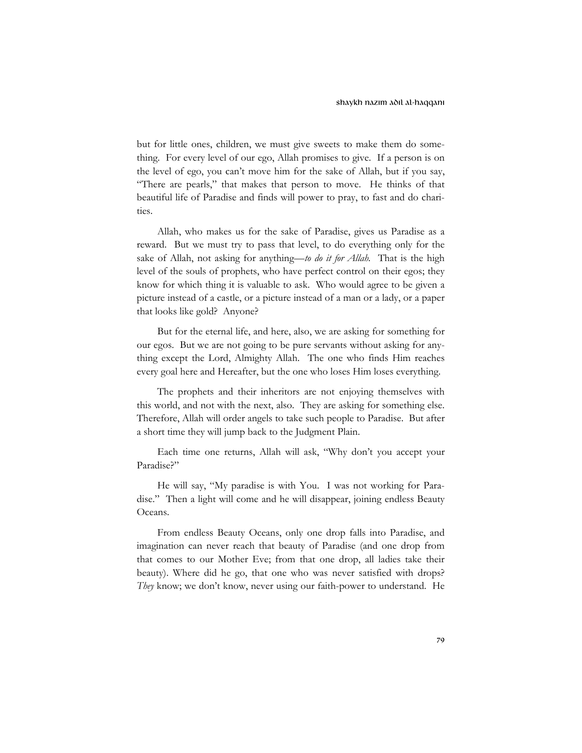but for little ones, children, we must give sweets to make them do something. For every level of our ego, Allah promises to give. If a person is on the level of ego, you can't move him for the sake of Allah, but if you say, "There are pearls," that makes that person to move. He thinks of that beautiful life of Paradise and finds will power to pray, to fast and do charities.

Allah, who makes us for the sake of Paradise, gives us Paradise as a reward. But we must try to pass that level, to do everything only for the sake of Allah, not asking for anything—*to do it for Allah.* That is the high level of the souls of prophets, who have perfect control on their egos; they know for which thing it is valuable to ask. Who would agree to be given a picture instead of a castle, or a picture instead of a man or a lady, or a paper that looks like gold? Anyone?

But for the eternal life, and here, also, we are asking for something for our egos. But we are not going to be pure servants without asking for anything except the Lord, Almighty Allah. The one who finds Him reaches every goal here and Hereafter, but the one who loses Him loses everything.

The prophets and their inheritors are not enjoying themselves with this world, and not with the next, also. They are asking for something else. Therefore, Allah will order angels to take such people to Paradise. But after a short time they will jump back to the Judgment Plain.

Each time one returns, Allah will ask, "Why don't you accept your Paradise?"

He will say, "My paradise is with You. I was not working for Paradise." Then a light will come and he will disappear, joining endless Beauty Oceans.

From endless Beauty Oceans, only one drop falls into Paradise, and imagination can never reach that beauty of Paradise (and one drop from that comes to our Mother Eve; from that one drop, all ladies take their beauty). Where did he go, that one who was never satisfied with drops? *They* know; we don't know, never using our faith-power to understand. He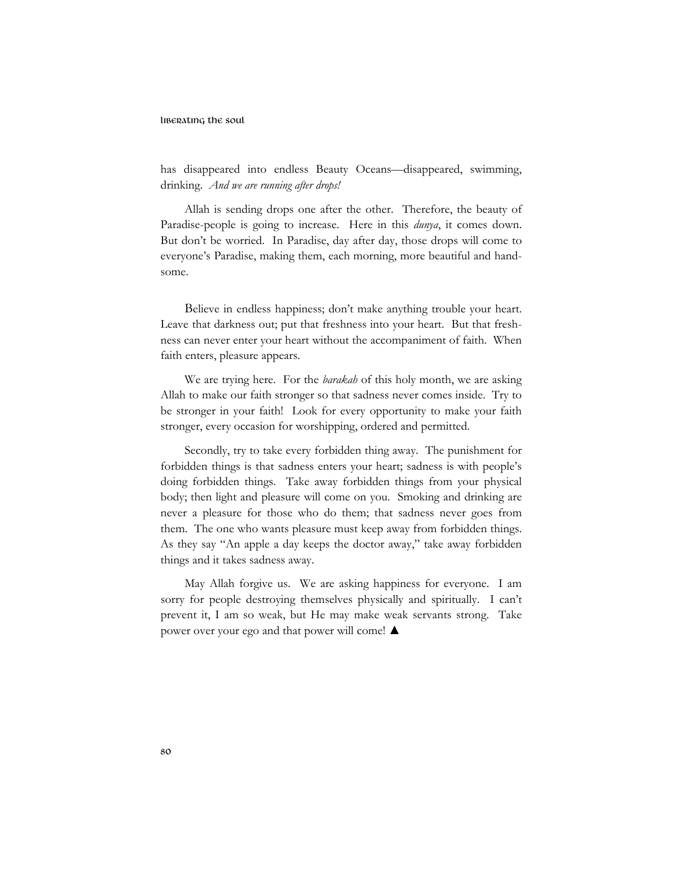has disappeared into endless Beauty Oceans—disappeared, swimming, drinking. *And we are running after drops!*

Allah is sending drops one after the other. Therefore, the beauty of Paradise-people is going to increase. Here in this *dunya*, it comes down. But don't be worried. In Paradise, day after day, those drops will come to everyone's Paradise, making them, each morning, more beautiful and handsome.

Believe in endless happiness; don't make anything trouble your heart. Leave that darkness out; put that freshness into your heart. But that freshness can never enter your heart without the accompaniment of faith. When faith enters, pleasure appears.

We are trying here. For the *barakah* of this holy month, we are asking Allah to make our faith stronger so that sadness never comes inside. Try to be stronger in your faith! Look for every opportunity to make your faith stronger, every occasion for worshipping, ordered and permitted.

Secondly, try to take every forbidden thing away. The punishment for forbidden things is that sadness enters your heart; sadness is with people's doing forbidden things. Take away forbidden things from your physical body; then light and pleasure will come on you. Smoking and drinking are never a pleasure for those who do them; that sadness never goes from them. The one who wants pleasure must keep away from forbidden things. As they say "An apple a day keeps the doctor away," take away forbidden things and it takes sadness away.

May Allah forgive us. We are asking happiness for everyone. I am sorry for people destroying themselves physically and spiritually. I can't prevent it, I am so weak, but He may make weak servants strong. Take power over your ego and that power will come! ▲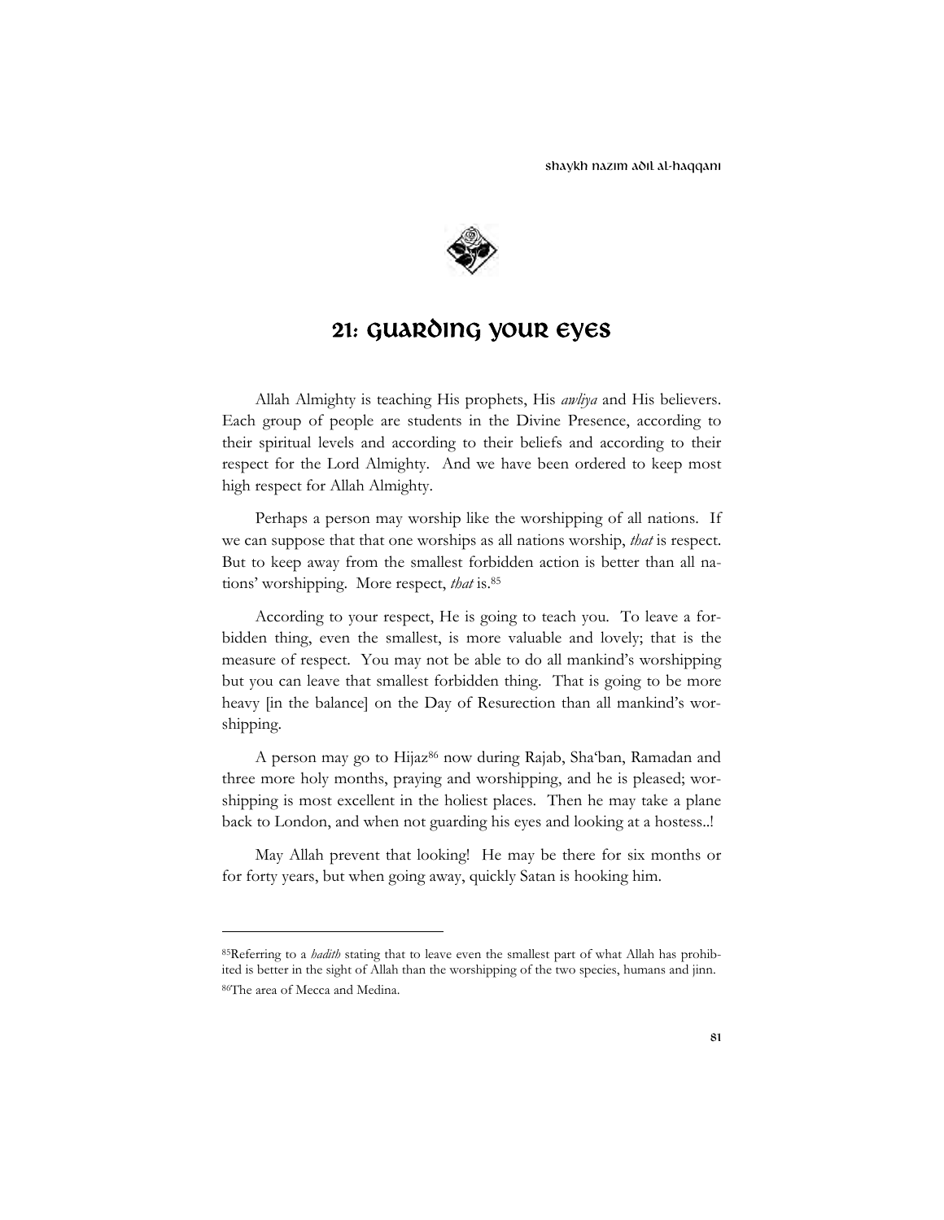# 21: Guarding Your Eyes

Allah Almighty is teaching His prophets, His *awliya* and His believers. Each group of people are students in the Divine Presence, according to their spiritual levels and according to their beliefs and according to their respect for the Lord Almighty. And we have been ordered to keep most high respect for Allah Almighty.

Perhaps a person may worship like the worshipping of all nations. If we can suppose that that one worships as all nations worship, *that* is respect. But to keep away from the smallest forbidden action is better than all nations' worshipping. More respect, *that* is.[85]

According to your respect, He is going to teach you. To leave a forbidden thing, even the smallest, is more valuable and lovely; that is the measure of respect. You may not be able to do all mankind's worshipping but you can leave that smallest forbidden thing. That is going to be more heavy [in the balance] on the Day of Resurection than all mankind's worshipping.

A person may go to Hijaz[86] now during Rajab, Sha'ban, Ramadan and three more holy months, praying and worshipping, and he is pleased; worshipping is most excellent in the holiest places. Then he may take a plane back to London, and when not guarding his eyes and looking at a hostess..!

May Allah prevent that looking! He may be there for six months or for forty years, but when going away, quickly Satan is hooking him.

---

[85]Referring to a *hadith* stating that to leave even the smallest part of what Allah has prohibited is better in the sight of Allah than the worshipping of the two species, humans and jinn.

[86]The area of Mecca and Medina.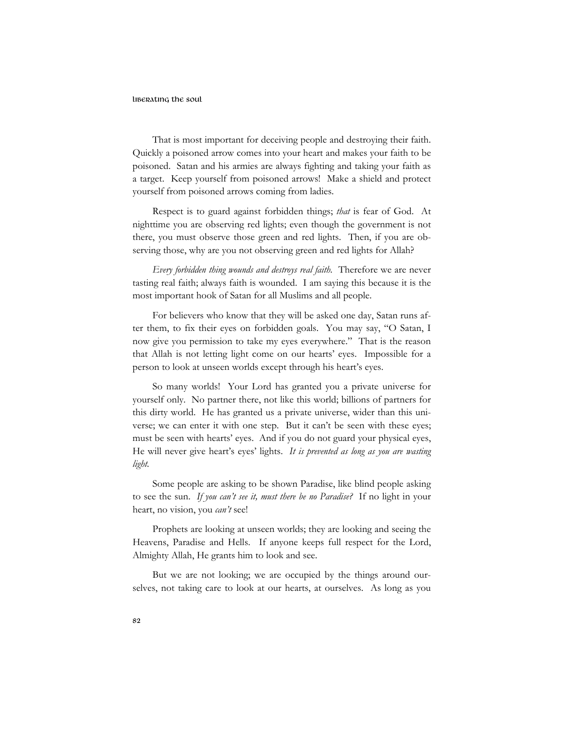That is most important for deceiving people and destroying their faith. Quickly a poisoned arrow comes into your heart and makes your faith to be poisoned. Satan and his armies are always fighting and taking your faith as a target. Keep yourself from poisoned arrows! Make a shield and protect yourself from poisoned arrows coming from ladies.

Respect is to guard against forbidden things; *that* is fear of God. At nighttime you are observing red lights; even though the government is not there, you must observe those green and red lights. Then, if you are observing those, why are you not observing green and red lights for Allah?

*Every forbidden thing wounds and destroys real faith.* Therefore we are never tasting real faith; always faith is wounded. I am saying this because it is the most important hook of Satan for all Muslims and all people.

For believers who know that they will be asked one day, Satan runs after them, to fix their eyes on forbidden goals. You may say, "O Satan, I now give you permission to take my eyes everywhere." That is the reason that Allah is not letting light come on our hearts' eyes. Impossible for a person to look at unseen worlds except through his heart's eyes.

So many worlds! Your Lord has granted you a private universe for yourself only. No partner there, not like this world; billions of partners for this dirty world. He has granted us a private universe, wider than this universe; we can enter it with one step. But it can't be seen with these eyes; must be seen with hearts' eyes. And if you do not guard your physical eyes, He will never give heart's eyes' lights. *It is prevented as long as you are wasting light.*

Some people are asking to be shown Paradise, like blind people asking to see the sun. *If you can't see it, must there be no Paradise?* If no light in your heart, no vision, you *can't* see!

Prophets are looking at unseen worlds; they are looking and seeing the Heavens, Paradise and Hells. If anyone keeps full respect for the Lord, Almighty Allah, He grants him to look and see.

But we are not looking; we are occupied by the things around ourselves, not taking care to look at our hearts, at ourselves. As long as you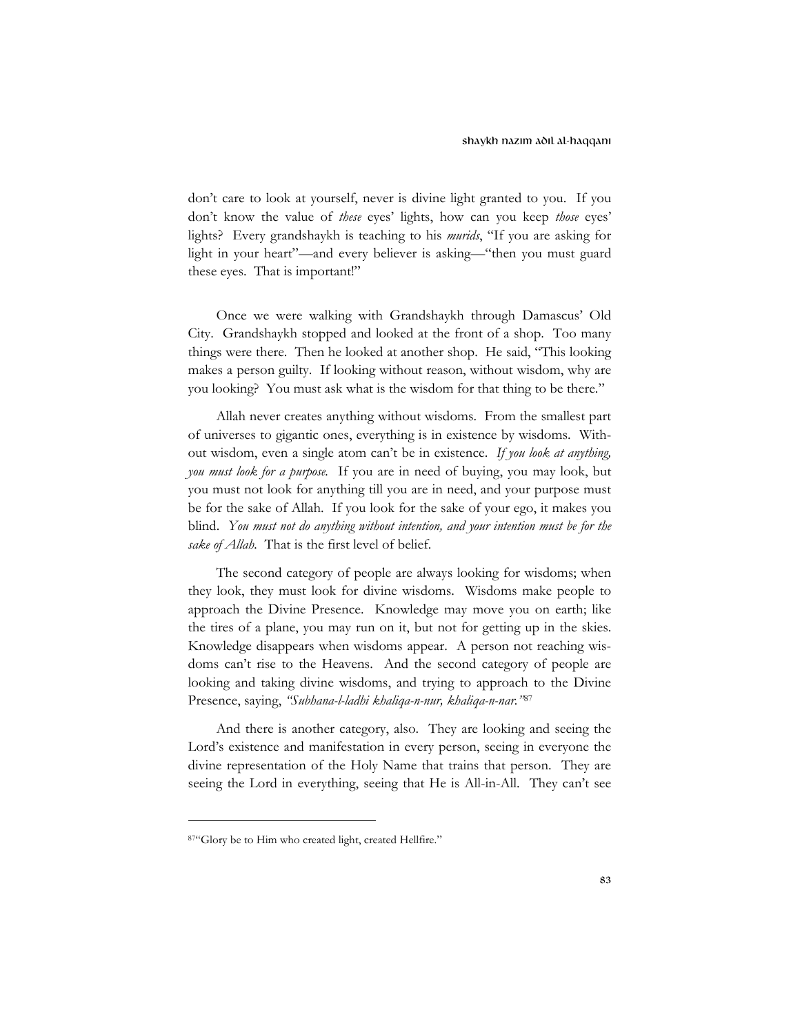don't care to look at yourself, never is divine light granted to you. If you don't know the value of *these* eyes' lights, how can you keep *those* eyes' lights? Every grandshaykh is teaching to his *murids*, "If you are asking for light in your heart"—and every believer is asking—"then you must guard these eyes. That is important!"

Once we were walking with Grandshaykh through Damascus' Old City. Grandshaykh stopped and looked at the front of a shop. Too many things were there. Then he looked at another shop. He said, "This looking makes a person guilty. If looking without reason, without wisdom, why are you looking? You must ask what is the wisdom for that thing to be there."

Allah never creates anything without wisdoms. From the smallest part of universes to gigantic ones, everything is in existence by wisdoms. Without wisdom, even a single atom can't be in existence. *If you look at anything, you must look for a purpose.* If you are in need of buying, you may look, but you must not look for anything till you are in need, and your purpose must be for the sake of Allah. If you look for the sake of your ego, it makes you blind. *You must not do anything without intention, and your intention must be for the sake of Allah.* That is the first level of belief.

The second category of people are always looking for wisdoms; when they look, they must look for divine wisdoms. Wisdoms make people to approach the Divine Presence. Knowledge may move you on earth; like the tires of a plane, you may run on it, but not for getting up in the skies. Knowledge disappears when wisdoms appear. A person not reaching wisdoms can't rise to the Heavens. And the second category of people are looking and taking divine wisdoms, and trying to approach to the Divine Presence, saying, *"Subhana-l-ladhi khaliqa-n-nur, khaliqa-n-nar."*[87]

And there is another category, also. They are looking and seeing the Lord's existence and manifestation in every person, seeing in everyone the divine representation of the Holy Name that trains that person. They are seeing the Lord in everything, seeing that He is All-in-All. They can't see

---

[87] "Glory be to Him who created light, created Hellfire."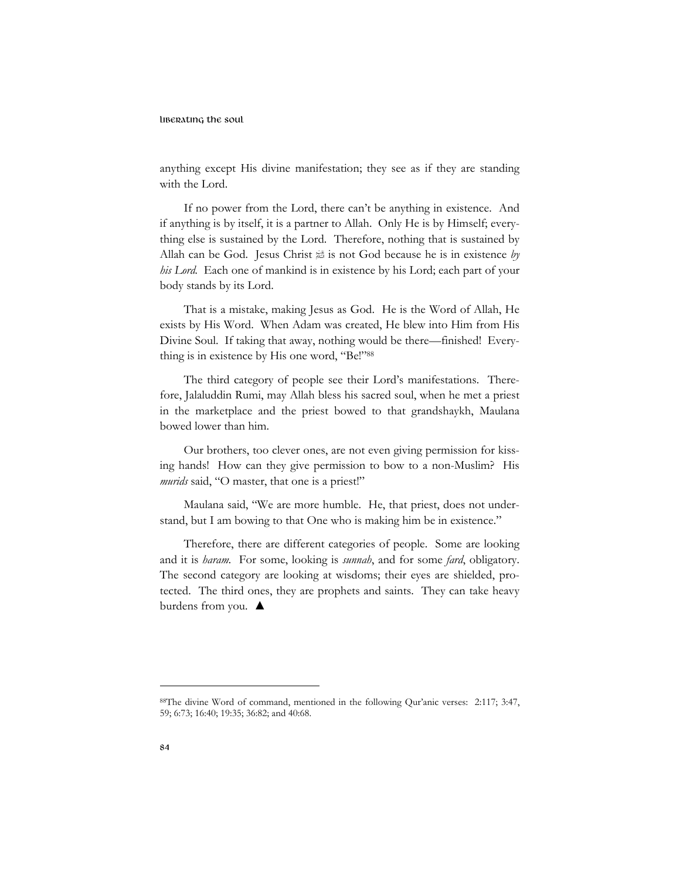anything except His divine manifestation; they see as if they are standing with the Lord.

If no power from the Lord, there can't be anything in existence. And if anything is by itself, it is a partner to Allah. Only He is by Himself; everything else is sustained by the Lord. Therefore, nothing that is sustained by Allah can be God. Jesus Christ ﷺ is not God because he is in existence *by his Lord.* Each one of mankind is in existence by his Lord; each part of your body stands by its Lord.

That is a mistake, making Jesus as God. He is the Word of Allah, He exists by His Word. When Adam was created, He blew into Him from His Divine Soul. If taking that away, nothing would be there—finished! Everything is in existence by His one word, "Be!"[88]

The third category of people see their Lord's manifestations. Therefore, Jalaluddin Rumi, may Allah bless his sacred soul, when he met a priest in the marketplace and the priest bowed to that grandshaykh, Maulana bowed lower than him.

Our brothers, too clever ones, are not even giving permission for kissing hands! How can they give permission to bow to a non-Muslim? His *murids* said, "O master, that one is a priest!"

Maulana said, "We are more humble. He, that priest, does not understand, but I am bowing to that One who is making him be in existence."

Therefore, there are different categories of people. Some are looking and it is *haram.* For some, looking is *sunnah*, and for some *fard*, obligatory. The second category are looking at wisdoms; their eyes are shielded, protected. The third ones, they are prophets and saints. They can take heavy burdens from you. ▲

---

[88]The divine Word of command, mentioned in the following Qur'anic verses: 2:117; 3:47, 59; 6:73; 16:40; 19:35; 36:82; and 40:68.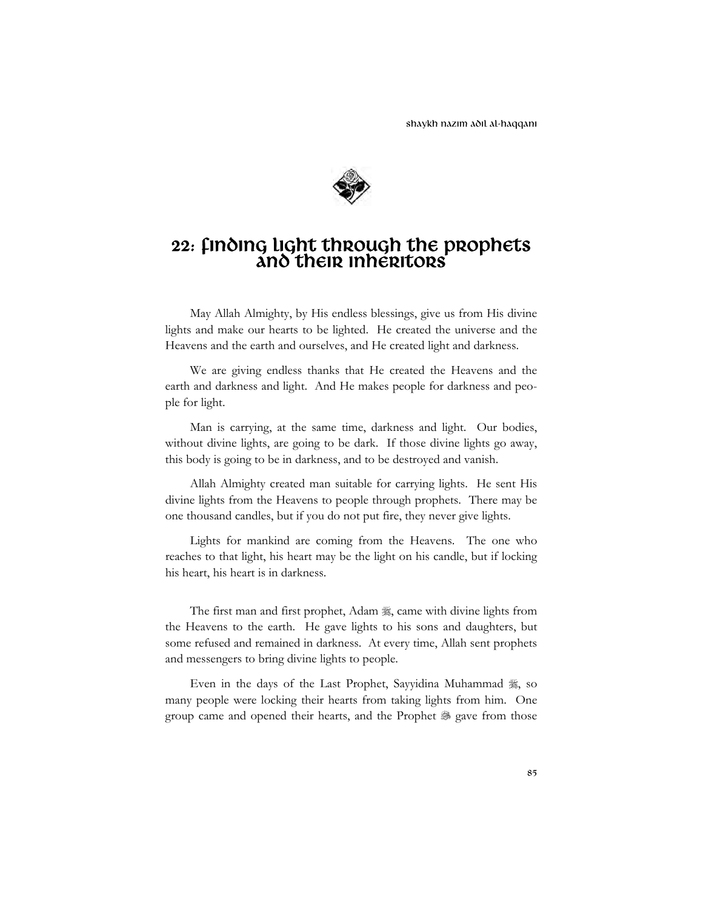# 22: Finding Light Through the Prophets and Their Inheritors

May Allah Almighty, by His endless blessings, give us from His divine lights and make our hearts to be lighted. He created the universe and the Heavens and the earth and ourselves, and He created light and darkness.

We are giving endless thanks that He created the Heavens and the earth and darkness and light. And He makes people for darkness and people for light.

Man is carrying, at the same time, darkness and light. Our bodies, without divine lights, are going to be dark. If those divine lights go away, this body is going to be in darkness, and to be destroyed and vanish.

Allah Almighty created man suitable for carrying lights. He sent His divine lights from the Heavens to people through prophets. There may be one thousand candles, but if you do not put fire, they never give lights.

Lights for mankind are coming from the Heavens. The one who reaches to that light, his heart may be the light on his candle, but if locking his heart, his heart is in darkness.

The first man and first prophet, Adam ﷺ, came with divine lights from the Heavens to the earth. He gave lights to his sons and daughters, but some refused and remained in darkness. At every time, Allah sent prophets and messengers to bring divine lights to people.

Even in the days of the Last Prophet, Sayyidina Muhammad ﷺ, so many people were locking their hearts from taking lights from him. One group came and opened their hearts, and the Prophet ﷺ gave from those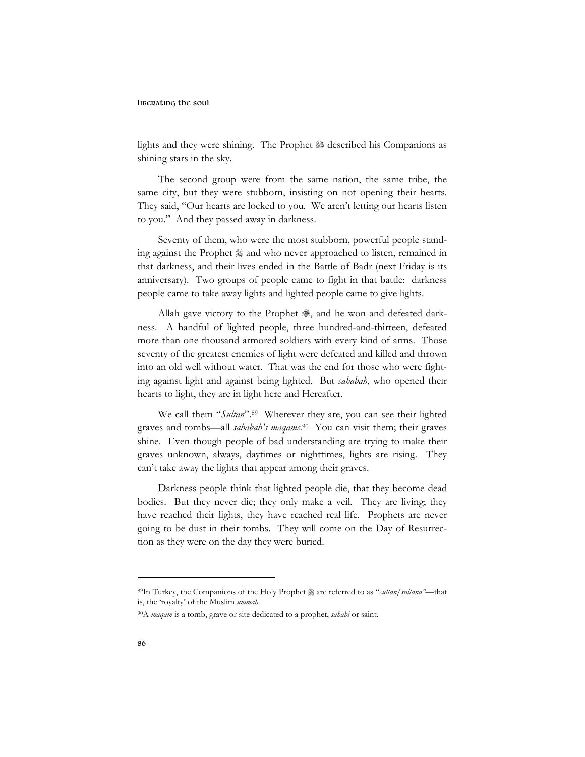lights and they were shining. The Prophet ﷺ described his Companions as shining stars in the sky.

The second group were from the same nation, the same tribe, the same city, but they were stubborn, insisting on not opening their hearts. They said, "Our hearts are locked to you. We aren't letting our hearts listen to you." And they passed away in darkness.

Seventy of them, who were the most stubborn, powerful people standing against the Prophet ﷺ and who never approached to listen, remained in that darkness, and their lives ended in the Battle of Badr (next Friday is its anniversary). Two groups of people came to fight in that battle: darkness people came to take away lights and lighted people came to give lights.

Allah gave victory to the Prophet ﷺ, and he won and defeated darkness. A handful of lighted people, three hundred-and-thirteen, defeated more than one thousand armored soldiers with every kind of arms. Those seventy of the greatest enemies of light were defeated and killed and thrown into an old well without water. That was the end for those who were fighting against light and against being lighted. But *sahabah*, who opened their hearts to light, they are in light here and Hereafter.

We call them "*Sultan*".[89] Wherever they are, you can see their lighted graves and tombs—all *sahabah's maqams*.[90] You can visit them; their graves shine. Even though people of bad understanding are trying to make their graves unknown, always, daytimes or nighttimes, lights are rising. They can't take away the lights that appear among their graves.

Darkness people think that lighted people die, that they become dead bodies. But they never die; they only make a veil. They are living; they have reached their lights, they have reached real life. Prophets are never going to be dust in their tombs. They will come on the Day of Resurrection as they were on the day they were buried.

---

[89]In Turkey, the Companions of the Holy Prophet ﷺ are referred to as "*sultan/sultana*"—that is, the 'royalty' of the Muslim *ummah*.

[90]A *maqam* is a tomb, grave or site dedicated to a prophet, *sahabi* or saint.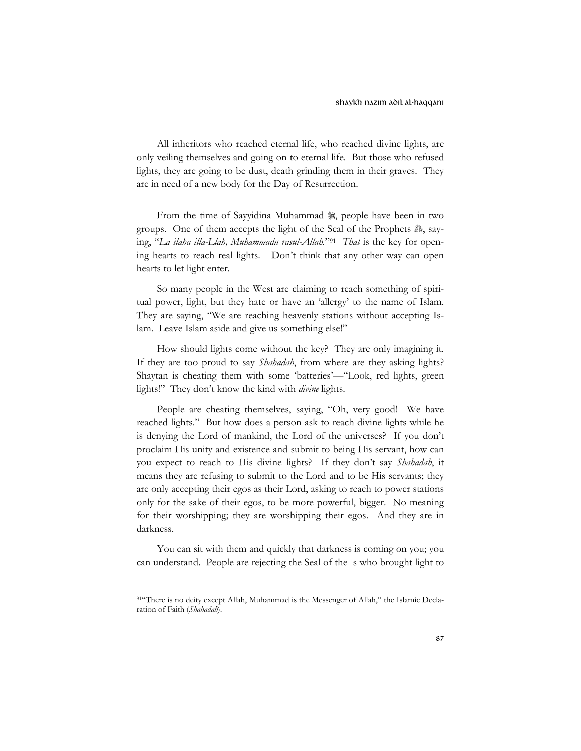All inheritors who reached eternal life, who reached divine lights, are only veiling themselves and going on to eternal life. But those who refused lights, they are going to be dust, death grinding them in their graves. They are in need of a new body for the Day of Resurrection.

From the time of Sayyidina Muhammad ﷺ, people have been in two groups. One of them accepts the light of the Seal of the Prophets ﷺ, saying, "*La ilaha illa-Llah, Muhammadu rasul-Allah.*"[91] *That* is the key for opening hearts to reach real lights. Don't think that any other way can open hearts to let light enter.

So many people in the West are claiming to reach something of spiritual power, light, but they hate or have an 'allergy' to the name of Islam. They are saying, "We are reaching heavenly stations without accepting Islam. Leave Islam aside and give us something else!"

How should lights come without the key? They are only imagining it. If they are too proud to say *Shahadah*, from where are they asking lights? Shaytan is cheating them with some 'batteries'—"Look, red lights, green lights!" They don't know the kind with *divine* lights.

People are cheating themselves, saying, "Oh, very good! We have reached lights." But how does a person ask to reach divine lights while he is denying the Lord of mankind, the Lord of the universes? If you don't proclaim His unity and existence and submit to being His servant, how can you expect to reach to His divine lights? If they don't say *Shahadah*, it means they are refusing to submit to the Lord and to be His servants; they are only accepting their egos as their Lord, asking to reach to power stations only for the sake of their egos, to be more powerful, bigger. No meaning for their worshipping; they are worshipping their egos. And they are in darkness.

You can sit with them and quickly that darkness is coming on you; you can understand. People are rejecting the Seal of the s who brought light to

---

[91] "There is no deity except Allah, Muhammad is the Messenger of Allah," the Islamic Declaration of Faith (*Shahadah*).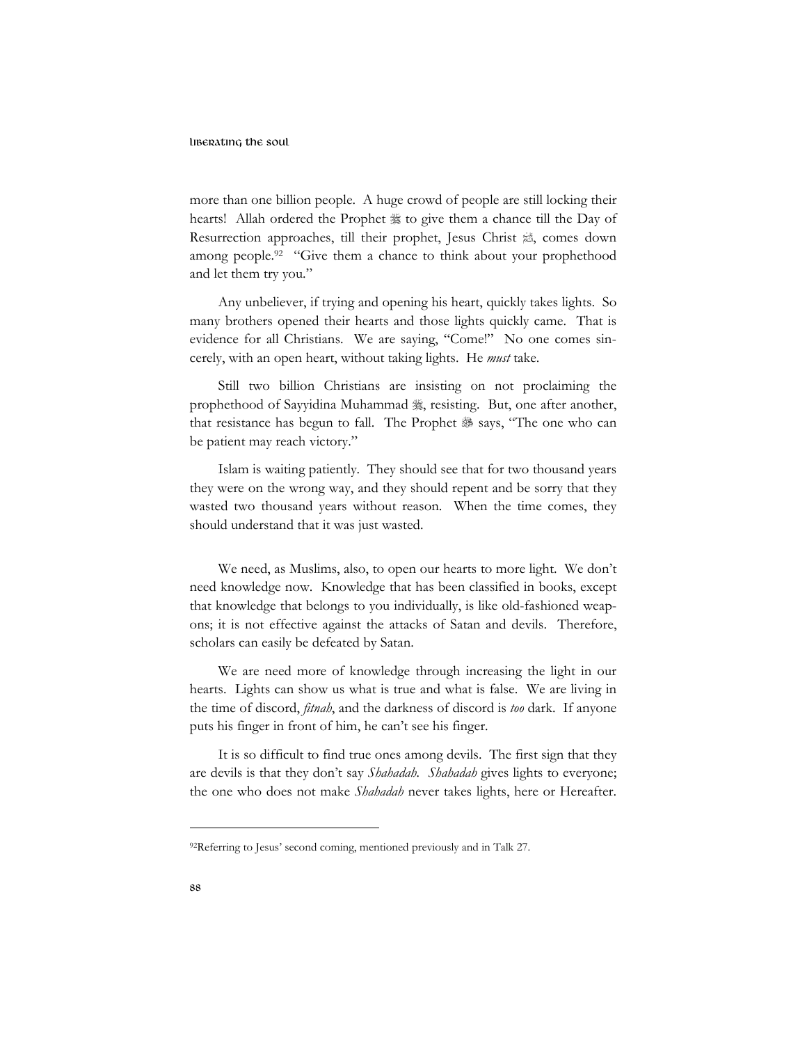more than one billion people. A huge crowd of people are still locking their hearts! Allah ordered the Prophet ﷺ to give them a chance till the Day of Resurrection approaches, till their prophet, Jesus Christ ؑ, comes down among people.[92] "Give them a chance to think about your prophethood and let them try you."

Any unbeliever, if trying and opening his heart, quickly takes lights. So many brothers opened their hearts and those lights quickly came. That is evidence for all Christians. We are saying, "Come!" No one comes sincerely, with an open heart, without taking lights. He *must* take.

Still two billion Christians are insisting on not proclaiming the prophethood of Sayyidina Muhammad ﷺ, resisting. But, one after another, that resistance has begun to fall. The Prophet ﷺ says, "The one who can be patient may reach victory."

Islam is waiting patiently. They should see that for two thousand years they were on the wrong way, and they should repent and be sorry that they wasted two thousand years without reason. When the time comes, they should understand that it was just wasted.

We need, as Muslims, also, to open our hearts to more light. We don't need knowledge now. Knowledge that has been classified in books, except that knowledge that belongs to you individually, is like old-fashioned weapons; it is not effective against the attacks of Satan and devils. Therefore, scholars can easily be defeated by Satan.

We are need more of knowledge through increasing the light in our hearts. Lights can show us what is true and what is false. We are living in the time of discord, *fitnah*, and the darkness of discord is *too* dark. If anyone puts his finger in front of him, he can't see his finger.

It is so difficult to find true ones among devils. The first sign that they are devils is that they don't say *Shahadah*. *Shahadah* gives lights to everyone; the one who does not make *Shahadah* never takes lights, here or Hereafter.

---

[92]Referring to Jesus' second coming, mentioned previously and in Talk 27.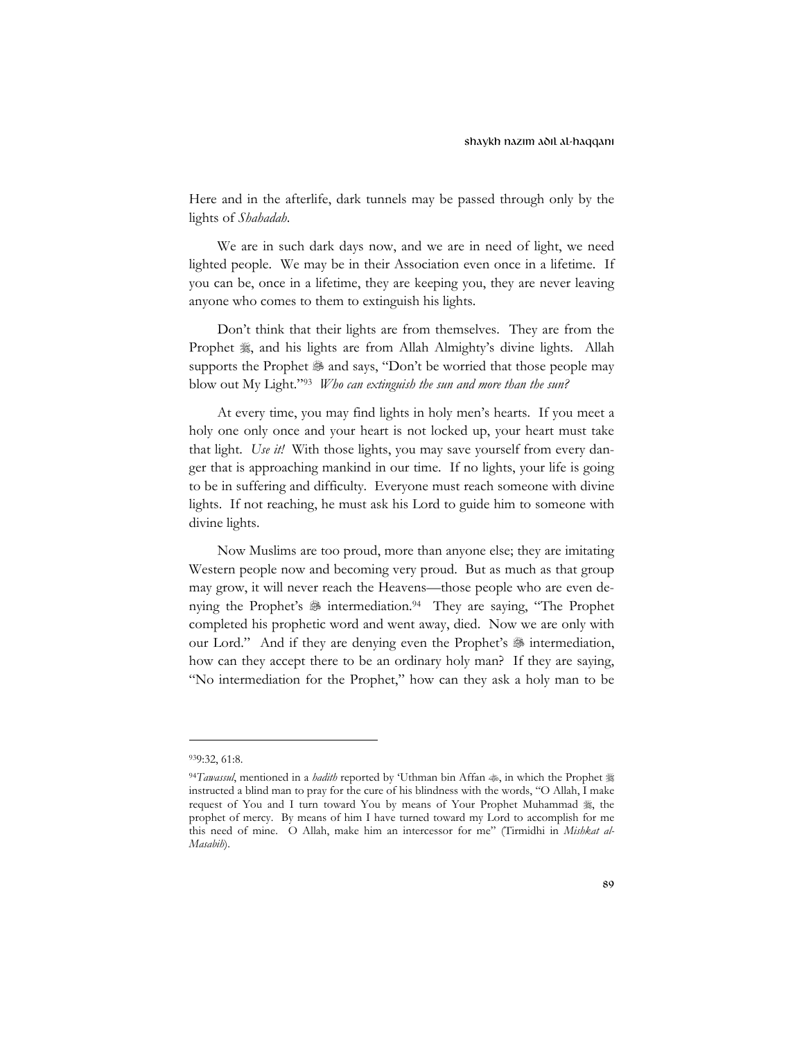Here and in the afterlife, dark tunnels may be passed through only by the lights of *Shahadah*.

We are in such dark days now, and we are in need of light, we need lighted people. We may be in their Association even once in a lifetime. If you can be, once in a lifetime, they are keeping you, they are never leaving anyone who comes to them to extinguish his lights.

Don't think that their lights are from themselves. They are from the Prophet ﷺ, and his lights are from Allah Almighty's divine lights. Allah supports the Prophet ﷺ and says, "Don't be worried that those people may blow out My Light."[93] *Who can extinguish the sun and more than the sun?*

At every time, you may find lights in holy men's hearts. If you meet a holy one only once and your heart is not locked up, your heart must take that light. *Use it!* With those lights, you may save yourself from every danger that is approaching mankind in our time. If no lights, your life is going to be in suffering and difficulty. Everyone must reach someone with divine lights. If not reaching, he must ask his Lord to guide him to someone with divine lights.

Now Muslims are too proud, more than anyone else; they are imitating Western people now and becoming very proud. But as much as that group may grow, it will never reach the Heavens—those people who are even denying the Prophet's ﷺ intermediation.[94] They are saying, "The Prophet completed his prophetic word and went away, died. Now we are only with our Lord." And if they are denying even the Prophet's ﷺ intermediation, how can they accept there to be an ordinary holy man? If they are saying, "No intermediation for the Prophet," how can they ask a holy man to be

---

[93] 9:32, 61:8.

[94] *Tawassul*, mentioned in a *hadith* reported by 'Uthman bin Affan ؓ, in which the Prophet ﷺ instructed a blind man to pray for the cure of his blindness with the words, "O Allah, I make request of You and I turn toward You by means of Your Prophet Muhammad ﷺ, the prophet of mercy. By means of him I have turned toward my Lord to accomplish for me this need of mine. O Allah, make him an intercessor for me" (Tirmidhi in *Mishkat al-Masabih*).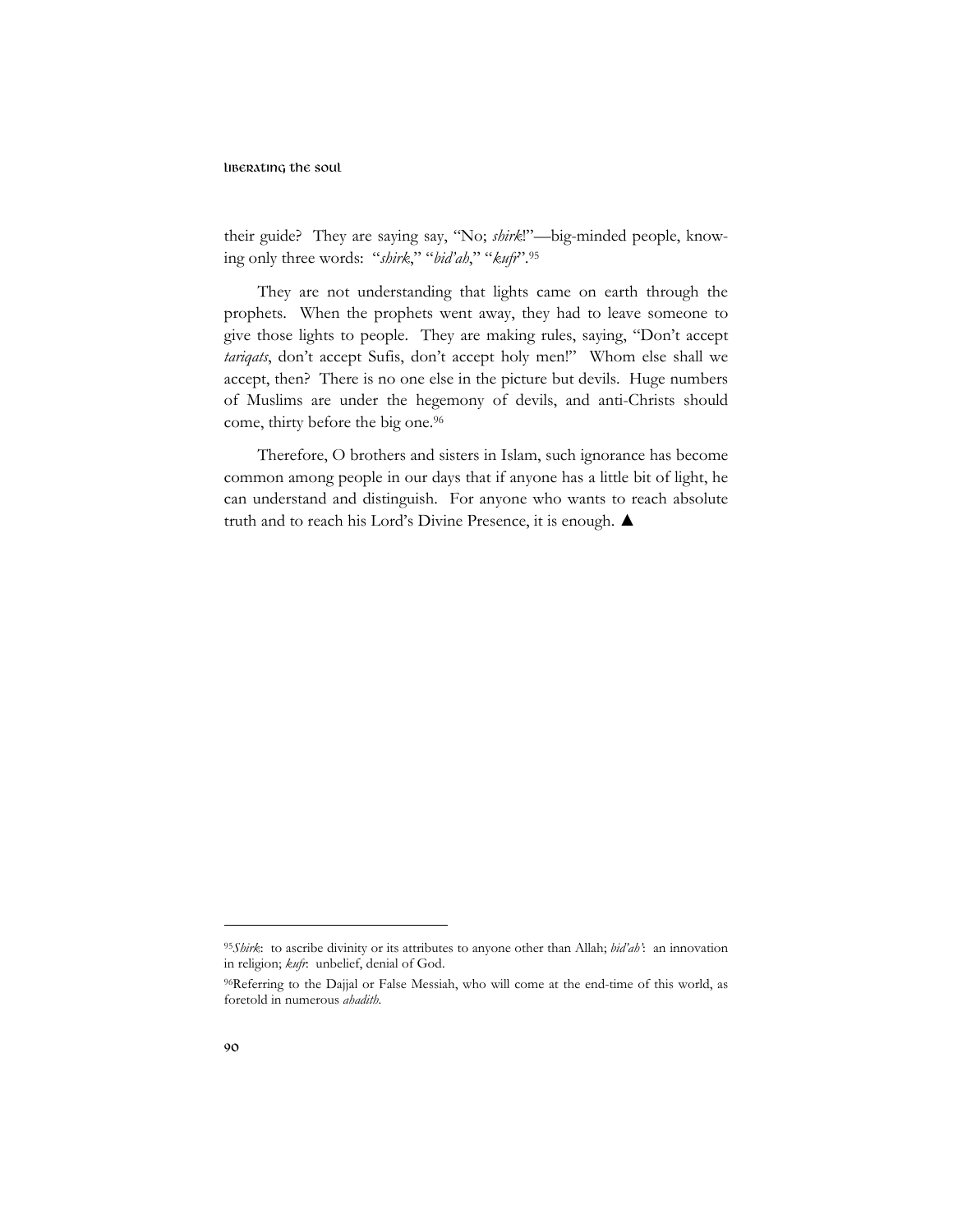their guide? They are saying say, "No; *shirk*!"—big-minded people, knowing only three words: "*shirk*," "*bid'ah*," "*kufr*".[95]

They are not understanding that lights came on earth through the prophets. When the prophets went away, they had to leave someone to give those lights to people. They are making rules, saying, "Don't accept *tariqats*, don't accept Sufis, don't accept holy men!" Whom else shall we accept, then? There is no one else in the picture but devils. Huge numbers of Muslims are under the hegemony of devils, and anti-Christs should come, thirty before the big one.[96]

Therefore, O brothers and sisters in Islam, such ignorance has become common among people in our days that if anyone has a little bit of light, he can understand and distinguish. For anyone who wants to reach absolute truth and to reach his Lord's Divine Presence, it is enough. ▲

---

[95] *Shirk*: to ascribe divinity or its attributes to anyone other than Allah; *bid'ah'*: an innovation in religion; *kufr*: unbelief, denial of God.

[96] Referring to the Dajjal or False Messiah, who will come at the end-time of this world, as foretold in numerous *ahadith*.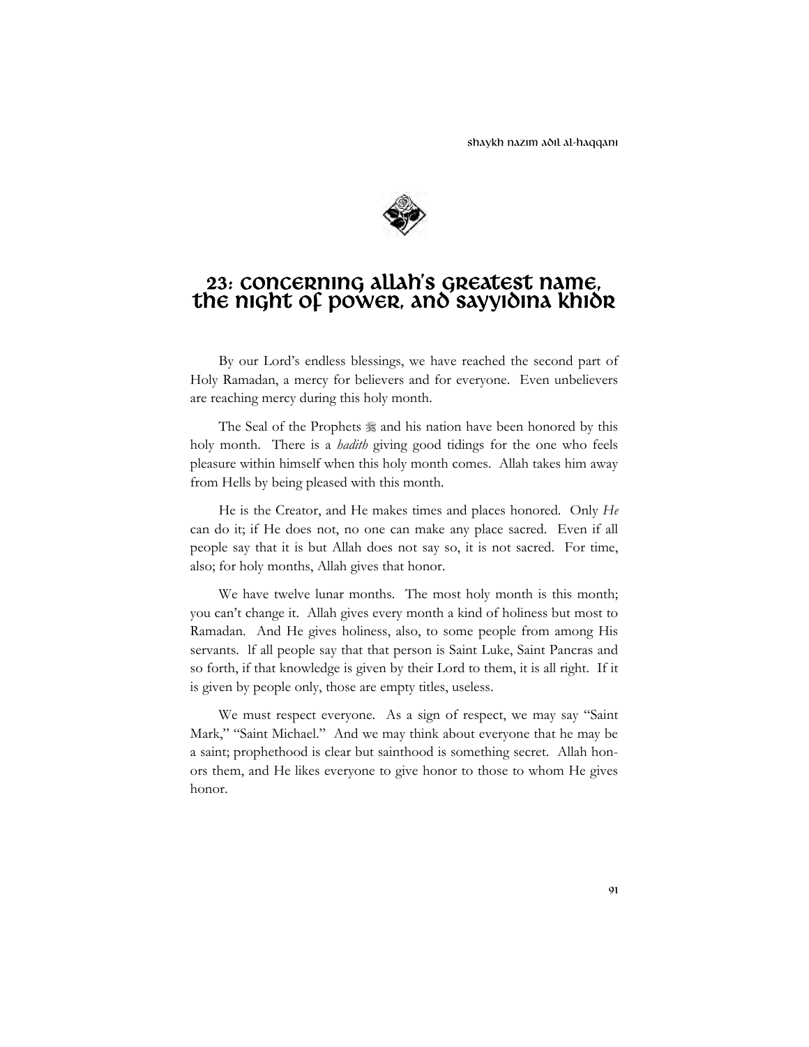# 23: Concerning Allah's Greatest Name, the Night of Power, and Sayyidina Khidr

By our Lord's endless blessings, we have reached the second part of Holy Ramadan, a mercy for believers and for everyone. Even unbelievers are reaching mercy during this holy month.

The Seal of the Prophets ﷺ and his nation have been honored by this holy month. There is a *hadith* giving good tidings for the one who feels pleasure within himself when this holy month comes. Allah takes him away from Hells by being pleased with this month.

He is the Creator, and He makes times and places honored. Only *He* can do it; if He does not, no one can make any place sacred. Even if all people say that it is but Allah does not say so, it is not sacred. For time, also; for holy months, Allah gives that honor.

We have twelve lunar months. The most holy month is this month; you can't change it. Allah gives every month a kind of holiness but most to Ramadan. And He gives holiness, also, to some people from among His servants. If all people say that that person is Saint Luke, Saint Pancras and so forth, if that knowledge is given by their Lord to them, it is all right. If it is given by people only, those are empty titles, useless.

We must respect everyone. As a sign of respect, we may say "Saint Mark," "Saint Michael." And we may think about everyone that he may be a saint; prophethood is clear but sainthood is something secret. Allah honors them, and He likes everyone to give honor to those to whom He gives honor.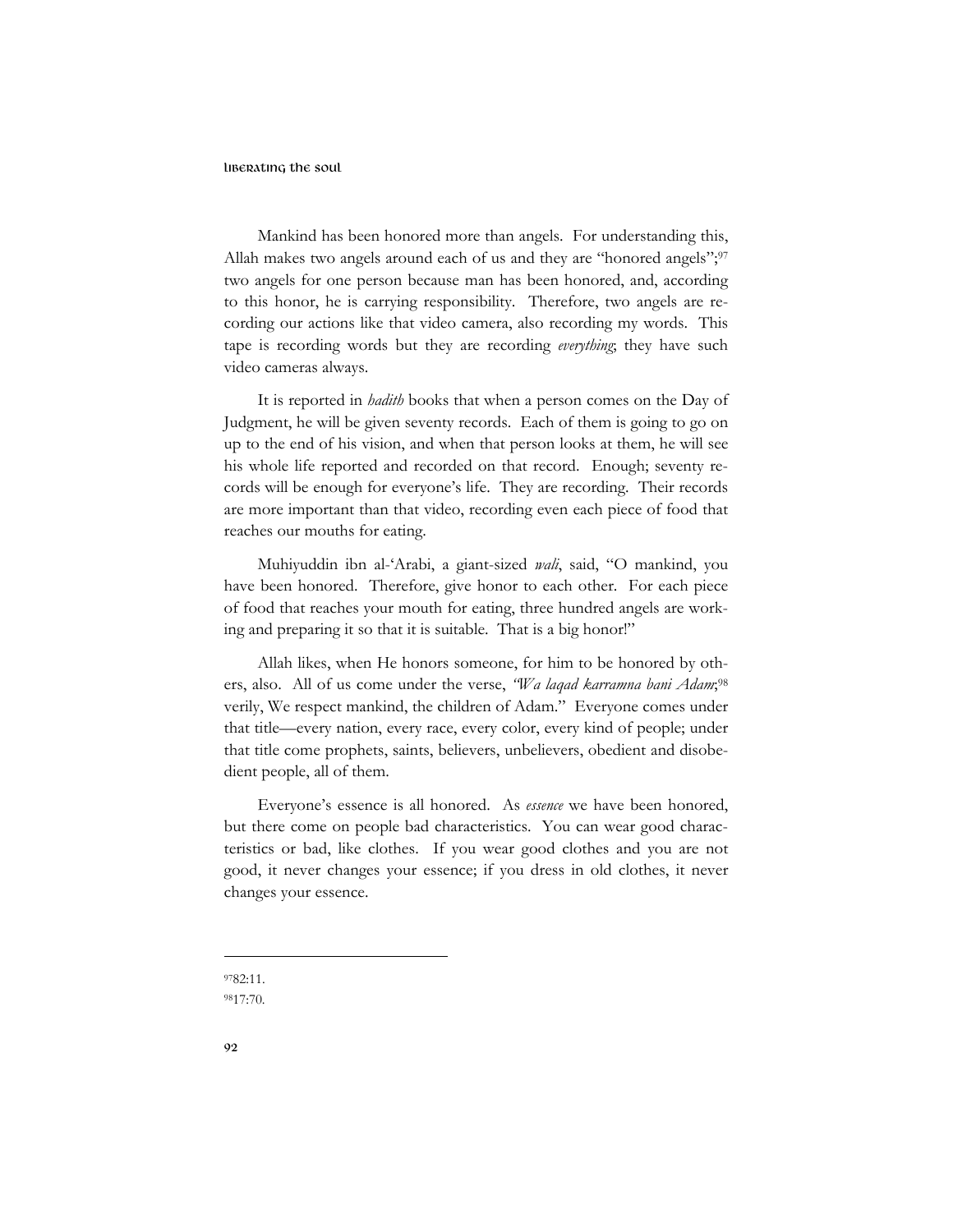Mankind has been honored more than angels. For understanding this, Allah makes two angels around each of us and they are "honored angels";[97] two angels for one person because man has been honored, and, according to this honor, he is carrying responsibility. Therefore, two angels are recording our actions like that video camera, also recording my words. This tape is recording words but they are recording *everything*; they have such video cameras always.

It is reported in *hadith* books that when a person comes on the Day of Judgment, he will be given seventy records. Each of them is going to go on up to the end of his vision, and when that person looks at them, he will see his whole life reported and recorded on that record. Enough; seventy records will be enough for everyone's life. They are recording. Their records are more important than that video, recording even each piece of food that reaches our mouths for eating.

Muhiyuddin ibn al-'Arabi, a giant-sized *wali*, said, "O mankind, you have been honored. Therefore, give honor to each other. For each piece of food that reaches your mouth for eating, three hundred angels are working and preparing it so that it is suitable. That is a big honor!"

Allah likes, when He honors someone, for him to be honored by others, also. All of us come under the verse, *"Wa laqad karramna bani Adam*;[98] verily, We respect mankind, the children of Adam." Everyone comes under that title—every nation, every race, every color, every kind of people; under that title come prophets, saints, believers, unbelievers, obedient and disobedient people, all of them.

Everyone's essence is all honored. As *essence* we have been honored, but there come on people bad characteristics. You can wear good characteristics or bad, like clothes. If you wear good clothes and you are not good, it never changes your essence; if you dress in old clothes, it never changes your essence.

---

[97] 82:11.

[98] 17:70.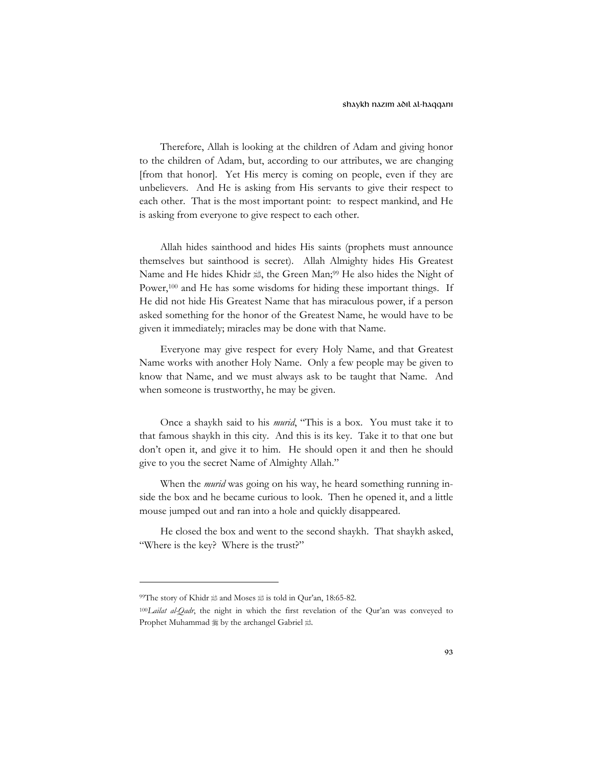Therefore, Allah is looking at the children of Adam and giving honor to the children of Adam, but, according to our attributes, we are changing [from that honor]. Yet His mercy is coming on people, even if they are unbelievers. And He is asking from His servants to give their respect to each other. That is the most important point: to respect mankind, and He is asking from everyone to give respect to each other.

Allah hides sainthood and hides His saints (prophets must announce themselves but sainthood is secret). Allah Almighty hides His Greatest Name and He hides Khidr ﷺ, the Green Man;[99] He also hides the Night of Power,[100] and He has some wisdoms for hiding these important things. If He did not hide His Greatest Name that has miraculous power, if a person asked something for the honor of the Greatest Name, he would have to be given it immediately; miracles may be done with that Name.

Everyone may give respect for every Holy Name, and that Greatest Name works with another Holy Name. Only a few people may be given to know that Name, and we must always ask to be taught that Name. And when someone is trustworthy, he may be given.

Once a shaykh said to his *murid*, "This is a box. You must take it to that famous shaykh in this city. And this is its key. Take it to that one but don't open it, and give it to him. He should open it and then he should give to you the secret Name of Almighty Allah."

When the *murid* was going on his way, he heard something running inside the box and he became curious to look. Then he opened it, and a little mouse jumped out and ran into a hole and quickly disappeared.

He closed the box and went to the second shaykh. That shaykh asked, "Where is the key? Where is the trust?"

---

[99]The story of Khidr ﷺ and Moses ﷺ is told in Qur'an, 18:65-82.

[100]*Lailat al-Qadr*, the night in which the first revelation of the Qur'an was conveyed to Prophet Muhammad ﷺ by the archangel Gabriel ﷺ.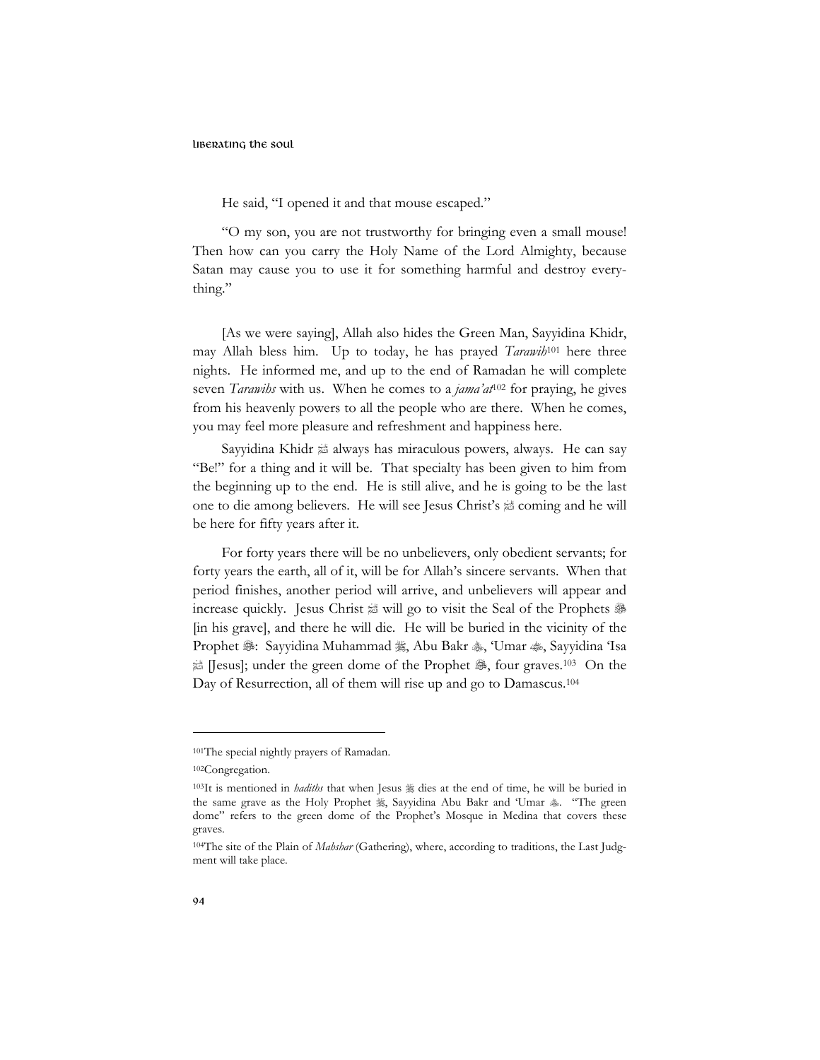He said, "I opened it and that mouse escaped."

"O my son, you are not trustworthy for bringing even a small mouse! Then how can you carry the Holy Name of the Lord Almighty, because Satan may cause you to use it for something harmful and destroy everything."

[As we were saying], Allah also hides the Green Man, Sayyidina Khidr, may Allah bless him. Up to today, he has prayed *Tarawih*[101] here three nights. He informed me, and up to the end of Ramadan he will complete seven *Tarawihs* with us. When he comes to a *jama'at*[102] for praying, he gives from his heavenly powers to all the people who are there. When he comes, you may feel more pleasure and refreshment and happiness here.

Sayyidina Khidr ﷺ always has miraculous powers, always. He can say "Be!" for a thing and it will be. That specialty has been given to him from the beginning up to the end. He is still alive, and he is going to be the last one to die among believers. He will see Jesus Christ's ﷺ coming and he will be here for fifty years after it.

For forty years there will be no unbelievers, only obedient servants; for forty years the earth, all of it, will be for Allah's sincere servants. When that period finishes, another period will arrive, and unbelievers will appear and increase quickly. Jesus Christ ﷺ will go to visit the Seal of the Prophets ﷺ [in his grave], and there he will die. He will be buried in the vicinity of the Prophet ﷺ: Sayyidina Muhammad ﷺ, Abu Bakr ؓ, 'Umar ؓ, Sayyidina 'Isa ﷺ [Jesus]; under the green dome of the Prophet ﷺ, four graves.[103] On the Day of Resurrection, all of them will rise up and go to Damascus.[104]

---

[101] The special nightly prayers of Ramadan.

[102] Congregation.

[103] It is mentioned in *hadiths* that when Jesus ﷺ dies at the end of time, he will be buried in the same grave as the Holy Prophet ﷺ, Sayyidina Abu Bakr and 'Umar ؓ. "The green dome" refers to the green dome of the Prophet's Mosque in Medina that covers these graves.

[104] The site of the Plain of *Mahshar* (Gathering), where, according to traditions, the Last Judgment will take place.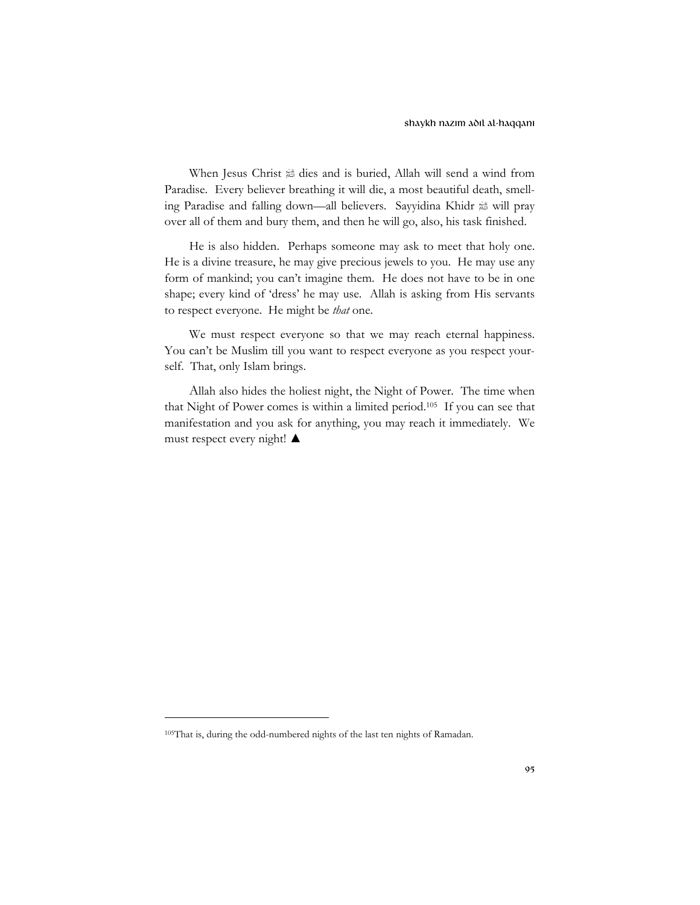When Jesus Christ ﷺ dies and is buried, Allah will send a wind from Paradise. Every believer breathing it will die, a most beautiful death, smelling Paradise and falling down—all believers. Sayyidina Khidr ﷺ will pray over all of them and bury them, and then he will go, also, his task finished.

He is also hidden. Perhaps someone may ask to meet that holy one. He is a divine treasure, he may give precious jewels to you. He may use any form of mankind; you can't imagine them. He does not have to be in one shape; every kind of 'dress' he may use. Allah is asking from His servants to respect everyone. He might be *that* one.

We must respect everyone so that we may reach eternal happiness. You can't be Muslim till you want to respect everyone as you respect yourself. That, only Islam brings.

Allah also hides the holiest night, the Night of Power. The time when that Night of Power comes is within a limited period.[105] If you can see that manifestation and you ask for anything, you may reach it immediately. We must respect every night! ▲

---

[105] That is, during the odd-numbered nights of the last ten nights of Ramadan.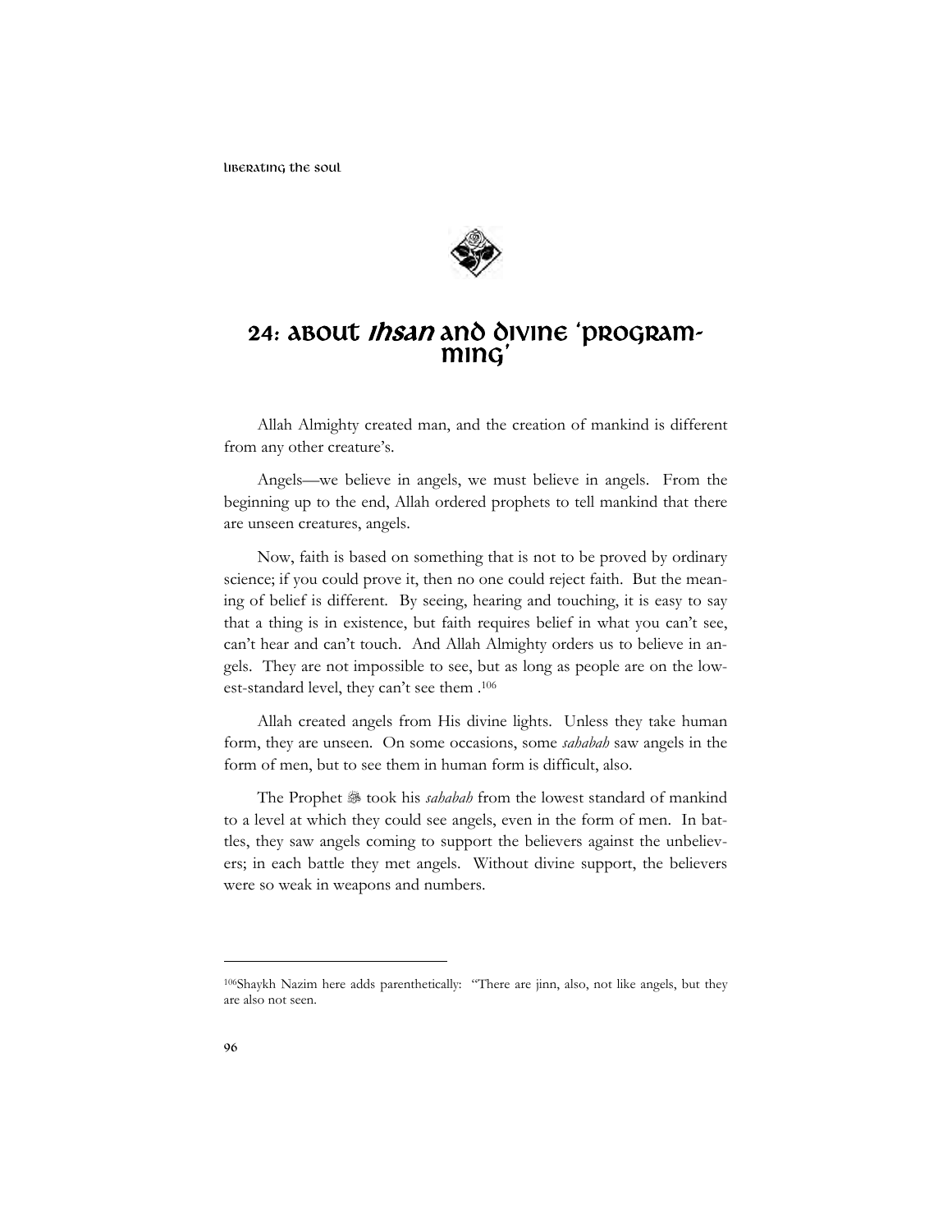# 24: About *Ihsan* and Divine 'Programming'

Allah Almighty created man, and the creation of mankind is different from any other creature's.

Angels—we believe in angels, we must believe in angels. From the beginning up to the end, Allah ordered prophets to tell mankind that there are unseen creatures, angels.

Now, faith is based on something that is not to be proved by ordinary science; if you could prove it, then no one could reject faith. But the meaning of belief is different. By seeing, hearing and touching, it is easy to say that a thing is in existence, but faith requires belief in what you can't see, can't hear and can't touch. And Allah Almighty orders us to believe in angels. They are not impossible to see, but as long as people are on the lowest-standard level, they can't see them .[106]

Allah created angels from His divine lights. Unless they take human form, they are unseen. On some occasions, some *sahabah* saw angels in the form of men, but to see them in human form is difficult, also.

The Prophet ﷺ took his *sahabah* from the lowest standard of mankind to a level at which they could see angels, even in the form of men. In battles, they saw angels coming to support the believers against the unbelievers; in each battle they met angels. Without divine support, the believers were so weak in weapons and numbers.

---

[106] Shaykh Nazim here adds parenthetically: "There are jinn, also, not like angels, but they are also not seen.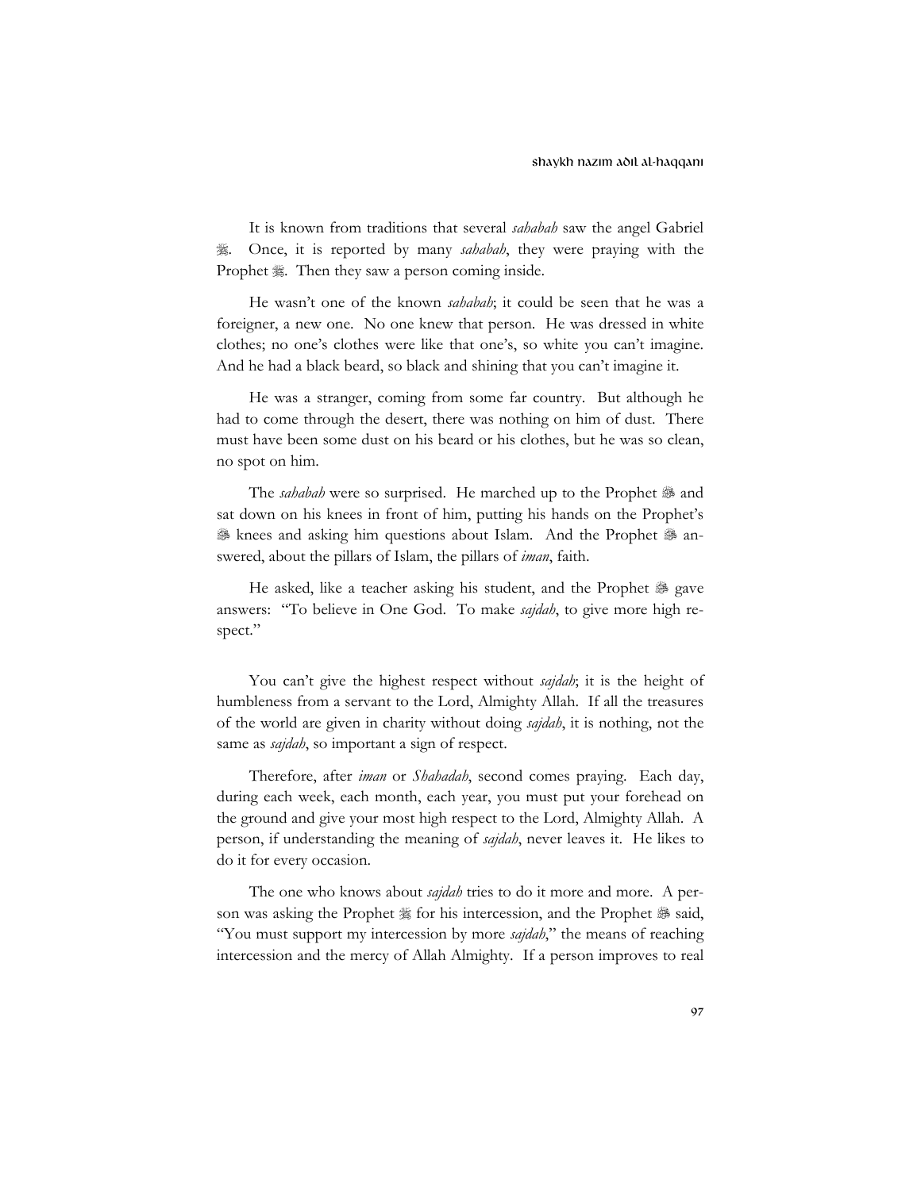It is known from traditions that several *sahabah* saw the angel Gabriel ﷺ. Once, it is reported by many *sahabah*, they were praying with the Prophet ﷺ. Then they saw a person coming inside.

He wasn't one of the known *sahabah*; it could be seen that he was a foreigner, a new one. No one knew that person. He was dressed in white clothes; no one's clothes were like that one's, so white you can't imagine. And he had a black beard, so black and shining that you can't imagine it.

He was a stranger, coming from some far country. But although he had to come through the desert, there was nothing on him of dust. There must have been some dust on his beard or his clothes, but he was so clean, no spot on him.

The *sahabah* were so surprised. He marched up to the Prophet ﷺ and sat down on his knees in front of him, putting his hands on the Prophet's ﷺ knees and asking him questions about Islam. And the Prophet ﷺ answered, about the pillars of Islam, the pillars of *iman*, faith.

He asked, like a teacher asking his student, and the Prophet ﷺ gave answers: "To believe in One God. To make *sajdah*, to give more high respect."

You can't give the highest respect without *sajdah*; it is the height of humbleness from a servant to the Lord, Almighty Allah. If all the treasures of the world are given in charity without doing *sajdah*, it is nothing, not the same as *sajdah*, so important a sign of respect.

Therefore, after *iman* or *Shahadah*, second comes praying. Each day, during each week, each month, each year, you must put your forehead on the ground and give your most high respect to the Lord, Almighty Allah. A person, if understanding the meaning of *sajdah*, never leaves it. He likes to do it for every occasion.

The one who knows about *sajdah* tries to do it more and more. A person was asking the Prophet ﷺ for his intercession, and the Prophet ﷺ said, "You must support my intercession by more *sajdah*," the means of reaching intercession and the mercy of Allah Almighty. If a person improves to real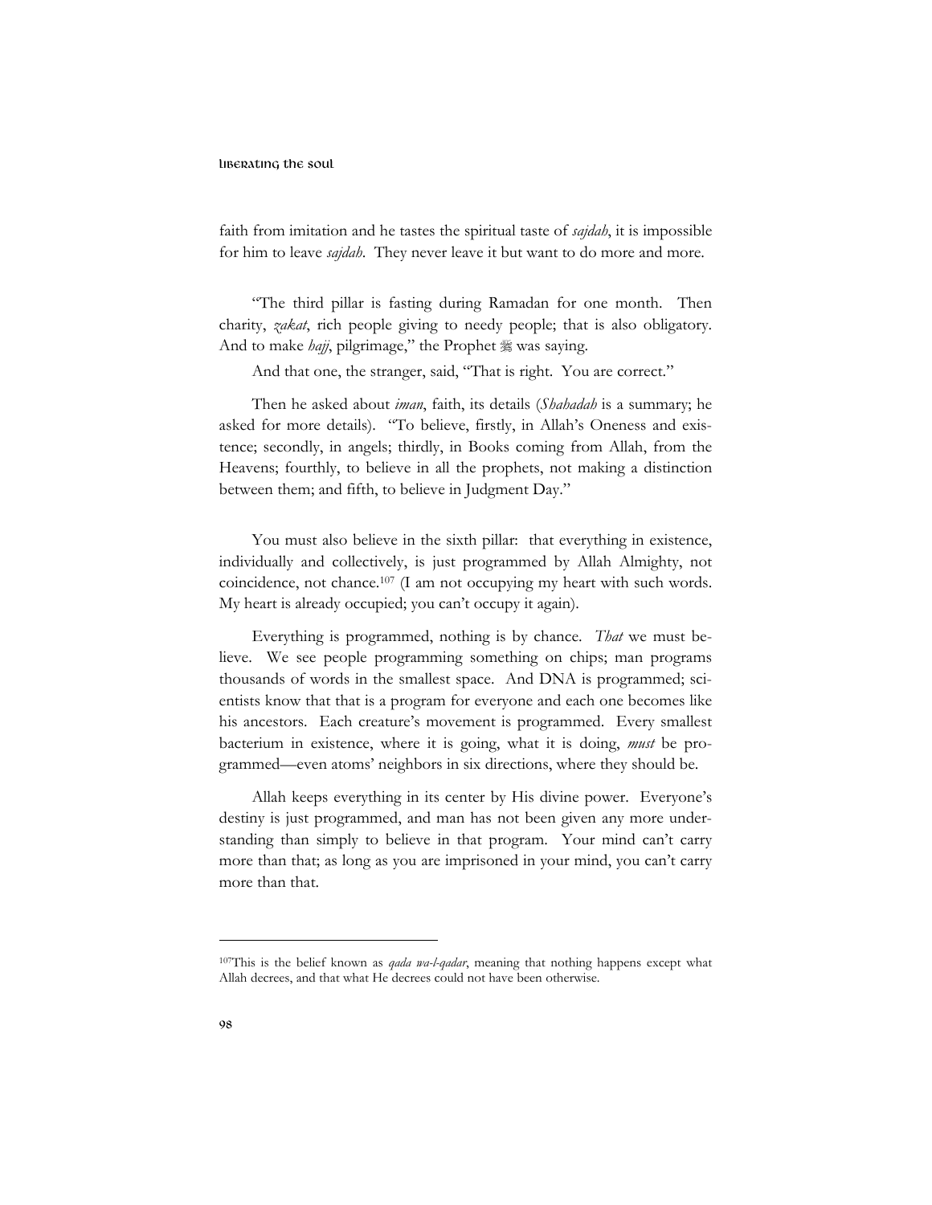faith from imitation and he tastes the spiritual taste of *sajdah*, it is impossible for him to leave *sajdah*. They never leave it but want to do more and more.

"The third pillar is fasting during Ramadan for one month. Then charity, *zakat*, rich people giving to needy people; that is also obligatory. And to make *hajj*, pilgrimage," the Prophet ﷺ was saying.

And that one, the stranger, said, "That is right. You are correct."

Then he asked about *iman*, faith, its details (*Shahadah* is a summary; he asked for more details). "To believe, firstly, in Allah's Oneness and existence; secondly, in angels; thirdly, in Books coming from Allah, from the Heavens; fourthly, to believe in all the prophets, not making a distinction between them; and fifth, to believe in Judgment Day."

You must also believe in the sixth pillar: that everything in existence, individually and collectively, is just programmed by Allah Almighty, not coincidence, not chance.[107] (I am not occupying my heart with such words. My heart is already occupied; you can't occupy it again).

Everything is programmed, nothing is by chance. *That* we must believe. We see people programming something on chips; man programs thousands of words in the smallest space. And DNA is programmed; scientists know that that is a program for everyone and each one becomes like his ancestors. Each creature's movement is programmed. Every smallest bacterium in existence, where it is going, what it is doing, *must* be programmed—even atoms' neighbors in six directions, where they should be.

Allah keeps everything in its center by His divine power. Everyone's destiny is just programmed, and man has not been given any more understanding than simply to believe in that program. Your mind can't carry more than that; as long as you are imprisoned in your mind, you can't carry more than that.

---

[107] This is the belief known as *qada wa-l-qadar*, meaning that nothing happens except what Allah decrees, and that what He decrees could not have been otherwise.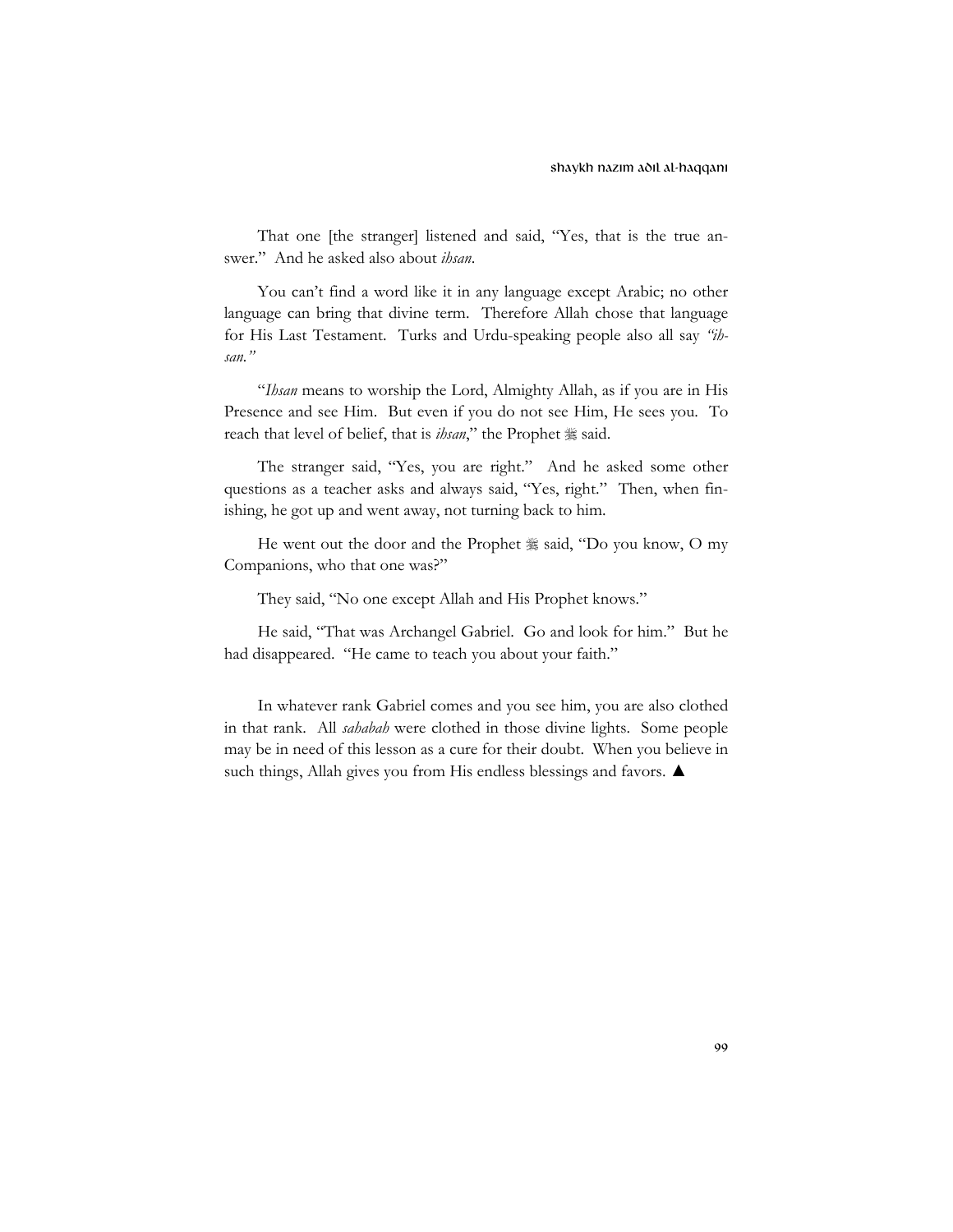That one [the stranger] listened and said, "Yes, that is the true answer." And he asked also about *ihsan*.

You can't find a word like it in any language except Arabic; no other language can bring that divine term. Therefore Allah chose that language for His Last Testament. Turks and Urdu-speaking people also all say *"ihsan."*

"*Ihsan* means to worship the Lord, Almighty Allah, as if you are in His Presence and see Him. But even if you do not see Him, He sees you. To reach that level of belief, that is *ihsan*," the Prophet ﷺ said.

The stranger said, "Yes, you are right." And he asked some other questions as a teacher asks and always said, "Yes, right." Then, when finishing, he got up and went away, not turning back to him.

He went out the door and the Prophet ﷺ said, "Do you know, O my Companions, who that one was?"

They said, "No one except Allah and His Prophet knows."

He said, "That was Archangel Gabriel. Go and look for him." But he had disappeared. "He came to teach you about your faith."

In whatever rank Gabriel comes and you see him, you are also clothed in that rank. All *sahabah* were clothed in those divine lights. Some people may be in need of this lesson as a cure for their doubt. When you believe in such things, Allah gives you from His endless blessings and favors. ▲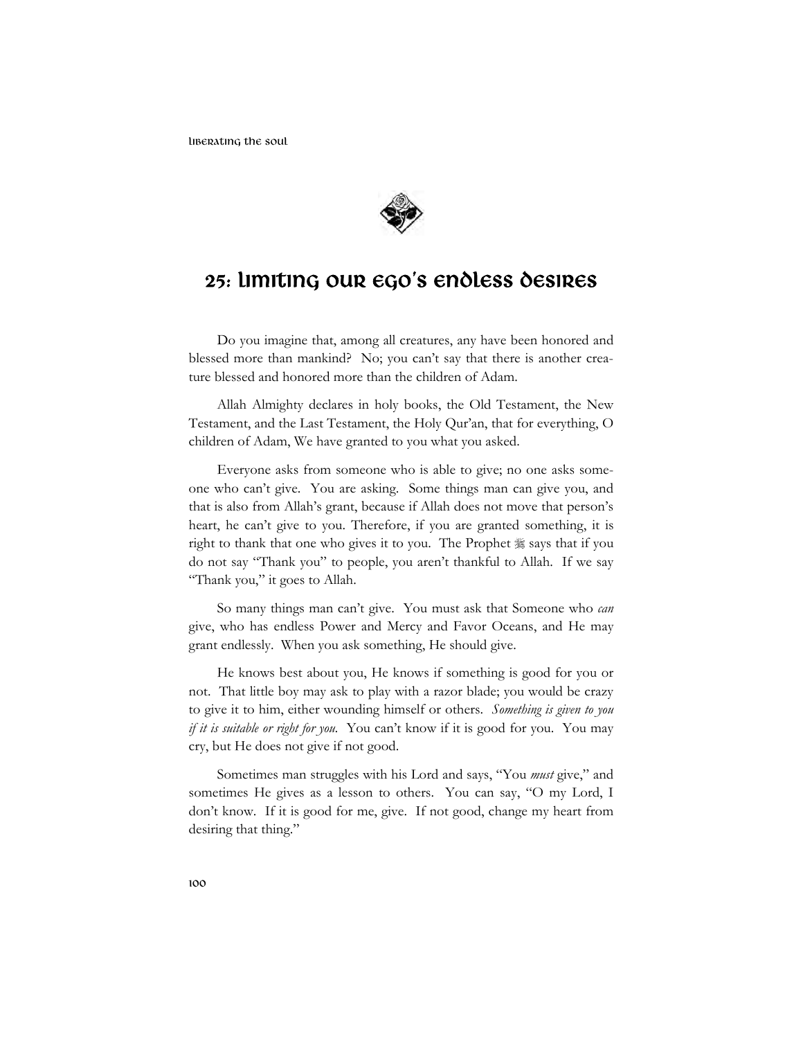## 25: Limiting Our Ego's Endless Desires

Do you imagine that, among all creatures, any have been honored and blessed more than mankind? No; you can't say that there is another creature blessed and honored more than the children of Adam.

Allah Almighty declares in holy books, the Old Testament, the New Testament, and the Last Testament, the Holy Qur'an, that for everything, O children of Adam, We have granted to you what you asked.

Everyone asks from someone who is able to give; no one asks someone who can't give. You are asking. Some things man can give you, and that is also from Allah's grant, because if Allah does not move that person's heart, he can't give to you. Therefore, if you are granted something, it is right to thank that one who gives it to you. The Prophet ﷺ says that if you do not say "Thank you" to people, you aren't thankful to Allah. If we say "Thank you," it goes to Allah.

So many things man can't give. You must ask that Someone who *can* give, who has endless Power and Mercy and Favor Oceans, and He may grant endlessly. When you ask something, He should give.

He knows best about you, He knows if something is good for you or not. That little boy may ask to play with a razor blade; you would be crazy to give it to him, either wounding himself or others. *Something is given to you if it is suitable or right for you.* You can't know if it is good for you. You may cry, but He does not give if not good.

Sometimes man struggles with his Lord and says, "You *must* give," and sometimes He gives as a lesson to others. You can say, "O my Lord, I don't know. If it is good for me, give. If not good, change my heart from desiring that thing."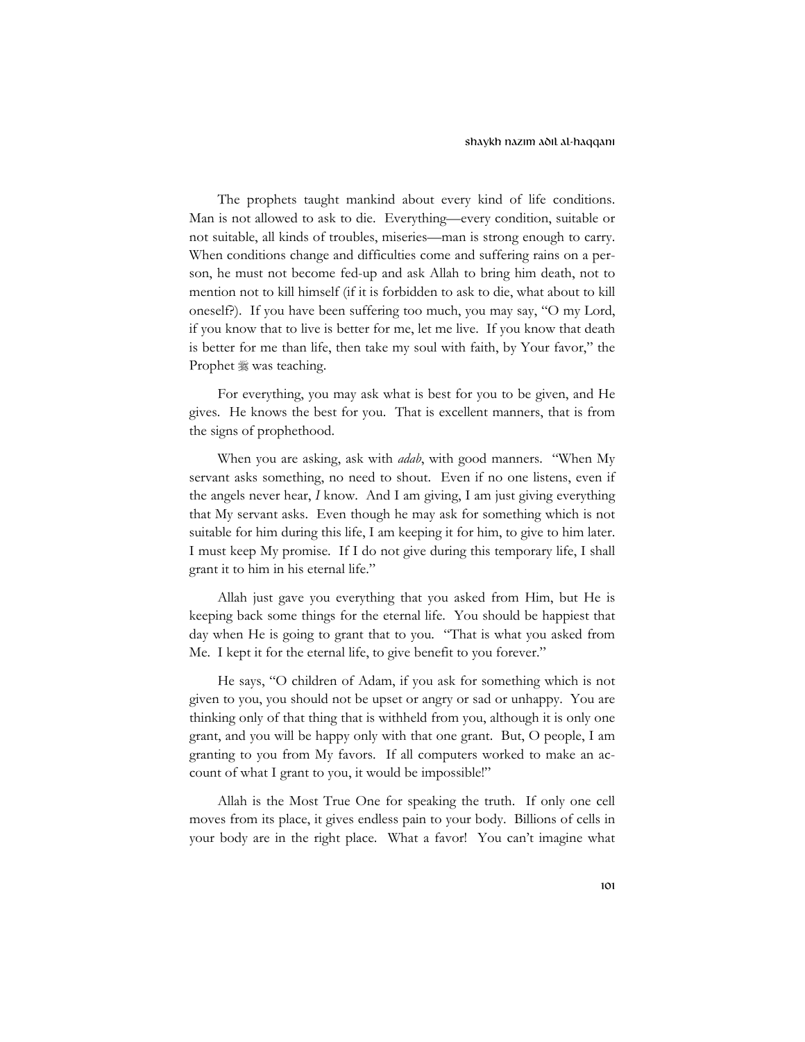The prophets taught mankind about every kind of life conditions. Man is not allowed to ask to die. Everything—every condition, suitable or not suitable, all kinds of troubles, miseries—man is strong enough to carry. When conditions change and difficulties come and suffering rains on a person, he must not become fed-up and ask Allah to bring him death, not to mention not to kill himself (if it is forbidden to ask to die, what about to kill oneself?). If you have been suffering too much, you may say, "O my Lord, if you know that to live is better for me, let me live. If you know that death is better for me than life, then take my soul with faith, by Your favor," the Prophet ﷺ was teaching.

For everything, you may ask what is best for you to be given, and He gives. He knows the best for you. That is excellent manners, that is from the signs of prophethood.

When you are asking, ask with *adab*, with good manners. "When My servant asks something, no need to shout. Even if no one listens, even if the angels never hear, *I* know. And I am giving, I am just giving everything that My servant asks. Even though he may ask for something which is not suitable for him during this life, I am keeping it for him, to give to him later. I must keep My promise. If I do not give during this temporary life, I shall grant it to him in his eternal life."

Allah just gave you everything that you asked from Him, but He is keeping back some things for the eternal life. You should be happiest that day when He is going to grant that to you. "That is what you asked from Me. I kept it for the eternal life, to give benefit to you forever."

He says, "O children of Adam, if you ask for something which is not given to you, you should not be upset or angry or sad or unhappy. You are thinking only of that thing that is withheld from you, although it is only one grant, and you will be happy only with that one grant. But, O people, I am granting to you from My favors. If all computers worked to make an account of what I grant to you, it would be impossible!"

Allah is the Most True One for speaking the truth. If only one cell moves from its place, it gives endless pain to your body. Billions of cells in your body are in the right place. What a favor! You can't imagine what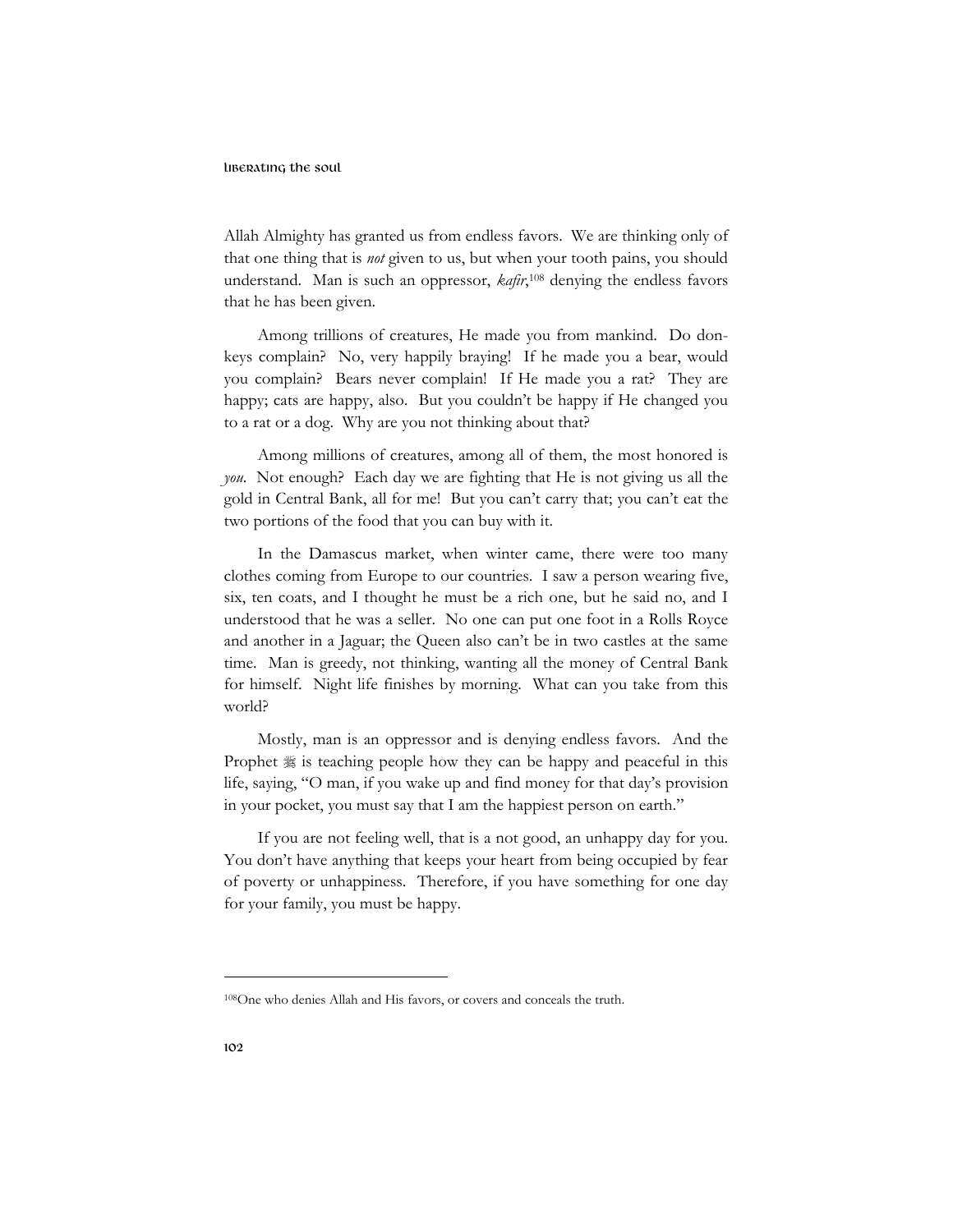Allah Almighty has granted us from endless favors. We are thinking only of that one thing that is *not* given to us, but when your tooth pains, you should understand. Man is such an oppressor, *kafir*,[108] denying the endless favors that he has been given.

Among trillions of creatures, He made you from mankind. Do donkeys complain? No, very happily braying! If he made you a bear, would you complain? Bears never complain! If He made you a rat? They are happy; cats are happy, also. But you couldn't be happy if He changed you to a rat or a dog. Why are you not thinking about that?

Among millions of creatures, among all of them, the most honored is *you*. Not enough? Each day we are fighting that He is not giving us all the gold in Central Bank, all for me! But you can't carry that; you can't eat the two portions of the food that you can buy with it.

In the Damascus market, when winter came, there were too many clothes coming from Europe to our countries. I saw a person wearing five, six, ten coats, and I thought he must be a rich one, but he said no, and I understood that he was a seller. No one can put one foot in a Rolls Royce and another in a Jaguar; the Queen also can't be in two castles at the same time. Man is greedy, not thinking, wanting all the money of Central Bank for himself. Night life finishes by morning. What can you take from this world?

Mostly, man is an oppressor and is denying endless favors. And the Prophet ﷺ is teaching people how they can be happy and peaceful in this life, saying, "O man, if you wake up and find money for that day's provision in your pocket, you must say that I am the happiest person on earth."

If you are not feeling well, that is a not good, an unhappy day for you. You don't have anything that keeps your heart from being occupied by fear of poverty or unhappiness. Therefore, if you have something for one day for your family, you must be happy.

---

[108] One who denies Allah and His favors, or covers and conceals the truth.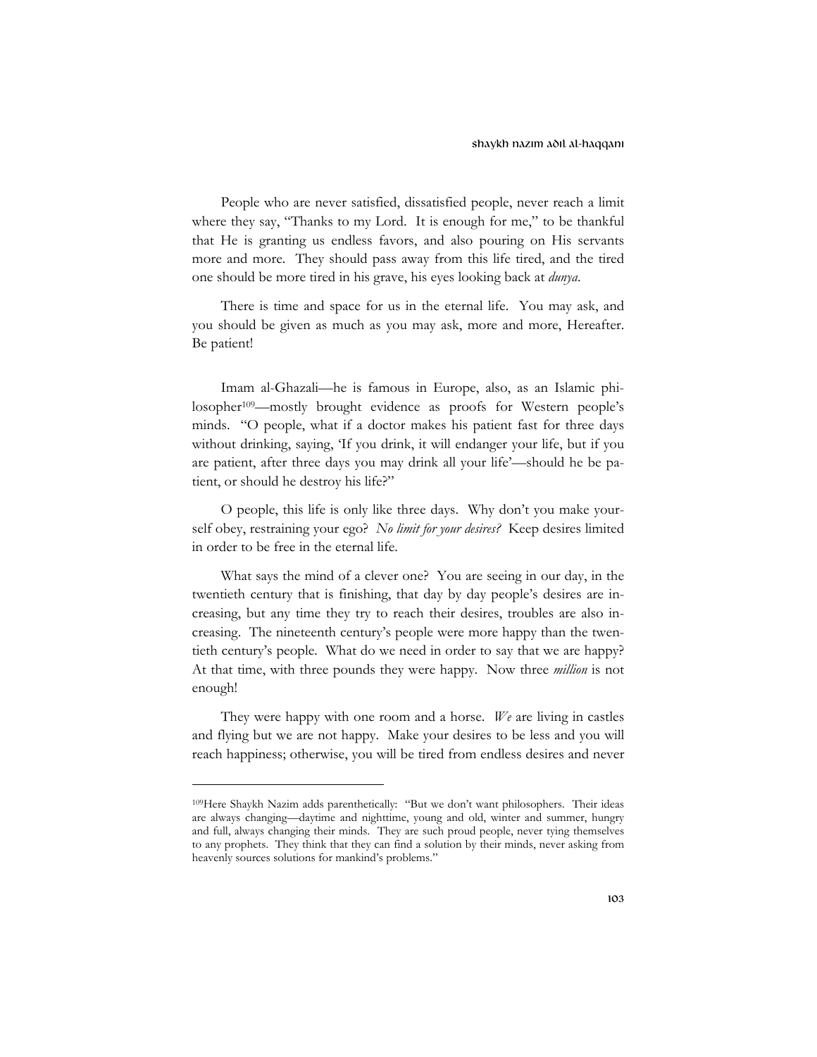People who are never satisfied, dissatisfied people, never reach a limit where they say, "Thanks to my Lord. It is enough for me," to be thankful that He is granting us endless favors, and also pouring on His servants more and more. They should pass away from this life tired, and the tired one should be more tired in his grave, his eyes looking back at *dunya*.

There is time and space for us in the eternal life. You may ask, and you should be given as much as you may ask, more and more, Hereafter. Be patient!

Imam al-Ghazali—he is famous in Europe, also, as an Islamic philosopher[109]—mostly brought evidence as proofs for Western people's minds. "O people, what if a doctor makes his patient fast for three days without drinking, saying, 'If you drink, it will endanger your life, but if you are patient, after three days you may drink all your life'—should he be patient, or should he destroy his life?"

O people, this life is only like three days. Why don't you make yourself obey, restraining your ego? *No limit for your desires?* Keep desires limited in order to be free in the eternal life.

What says the mind of a clever one? You are seeing in our day, in the twentieth century that is finishing, that day by day people's desires are increasing, but any time they try to reach their desires, troubles are also increasing. The nineteenth century's people were more happy than the twentieth century's people. What do we need in order to say that we are happy? At that time, with three pounds they were happy. Now three *million* is not enough!

They were happy with one room and a horse. *We* are living in castles and flying but we are not happy. Make your desires to be less and you will reach happiness; otherwise, you will be tired from endless desires and never

---

[109] Here Shaykh Nazim adds parenthetically: "But we don't want philosophers. Their ideas are always changing—daytime and nighttime, young and old, winter and summer, hungry and full, always changing their minds. They are such proud people, never tying themselves to any prophets. They think that they can find a solution by their minds, never asking from heavenly sources solutions for mankind's problems."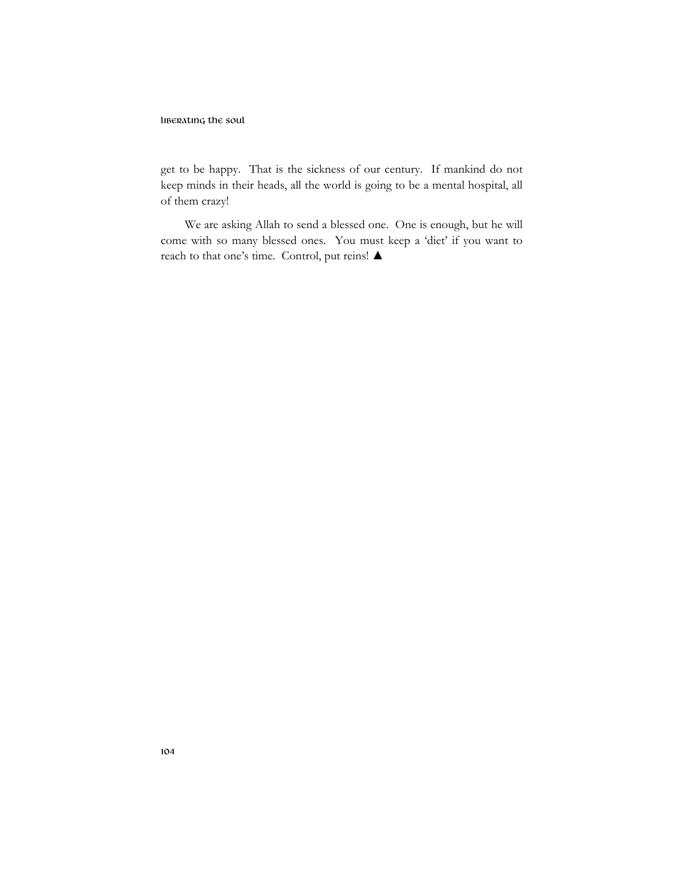get to be happy. That is the sickness of our century. If mankind do not keep minds in their heads, all the world is going to be a mental hospital, all of them crazy!

We are asking Allah to send a blessed one. One is enough, but he will come with so many blessed ones. You must keep a 'diet' if you want to reach to that one's time. Control, put reins! ▲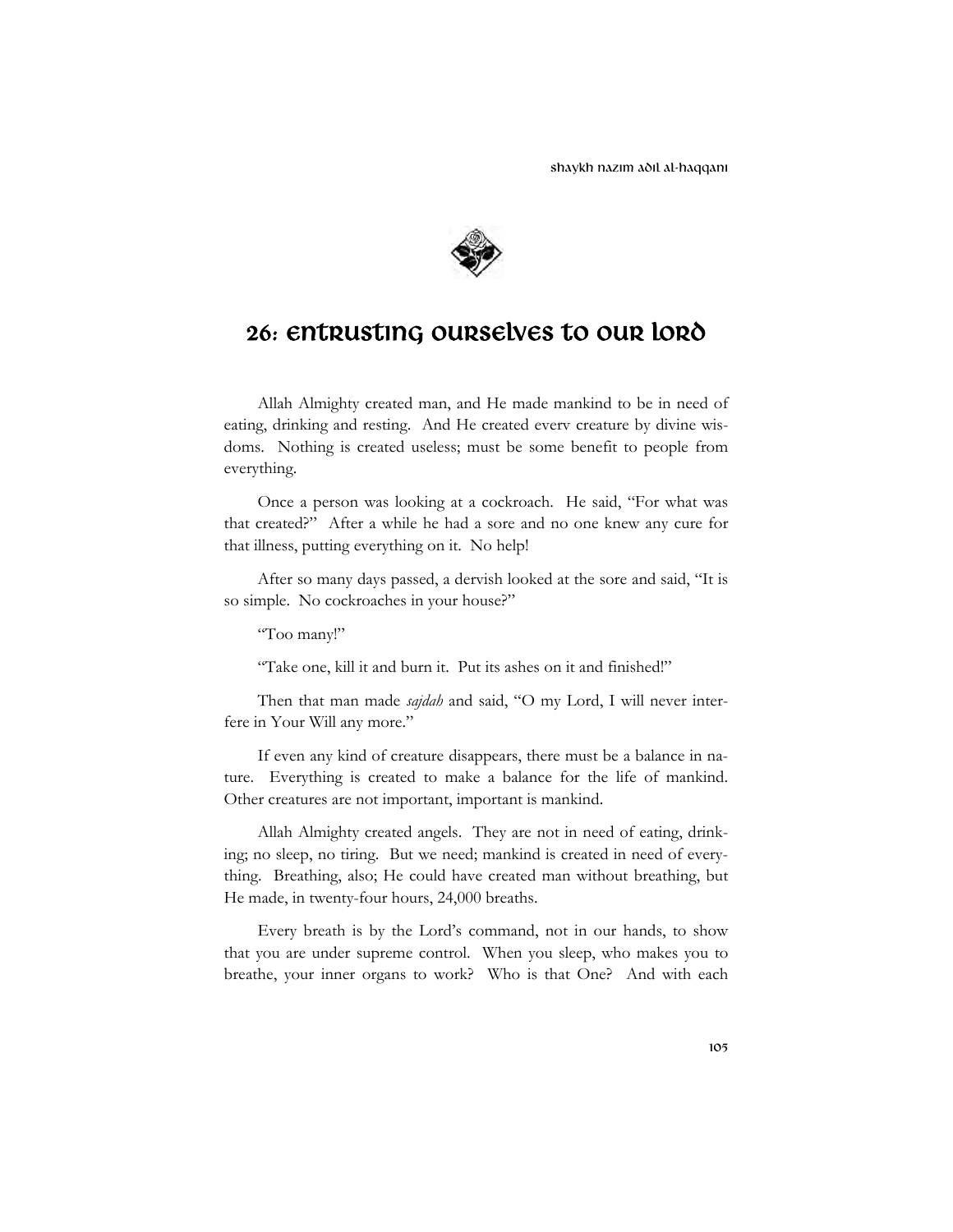# 26: Entrusting Ourselves to Our Lord

Allah Almighty created man, and He made mankind to be in need of eating, drinking and resting. And He created everv creature by divine wisdoms. Nothing is created useless; must be some benefit to people from everything.

Once a person was looking at a cockroach. He said, "For what was that created?" After a while he had a sore and no one knew any cure for that illness, putting everything on it. No help!

After so many days passed, a dervish looked at the sore and said, "It is so simple. No cockroaches in your house?"

"Too many!"

"Take one, kill it and burn it. Put its ashes on it and finished!"

Then that man made *sajdah* and said, "O my Lord, I will never interfere in Your Will any more."

If even any kind of creature disappears, there must be a balance in nature. Everything is created to make a balance for the life of mankind. Other creatures are not important, important is mankind.

Allah Almighty created angels. They are not in need of eating, drinking; no sleep, no tiring. But we need; mankind is created in need of everything. Breathing, also; He could have created man without breathing, but He made, in twenty-four hours, 24,000 breaths.

Every breath is by the Lord's command, not in our hands, to show that you are under supreme control. When you sleep, who makes you to breathe, your inner organs to work? Who is that One? And with each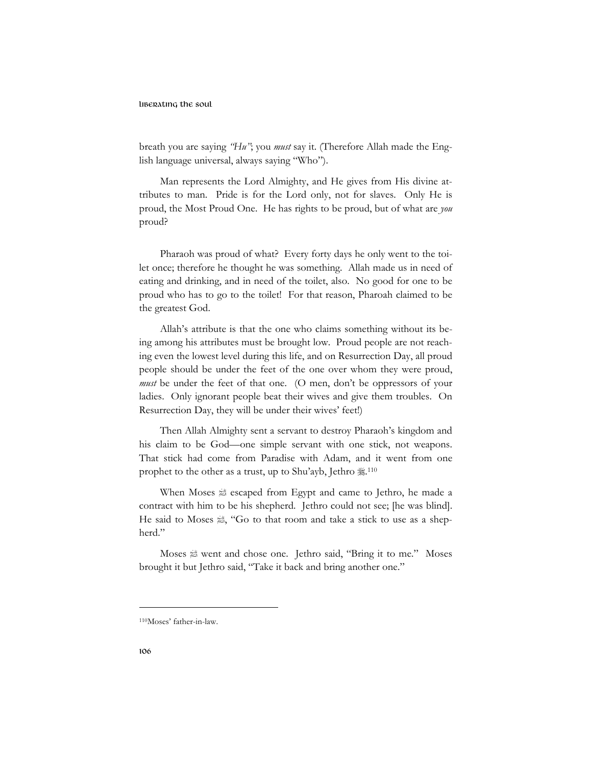breath you are saying *"Hu"*; you *must* say it. (Therefore Allah made the English language universal, always saying "Who").

Man represents the Lord Almighty, and He gives from His divine attributes to man. Pride is for the Lord only, not for slaves. Only He is proud, the Most Proud One. He has rights to be proud, but of what are *you* proud?

Pharaoh was proud of what? Every forty days he only went to the toilet once; therefore he thought he was something. Allah made us in need of eating and drinking, and in need of the toilet, also. No good for one to be proud who has to go to the toilet! For that reason, Pharoah claimed to be the greatest God.

Allah's attribute is that the one who claims something without its being among his attributes must be brought low. Proud people are not reaching even the lowest level during this life, and on Resurrection Day, all proud people should be under the feet of the one over whom they were proud, *must* be under the feet of that one. (O men, don't be oppressors of your ladies. Only ignorant people beat their wives and give them troubles. On Resurrection Day, they will be under their wives' feet!)

Then Allah Almighty sent a servant to destroy Pharaoh's kingdom and his claim to be God—one simple servant with one stick, not weapons. That stick had come from Paradise with Adam, and it went from one prophet to the other as a trust, up to Shu'ayb, Jethro ﷺ.[110]

When Moses ﷺ escaped from Egypt and came to Jethro, he made a contract with him to be his shepherd. Jethro could not see; [he was blind]. He said to Moses ﷺ, "Go to that room and take a stick to use as a shepherd."

Moses ﷺ went and chose one. Jethro said, "Bring it to me." Moses brought it but Jethro said, "Take it back and bring another one."

[110]Moses' father-in-law.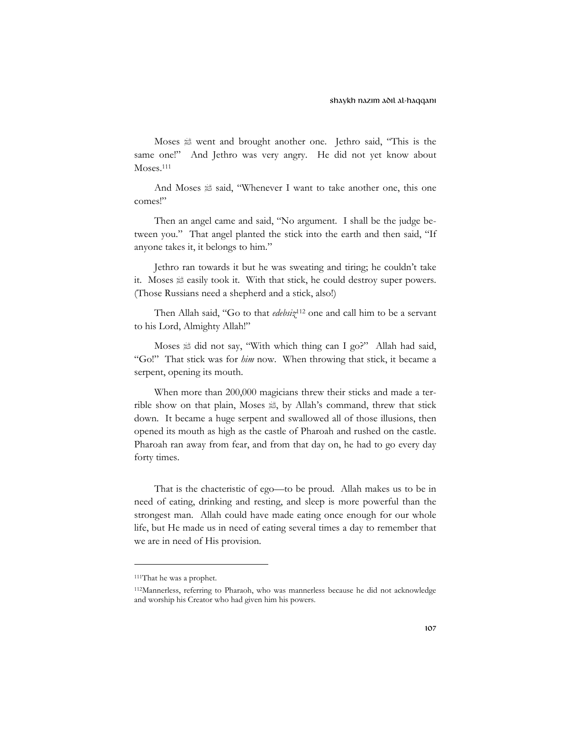Moses ﷺ went and brought another one. Jethro said, "This is the same one!" And Jethro was very angry. He did not yet know about Moses.[111]

And Moses ﷺ said, "Whenever I want to take another one, this one comes!"

Then an angel came and said, "No argument. I shall be the judge between you." That angel planted the stick into the earth and then said, "If anyone takes it, it belongs to him."

Jethro ran towards it but he was sweating and tiring; he couldn't take it. Moses ﷺ easily took it. With that stick, he could destroy super powers. (Those Russians need a shepherd and a stick, also!)

Then Allah said, "Go to that *edebsiz*[112] one and call him to be a servant to his Lord, Almighty Allah!"

Moses ﷺ did not say, "With which thing can I go?" Allah had said, "Go!" That stick was for *him* now. When throwing that stick, it became a serpent, opening its mouth.

When more than 200,000 magicians threw their sticks and made a terrible show on that plain, Moses ﷺ, by Allah's command, threw that stick down. It became a huge serpent and swallowed all of those illusions, then opened its mouth as high as the castle of Pharoah and rushed on the castle. Pharoah ran away from fear, and from that day on, he had to go every day forty times.

That is the chacteristic of ego—to be proud. Allah makes us to be in need of eating, drinking and resting, and sleep is more powerful than the strongest man. Allah could have made eating once enough for our whole life, but He made us in need of eating several times a day to remember that we are in need of His provision.

---

[111] That he was a prophet.

[112] Mannerless, referring to Pharaoh, who was mannerless because he did not acknowledge and worship his Creator who had given him his powers.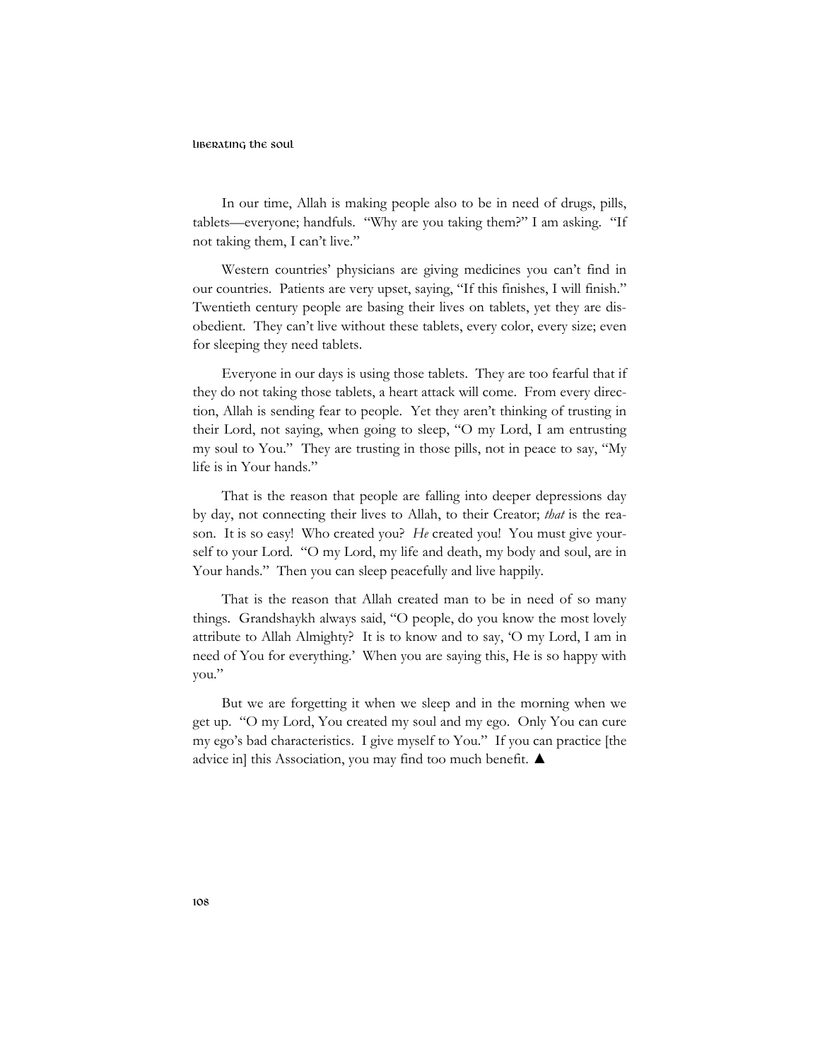In our time, Allah is making people also to be in need of drugs, pills, tablets—everyone; handfuls. "Why are you taking them?" I am asking. "If not taking them, I can't live."

Western countries' physicians are giving medicines you can't find in our countries. Patients are very upset, saying, "If this finishes, I will finish." Twentieth century people are basing their lives on tablets, yet they are disobedient. They can't live without these tablets, every color, every size; even for sleeping they need tablets.

Everyone in our days is using those tablets. They are too fearful that if they do not taking those tablets, a heart attack will come. From every direction, Allah is sending fear to people. Yet they aren't thinking of trusting in their Lord, not saying, when going to sleep, "O my Lord, I am entrusting my soul to You." They are trusting in those pills, not in peace to say, "My life is in Your hands."

That is the reason that people are falling into deeper depressions day by day, not connecting their lives to Allah, to their Creator; *that* is the reason. It is so easy! Who created you? *He* created you! You must give yourself to your Lord. "O my Lord, my life and death, my body and soul, are in Your hands." Then you can sleep peacefully and live happily.

That is the reason that Allah created man to be in need of so many things. Grandshaykh always said, "O people, do you know the most lovely attribute to Allah Almighty? It is to know and to say, 'O my Lord, I am in need of You for everything.' When you are saying this, He is so happy with you."

But we are forgetting it when we sleep and in the morning when we get up. "O my Lord, You created my soul and my ego. Only You can cure my ego's bad characteristics. I give myself to You." If you can practice [the advice in] this Association, you may find too much benefit. ▲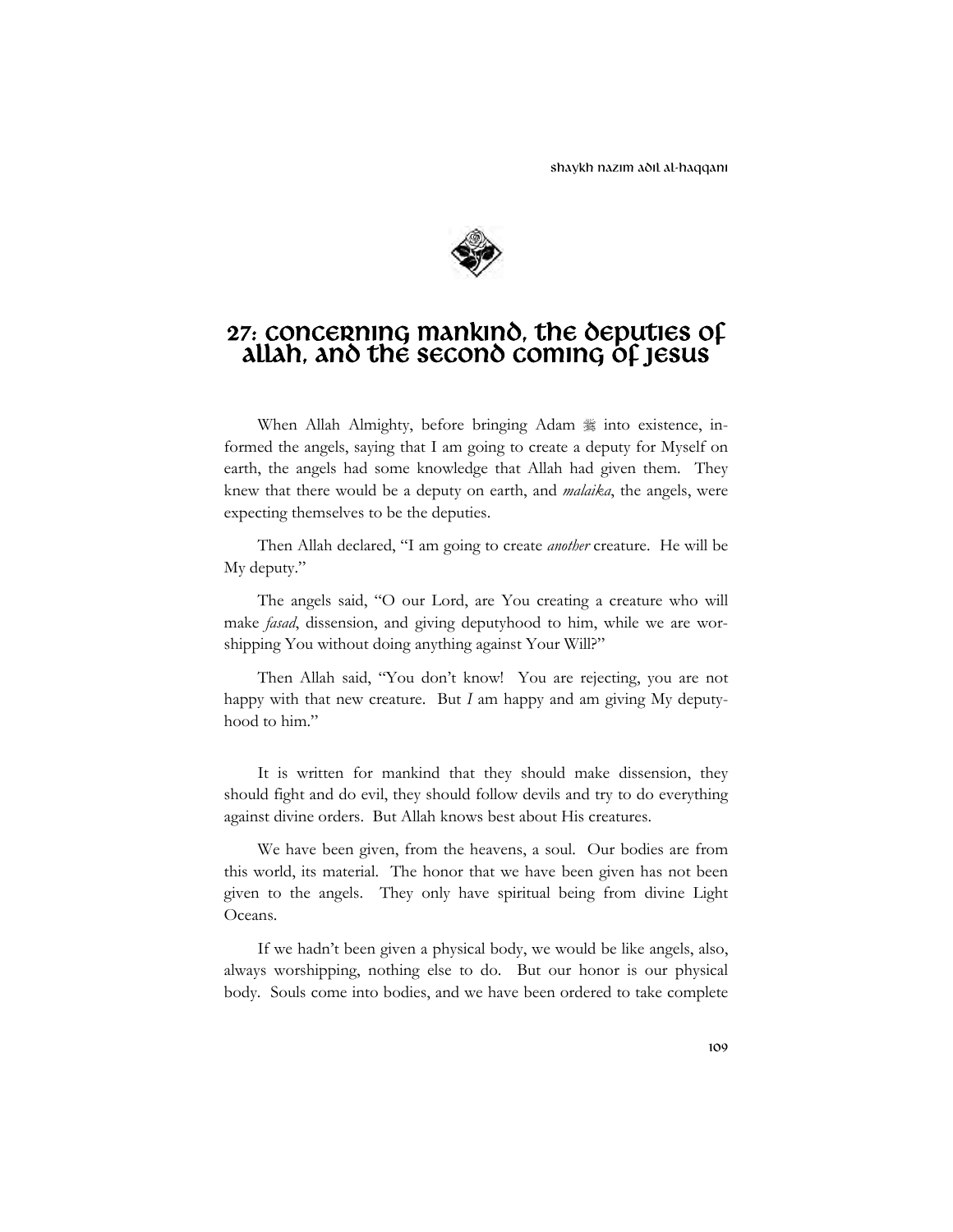# 27: Concerning Mankind, the Deputies of Allah, and the Second Coming of Jesus

When Allah Almighty, before bringing Adam ﷺ into existence, informed the angels, saying that I am going to create a deputy for Myself on earth, the angels had some knowledge that Allah had given them. They knew that there would be a deputy on earth, and *malaika*, the angels, were expecting themselves to be the deputies.

Then Allah declared, "I am going to create *another* creature. He will be My deputy."

The angels said, "O our Lord, are You creating a creature who will make *fasad*, dissension, and giving deputyhood to him, while we are worshipping You without doing anything against Your Will?"

Then Allah said, "You don't know! You are rejecting, you are not happy with that new creature. But *I* am happy and am giving My deputyhood to him."

It is written for mankind that they should make dissension, they should fight and do evil, they should follow devils and try to do everything against divine orders. But Allah knows best about His creatures.

We have been given, from the heavens, a soul. Our bodies are from this world, its material. The honor that we have been given has not been given to the angels. They only have spiritual being from divine Light Oceans.

If we hadn't been given a physical body, we would be like angels, also, always worshipping, nothing else to do. But our honor is our physical body. Souls come into bodies, and we have been ordered to take complete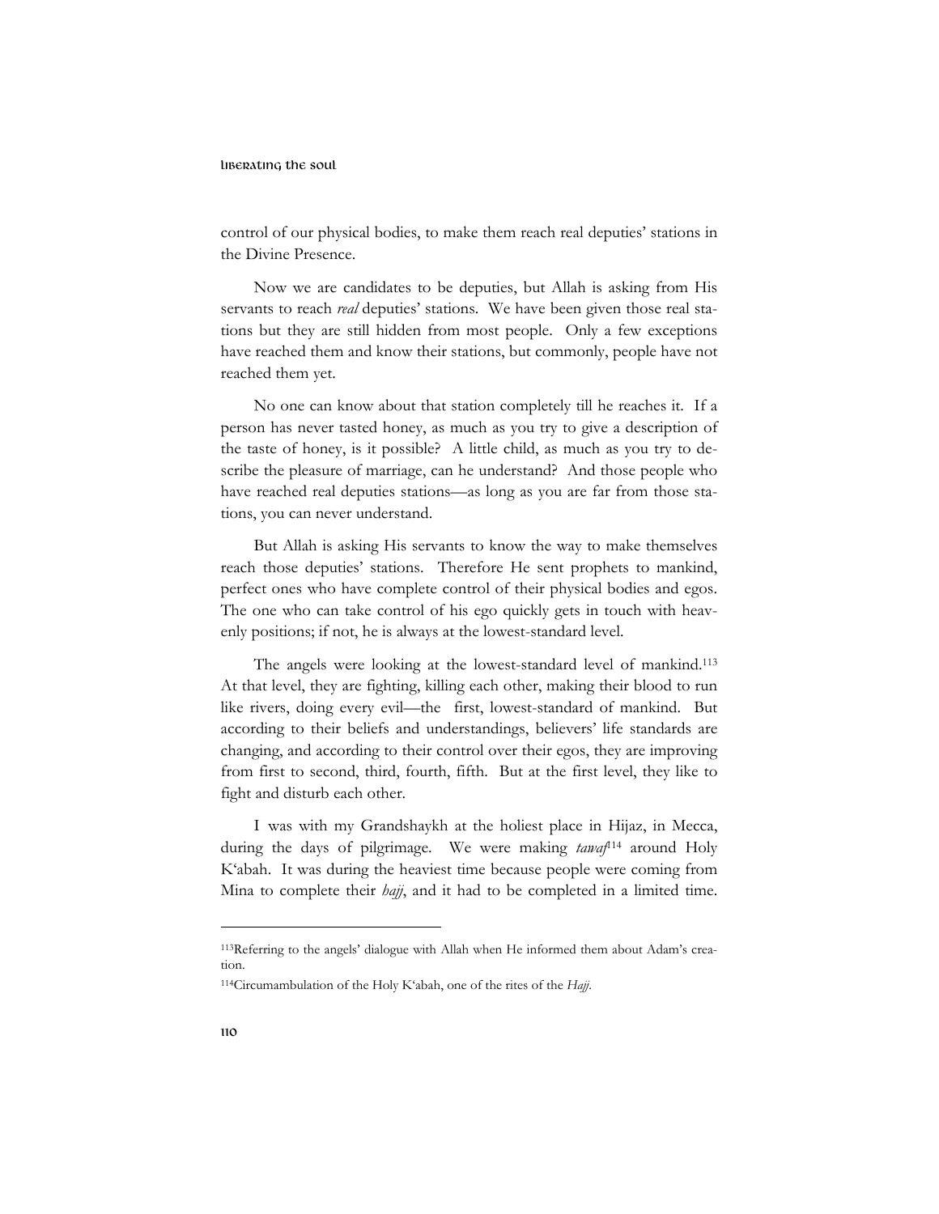control of our physical bodies, to make them reach real deputies' stations in the Divine Presence.

Now we are candidates to be deputies, but Allah is asking from His servants to reach *real* deputies' stations. We have been given those real stations but they are still hidden from most people. Only a few exceptions have reached them and know their stations, but commonly, people have not reached them yet.

No one can know about that station completely till he reaches it. If a person has never tasted honey, as much as you try to give a description of the taste of honey, is it possible? A little child, as much as you try to describe the pleasure of marriage, can he understand? And those people who have reached real deputies stations—as long as you are far from those stations, you can never understand.

But Allah is asking His servants to know the way to make themselves reach those deputies' stations. Therefore He sent prophets to mankind, perfect ones who have complete control of their physical bodies and egos. The one who can take control of his ego quickly gets in touch with heavenly positions; if not, he is always at the lowest-standard level.

The angels were looking at the lowest-standard level of mankind.[113] At that level, they are fighting, killing each other, making their blood to run like rivers, doing every evil—the first, lowest-standard of mankind. But according to their beliefs and understandings, believers' life standards are changing, and according to their control over their egos, they are improving from first to second, third, fourth, fifth. But at the first level, they like to fight and disturb each other.

I was with my Grandshaykh at the holiest place in Hijaz, in Mecca, during the days of pilgrimage. We were making *tawaf*[114] around Holy K'abah. It was during the heaviest time because people were coming from Mina to complete their *hajj*, and it had to be completed in a limited time.

---

[113]Referring to the angels' dialogue with Allah when He informed them about Adam's creation.

[114]Circumambulation of the Holy K'abah, one of the rites of the *Hajj*.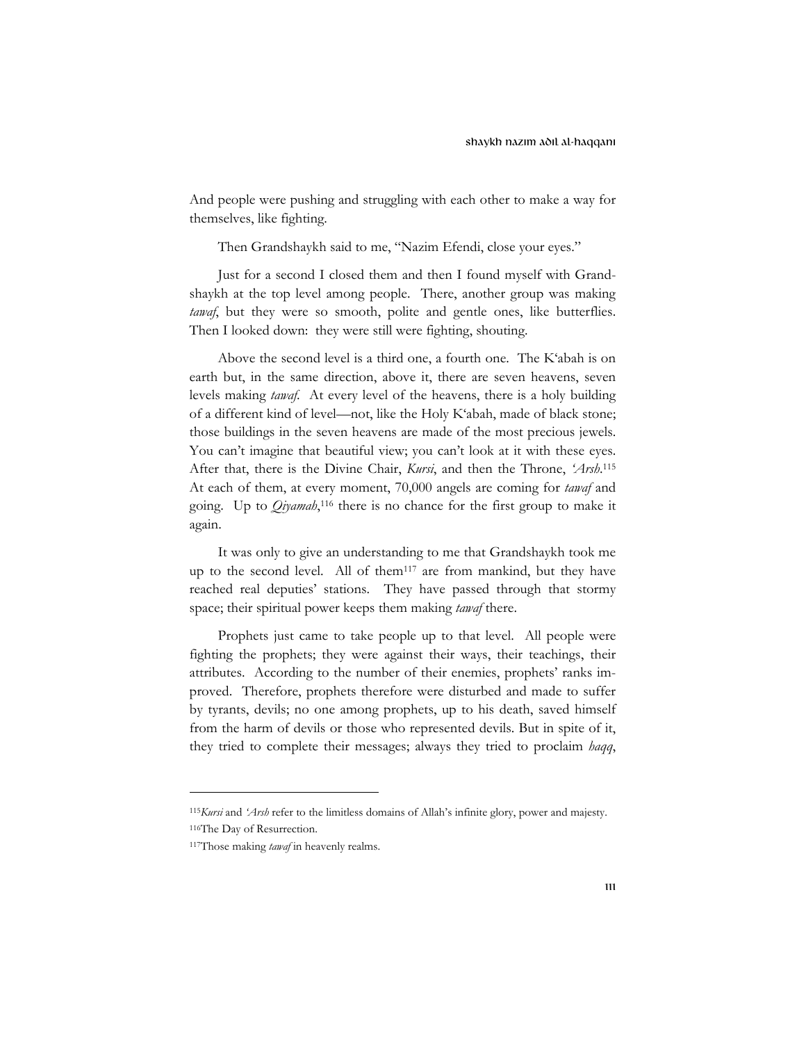And people were pushing and struggling with each other to make a way for themselves, like fighting.

Then Grandshaykh said to me, "Nazim Efendi, close your eyes."

Just for a second I closed them and then I found myself with Grandshaykh at the top level among people. There, another group was making *tawaf*, but they were so smooth, polite and gentle ones, like butterflies. Then I looked down: they were still were fighting, shouting.

Above the second level is a third one, a fourth one. The K'abah is on earth but, in the same direction, above it, there are seven heavens, seven levels making *tawaf*. At every level of the heavens, there is a holy building of a different kind of level—not, like the Holy K'abah, made of black stone; those buildings in the seven heavens are made of the most precious jewels. You can't imagine that beautiful view; you can't look at it with these eyes. After that, there is the Divine Chair, *Kursi*, and then the Throne, *'Arsh*.[115] At each of them, at every moment, 70,000 angels are coming for *tawaf* and going. Up to *Qiyamah*,[116] there is no chance for the first group to make it again.

It was only to give an understanding to me that Grandshaykh took me up to the second level. All of them[117] are from mankind, but they have reached real deputies' stations. They have passed through that stormy space; their spiritual power keeps them making *tawaf* there.

Prophets just came to take people up to that level. All people were fighting the prophets; they were against their ways, their teachings, their attributes. According to the number of their enemies, prophets' ranks improved. Therefore, prophets therefore were disturbed and made to suffer by tyrants, devils; no one among prophets, up to his death, saved himself from the harm of devils or those who represented devils. But in spite of it, they tried to complete their messages; always they tried to proclaim *haqq*,

---

[115] *Kursi* and *'Arsh* refer to the limitless domains of Allah's infinite glory, power and majesty.

[116] The Day of Resurrection.

[117] Those making *tawaf* in heavenly realms.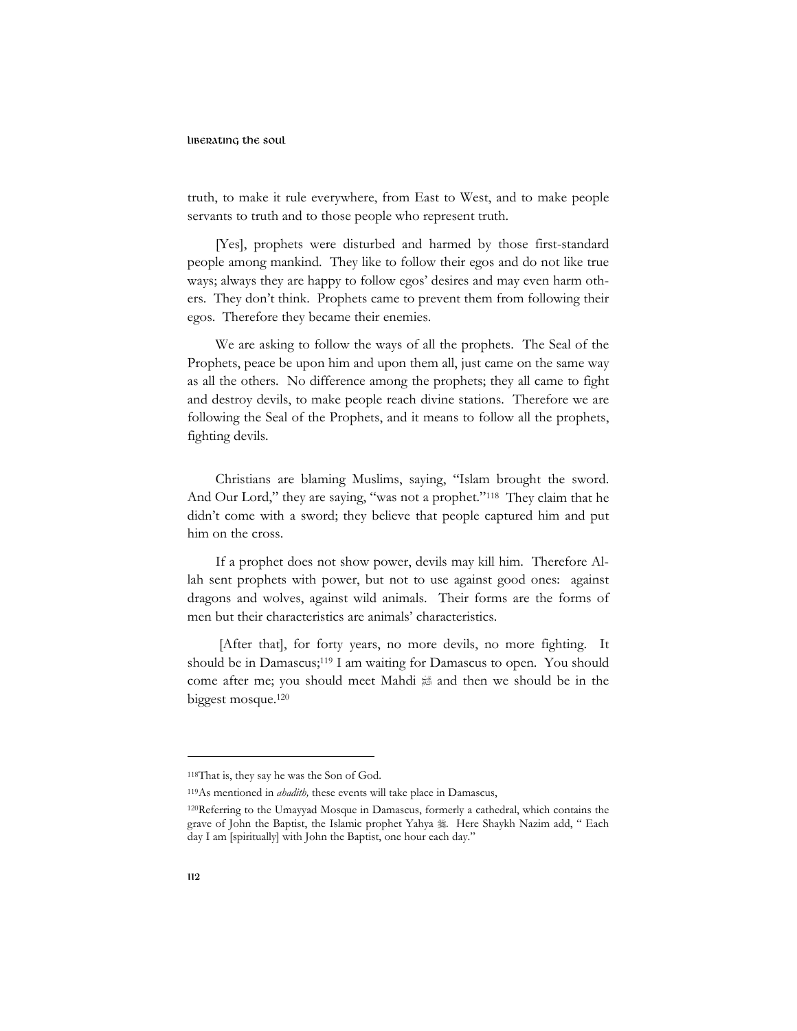truth, to make it rule everywhere, from East to West, and to make people servants to truth and to those people who represent truth.

[Yes], prophets were disturbed and harmed by those first-standard people among mankind. They like to follow their egos and do not like true ways; always they are happy to follow egos' desires and may even harm others. They don't think. Prophets came to prevent them from following their egos. Therefore they became their enemies.

We are asking to follow the ways of all the prophets. The Seal of the Prophets, peace be upon him and upon them all, just came on the same way as all the others. No difference among the prophets; they all came to fight and destroy devils, to make people reach divine stations. Therefore we are following the Seal of the Prophets, and it means to follow all the prophets, fighting devils.

Christians are blaming Muslims, saying, "Islam brought the sword. And Our Lord," they are saying, "was not a prophet."[118] They claim that he didn't come with a sword; they believe that people captured him and put him on the cross.

If a prophet does not show power, devils may kill him. Therefore Allah sent prophets with power, but not to use against good ones: against dragons and wolves, against wild animals. Their forms are the forms of men but their characteristics are animals' characteristics.

[After that], for forty years, no more devils, no more fighting. It should be in Damascus;[119] I am waiting for Damascus to open. You should come after me; you should meet Mahdi ﷺ and then we should be in the biggest mosque.[120]

---

[118] That is, they say he was the Son of God.

[119] As mentioned in *ahadith,* these events will take place in Damascus,

[120] Referring to the Umayyad Mosque in Damascus, formerly a cathedral, which contains the grave of John the Baptist, the Islamic prophet Yahya ﷺ. Here Shaykh Nazim add, " Each day I am [spiritually] with John the Baptist, one hour each day."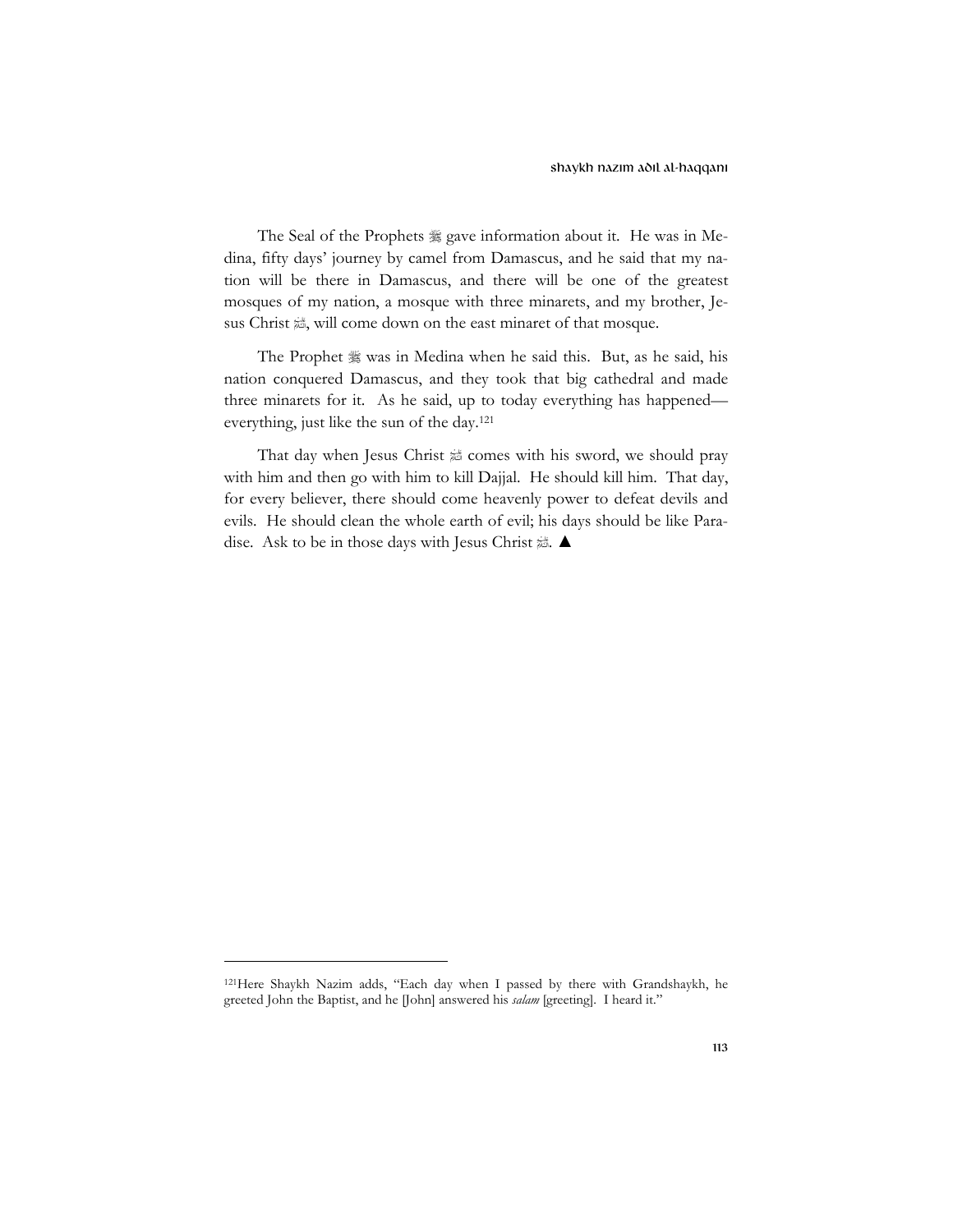The Seal of the Prophets ﷺ gave information about it. He was in Medina, fifty days' journey by camel from Damascus, and he said that my nation will be there in Damascus, and there will be one of the greatest mosques of my nation, a mosque with three minarets, and my brother, Jesus Christ ﷺ, will come down on the east minaret of that mosque.

The Prophet ﷺ was in Medina when he said this. But, as he said, his nation conquered Damascus, and they took that big cathedral and made three minarets for it. As he said, up to today everything has happened—everything, just like the sun of the day.[121]

That day when Jesus Christ ﷺ comes with his sword, we should pray with him and then go with him to kill Dajjal. He should kill him. That day, for every believer, there should come heavenly power to defeat devils and evils. He should clean the whole earth of evil; his days should be like Paradise. Ask to be in those days with Jesus Christ ﷺ. ▲

---

[121]Here Shaykh Nazim adds, "Each day when I passed by there with Grandshaykh, he greeted John the Baptist, and he [John] answered his *salam* [greeting]. I heard it."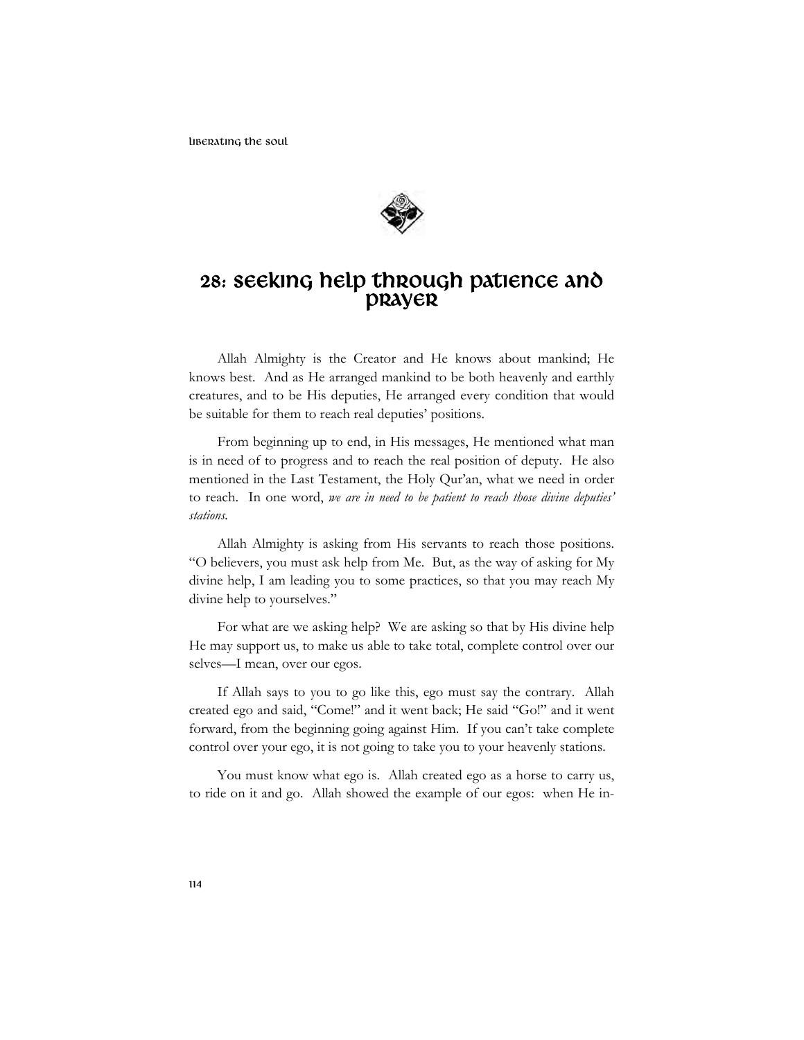# 28: Seeking Help Through Patience and Prayer

Allah Almighty is the Creator and He knows about mankind; He knows best. And as He arranged mankind to be both heavenly and earthly creatures, and to be His deputies, He arranged every condition that would be suitable for them to reach real deputies' positions.

From beginning up to end, in His messages, He mentioned what man is in need of to progress and to reach the real position of deputy. He also mentioned in the Last Testament, the Holy Qur'an, what we need in order to reach. In one word, *we are in need to be patient to reach those divine deputies' stations.*

Allah Almighty is asking from His servants to reach those positions. "O believers, you must ask help from Me. But, as the way of asking for My divine help, I am leading you to some practices, so that you may reach My divine help to yourselves."

For what are we asking help? We are asking so that by His divine help He may support us, to make us able to take total, complete control over our selves—I mean, over our egos.

If Allah says to you to go like this, ego must say the contrary. Allah created ego and said, "Come!" and it went back; He said "Go!" and it went forward, from the beginning going against Him. If you can't take complete control over your ego, it is not going to take you to your heavenly stations.

You must know what ego is. Allah created ego as a horse to carry us, to ride on it and go. Allah showed the example of our egos: when He in-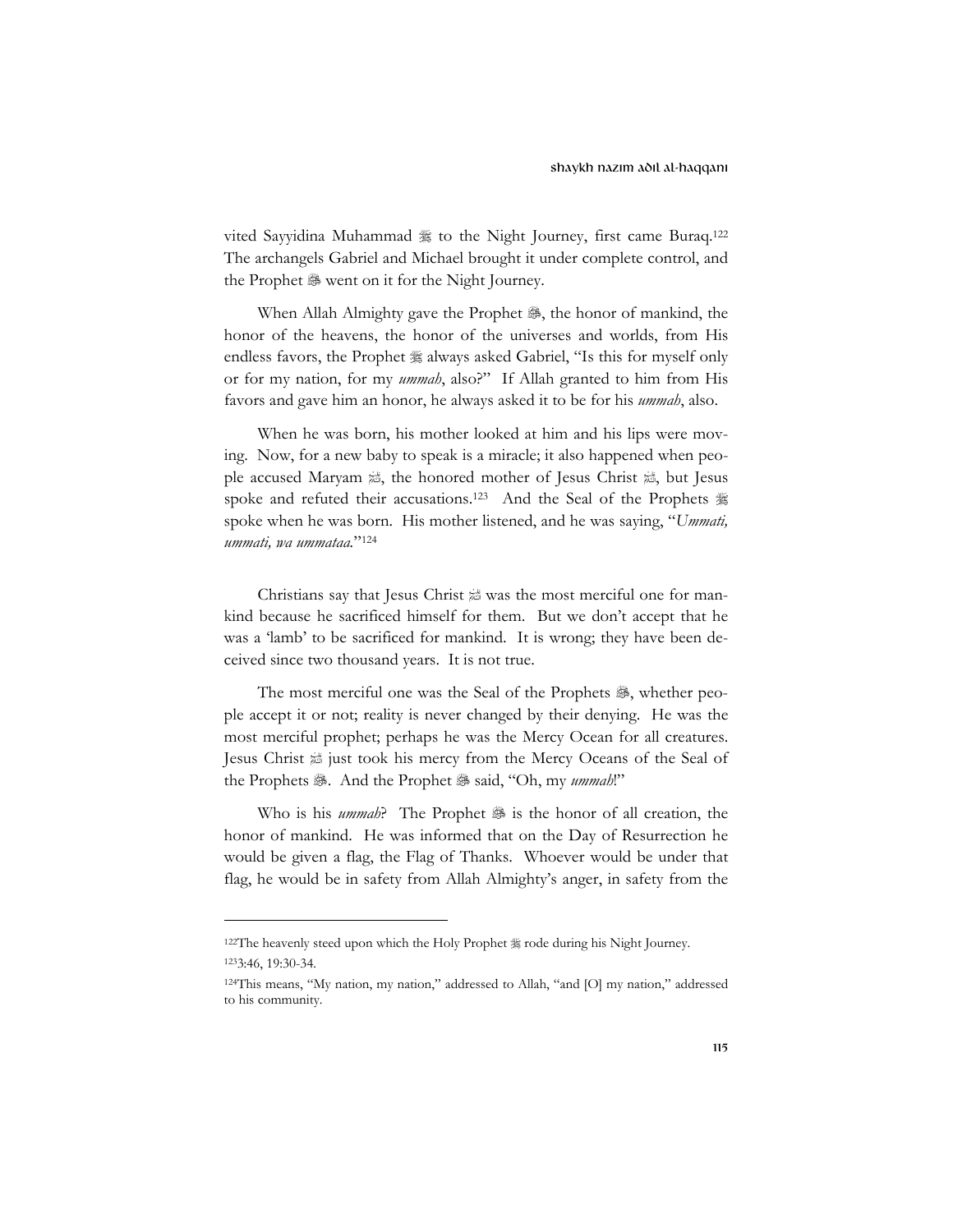vited Sayyidina Muhammad ﷺ to the Night Journey, first came Buraq.[122] The archangels Gabriel and Michael brought it under complete control, and the Prophet ﷺ went on it for the Night Journey.

When Allah Almighty gave the Prophet ﷺ, the honor of mankind, the honor of the heavens, the honor of the universes and worlds, from His endless favors, the Prophet ﷺ always asked Gabriel, "Is this for myself only or for my nation, for my *ummah*, also?" If Allah granted to him from His favors and gave him an honor, he always asked it to be for his *ummah*, also.

When he was born, his mother looked at him and his lips were moving. Now, for a new baby to speak is a miracle; it also happened when people accused Maryam ﷺ, the honored mother of Jesus Christ ﷺ, but Jesus spoke and refuted their accusations.[123] And the Seal of the Prophets ﷺ spoke when he was born. His mother listened, and he was saying, "*Ummati, ummati, wa ummataa.*"[124]

Christians say that Jesus Christ ﷺ was the most merciful one for mankind because he sacrificed himself for them. But we don't accept that he was a 'lamb' to be sacrificed for mankind. It is wrong; they have been deceived since two thousand years. It is not true.

The most merciful one was the Seal of the Prophets ﷺ, whether people accept it or not; reality is never changed by their denying. He was the most merciful prophet; perhaps he was the Mercy Ocean for all creatures. Jesus Christ ﷺ just took his mercy from the Mercy Oceans of the Seal of the Prophets ﷺ. And the Prophet ﷺ said, "Oh, my *ummah*!"

Who is his *ummah*? The Prophet ﷺ is the honor of all creation, the honor of mankind. He was informed that on the Day of Resurrection he would be given a flag, the Flag of Thanks. Whoever would be under that flag, he would be in safety from Allah Almighty's anger, in safety from the

---

[122] The heavenly steed upon which the Holy Prophet ﷺ rode during his Night Journey.

[123] 3:46, 19:30-34.

[124] This means, "My nation, my nation," addressed to Allah, "and [O] my nation," addressed to his community.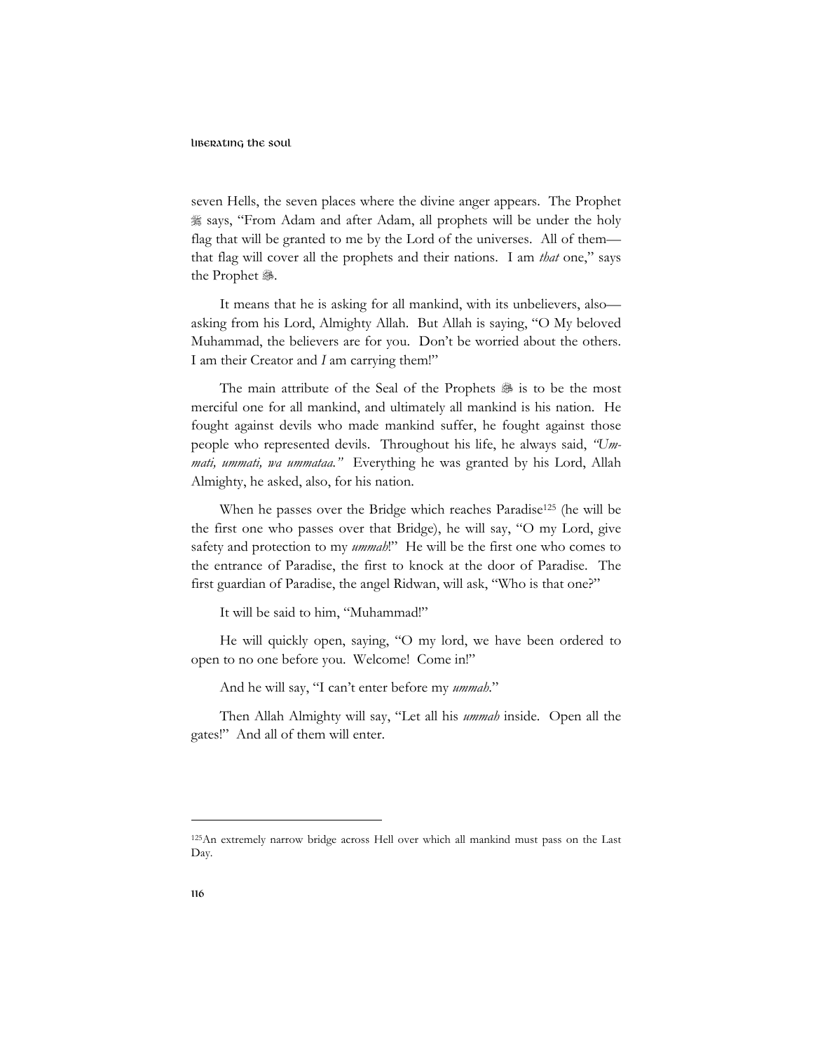seven Hells, the seven places where the divine anger appears. The Prophet ﷺ says, "From Adam and after Adam, all prophets will be under the holy flag that will be granted to me by the Lord of the universes. All of them—that flag will cover all the prophets and their nations. I am *that* one," says the Prophet ﷺ.

It means that he is asking for all mankind, with its unbelievers, also—asking from his Lord, Almighty Allah. But Allah is saying, "O My beloved Muhammad, the believers are for you. Don't be worried about the others. I am their Creator and *I* am carrying them!"

The main attribute of the Seal of the Prophets ﷺ is to be the most merciful one for all mankind, and ultimately all mankind is his nation. He fought against devils who made mankind suffer, he fought against those people who represented devils. Throughout his life, he always said, *"Ummati, ummati, wa ummataa."* Everything he was granted by his Lord, Allah Almighty, he asked, also, for his nation.

When he passes over the Bridge which reaches Paradise[125] (he will be the first one who passes over that Bridge), he will say, "O my Lord, give safety and protection to my *ummah*!" He will be the first one who comes to the entrance of Paradise, the first to knock at the door of Paradise. The first guardian of Paradise, the angel Ridwan, will ask, "Who is that one?"

It will be said to him, "Muhammad!"

He will quickly open, saying, "O my lord, we have been ordered to open to no one before you. Welcome! Come in!"

And he will say, "I can't enter before my *ummah*."

Then Allah Almighty will say, "Let all his *ummah* inside. Open all the gates!" And all of them will enter.

---

[125] An extremely narrow bridge across Hell over which all mankind must pass on the Last Day.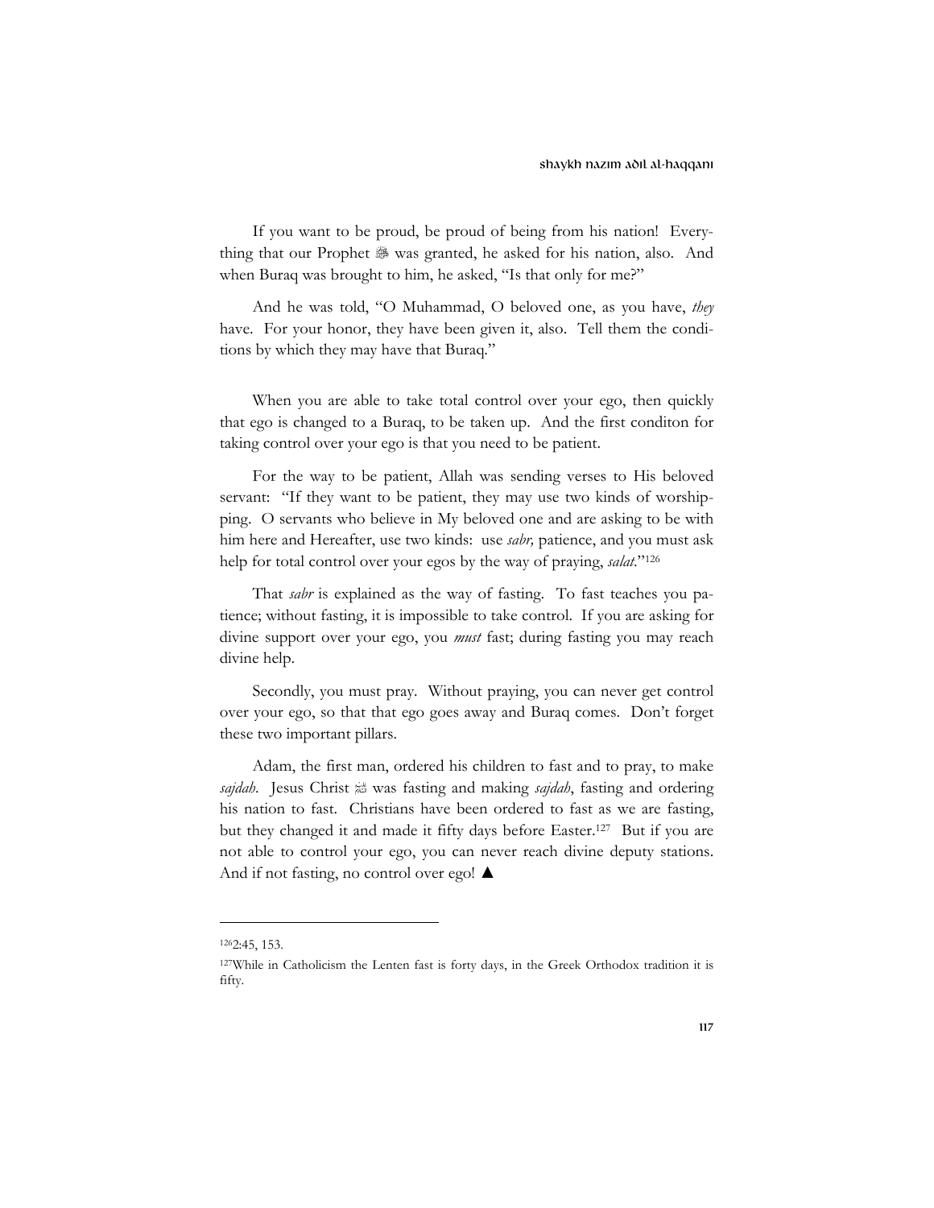If you want to be proud, be proud of being from his nation! Everything that our Prophet ﷺ was granted, he asked for his nation, also. And when Buraq was brought to him, he asked, "Is that only for me?"

And he was told, "O Muhammad, O beloved one, as you have, *they* have. For your honor, they have been given it, also. Tell them the conditions by which they may have that Buraq."

When you are able to take total control over your ego, then quickly that ego is changed to a Buraq, to be taken up. And the first conditon for taking control over your ego is that you need to be patient.

For the way to be patient, Allah was sending verses to His beloved servant: "If they want to be patient, they may use two kinds of worshipping. O servants who believe in My beloved one and are asking to be with him here and Hereafter, use two kinds: use *sabr,* patience, and you must ask help for total control over your egos by the way of praying, *salat.*"[126]

That *sabr* is explained as the way of fasting. To fast teaches you patience; without fasting, it is impossible to take control. If you are asking for divine support over your ego, you *must* fast; during fasting you may reach divine help.

Secondly, you must pray. Without praying, you can never get control over your ego, so that that ego goes away and Buraq comes. Don't forget these two important pillars.

Adam, the first man, ordered his children to fast and to pray, to make *sajdah*. Jesus Christ ﷺ was fasting and making *sajdah*, fasting and ordering his nation to fast. Christians have been ordered to fast as we are fasting, but they changed it and made it fifty days before Easter.[127] But if you are not able to control your ego, you can never reach divine deputy stations. And if not fasting, no control over ego! ▲

---

[126] 2:45, 153.

[127] While in Catholicism the Lenten fast is forty days, in the Greek Orthodox tradition it is fifty.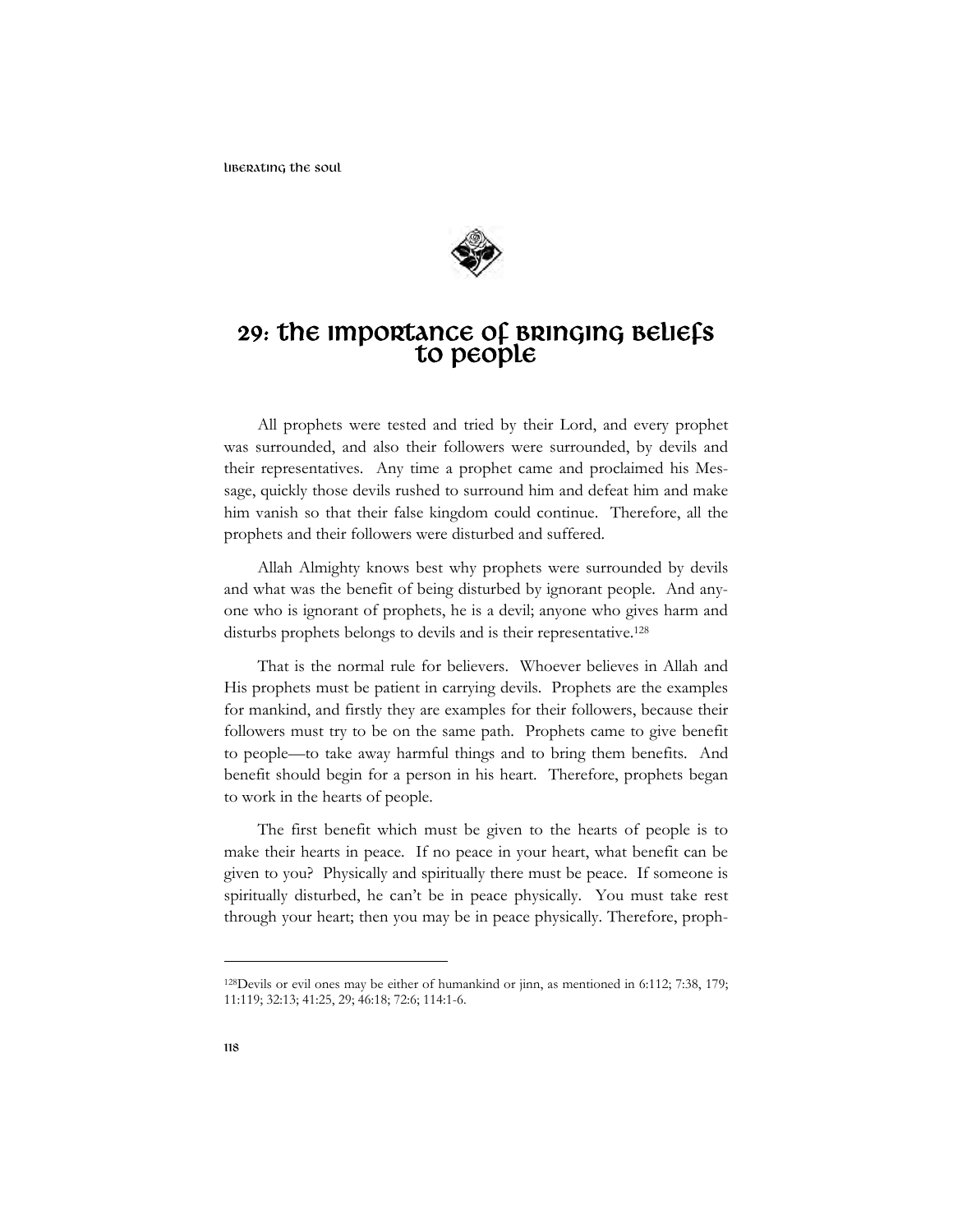# 29: The Importance of Bringing Beliefs to People

All prophets were tested and tried by their Lord, and every prophet was surrounded, and also their followers were surrounded, by devils and their representatives. Any time a prophet came and proclaimed his Message, quickly those devils rushed to surround him and defeat him and make him vanish so that their false kingdom could continue. Therefore, all the prophets and their followers were disturbed and suffered.

Allah Almighty knows best why prophets were surrounded by devils and what was the benefit of being disturbed by ignorant people. And anyone who is ignorant of prophets, he is a devil; anyone who gives harm and disturbs prophets belongs to devils and is their representative.[128]

That is the normal rule for believers. Whoever believes in Allah and His prophets must be patient in carrying devils. Prophets are the examples for mankind, and firstly they are examples for their followers, because their followers must try to be on the same path. Prophets came to give benefit to people—to take away harmful things and to bring them benefits. And benefit should begin for a person in his heart. Therefore, prophets began to work in the hearts of people.

The first benefit which must be given to the hearts of people is to make their hearts in peace. If no peace in your heart, what benefit can be given to you? Physically and spiritually there must be peace. If someone is spiritually disturbed, he can't be in peace physically. You must take rest through your heart; then you may be in peace physically. Therefore, proph-

[128]Devils or evil ones may be either of humankind or jinn, as mentioned in 6:112; 7:38, 179; 11:119; 32:13; 41:25, 29; 46:18; 72:6; 114:1-6.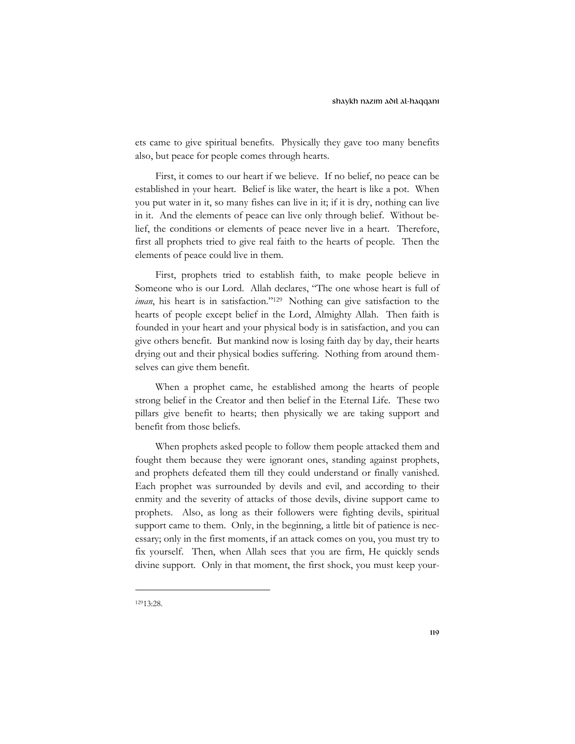ets came to give spiritual benefits. Physically they gave too many benefits also, but peace for people comes through hearts.

First, it comes to our heart if we believe. If no belief, no peace can be established in your heart. Belief is like water, the heart is like a pot. When you put water in it, so many fishes can live in it; if it is dry, nothing can live in it. And the elements of peace can live only through belief. Without belief, the conditions or elements of peace never live in a heart. Therefore, first all prophets tried to give real faith to the hearts of people. Then the elements of peace could live in them.

First, prophets tried to establish faith, to make people believe in Someone who is our Lord. Allah declares, "The one whose heart is full of *iman*, his heart is in satisfaction."[129] Nothing can give satisfaction to the hearts of people except belief in the Lord, Almighty Allah. Then faith is founded in your heart and your physical body is in satisfaction, and you can give others benefit. But mankind now is losing faith day by day, their hearts drying out and their physical bodies suffering. Nothing from around themselves can give them benefit.

When a prophet came, he established among the hearts of people strong belief in the Creator and then belief in the Eternal Life. These two pillars give benefit to hearts; then physically we are taking support and benefit from those beliefs.

When prophets asked people to follow them people attacked them and fought them because they were ignorant ones, standing against prophets, and prophets defeated them till they could understand or finally vanished. Each prophet was surrounded by devils and evil, and according to their enmity and the severity of attacks of those devils, divine support came to prophets. Also, as long as their followers were fighting devils, spiritual support came to them. Only, in the beginning, a little bit of patience is necessary; only in the first moments, if an attack comes on you, you must try to fix yourself. Then, when Allah sees that you are firm, He quickly sends divine support. Only in that moment, the first shock, you must keep your-

---

[129] 13:28.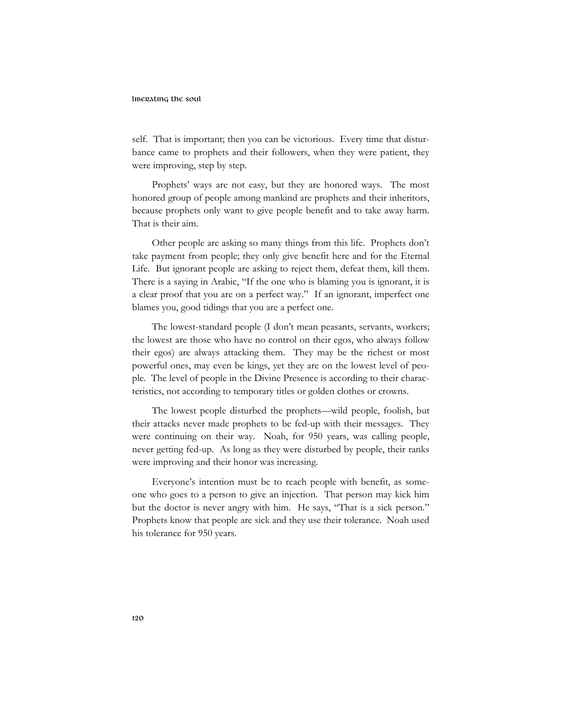self. That is important; then you can be victorious. Every time that disturbance came to prophets and their followers, when they were patient, they were improving, step by step.

Prophets' ways are not easy, but they are honored ways. The most honored group of people among mankind are prophets and their inheritors, because prophets only want to give people benefit and to take away harm. That is their aim.

Other people are asking so many things from this life. Prophets don't take payment from people; they only give benefit here and for the Eternal Life. But ignorant people are asking to reject them, defeat them, kill them. There is a saying in Arabic, "If the one who is blaming you is ignorant, it is a clear proof that you are on a perfect way." If an ignorant, imperfect one blames you, good tidings that you are a perfect one.

The lowest-standard people (I don't mean peasants, servants, workers; the lowest are those who have no control on their egos, who always follow their egos) are always attacking them. They may be the richest or most powerful ones, may even be kings, yet they are on the lowest level of people. The level of people in the Divine Presence is according to their characteristics, not according to temporary titles or golden clothes or crowns.

The lowest people disturbed the prophets—wild people, foolish, but their attacks never made prophets to be fed-up with their messages. They were continuing on their way. Noah, for 950 years, was calling people, never getting fed-up. As long as they were disturbed by people, their ranks were improving and their honor was increasing.

Everyone's intention must be to reach people with benefit, as someone who goes to a person to give an injection. That person may kick him but the doctor is never angry with him. He says, "That is a sick person." Prophets know that people are sick and they use their tolerance. Noah used his tolerance for 950 years.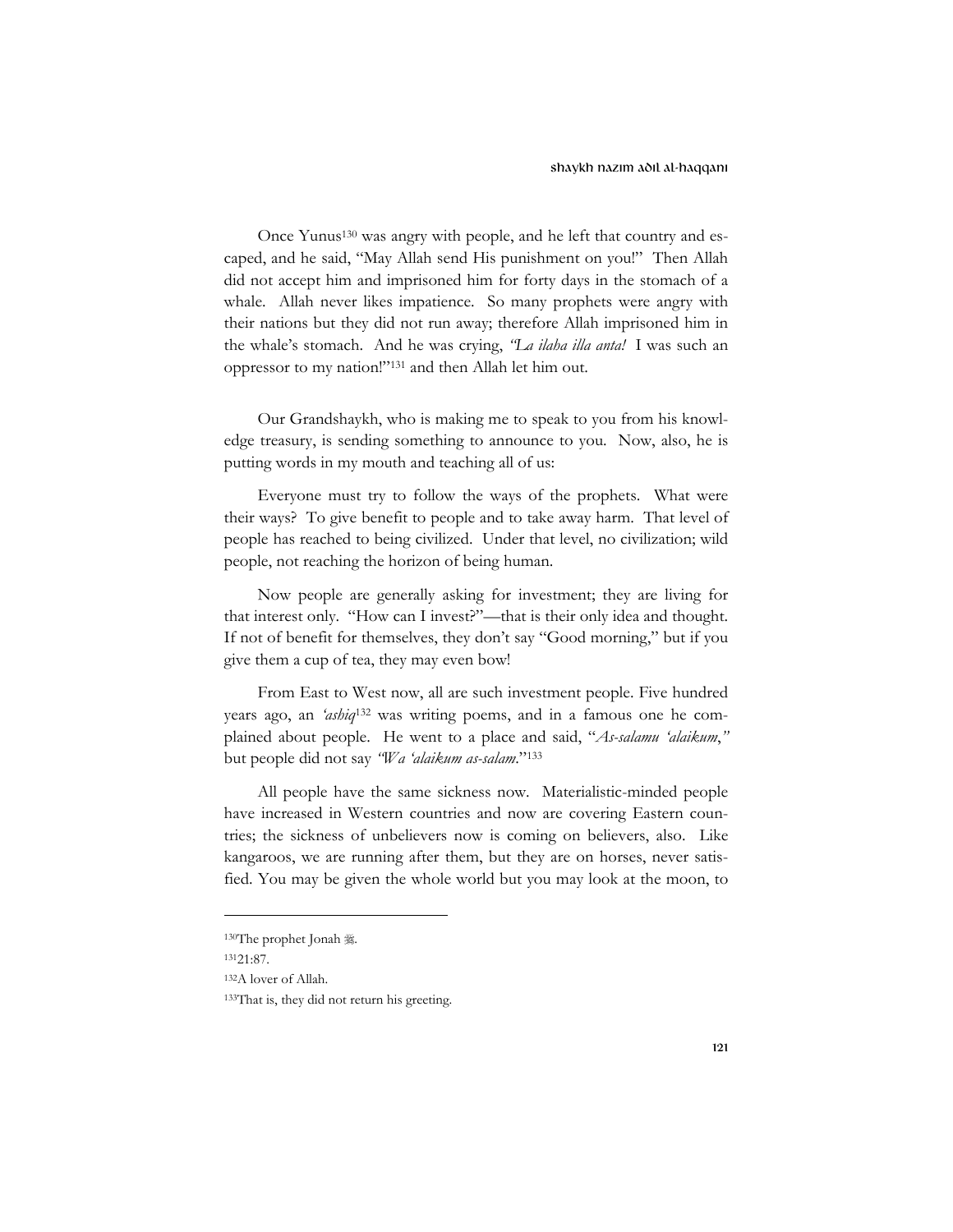Once Yunus[130] was angry with people, and he left that country and escaped, and he said, "May Allah send His punishment on you!" Then Allah did not accept him and imprisoned him for forty days in the stomach of a whale. Allah never likes impatience. So many prophets were angry with their nations but they did not run away; therefore Allah imprisoned him in the whale's stomach. And he was crying, *"La ilaha illa anta!* I was such an oppressor to my nation!"[131] and then Allah let him out.

Our Grandshaykh, who is making me to speak to you from his knowledge treasury, is sending something to announce to you. Now, also, he is putting words in my mouth and teaching all of us:

Everyone must try to follow the ways of the prophets. What were their ways? To give benefit to people and to take away harm. That level of people has reached to being civilized. Under that level, no civilization; wild people, not reaching the horizon of being human.

Now people are generally asking for investment; they are living for that interest only. "How can I invest?"—that is their only idea and thought. If not of benefit for themselves, they don't say "Good morning," but if you give them a cup of tea, they may even bow!

From East to West now, all are such investment people. Five hundred years ago, an *'ashiq*[132] was writing poems, and in a famous one he complained about people. He went to a place and said, "*As-salamu 'alaikum*," but people did not say *"Wa 'alaikum as-salam*."[133]

All people have the same sickness now. Materialistic-minded people have increased in Western countries and now are covering Eastern countries; the sickness of unbelievers now is coming on believers, also. Like kangaroos, we are running after them, but they are on horses, never satisfied. You may be given the whole world but you may look at the moon, to

---

[130] The prophet Jonah ﷺ.

[131] 21:87.

[132] A lover of Allah.

[133] That is, they did not return his greeting.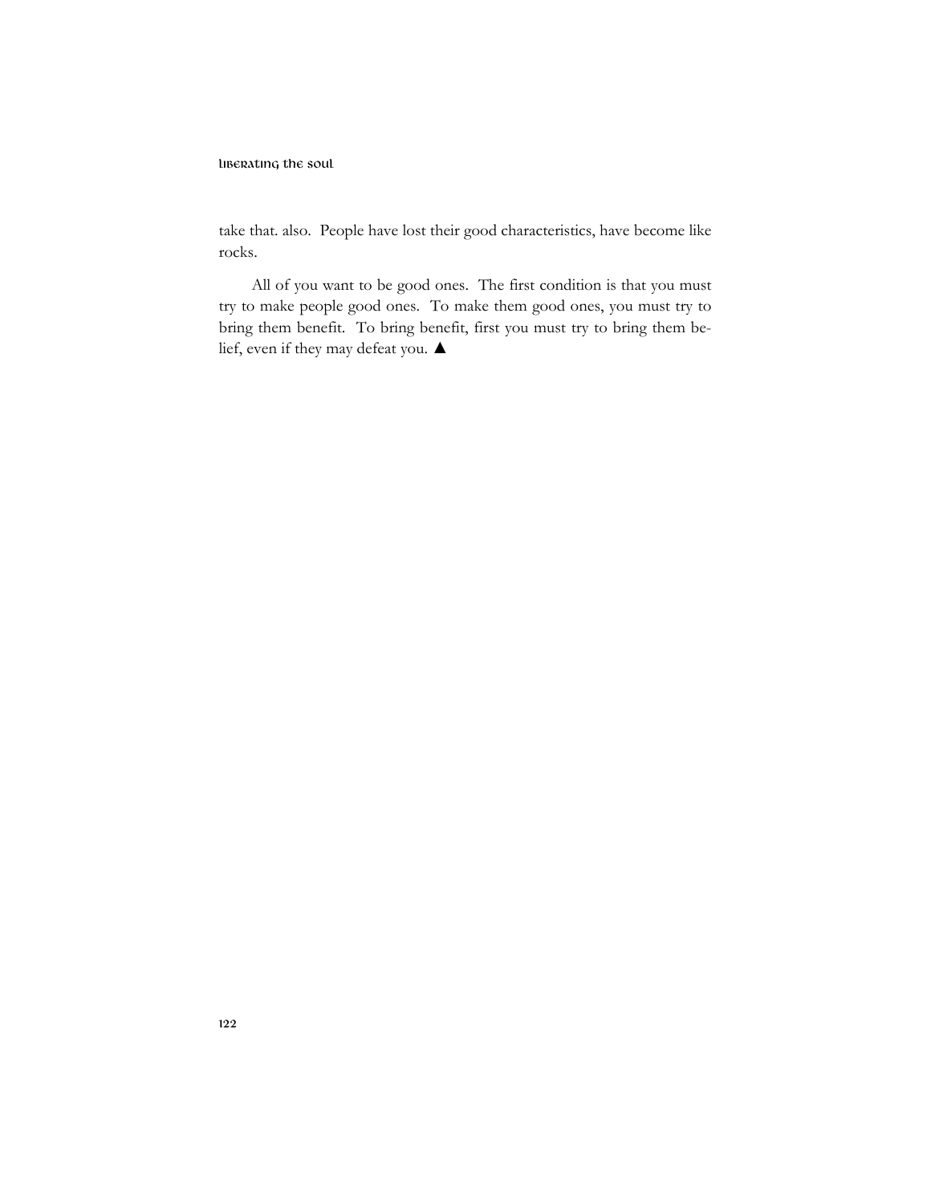take that. also. People have lost their good characteristics, have become like rocks.

All of you want to be good ones. The first condition is that you must try to make people good ones. To make them good ones, you must try to bring them benefit. To bring benefit, first you must try to bring them belief, even if they may defeat you. ▲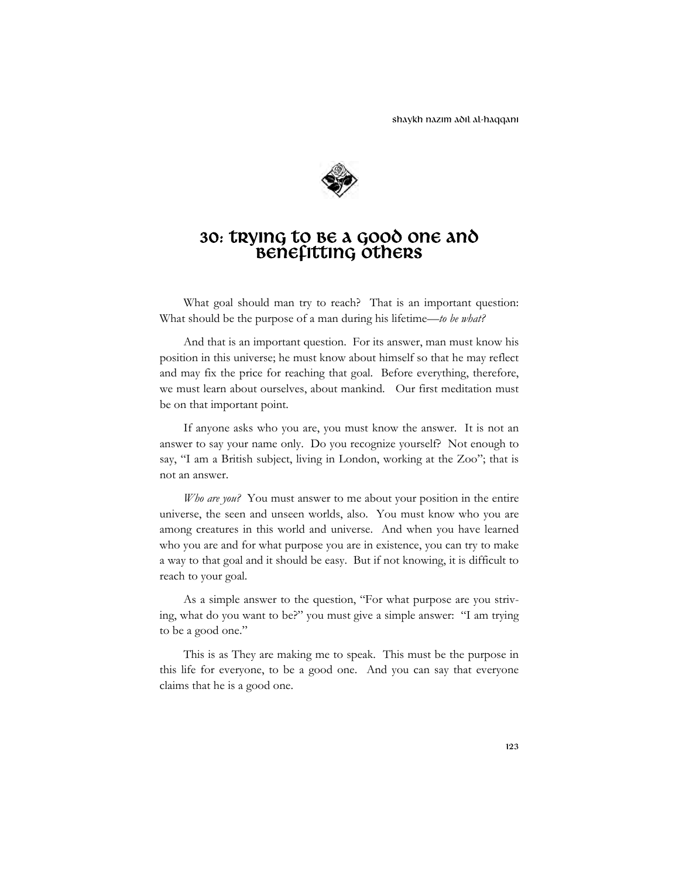# 30: Trying to be a Good One and Benefitting Others

What goal should man try to reach? That is an important question: What should be the purpose of a man during his lifetime—*to be what?*

And that is an important question. For its answer, man must know his position in this universe; he must know about himself so that he may reflect and may fix the price for reaching that goal. Before everything, therefore, we must learn about ourselves, about mankind. Our first meditation must be on that important point.

If anyone asks who you are, you must know the answer. It is not an answer to say your name only. Do you recognize yourself? Not enough to say, "I am a British subject, living in London, working at the Zoo"; that is not an answer.

*Who are you?* You must answer to me about your position in the entire universe, the seen and unseen worlds, also. You must know who you are among creatures in this world and universe. And when you have learned who you are and for what purpose you are in existence, you can try to make a way to that goal and it should be easy. But if not knowing, it is difficult to reach to your goal.

As a simple answer to the question, "For what purpose are you striving, what do you want to be?" you must give a simple answer: "I am trying to be a good one."

This is as They are making me to speak. This must be the purpose in this life for everyone, to be a good one. And you can say that everyone claims that he is a good one.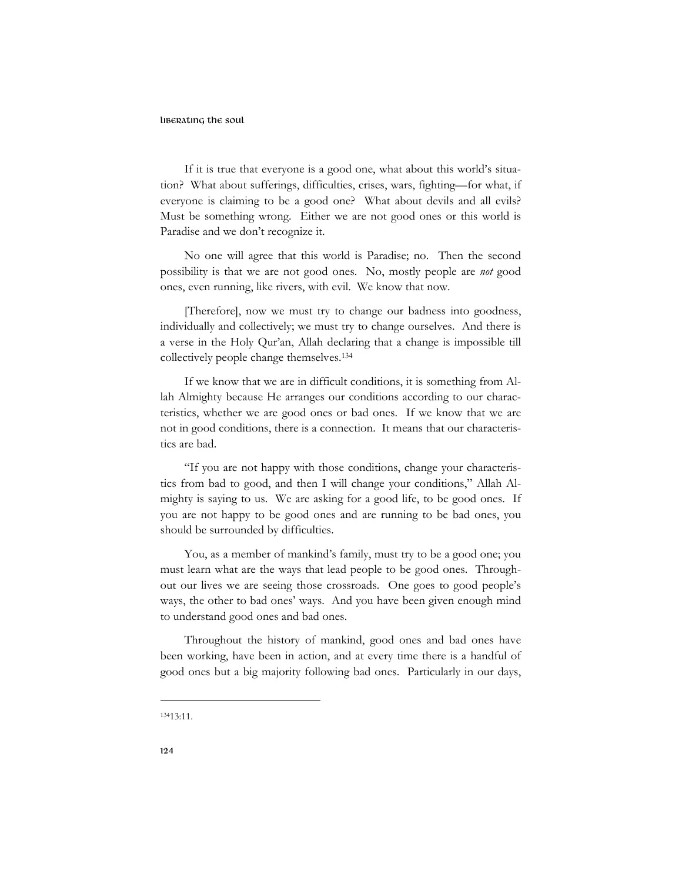If it is true that everyone is a good one, what about this world's situation? What about sufferings, difficulties, crises, wars, fighting—for what, if everyone is claiming to be a good one? What about devils and all evils? Must be something wrong. Either we are not good ones or this world is Paradise and we don't recognize it.

No one will agree that this world is Paradise; no. Then the second possibility is that we are not good ones. No, mostly people are *not* good ones, even running, like rivers, with evil. We know that now.

[Therefore], now we must try to change our badness into goodness, individually and collectively; we must try to change ourselves. And there is a verse in the Holy Qur'an, Allah declaring that a change is impossible till collectively people change themselves.[134]

If we know that we are in difficult conditions, it is something from Allah Almighty because He arranges our conditions according to our characteristics, whether we are good ones or bad ones. If we know that we are not in good conditions, there is a connection. It means that our characteristics are bad.

"If you are not happy with those conditions, change your characteristics from bad to good, and then I will change your conditions," Allah Almighty is saying to us. We are asking for a good life, to be good ones. If you are not happy to be good ones and are running to be bad ones, you should be surrounded by difficulties.

You, as a member of mankind's family, must try to be a good one; you must learn what are the ways that lead people to be good ones. Throughout our lives we are seeing those crossroads. One goes to good people's ways, the other to bad ones' ways. And you have been given enough mind to understand good ones and bad ones.

Throughout the history of mankind, good ones and bad ones have been working, have been in action, and at every time there is a handful of good ones but a big majority following bad ones. Particularly in our days,

---

[134] 13:11.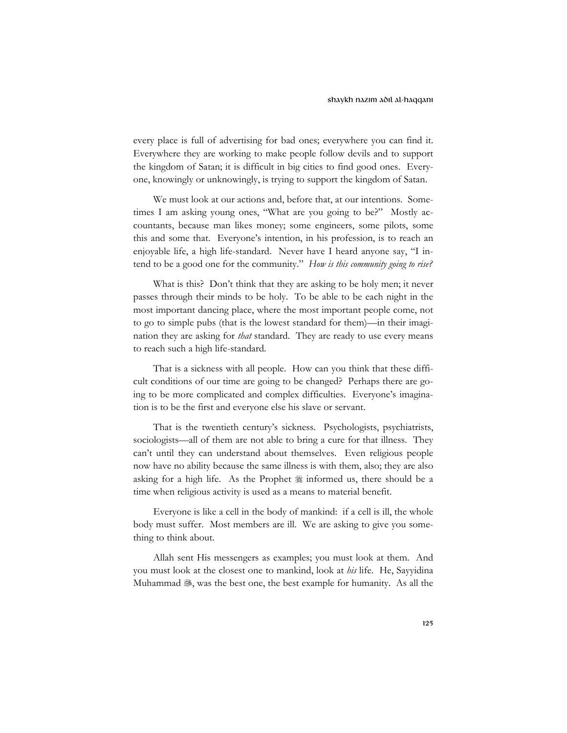every place is full of advertising for bad ones; everywhere you can find it. Everywhere they are working to make people follow devils and to support the kingdom of Satan; it is difficult in big cities to find good ones. Everyone, knowingly or unknowingly, is trying to support the kingdom of Satan.

We must look at our actions and, before that, at our intentions. Sometimes I am asking young ones, "What are you going to be?" Mostly accountants, because man likes money; some engineers, some pilots, some this and some that. Everyone's intention, in his profession, is to reach an enjoyable life, a high life-standard. Never have I heard anyone say, "I intend to be a good one for the community." *How is this community going to rise?*

What is this? Don't think that they are asking to be holy men; it never passes through their minds to be holy. To be able to be each night in the most important dancing place, where the most important people come, not to go to simple pubs (that is the lowest standard for them)—in their imagination they are asking for *that* standard. They are ready to use every means to reach such a high life-standard.

That is a sickness with all people. How can you think that these difficult conditions of our time are going to be changed? Perhaps there are going to be more complicated and complex difficulties. Everyone's imagination is to be the first and everyone else his slave or servant.

That is the twentieth century's sickness. Psychologists, psychiatrists, sociologists—all of them are not able to bring a cure for that illness. They can't until they can understand about themselves. Even religious people now have no ability because the same illness is with them, also; they are also asking for a high life. As the Prophet ﷺ informed us, there should be a time when religious activity is used as a means to material benefit.

Everyone is like a cell in the body of mankind: if a cell is ill, the whole body must suffer. Most members are ill. We are asking to give you something to think about.

Allah sent His messengers as examples; you must look at them. And you must look at the closest one to mankind, look at *his* life. He, Sayyidina Muhammad ﷺ, was the best one, the best example for humanity. As all the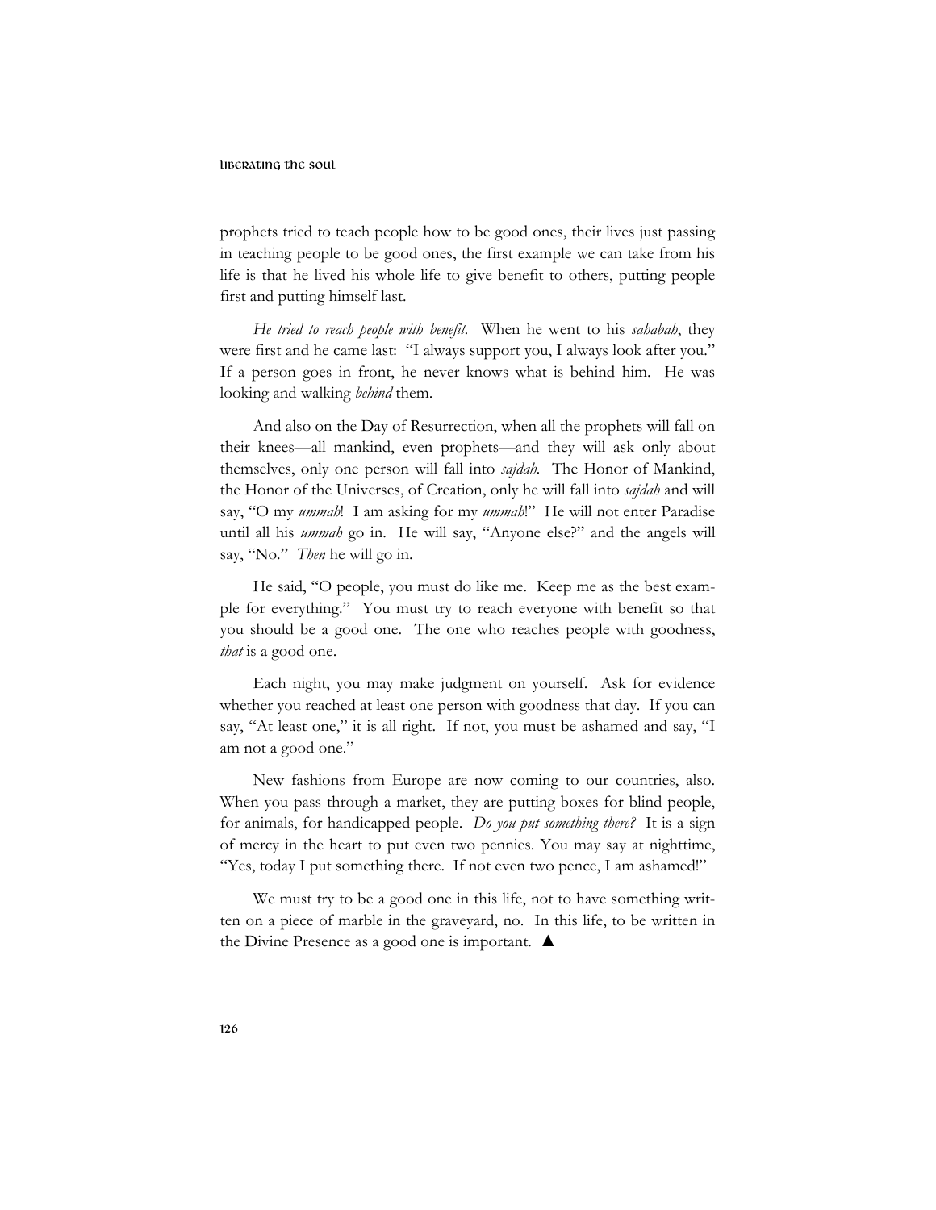prophets tried to teach people how to be good ones, their lives just passing in teaching people to be good ones, the first example we can take from his life is that he lived his whole life to give benefit to others, putting people first and putting himself last.

*He tried to reach people with benefit.* When he went to his *sahabah*, they were first and he came last: "I always support you, I always look after you." If a person goes in front, he never knows what is behind him. He was looking and walking *behind* them.

And also on the Day of Resurrection, when all the prophets will fall on their knees—all mankind, even prophets—and they will ask only about themselves, only one person will fall into *sajdah*. The Honor of Mankind, the Honor of the Universes, of Creation, only he will fall into *sajdah* and will say, "O my *ummah*! I am asking for my *ummah*!" He will not enter Paradise until all his *ummah* go in. He will say, "Anyone else?" and the angels will say, "No." *Then* he will go in.

He said, "O people, you must do like me. Keep me as the best example for everything." You must try to reach everyone with benefit so that you should be a good one. The one who reaches people with goodness, *that* is a good one.

Each night, you may make judgment on yourself. Ask for evidence whether you reached at least one person with goodness that day. If you can say, "At least one," it is all right. If not, you must be ashamed and say, "I am not a good one."

New fashions from Europe are now coming to our countries, also. When you pass through a market, they are putting boxes for blind people, for animals, for handicapped people. *Do you put something there?* It is a sign of mercy in the heart to put even two pennies. You may say at nighttime, "Yes, today I put something there. If not even two pence, I am ashamed!"

We must try to be a good one in this life, not to have something written on a piece of marble in the graveyard, no. In this life, to be written in the Divine Presence as a good one is important. ▲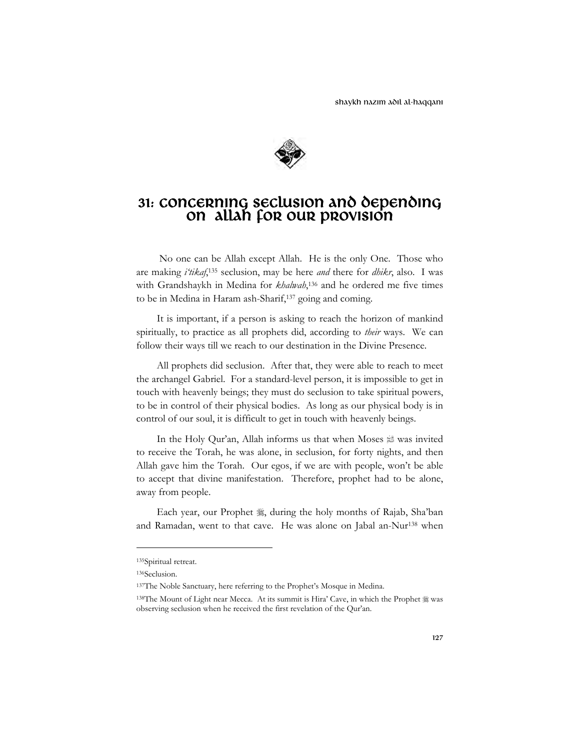# 31: Concerning Seclusion and Depending on Allah for Our Provision

No one can be Allah except Allah. He is the only One. Those who are making *i'tikaf*,[135] seclusion, may be here *and* there for *dhikr*, also. I was with Grandshaykh in Medina for *khalwah*,[136] and he ordered me five times to be in Medina in Haram ash-Sharif,[137] going and coming.

It is important, if a person is asking to reach the horizon of mankind spiritually, to practice as all prophets did, according to *their* ways. We can follow their ways till we reach to our destination in the Divine Presence.

All prophets did seclusion. After that, they were able to reach to meet the archangel Gabriel. For a standard-level person, it is impossible to get in touch with heavenly beings; they must do seclusion to take spiritual powers, to be in control of their physical bodies. As long as our physical body is in control of our soul, it is difficult to get in touch with heavenly beings.

In the Holy Qur'an, Allah informs us that when Moses ﷺ was invited to receive the Torah, he was alone, in seclusion, for forty nights, and then Allah gave him the Torah. Our egos, if we are with people, won't be able to accept that divine manifestation. Therefore, prophet had to be alone, away from people.

Each year, our Prophet ﷺ, during the holy months of Rajab, Sha'ban and Ramadan, went to that cave. He was alone on Jabal an-Nur[138] when

---

[135] Spiritual retreat.

[136] Seclusion.

[137] The Noble Sanctuary, here referring to the Prophet's Mosque in Medina.

[138] The Mount of Light near Mecca. At its summit is Hira' Cave, in which the Prophet ﷺ was observing seclusion when he received the first revelation of the Qur'an.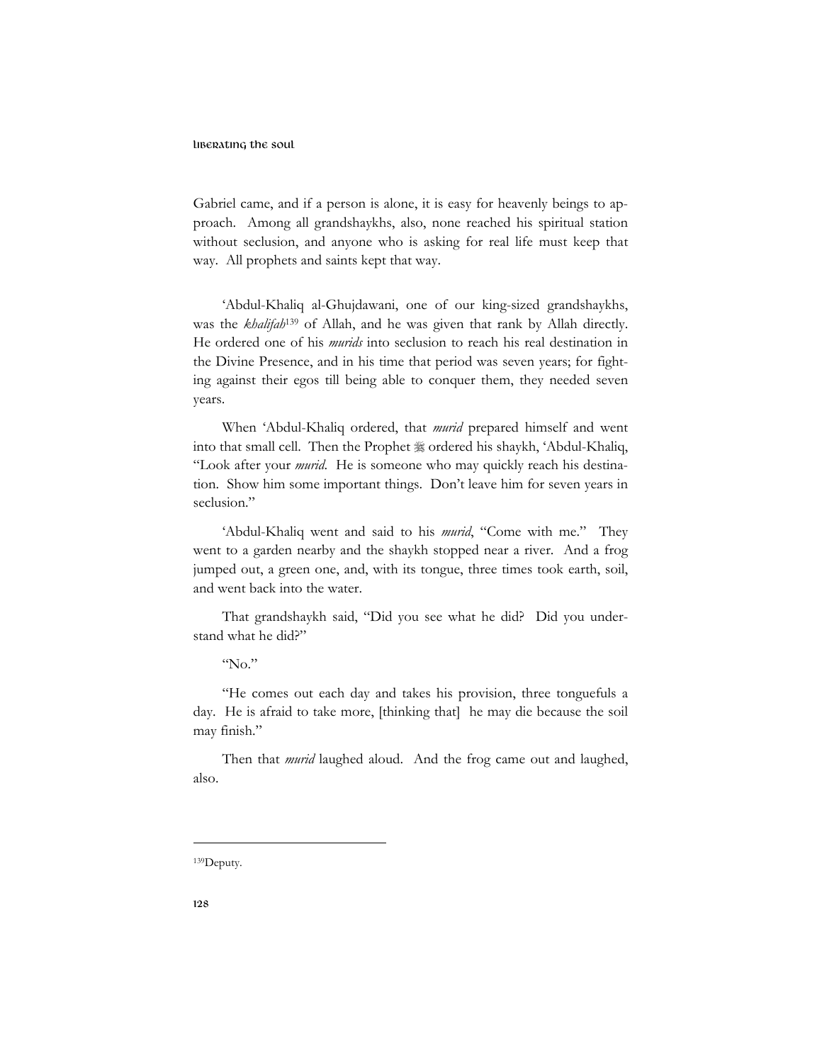Gabriel came, and if a person is alone, it is easy for heavenly beings to approach. Among all grandshaykhs, also, none reached his spiritual station without seclusion, and anyone who is asking for real life must keep that way. All prophets and saints kept that way.

'Abdul-Khaliq al-Ghujdawani, one of our king-sized grandshaykhs, was the *khalifah*[139] of Allah, and he was given that rank by Allah directly. He ordered one of his *murids* into seclusion to reach his real destination in the Divine Presence, and in his time that period was seven years; for fighting against their egos till being able to conquer them, they needed seven years.

When 'Abdul-Khaliq ordered, that *murid* prepared himself and went into that small cell. Then the Prophet ﷺ ordered his shaykh, 'Abdul-Khaliq, "Look after your *murid*. He is someone who may quickly reach his destination. Show him some important things. Don't leave him for seven years in seclusion."

'Abdul-Khaliq went and said to his *murid*, "Come with me." They went to a garden nearby and the shaykh stopped near a river. And a frog jumped out, a green one, and, with its tongue, three times took earth, soil, and went back into the water.

That grandshaykh said, "Did you see what he did? Did you understand what he did?"

"No."

"He comes out each day and takes his provision, three tonguefuls a day. He is afraid to take more, [thinking that] he may die because the soil may finish."

Then that *murid* laughed aloud. And the frog came out and laughed, also.

---

[139] Deputy.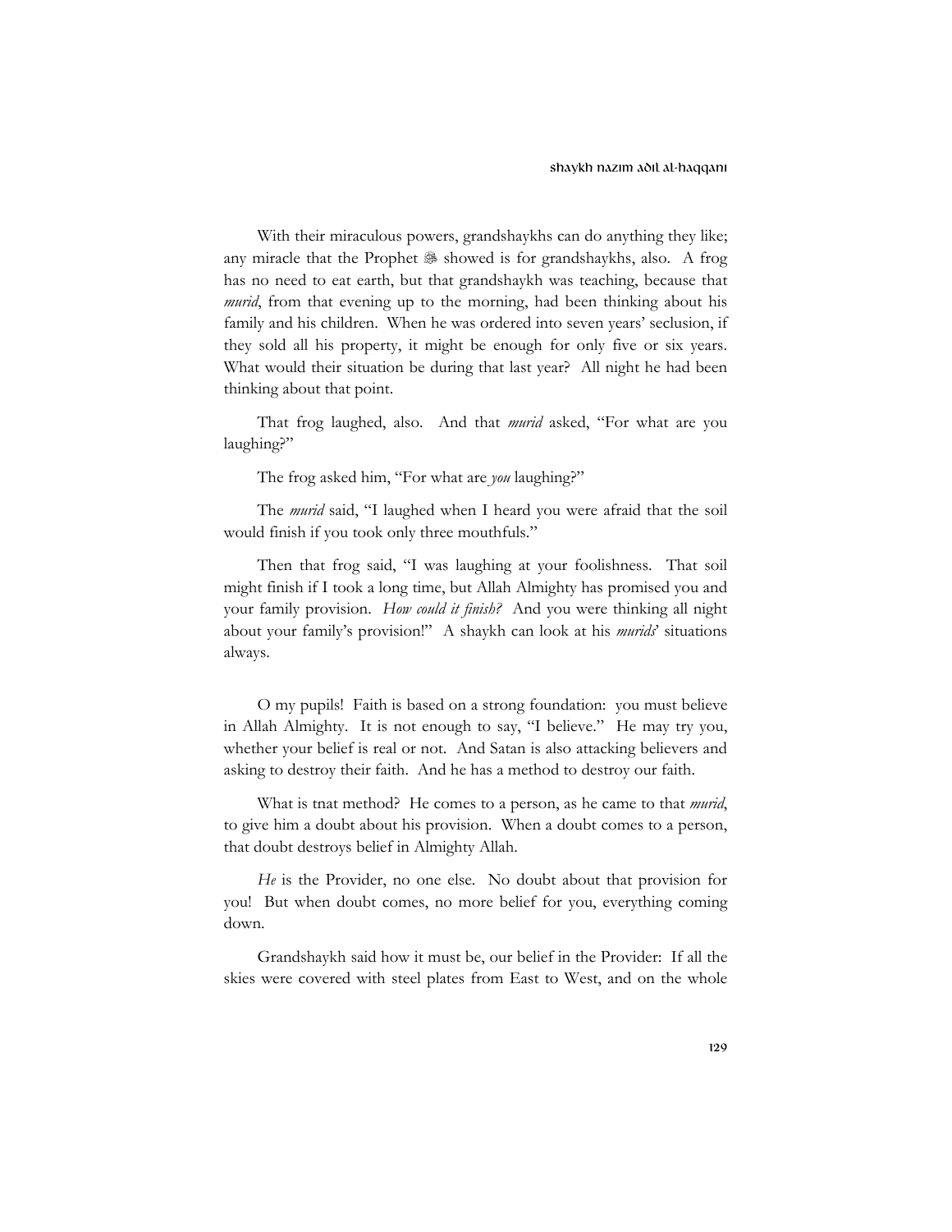With their miraculous powers, grandshaykhs can do anything they like; any miracle that the Prophet ﷺ showed is for grandshaykhs, also. A frog has no need to eat earth, but that grandshaykh was teaching, because that *murid*, from that evening up to the morning, had been thinking about his family and his children. When he was ordered into seven years' seclusion, if they sold all his property, it might be enough for only five or six years. What would their situation be during that last year? All night he had been thinking about that point.

That frog laughed, also. And that *murid* asked, "For what are you laughing?"

The frog asked him, "For what are *you* laughing?"

The *murid* said, "I laughed when I heard you were afraid that the soil would finish if you took only three mouthfuls."

Then that frog said, "I was laughing at your foolishness. That soil might finish if I took a long time, but Allah Almighty has promised you and your family provision. *How could it finish?* And you were thinking all night about your family's provision!" A shaykh can look at his *murids*' situations always.

O my pupils! Faith is based on a strong foundation: you must believe in Allah Almighty. It is not enough to say, "I believe." He may try you, whether your belief is real or not. And Satan is also attacking believers and asking to destroy their faith. And he has a method to destroy our faith.

What is tnat method? He comes to a person, as he came to that *murid*, to give him a doubt about his provision. When a doubt comes to a person, that doubt destroys belief in Almighty Allah.

*He* is the Provider, no one else. No doubt about that provision for you! But when doubt comes, no more belief for you, everything coming down.

Grandshaykh said how it must be, our belief in the Provider: If all the skies were covered with steel plates from East to West, and on the whole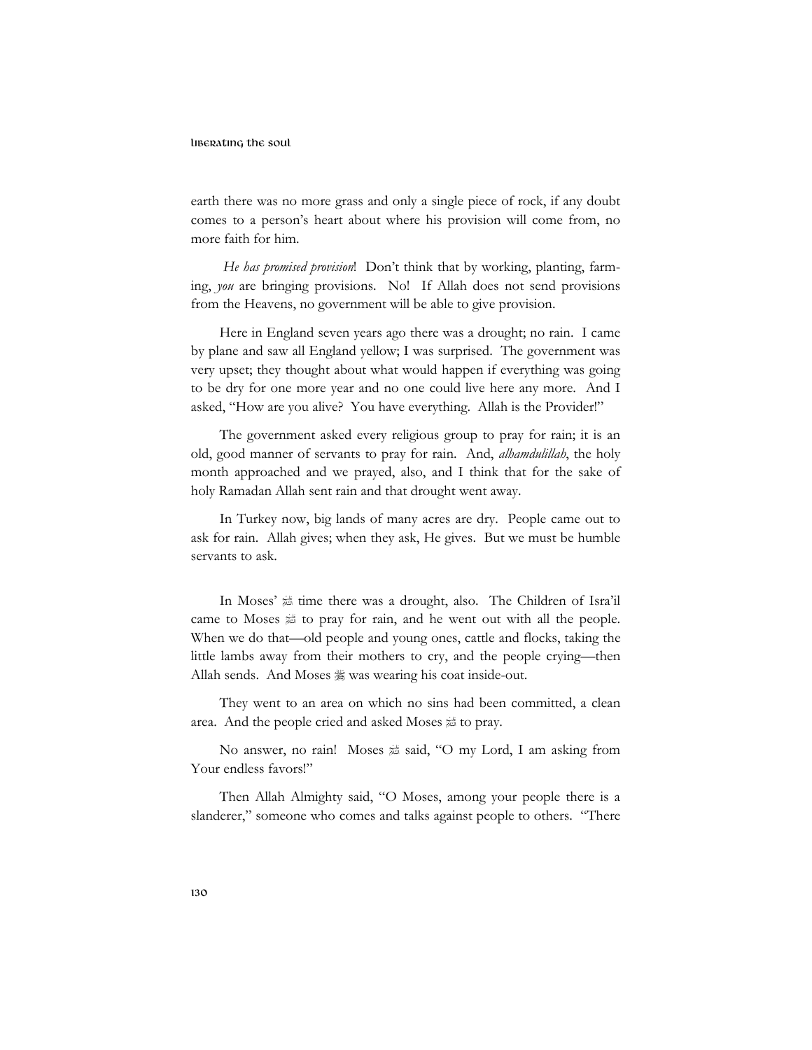earth there was no more grass and only a single piece of rock, if any doubt comes to a person's heart about where his provision will come from, no more faith for him.

*He has promised provision*! Don't think that by working, planting, farming, *you* are bringing provisions. No! If Allah does not send provisions from the Heavens, no government will be able to give provision.

Here in England seven years ago there was a drought; no rain. I came by plane and saw all England yellow; I was surprised. The government was very upset; they thought about what would happen if everything was going to be dry for one more year and no one could live here any more. And I asked, "How are you alive? You have everything. Allah is the Provider!"

The government asked every religious group to pray for rain; it is an old, good manner of servants to pray for rain. And, *alhamdulillah*, the holy month approached and we prayed, also, and I think that for the sake of holy Ramadan Allah sent rain and that drought went away.

In Turkey now, big lands of many acres are dry. People came out to ask for rain. Allah gives; when they ask, He gives. But we must be humble servants to ask.

In Moses' ﷺ time there was a drought, also. The Children of Isra'il came to Moses ﷺ to pray for rain, and he went out with all the people. When we do that—old people and young ones, cattle and flocks, taking the little lambs away from their mothers to cry, and the people crying—then Allah sends. And Moses ﷺ was wearing his coat inside-out.

They went to an area on which no sins had been committed, a clean area. And the people cried and asked Moses ﷺ to pray.

No answer, no rain! Moses ﷺ said, "O my Lord, I am asking from Your endless favors!"

Then Allah Almighty said, "O Moses, among your people there is a slanderer," someone who comes and talks against people to others. "There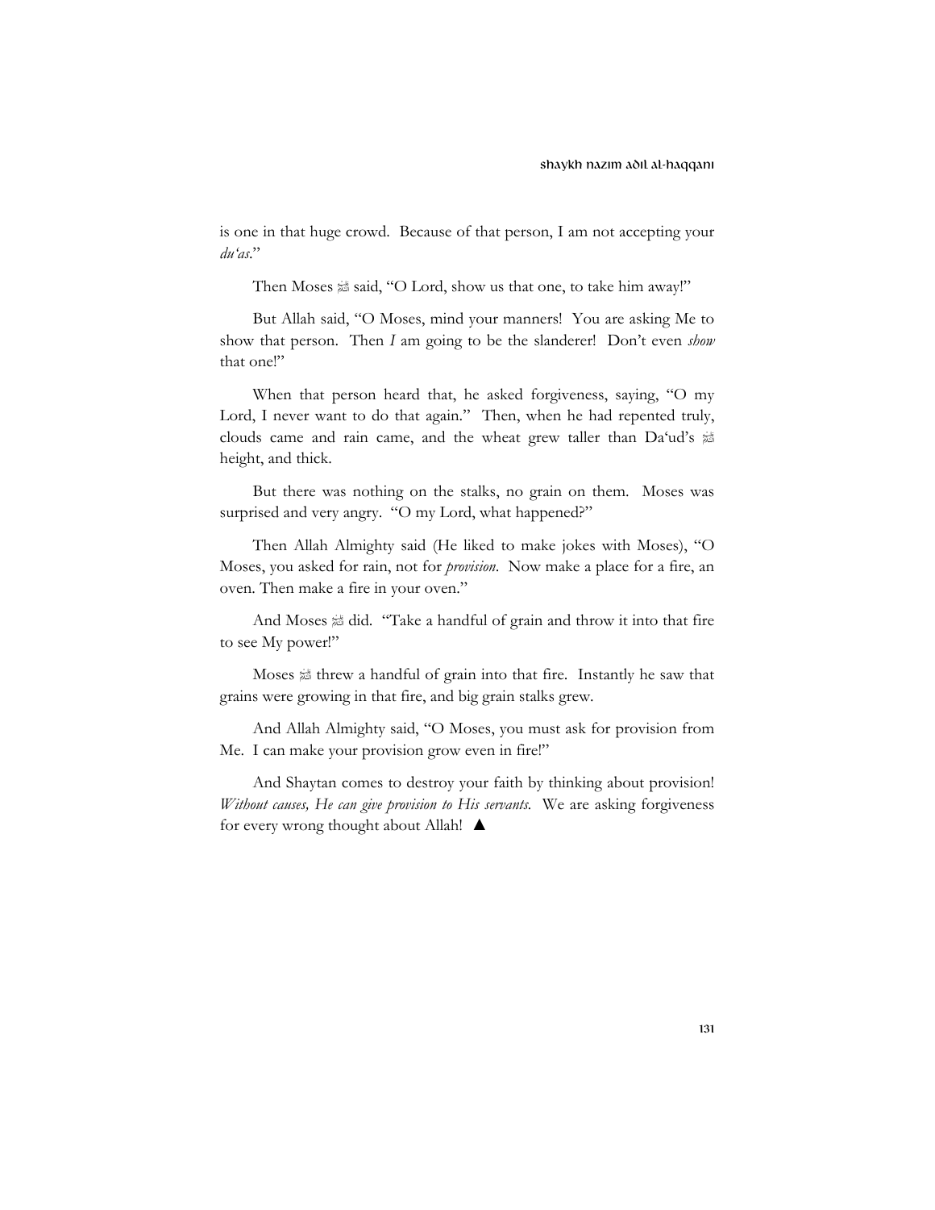is one in that huge crowd. Because of that person, I am not accepting your *du'as*."

Then Moses ﷺ said, "O Lord, show us that one, to take him away!"

But Allah said, "O Moses, mind your manners! You are asking Me to show that person. Then *I* am going to be the slanderer! Don't even *show* that one!"

When that person heard that, he asked forgiveness, saying, "O my Lord, I never want to do that again." Then, when he had repented truly, clouds came and rain came, and the wheat grew taller than Da'ud's ﷺ height, and thick.

But there was nothing on the stalks, no grain on them. Moses was surprised and very angry. "O my Lord, what happened?"

Then Allah Almighty said (He liked to make jokes with Moses), "O Moses, you asked for rain, not for *provision*. Now make a place for a fire, an oven. Then make a fire in your oven."

And Moses ﷺ did. "Take a handful of grain and throw it into that fire to see My power!"

Moses ﷺ threw a handful of grain into that fire. Instantly he saw that grains were growing in that fire, and big grain stalks grew.

And Allah Almighty said, "O Moses, you must ask for provision from Me. I can make your provision grow even in fire!"

And Shaytan comes to destroy your faith by thinking about provision! *Without causes, He can give provision to His servants.* We are asking forgiveness for every wrong thought about Allah! ▲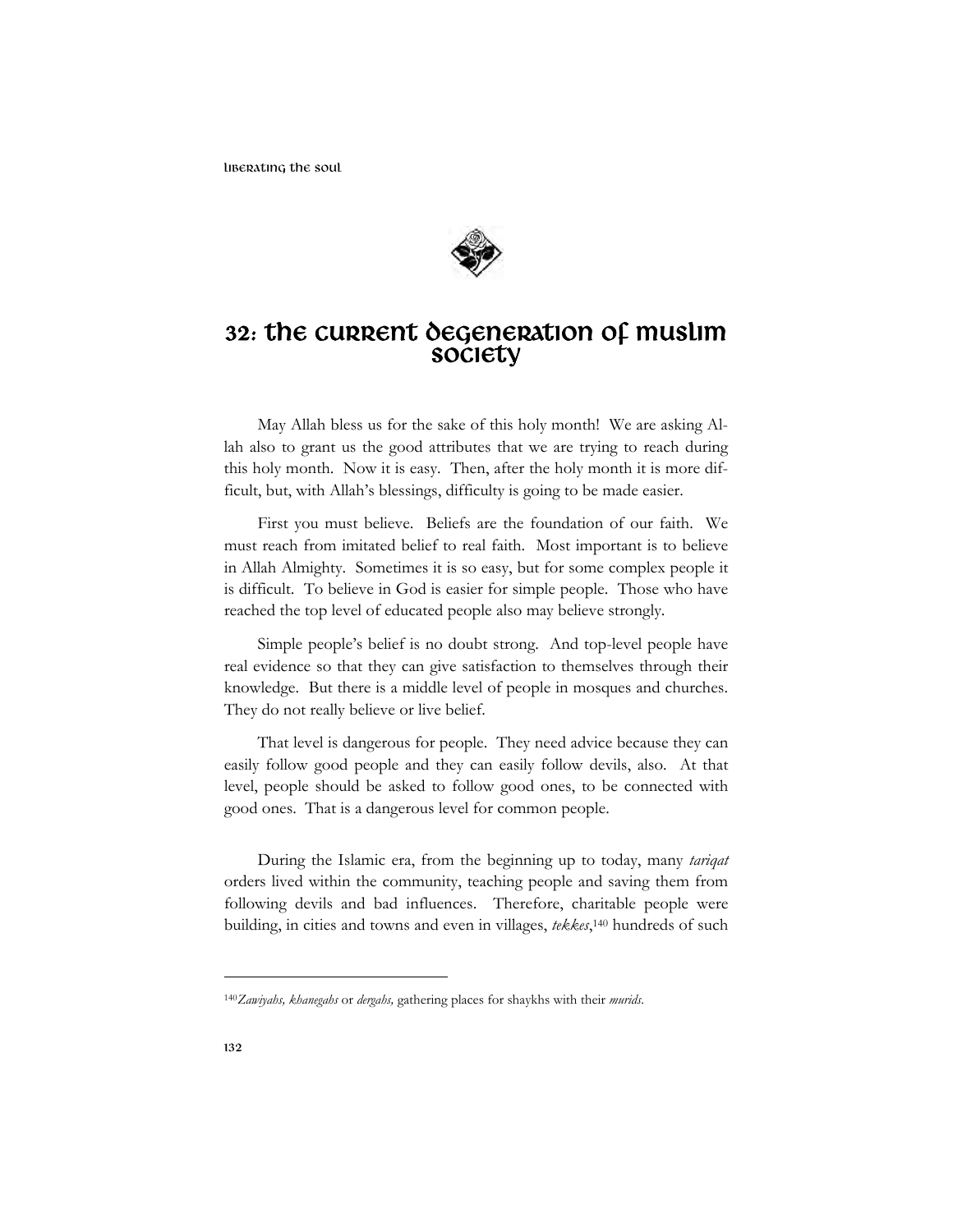# 32: The Current Degeneration of Muslim Society

May Allah bless us for the sake of this holy month! We are asking Allah also to grant us the good attributes that we are trying to reach during this holy month. Now it is easy. Then, after the holy month it is more difficult, but, with Allah's blessings, difficulty is going to be made easier.

First you must believe. Beliefs are the foundation of our faith. We must reach from imitated belief to real faith. Most important is to believe in Allah Almighty. Sometimes it is so easy, but for some complex people it is difficult. To believe in God is easier for simple people. Those who have reached the top level of educated people also may believe strongly.

Simple people's belief is no doubt strong. And top-level people have real evidence so that they can give satisfaction to themselves through their knowledge. But there is a middle level of people in mosques and churches. They do not really believe or live belief.

That level is dangerous for people. They need advice because they can easily follow good people and they can easily follow devils, also. At that level, people should be asked to follow good ones, to be connected with good ones. That is a dangerous level for common people.

During the Islamic era, from the beginning up to today, many *tariqat* orders lived within the community, teaching people and saving them from following devils and bad influences. Therefore, charitable people were building, in cities and towns and even in villages, *tekkes*,[140] hundreds of such

---

[140] *Zawiyahs, khanegahs* or *dergahs,* gathering places for shaykhs with their *murids*.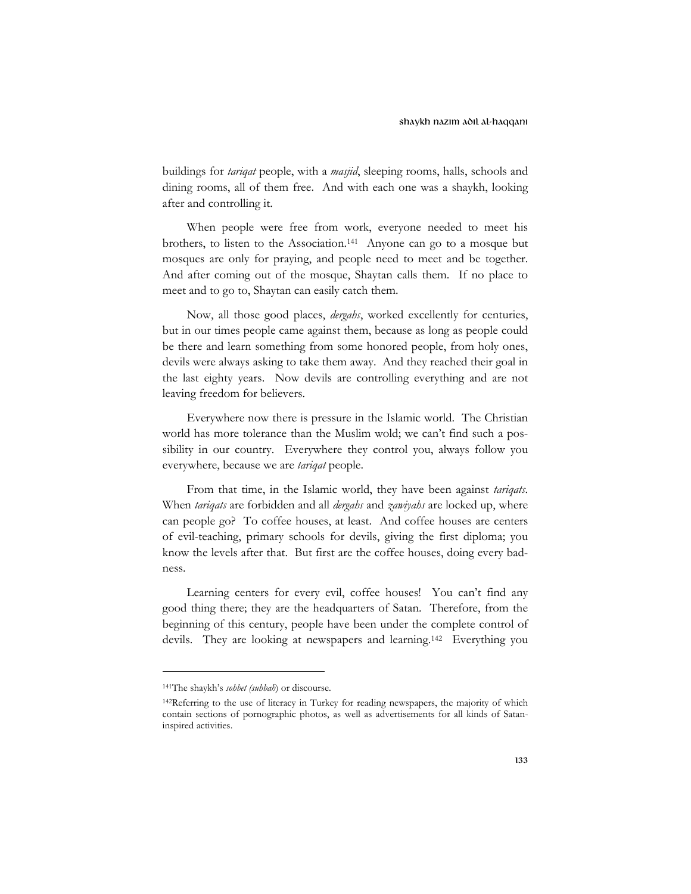buildings for *tariqat* people, with a *masjid*, sleeping rooms, halls, schools and dining rooms, all of them free. And with each one was a shaykh, looking after and controlling it.

When people were free from work, everyone needed to meet his brothers, to listen to the Association.[141] Anyone can go to a mosque but mosques are only for praying, and people need to meet and be together. And after coming out of the mosque, Shaytan calls them. If no place to meet and to go to, Shaytan can easily catch them.

Now, all those good places, *dergahs*, worked excellently for centuries, but in our times people came against them, because as long as people could be there and learn something from some honored people, from holy ones, devils were always asking to take them away. And they reached their goal in the last eighty years. Now devils are controlling everything and are not leaving freedom for believers.

Everywhere now there is pressure in the Islamic world. The Christian world has more tolerance than the Muslim wold; we can't find such a possibility in our country. Everywhere they control you, always follow you everywhere, because we are *tariqat* people.

From that time, in the Islamic world, they have been against *tariqats*. When *tariqats* are forbidden and all *dergahs* and *zawiyahs* are locked up, where can people go? To coffee houses, at least. And coffee houses are centers of evil-teaching, primary schools for devils, giving the first diploma; you know the levels after that. But first are the coffee houses, doing every badness.

Learning centers for every evil, coffee houses! You can't find any good thing there; they are the headquarters of Satan. Therefore, from the beginning of this century, people have been under the complete control of devils. They are looking at newspapers and learning.[142] Everything you

---

[141] The shaykh's *sohbet (suhbah)* or discourse.

[142] Referring to the use of literacy in Turkey for reading newspapers, the majority of which contain sections of pornographic photos, as well as advertisements for all kinds of Satan-inspired activities.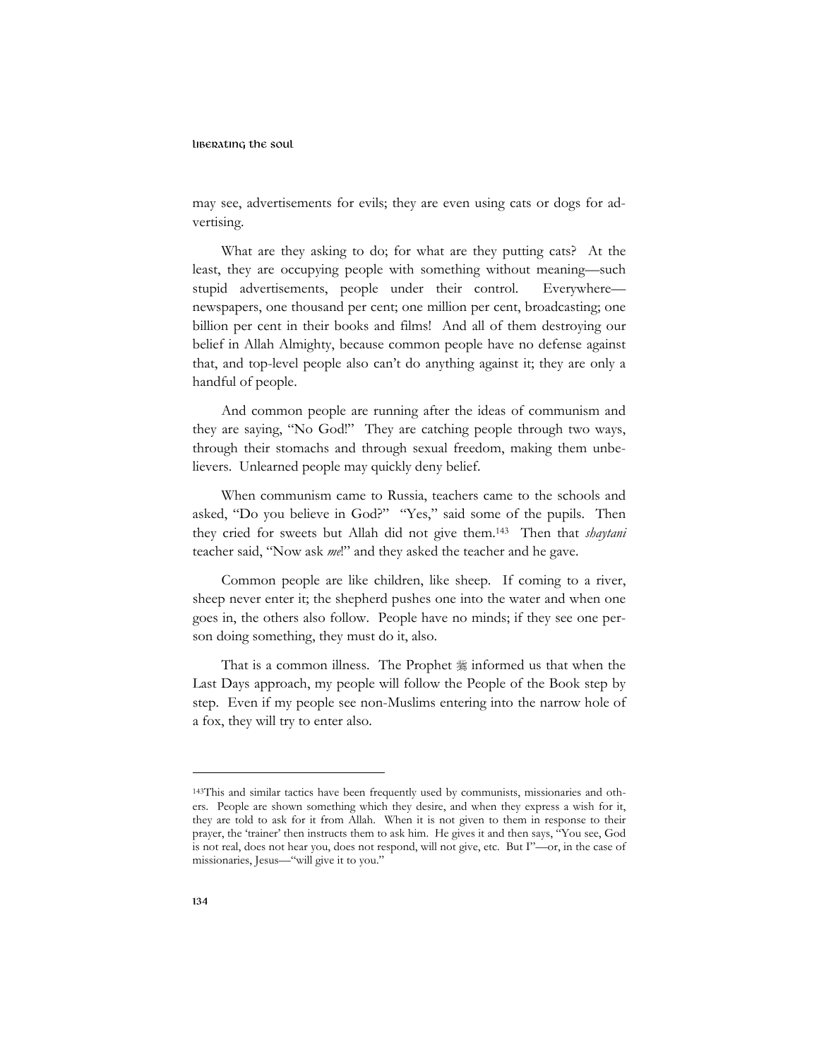may see, advertisements for evils; they are even using cats or dogs for advertising.

What are they asking to do; for what are they putting cats? At the least, they are occupying people with something without meaning—such stupid advertisements, people under their control. Everywhere—newspapers, one thousand per cent; one million per cent, broadcasting; one billion per cent in their books and films! And all of them destroying our belief in Allah Almighty, because common people have no defense against that, and top-level people also can't do anything against it; they are only a handful of people.

And common people are running after the ideas of communism and they are saying, "No God!" They are catching people through two ways, through their stomachs and through sexual freedom, making them unbelievers. Unlearned people may quickly deny belief.

When communism came to Russia, teachers came to the schools and asked, "Do you believe in God?" "Yes," said some of the pupils. Then they cried for sweets but Allah did not give them.[143] Then that *shaytani* teacher said, "Now ask *me*!" and they asked the teacher and he gave.

Common people are like children, like sheep. If coming to a river, sheep never enter it; the shepherd pushes one into the water and when one goes in, the others also follow. People have no minds; if they see one person doing something, they must do it, also.

That is a common illness. The Prophet ﷺ informed us that when the Last Days approach, my people will follow the People of the Book step by step. Even if my people see non-Muslims entering into the narrow hole of a fox, they will try to enter also.

---

[143]This and similar tactics have been frequently used by communists, missionaries and others. People are shown something which they desire, and when they express a wish for it, they are told to ask for it from Allah. When it is not given to them in response to their prayer, the 'trainer' then instructs them to ask him. He gives it and then says, "You see, God is not real, does not hear you, does not respond, will not give, etc. But I"—or, in the case of missionaries, Jesus—"will give it to you."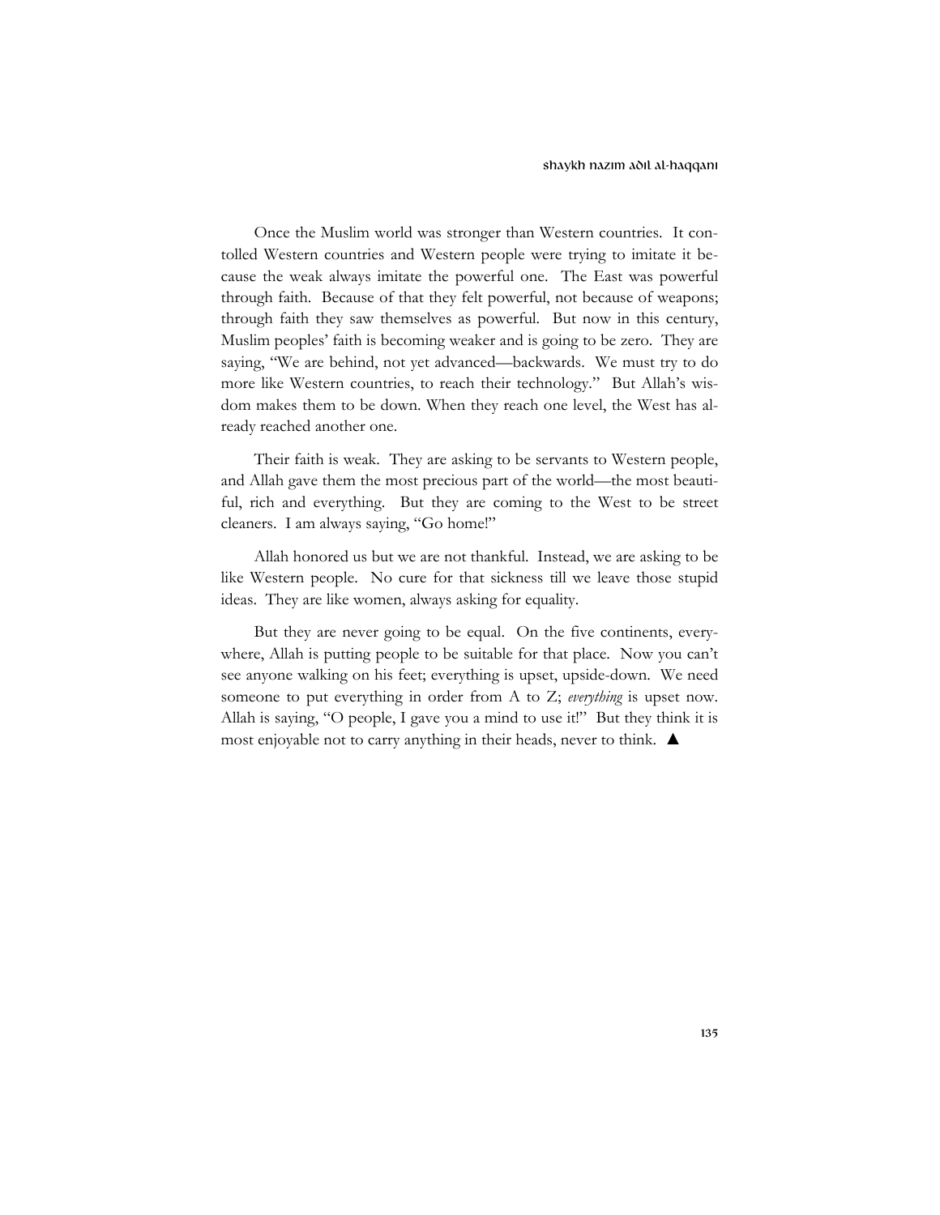Once the Muslim world was stronger than Western countries. It contolled Western countries and Western people were trying to imitate it because the weak always imitate the powerful one. The East was powerful through faith. Because of that they felt powerful, not because of weapons; through faith they saw themselves as powerful. But now in this century, Muslim peoples' faith is becoming weaker and is going to be zero. They are saying, "We are behind, not yet advanced—backwards. We must try to do more like Western countries, to reach their technology." But Allah's wisdom makes them to be down. When they reach one level, the West has already reached another one.

Their faith is weak. They are asking to be servants to Western people, and Allah gave them the most precious part of the world—the most beautiful, rich and everything. But they are coming to the West to be street cleaners. I am always saying, "Go home!"

Allah honored us but we are not thankful. Instead, we are asking to be like Western people. No cure for that sickness till we leave those stupid ideas. They are like women, always asking for equality.

But they are never going to be equal. On the five continents, everywhere, Allah is putting people to be suitable for that place. Now you can't see anyone walking on his feet; everything is upset, upside-down. We need someone to put everything in order from A to Z; *everything* is upset now. Allah is saying, "O people, I gave you a mind to use it!" But they think it is most enjoyable not to carry anything in their heads, never to think. ▲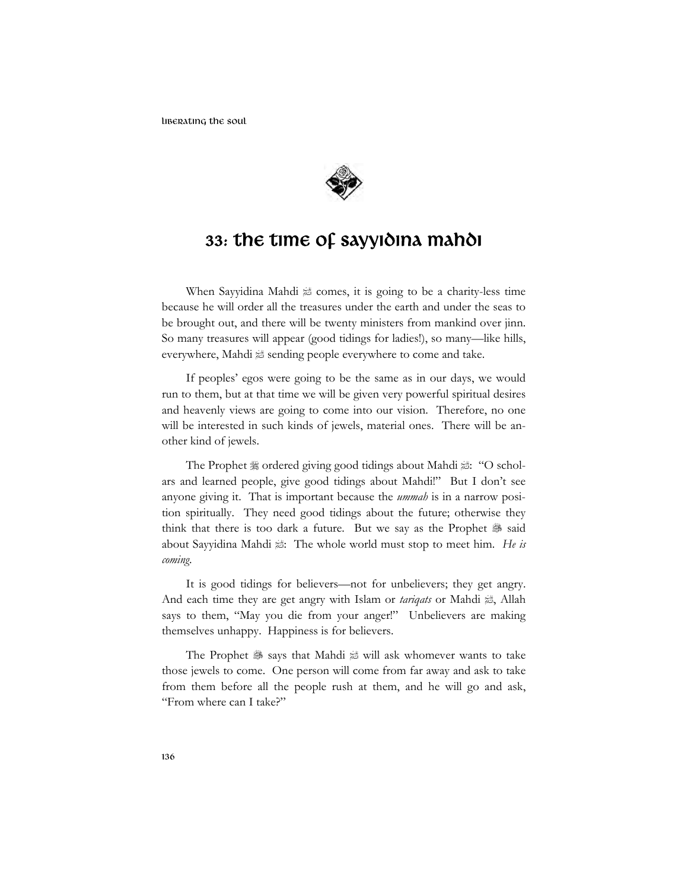# 33: The Time of Sayyidina Mahdi

When Sayyidina Mahdi ﷺ comes, it is going to be a charity-less time because he will order all the treasures under the earth and under the seas to be brought out, and there will be twenty ministers from mankind over jinn. So many treasures will appear (good tidings for ladies!), so many—like hills, everywhere, Mahdi ﷺ sending people everywhere to come and take.

If peoples' egos were going to be the same as in our days, we would run to them, but at that time we will be given very powerful spiritual desires and heavenly views are going to come into our vision. Therefore, no one will be interested in such kinds of jewels, material ones. There will be another kind of jewels.

The Prophet ﷺ ordered giving good tidings about Mahdi ﷺ: "O scholars and learned people, give good tidings about Mahdi!" But I don't see anyone giving it. That is important because the *ummah* is in a narrow position spiritually. They need good tidings about the future; otherwise they think that there is too dark a future. But we say as the Prophet ﷺ said about Sayyidina Mahdi ﷺ: The whole world must stop to meet him. *He is coming.*

It is good tidings for believers—not for unbelievers; they get angry. And each time they are get angry with Islam or *tariqats* or Mahdi ﷺ, Allah says to them, "May you die from your anger!" Unbelievers are making themselves unhappy. Happiness is for believers.

The Prophet ﷺ says that Mahdi ﷺ will ask whomever wants to take those jewels to come. One person will come from far away and ask to take from them before all the people rush at them, and he will go and ask, "From where can I take?"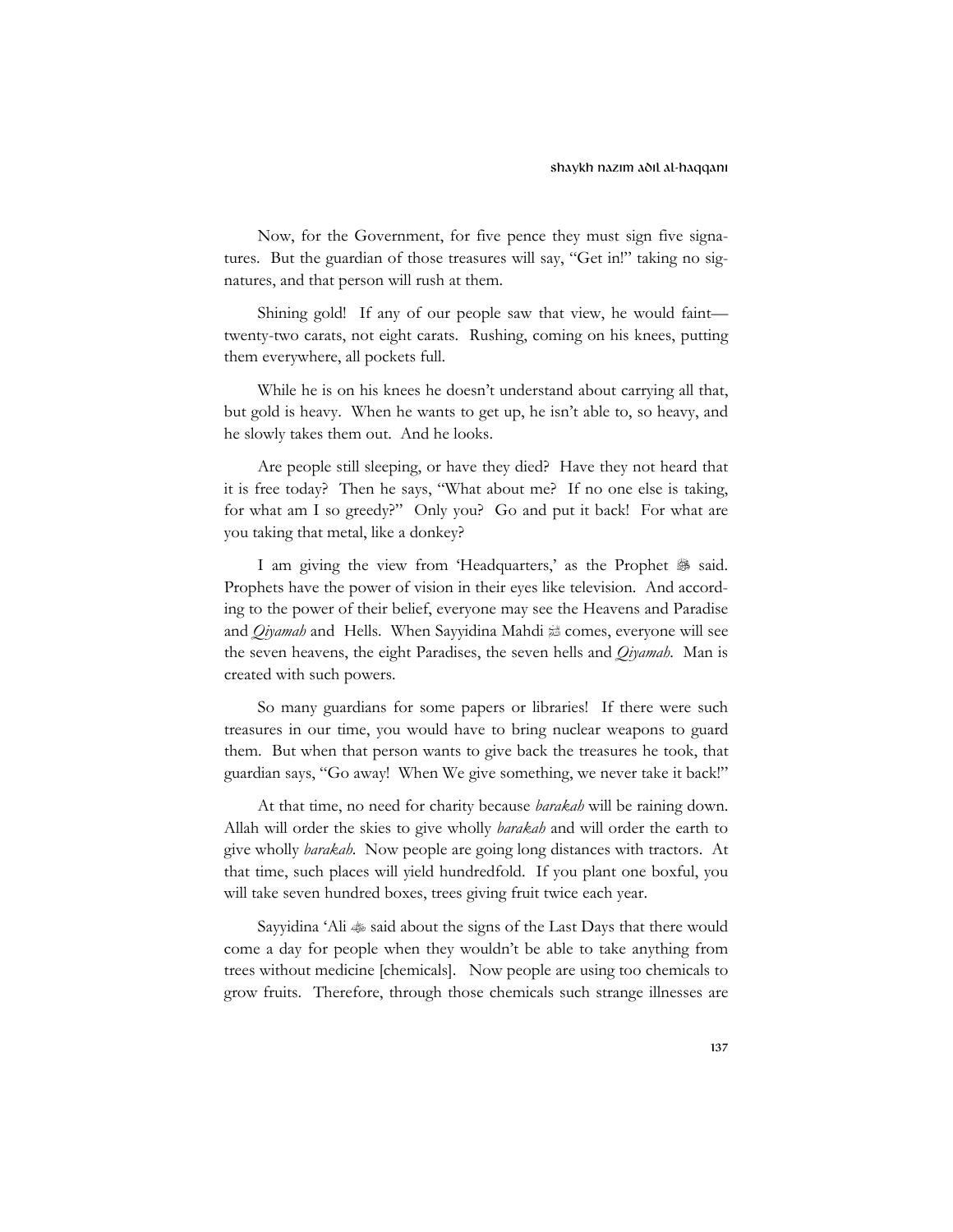Now, for the Government, for five pence they must sign five signatures. But the guardian of those treasures will say, "Get in!" taking no signatures, and that person will rush at them.

Shining gold! If any of our people saw that view, he would faint—twenty-two carats, not eight carats. Rushing, coming on his knees, putting them everywhere, all pockets full.

While he is on his knees he doesn't understand about carrying all that, but gold is heavy. When he wants to get up, he isn't able to, so heavy, and he slowly takes them out. And he looks.

Are people still sleeping, or have they died? Have they not heard that it is free today? Then he says, "What about me? If no one else is taking, for what am I so greedy?" Only you? Go and put it back! For what are you taking that metal, like a donkey?

I am giving the view from 'Headquarters,' as the Prophet ﷺ said. Prophets have the power of vision in their eyes like television. And according to the power of their belief, everyone may see the Heavens and Paradise and *Qiyamah* and Hells. When Sayyidina Mahdi ؑ comes, everyone will see the seven heavens, the eight Paradises, the seven hells and *Qiyamah*. Man is created with such powers.

So many guardians for some papers or libraries! If there were such treasures in our time, you would have to bring nuclear weapons to guard them. But when that person wants to give back the treasures he took, that guardian says, "Go away! When We give something, we never take it back!"

At that time, no need for charity because *barakah* will be raining down. Allah will order the skies to give wholly *barakah* and will order the earth to give wholly *barakah*. Now people are going long distances with tractors. At that time, such places will yield hundredfold. If you plant one boxful, you will take seven hundred boxes, trees giving fruit twice each year.

Sayyidina 'Ali ؓ said about the signs of the Last Days that there would come a day for people when they wouldn't be able to take anything from trees without medicine [chemicals]. Now people are using too chemicals to grow fruits. Therefore, through those chemicals such strange illnesses are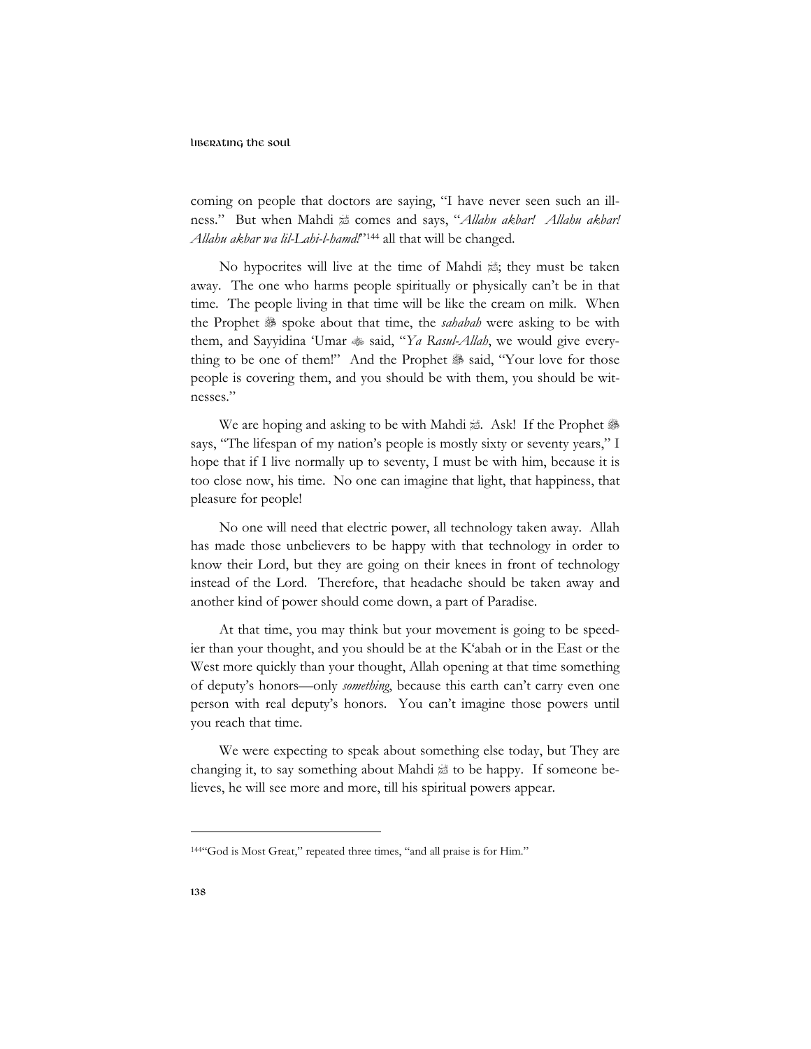coming on people that doctors are saying, "I have never seen such an illness." But when Mahdi ﷺ comes and says, "*Allahu akbar! Allahu akbar! Allahu akbar wa lil-Lahi-l-hamd!*"[144] all that will be changed.

No hypocrites will live at the time of Mahdi ﷺ; they must be taken away. The one who harms people spiritually or physically can't be in that time. The people living in that time will be like the cream on milk. When the Prophet ﷺ spoke about that time, the *sahabah* were asking to be with them, and Sayyidina 'Umar ؓ said, "*Ya Rasul-Allah*, we would give everything to be one of them!" And the Prophet ﷺ said, "Your love for those people is covering them, and you should be with them, you should be witnesses."

We are hoping and asking to be with Mahdi ﷺ. Ask! If the Prophet ﷺ says, "The lifespan of my nation's people is mostly sixty or seventy years," I hope that if I live normally up to seventy, I must be with him, because it is too close now, his time. No one can imagine that light, that happiness, that pleasure for people!

No one will need that electric power, all technology taken away. Allah has made those unbelievers to be happy with that technology in order to know their Lord, but they are going on their knees in front of technology instead of the Lord. Therefore, that headache should be taken away and another kind of power should come down, a part of Paradise.

At that time, you may think but your movement is going to be speedier than your thought, and you should be at the K'abah or in the East or the West more quickly than your thought, Allah opening at that time something of deputy's honors—only *something*, because this earth can't carry even one person with real deputy's honors. You can't imagine those powers until you reach that time.

We were expecting to speak about something else today, but They are changing it, to say something about Mahdi ﷺ to be happy. If someone believes, he will see more and more, till his spiritual powers appear.

---

[144] "God is Most Great," repeated three times, "and all praise is for Him."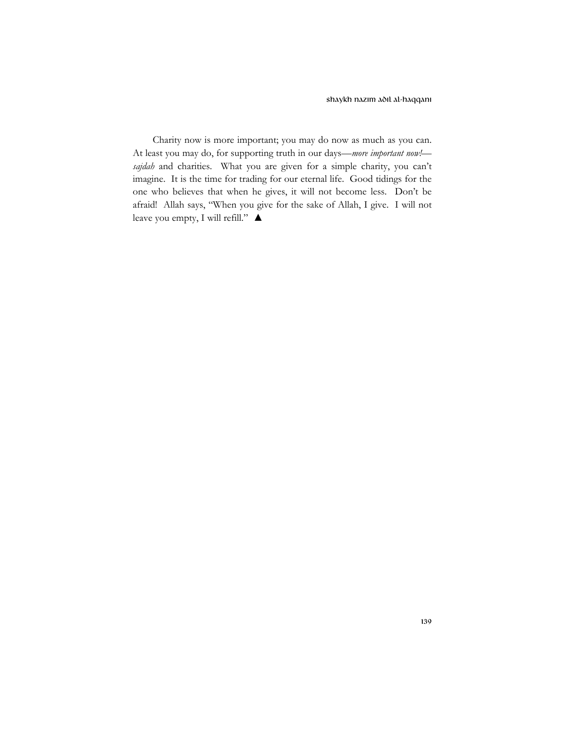Charity now is more important; you may do now as much as you can. At least you may do, for supporting truth in our days—*more important now!*—*sajdah* and charities. What you are given for a simple charity, you can't imagine. It is the time for trading for our eternal life. Good tidings for the one who believes that when he gives, it will not become less. Don't be afraid! Allah says, "When you give for the sake of Allah, I give. I will not leave you empty, I will refill." ▲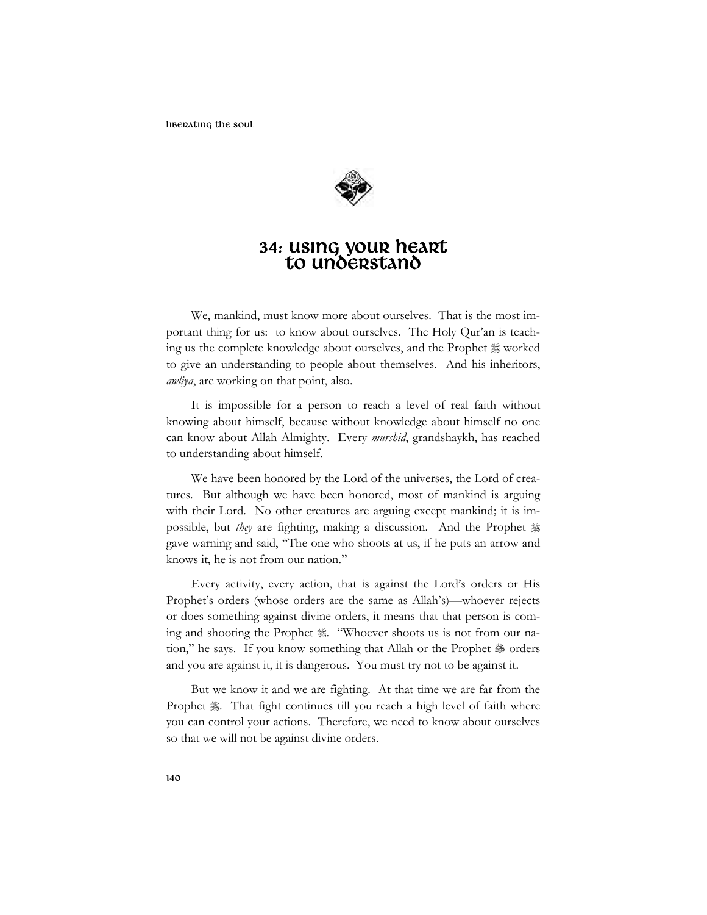# 34: Using Your Heart to Understand

We, mankind, must know more about ourselves. That is the most important thing for us: to know about ourselves. The Holy Qur'an is teaching us the complete knowledge about ourselves, and the Prophet ﷺ worked to give an understanding to people about themselves. And his inheritors, *awliya*, are working on that point, also.

It is impossible for a person to reach a level of real faith without knowing about himself, because without knowledge about himself no one can know about Allah Almighty. Every *murshid*, grandshaykh, has reached to understanding about himself.

We have been honored by the Lord of the universes, the Lord of creatures. But although we have been honored, most of mankind is arguing with their Lord. No other creatures are arguing except mankind; it is impossible, but *they* are fighting, making a discussion. And the Prophet ﷺ gave warning and said, "The one who shoots at us, if he puts an arrow and knows it, he is not from our nation."

Every activity, every action, that is against the Lord's orders or His Prophet's orders (whose orders are the same as Allah's)—whoever rejects or does something against divine orders, it means that that person is coming and shooting the Prophet ﷺ. "Whoever shoots us is not from our nation," he says. If you know something that Allah or the Prophet ﷺ orders and you are against it, it is dangerous. You must try not to be against it.

But we know it and we are fighting. At that time we are far from the Prophet ﷺ. That fight continues till you reach a high level of faith where you can control your actions. Therefore, we need to know about ourselves so that we will not be against divine orders.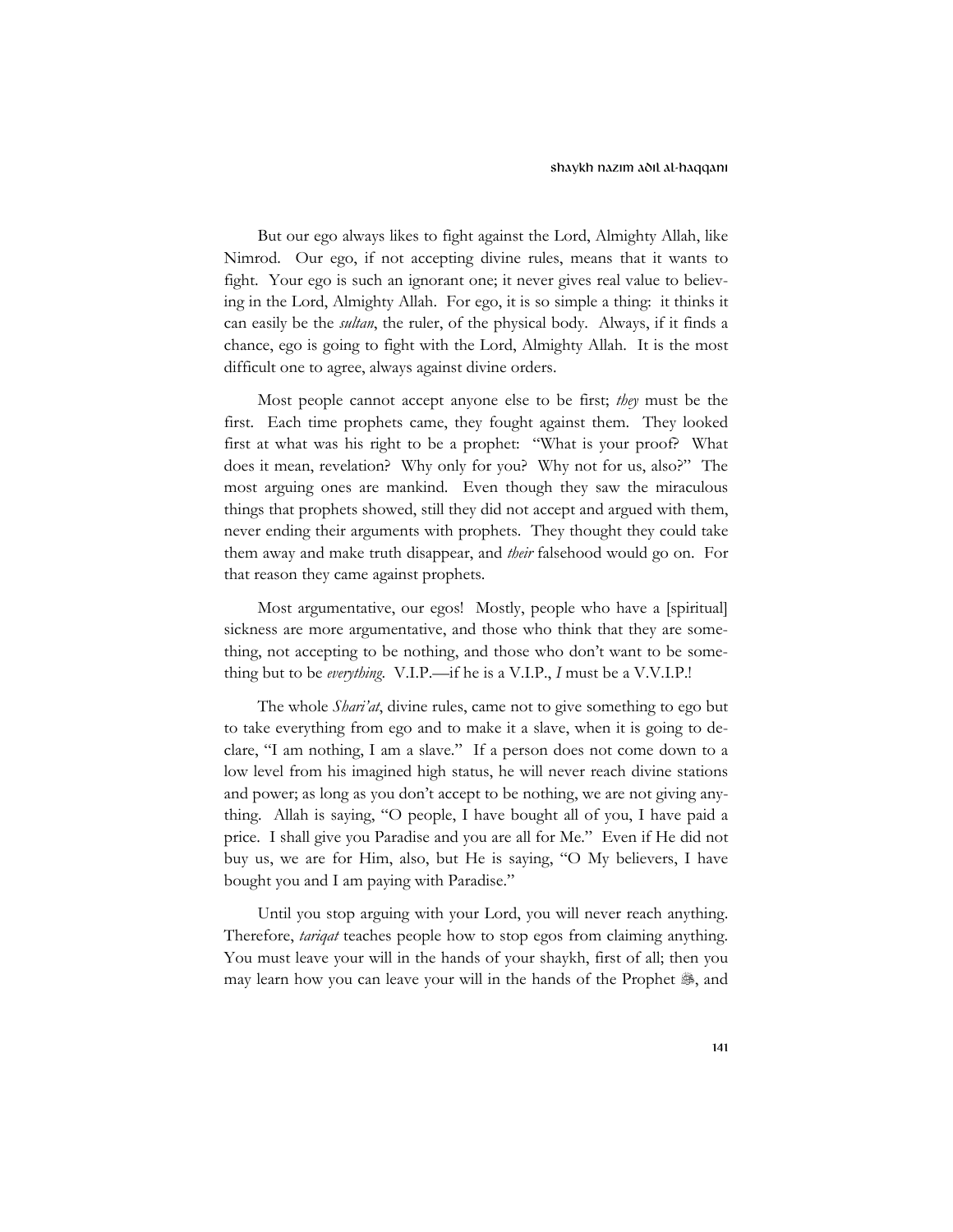But our ego always likes to fight against the Lord, Almighty Allah, like Nimrod. Our ego, if not accepting divine rules, means that it wants to fight. Your ego is such an ignorant one; it never gives real value to believing in the Lord, Almighty Allah. For ego, it is so simple a thing: it thinks it can easily be the *sultan*, the ruler, of the physical body. Always, if it finds a chance, ego is going to fight with the Lord, Almighty Allah. It is the most difficult one to agree, always against divine orders.

Most people cannot accept anyone else to be first; *they* must be the first. Each time prophets came, they fought against them. They looked first at what was his right to be a prophet: "What is your proof? What does it mean, revelation? Why only for you? Why not for us, also?" The most arguing ones are mankind. Even though they saw the miraculous things that prophets showed, still they did not accept and argued with them, never ending their arguments with prophets. They thought they could take them away and make truth disappear, and *their* falsehood would go on. For that reason they came against prophets.

Most argumentative, our egos! Mostly, people who have a [spiritual] sickness are more argumentative, and those who think that they are something, not accepting to be nothing, and those who don't want to be something but to be *everything*. V.I.P.—if he is a V.I.P., *I* must be a V.V.I.P.!

The whole *Shari'at*, divine rules, came not to give something to ego but to take everything from ego and to make it a slave, when it is going to declare, "I am nothing, I am a slave." If a person does not come down to a low level from his imagined high status, he will never reach divine stations and power; as long as you don't accept to be nothing, we are not giving anything. Allah is saying, "O people, I have bought all of you, I have paid a price. I shall give you Paradise and you are all for Me." Even if He did not buy us, we are for Him, also, but He is saying, "O My believers, I have bought you and I am paying with Paradise."

Until you stop arguing with your Lord, you will never reach anything. Therefore, *tariqat* teaches people how to stop egos from claiming anything. You must leave your will in the hands of your shaykh, first of all; then you may learn how you can leave your will in the hands of the Prophet ﷺ, and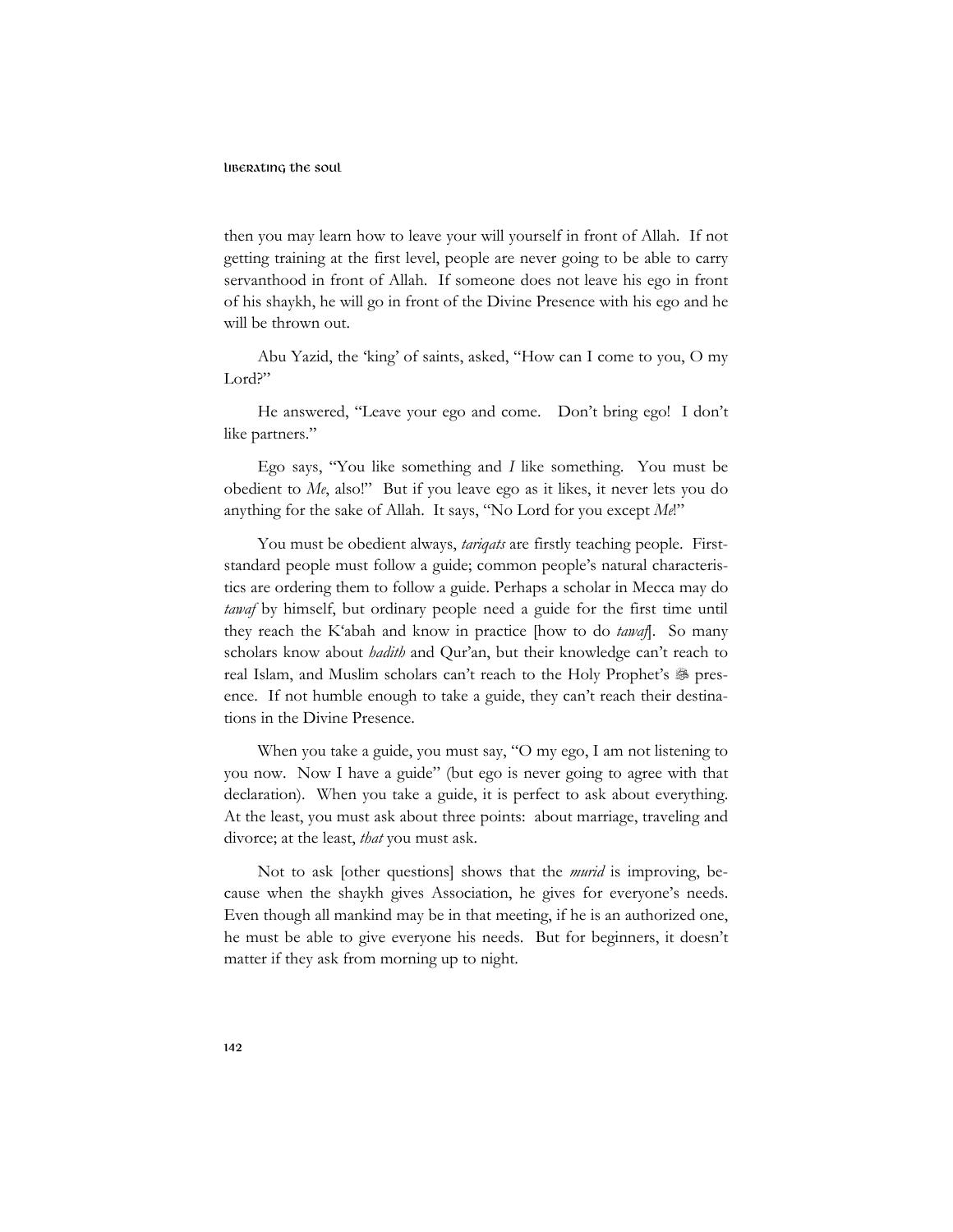then you may learn how to leave your will yourself in front of Allah. If not getting training at the first level, people are never going to be able to carry servanthood in front of Allah. If someone does not leave his ego in front of his shaykh, he will go in front of the Divine Presence with his ego and he will be thrown out.

Abu Yazid, the 'king' of saints, asked, "How can I come to you, O my Lord?"

He answered, "Leave your ego and come. Don't bring ego! I don't like partners."

Ego says, "You like something and *I* like something. You must be obedient to *Me*, also!" But if you leave ego as it likes, it never lets you do anything for the sake of Allah. It says, "No Lord for you except *Me*!"

You must be obedient always, *tariqats* are firstly teaching people. First-standard people must follow a guide; common people's natural characteristics are ordering them to follow a guide. Perhaps a scholar in Mecca may do *tawaf* by himself, but ordinary people need a guide for the first time until they reach the K'abah and know in practice [how to do *tawaf*]. So many scholars know about *hadith* and Qur'an, but their knowledge can't reach to real Islam, and Muslim scholars can't reach to the Holy Prophet's ﷺ presence. If not humble enough to take a guide, they can't reach their destinations in the Divine Presence.

When you take a guide, you must say, "O my ego, I am not listening to you now. Now I have a guide" (but ego is never going to agree with that declaration). When you take a guide, it is perfect to ask about everything. At the least, you must ask about three points: about marriage, traveling and divorce; at the least, *that* you must ask.

Not to ask [other questions] shows that the *murid* is improving, because when the shaykh gives Association, he gives for everyone's needs. Even though all mankind may be in that meeting, if he is an authorized one, he must be able to give everyone his needs. But for beginners, it doesn't matter if they ask from morning up to night.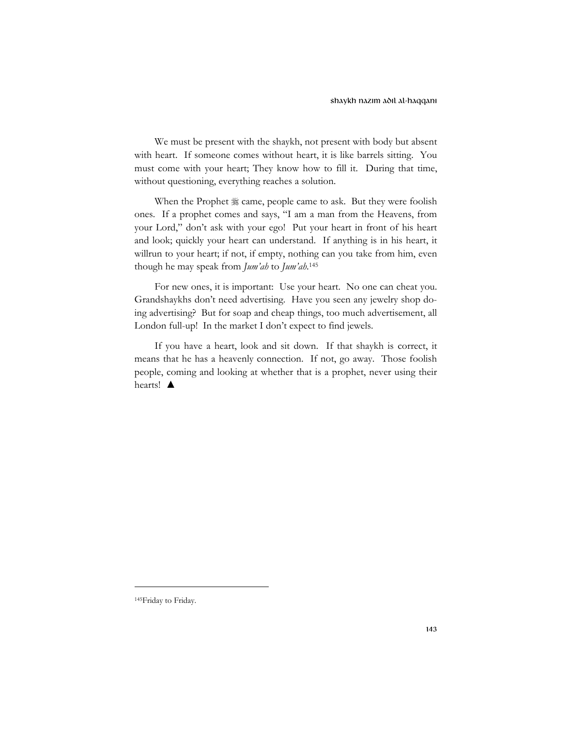We must be present with the shaykh, not present with body but absent with heart. If someone comes without heart, it is like barrels sitting. You must come with your heart; They know how to fill it. During that time, without questioning, everything reaches a solution.

When the Prophet ﷺ came, people came to ask. But they were foolish ones. If a prophet comes and says, "I am a man from the Heavens, from your Lord," don't ask with your ego! Put your heart in front of his heart and look; quickly your heart can understand. If anything is in his heart, it willrun to your heart; if not, if empty, nothing can you take from him, even though he may speak from *Jum'ah* to *Jum'ah*.[145]

For new ones, it is important: Use your heart. No one can cheat you. Grandshaykhs don't need advertising. Have you seen any jewelry shop doing advertising? But for soap and cheap things, too much advertisement, all London full-up! In the market I don't expect to find jewels.

If you have a heart, look and sit down. If that shaykh is correct, it means that he has a heavenly connection. If not, go away. Those foolish people, coming and looking at whether that is a prophet, never using their hearts! ▲

---

[145] Friday to Friday.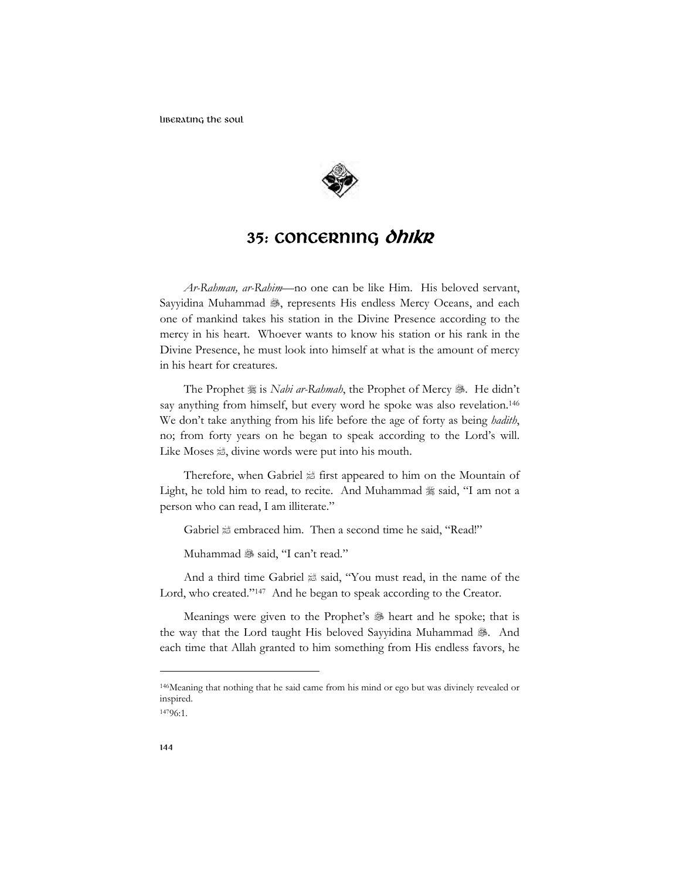## 35: Concerning *Dhikr*

*Ar-Rahman, ar-Rahim*—no one can be like Him. His beloved servant, Sayyidina Muhammad ﷺ, represents His endless Mercy Oceans, and each one of mankind takes his station in the Divine Presence according to the mercy in his heart. Whoever wants to know his station or his rank in the Divine Presence, he must look into himself at what is the amount of mercy in his heart for creatures.

The Prophet ﷺ is *Nabi ar-Rahmah*, the Prophet of Mercy ﷺ. He didn't say anything from himself, but every word he spoke was also revelation.[146] We don't take anything from his life before the age of forty as being *hadith*, no; from forty years on he began to speak according to the Lord's will. Like Moses ؑ, divine words were put into his mouth.

Therefore, when Gabriel ؑ first appeared to him on the Mountain of Light, he told him to read, to recite. And Muhammad ﷺ said, "I am not a person who can read, I am illiterate."

Gabriel ؑ embraced him. Then a second time he said, "Read!"

Muhammad ﷺ said, "I can't read."

And a third time Gabriel ؑ said, "You must read, in the name of the Lord, who created."[147] And he began to speak according to the Creator.

Meanings were given to the Prophet's ﷺ heart and he spoke; that is the way that the Lord taught His beloved Sayyidina Muhammad ﷺ. And each time that Allah granted to him something from His endless favors, he

---

[146] Meaning that nothing that he said came from his mind or ego but was divinely revealed or inspired.

[147] 96:1.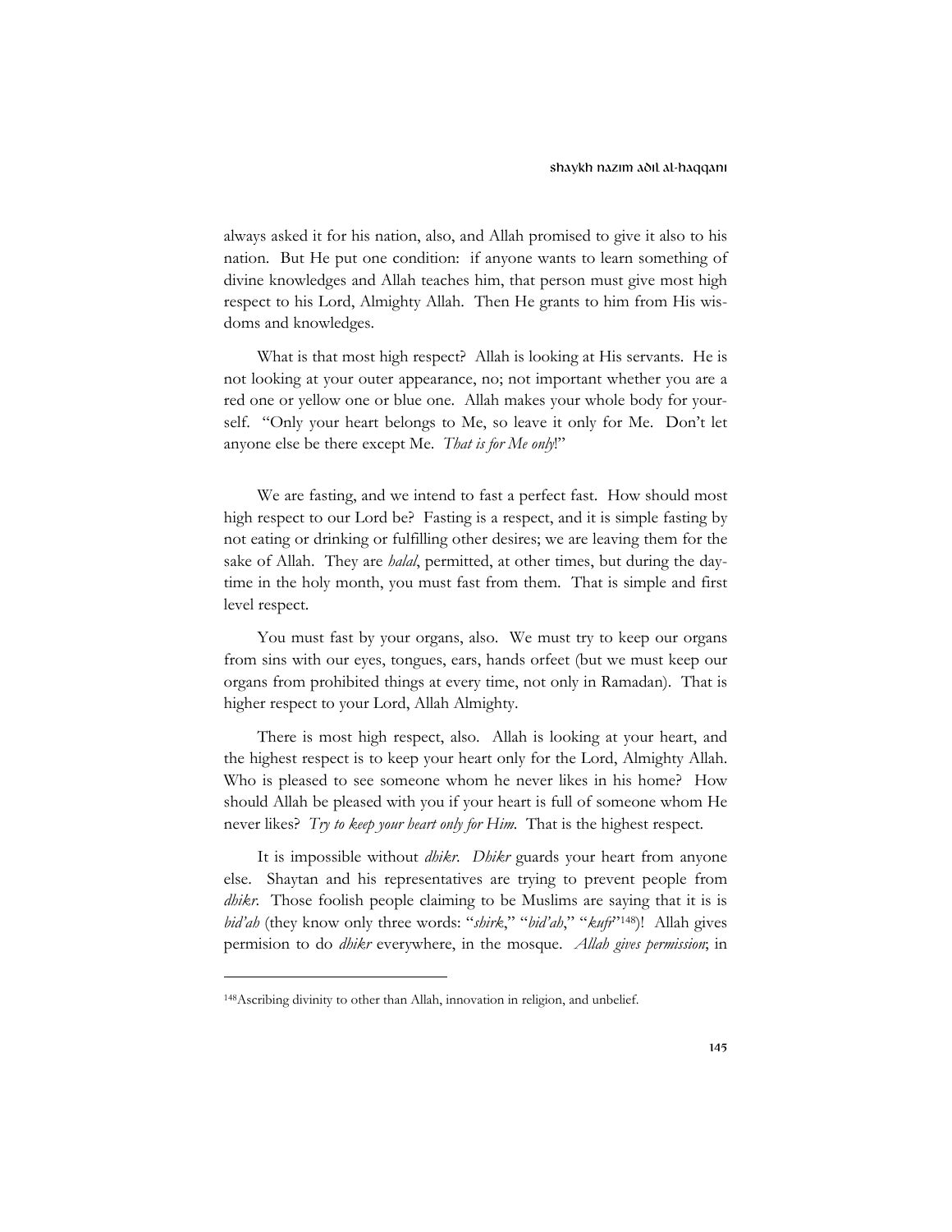always asked it for his nation, also, and Allah promised to give it also to his nation. But He put one condition: if anyone wants to learn something of divine knowledges and Allah teaches him, that person must give most high respect to his Lord, Almighty Allah. Then He grants to him from His wisdoms and knowledges.

What is that most high respect? Allah is looking at His servants. He is not looking at your outer appearance, no; not important whether you are a red one or yellow one or blue one. Allah makes your whole body for yourself. "Only your heart belongs to Me, so leave it only for Me. Don't let anyone else be there except Me. *That is for Me only*!"

We are fasting, and we intend to fast a perfect fast. How should most high respect to our Lord be? Fasting is a respect, and it is simple fasting by not eating or drinking or fulfilling other desires; we are leaving them for the sake of Allah. They are *halal*, permitted, at other times, but during the daytime in the holy month, you must fast from them. That is simple and first level respect.

You must fast by your organs, also. We must try to keep our organs from sins with our eyes, tongues, ears, hands orfeet (but we must keep our organs from prohibited things at every time, not only in Ramadan). That is higher respect to your Lord, Allah Almighty.

There is most high respect, also. Allah is looking at your heart, and the highest respect is to keep your heart only for the Lord, Almighty Allah. Who is pleased to see someone whom he never likes in his home? How should Allah be pleased with you if your heart is full of someone whom He never likes? *Try to keep your heart only for Him.* That is the highest respect.

It is impossible without *dhikr*. *Dhikr* guards your heart from anyone else. Shaytan and his representatives are trying to prevent people from *dhikr*. Those foolish people claiming to be Muslims are saying that it is is *bid'ah* (they know only three words: "*shirk*," "*bid'ah*," "*kufr*"[148])! Allah gives permision to do *dhikr* everywhere, in the mosque. *Allah gives permission*; in

---

[148]Ascribing divinity to other than Allah, innovation in religion, and unbelief.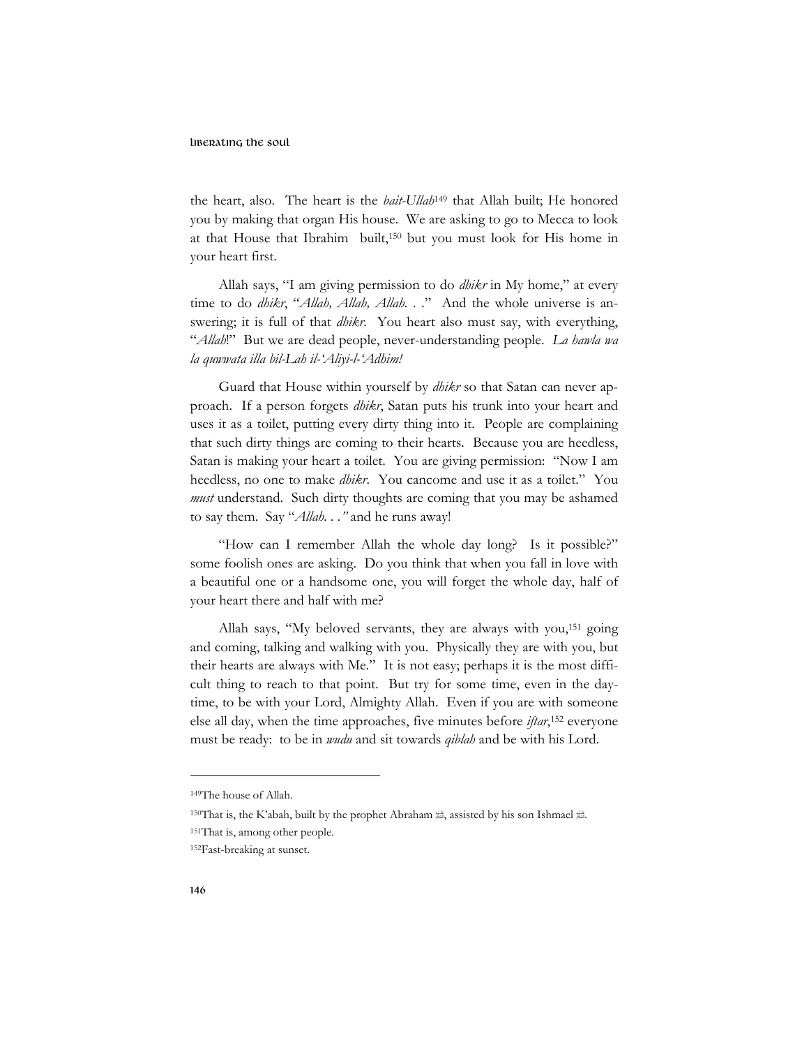the heart, also. The heart is the *bait-Ullah*[149] that Allah built; He honored you by making that organ His house. We are asking to go to Mecca to look at that House that Ibrahim built,[150] but you must look for His home in your heart first.

Allah says, "I am giving permission to do *dhikr* in My home," at every time to do *dhikr*, "*Allah, Allah, Allah. . .*" And the whole universe is answering; it is full of that *dhikr*. You heart also must say, with everything, "*Allah*!" But we are dead people, never-understanding people. *La hawla wa la quwwata illa bil-Lah il-'Aliyi-l-'Adhim!*

Guard that House within yourself by *dhikr* so that Satan can never approach. If a person forgets *dhikr*, Satan puts his trunk into your heart and uses it as a toilet, putting every dirty thing into it. People are complaining that such dirty things are coming to their hearts. Because you are heedless, Satan is making your heart a toilet. You are giving permission: "Now I am heedless, no one to make *dhikr*. You cancome and use it as a toilet." You *must* understand. Such dirty thoughts are coming that you may be ashamed to say them. Say "*Allah. . .*" and he runs away!

"How can I remember Allah the whole day long? Is it possible?" some foolish ones are asking. Do you think that when you fall in love with a beautiful one or a handsome one, you will forget the whole day, half of your heart there and half with me?

Allah says, "My beloved servants, they are always with you,[151] going and coming, talking and walking with you. Physically they are with you, but their hearts are always with Me." It is not easy; perhaps it is the most difficult thing to reach to that point. But try for some time, even in the daytime, to be with your Lord, Almighty Allah. Even if you are with someone else all day, when the time approaches, five minutes before *iftar*,[152] everyone must be ready: to be in *wudu* and sit towards *qiblah* and be with his Lord.

---

[149]The house of Allah.

[150]That is, the K'abah, built by the prophet Abraham ﷺ, assisted by his son Ishmael ﷺ.

[151]That is, among other people.

[152]Fast-breaking at sunset.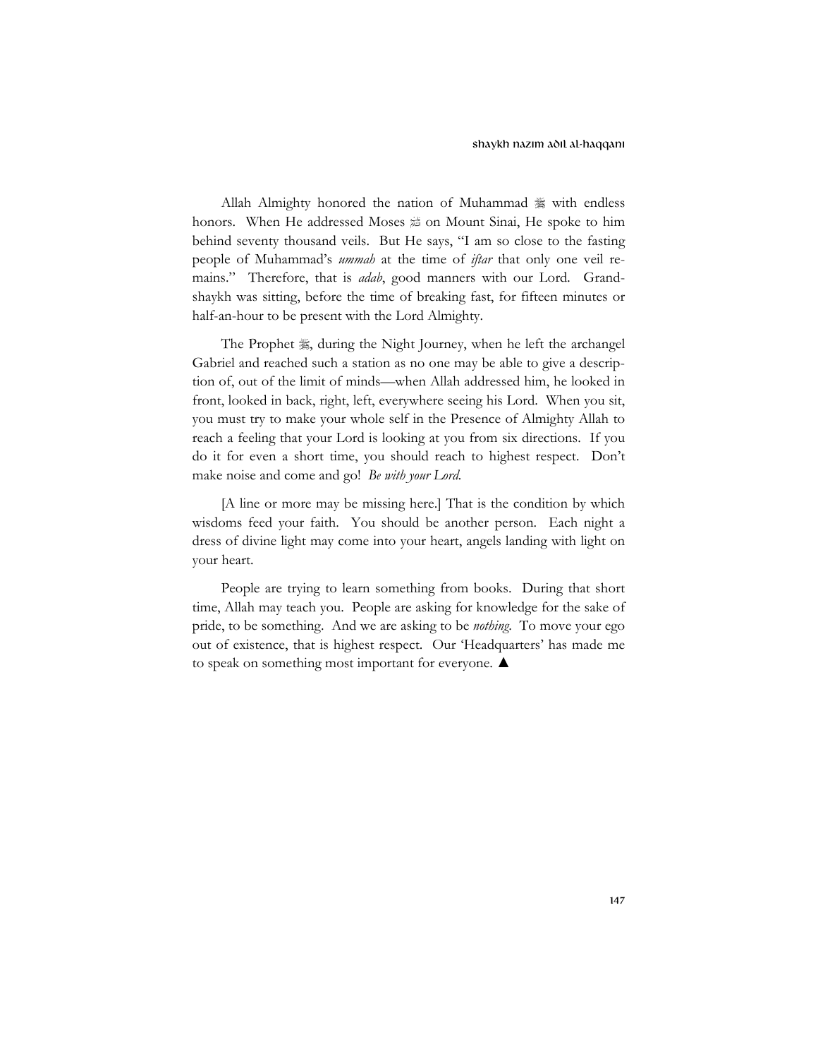Allah Almighty honored the nation of Muhammad ﷺ with endless honors. When He addressed Moses ؑ on Mount Sinai, He spoke to him behind seventy thousand veils. But He says, "I am so close to the fasting people of Muhammad's *ummah* at the time of *iftar* that only one veil remains." Therefore, that is *adab*, good manners with our Lord. Grandshaykh was sitting, before the time of breaking fast, for fifteen minutes or half-an-hour to be present with the Lord Almighty.

The Prophet ﷺ, during the Night Journey, when he left the archangel Gabriel and reached such a station as no one may be able to give a description of, out of the limit of minds—when Allah addressed him, he looked in front, looked in back, right, left, everywhere seeing his Lord. When you sit, you must try to make your whole self in the Presence of Almighty Allah to reach a feeling that your Lord is looking at you from six directions. If you do it for even a short time, you should reach to highest respect. Don't make noise and come and go! *Be with your Lord.*

[A line or more may be missing here.] That is the condition by which wisdoms feed your faith. You should be another person. Each night a dress of divine light may come into your heart, angels landing with light on your heart.

People are trying to learn something from books. During that short time, Allah may teach you. People are asking for knowledge for the sake of pride, to be something. And we are asking to be *nothing*. To move your ego out of existence, that is highest respect. Our 'Headquarters' has made me to speak on something most important for everyone. ▲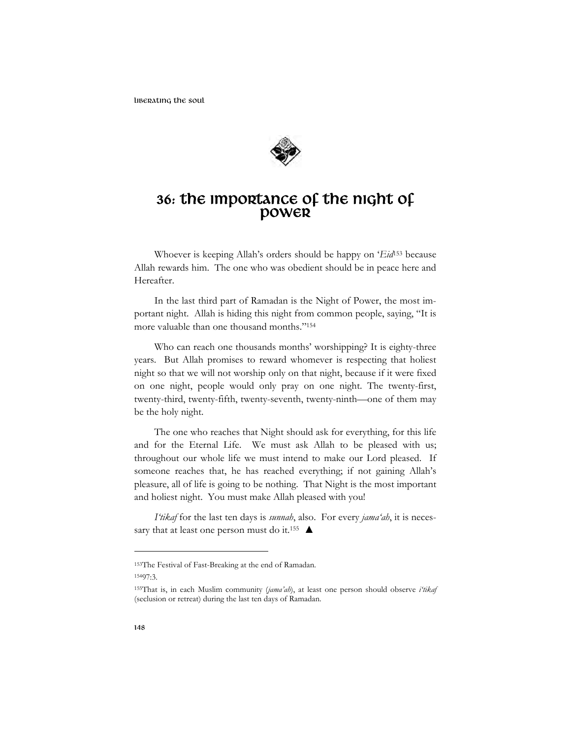# 36: The Importance of the Night of Power

Whoever is keeping Allah's orders should be happy on '*Eid*[153] because Allah rewards him. The one who was obedient should be in peace here and Hereafter.

In the last third part of Ramadan is the Night of Power, the most important night. Allah is hiding this night from common people, saying, "It is more valuable than one thousand months."[154]

Who can reach one thousands months' worshipping? It is eighty-three years. But Allah promises to reward whomever is respecting that holiest night so that we will not worship only on that night, because if it were fixed on one night, people would only pray on one night. The twenty-first, twenty-third, twenty-fifth, twenty-seventh, twenty-ninth—one of them may be the holy night.

The one who reaches that Night should ask for everything, for this life and for the Eternal Life. We must ask Allah to be pleased with us; throughout our whole life we must intend to make our Lord pleased. If someone reaches that, he has reached everything; if not gaining Allah's pleasure, all of life is going to be nothing. That Night is the most important and holiest night. You must make Allah pleased with you!

*I'tikaf* for the last ten days is *sunnah*, also. For every *jama'ah*, it is necessary that at least one person must do it.[155] ▲

---

[153] The Festival of Fast-Breaking at the end of Ramadan.

[154] 97:3.

[155] That is, in each Muslim community (*jama'ah*), at least one person should observe *i'tikaf* (seclusion or retreat) during the last ten days of Ramadan.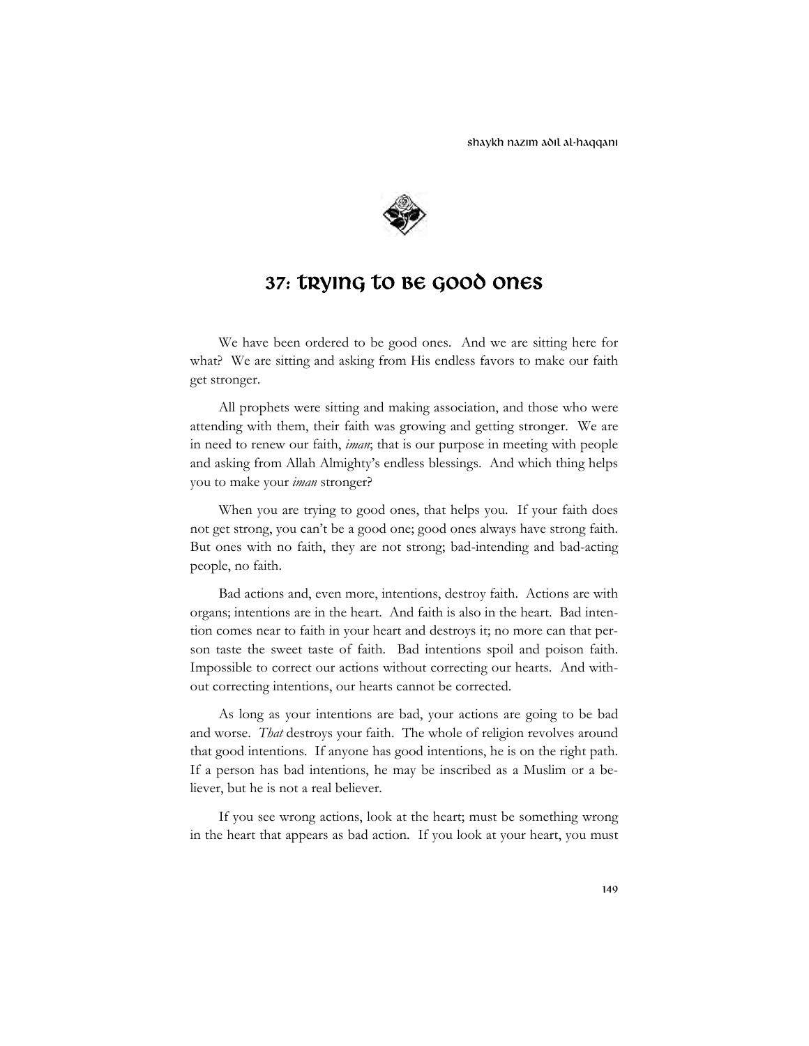# 37: Trying to be Good Ones

We have been ordered to be good ones. And we are sitting here for what? We are sitting and asking from His endless favors to make our faith get stronger.

All prophets were sitting and making association, and those who were attending with them, their faith was growing and getting stronger. We are in need to renew our faith, *iman*; that is our purpose in meeting with people and asking from Allah Almighty's endless blessings. And which thing helps you to make your *iman* stronger?

When you are trying to good ones, that helps you. If your faith does not get strong, you can't be a good one; good ones always have strong faith. But ones with no faith, they are not strong; bad-intending and bad-acting people, no faith.

Bad actions and, even more, intentions, destroy faith. Actions are with organs; intentions are in the heart. And faith is also in the heart. Bad intention comes near to faith in your heart and destroys it; no more can that person taste the sweet taste of faith. Bad intentions spoil and poison faith. Impossible to correct our actions without correcting our hearts. And without correcting intentions, our hearts cannot be corrected.

As long as your intentions are bad, your actions are going to be bad and worse. *That* destroys your faith. The whole of religion revolves around that good intentions. If anyone has good intentions, he is on the right path. If a person has bad intentions, he may be inscribed as a Muslim or a believer, but he is not a real believer.

If you see wrong actions, look at the heart; must be something wrong in the heart that appears as bad action. If you look at your heart, you must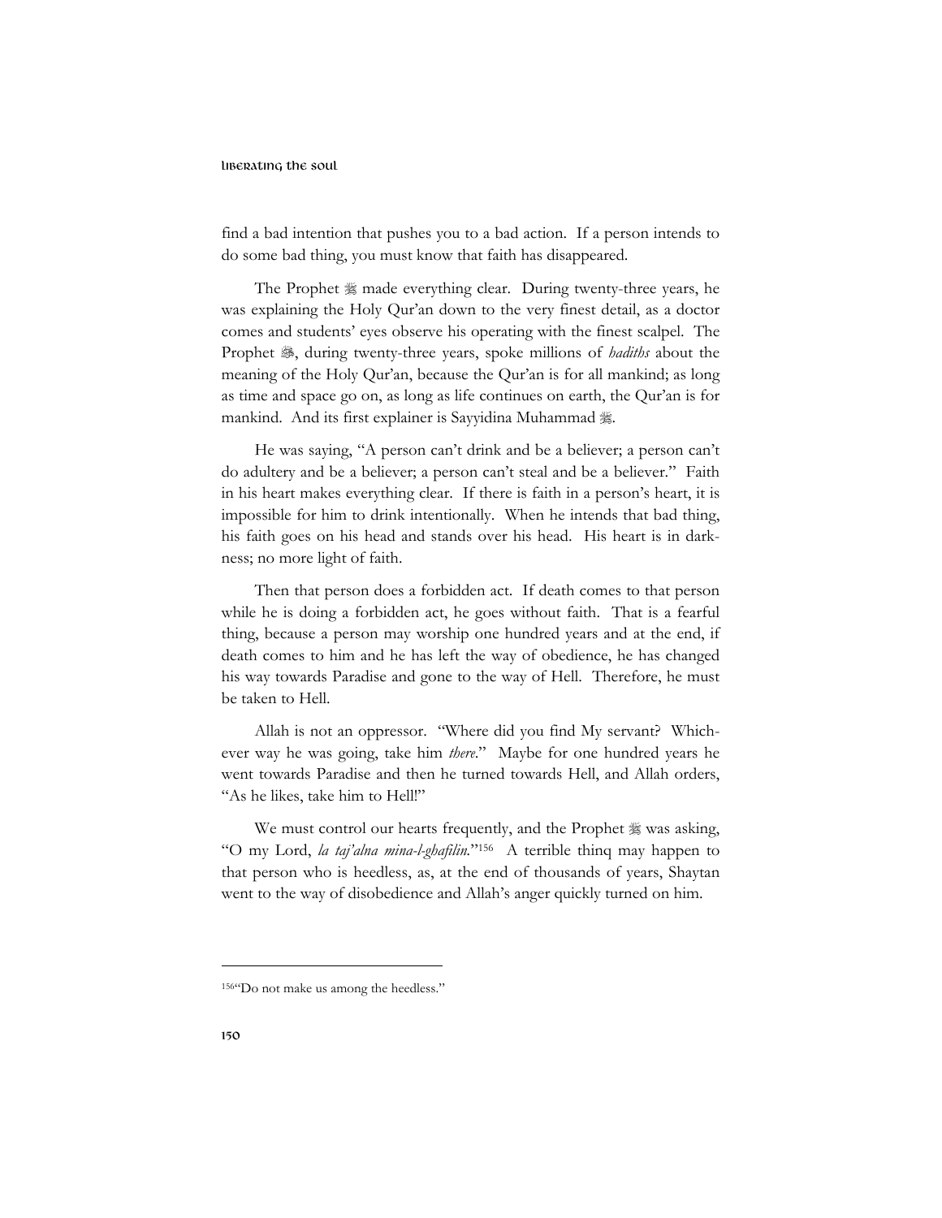find a bad intention that pushes you to a bad action. If a person intends to do some bad thing, you must know that faith has disappeared.

The Prophet ﷺ made everything clear. During twenty-three years, he was explaining the Holy Qur'an down to the very finest detail, as a doctor comes and students' eyes observe his operating with the finest scalpel. The Prophet ﷺ, during twenty-three years, spoke millions of *hadiths* about the meaning of the Holy Qur'an, because the Qur'an is for all mankind; as long as time and space go on, as long as life continues on earth, the Qur'an is for mankind. And its first explainer is Sayyidina Muhammad ﷺ.

He was saying, "A person can't drink and be a believer; a person can't do adultery and be a believer; a person can't steal and be a believer." Faith in his heart makes everything clear. If there is faith in a person's heart, it is impossible for him to drink intentionally. When he intends that bad thing, his faith goes on his head and stands over his head. His heart is in darkness; no more light of faith.

Then that person does a forbidden act. If death comes to that person while he is doing a forbidden act, he goes without faith. That is a fearful thing, because a person may worship one hundred years and at the end, if death comes to him and he has left the way of obedience, he has changed his way towards Paradise and gone to the way of Hell. Therefore, he must be taken to Hell.

Allah is not an oppressor. "Where did you find My servant? Whichever way he was going, take him *there*." Maybe for one hundred years he went towards Paradise and then he turned towards Hell, and Allah orders, "As he likes, take him to Hell!"

We must control our hearts frequently, and the Prophet ﷺ was asking, "O my Lord, *la taj'alna mina-l-ghafilin*."[156] A terrible thinq may happen to that person who is heedless, as, at the end of thousands of years, Shaytan went to the way of disobedience and Allah's anger quickly turned on him.

---

[156]"Do not make us among the heedless."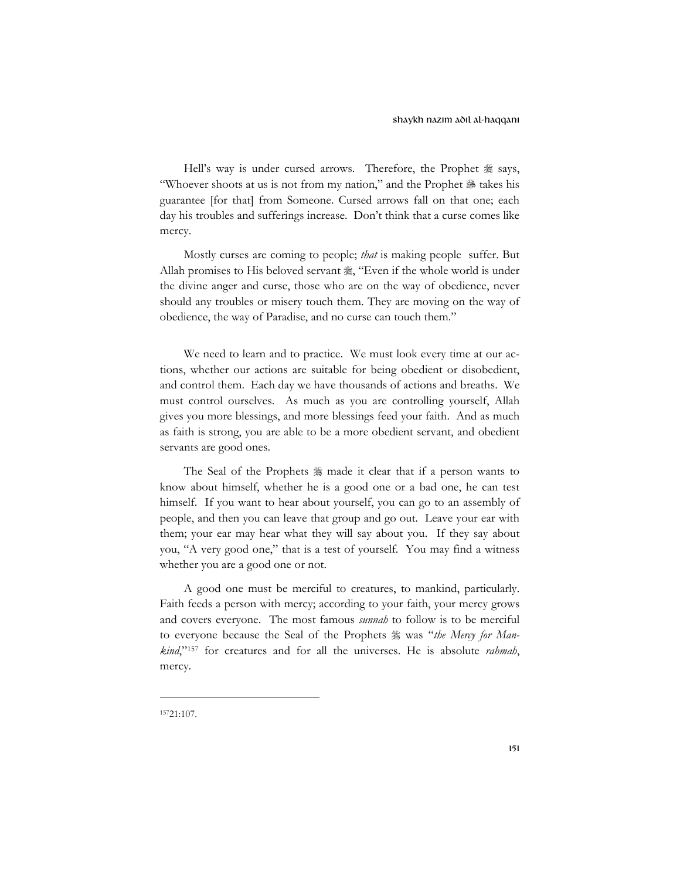Hell's way is under cursed arrows. Therefore, the Prophet ﷺ says, "Whoever shoots at us is not from my nation," and the Prophet ﷺ takes his guarantee [for that] from Someone. Cursed arrows fall on that one; each day his troubles and sufferings increase. Don't think that a curse comes like mercy.

Mostly curses are coming to people; *that* is making people suffer. But Allah promises to His beloved servant ﷺ, "Even if the whole world is under the divine anger and curse, those who are on the way of obedience, never should any troubles or misery touch them. They are moving on the way of obedience, the way of Paradise, and no curse can touch them."

We need to learn and to practice. We must look every time at our actions, whether our actions are suitable for being obedient or disobedient, and control them. Each day we have thousands of actions and breaths. We must control ourselves. As much as you are controlling yourself, Allah gives you more blessings, and more blessings feed your faith. And as much as faith is strong, you are able to be a more obedient servant, and obedient servants are good ones.

The Seal of the Prophets ﷺ made it clear that if a person wants to know about himself, whether he is a good one or a bad one, he can test himself. If you want to hear about yourself, you can go to an assembly of people, and then you can leave that group and go out. Leave your ear with them; your ear may hear what they will say about you. If they say about you, "A very good one," that is a test of yourself. You may find a witness whether you are a good one or not.

A good one must be merciful to creatures, to mankind, particularly. Faith feeds a person with mercy; according to your faith, your mercy grows and covers everyone. The most famous *sunnah* to follow is to be merciful to everyone because the Seal of the Prophets ﷺ was "*the Mercy for Mankind*,"[157] for creatures and for all the universes. He is absolute *rahmah*, mercy.

---

[157] 21:107.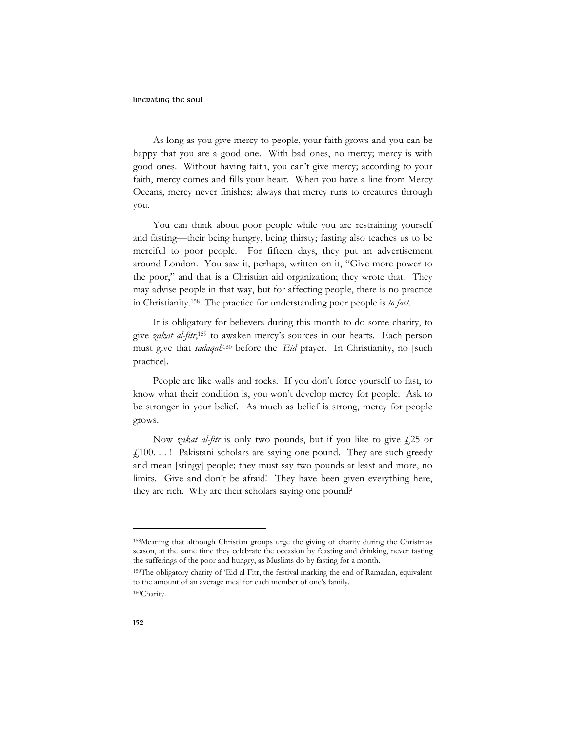As long as you give mercy to people, your faith grows and you can be happy that you are a good one. With bad ones, no mercy; mercy is with good ones. Without having faith, you can't give mercy; according to your faith, mercy comes and fills your heart. When you have a line from Mercy Oceans, mercy never finishes; always that mercy runs to creatures through you.

You can think about poor people while you are restraining yourself and fasting—their being hungry, being thirsty; fasting also teaches us to be merciful to poor people. For fifteen days, they put an advertisement around London. You saw it, perhaps, written on it, "Give more power to the poor," and that is a Christian aid organization; they wrote that. They may advise people in that way, but for affecting people, there is no practice in Christianity.[158] The practice for understanding poor people is *to fast.*

It is obligatory for believers during this month to do some charity, to give *zakat al-fitr*,[159] to awaken mercy's sources in our hearts. Each person must give that *sadaqah*[160] before the *'Eid* prayer. In Christianity, no [such practice].

People are like walls and rocks. If you don't force yourself to fast, to know what their condition is, you won't develop mercy for people. Ask to be stronger in your belief. As much as belief is strong, mercy for people grows.

Now *zakat al-fitr* is only two pounds, but if you like to give £25 or £100. . . ! Pakistani scholars are saying one pound. They are such greedy and mean [stingy] people; they must say two pounds at least and more, no limits. Give and don't be afraid! They have been given everything here, they are rich. Why are their scholars saying one pound?

---

[158]Meaning that although Christian groups urge the giving of charity during the Christmas season, at the same time they celebrate the occasion by feasting and drinking, never tasting the sufferings of the poor and hungry, as Muslims do by fasting for a month.

[159]The obligatory charity of 'Eid al-Fitr, the festival marking the end of Ramadan, equivalent to the amount of an average meal for each member of one's family.

[160]Charity.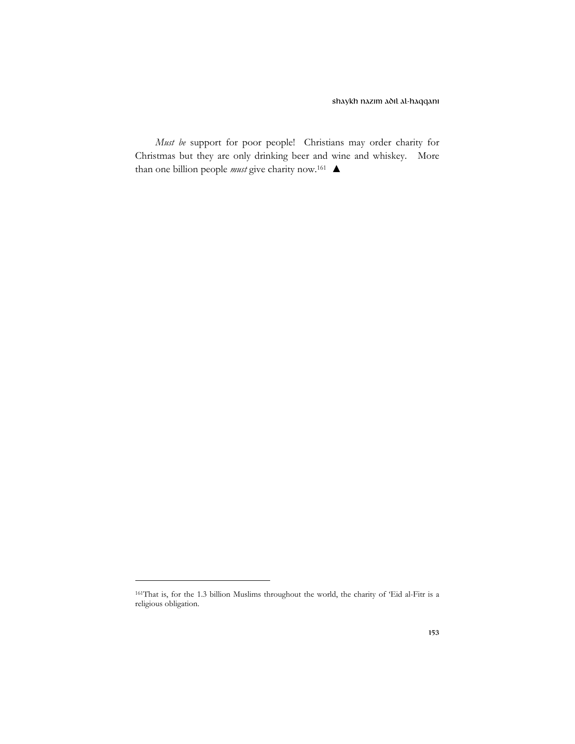*Must be* support for poor people! Christians may order charity for Christmas but they are only drinking beer and wine and whiskey. More than one billion people *must* give charity now.[161] ▲

[161]That is, for the 1.3 billion Muslims throughout the world, the charity of 'Eid al-Fitr is a religious obligation.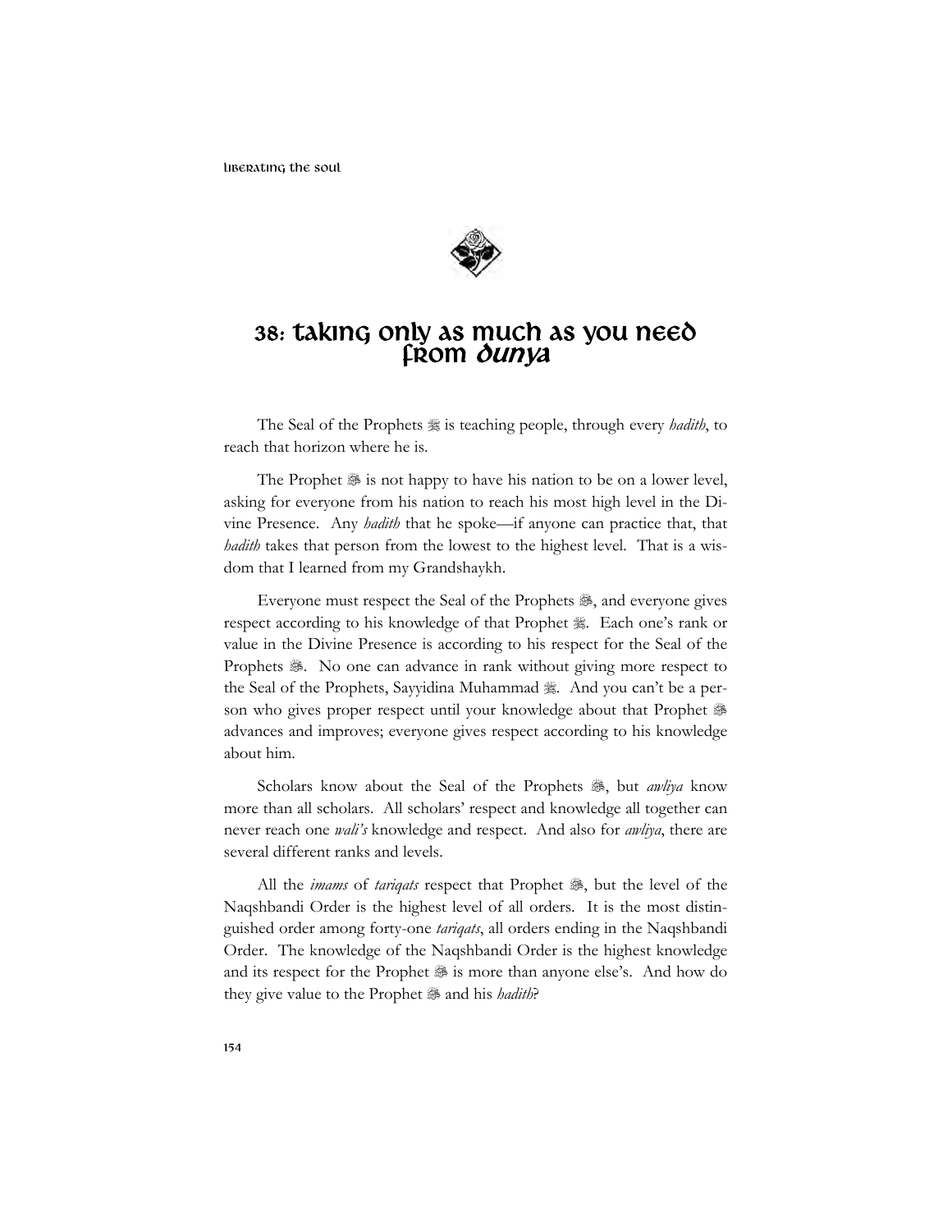# 38: Taking Only As Much As You Need From *Dunya*

The Seal of the Prophets ﷺ is teaching people, through every *hadith*, to reach that horizon where he is.

The Prophet ﷺ is not happy to have his nation to be on a lower level, asking for everyone from his nation to reach his most high level in the Divine Presence. Any *hadith* that he spoke—if anyone can practice that, that *hadith* takes that person from the lowest to the highest level. That is a wisdom that I learned from my Grandshaykh.

Everyone must respect the Seal of the Prophets ﷺ, and everyone gives respect according to his knowledge of that Prophet ﷺ. Each one's rank or value in the Divine Presence is according to his respect for the Seal of the Prophets ﷺ. No one can advance in rank without giving more respect to the Seal of the Prophets, Sayyidina Muhammad ﷺ. And you can't be a person who gives proper respect until your knowledge about that Prophet ﷺ advances and improves; everyone gives respect according to his knowledge about him.

Scholars know about the Seal of the Prophets ﷺ, but *awliya* know more than all scholars. All scholars' respect and knowledge all together can never reach one *wali's* knowledge and respect. And also for *awliya*, there are several different ranks and levels.

All the *imams* of *tariqats* respect that Prophet ﷺ, but the level of the Naqshbandi Order is the highest level of all orders. It is the most distinguished order among forty-one *tariqats*, all orders ending in the Naqshbandi Order. The knowledge of the Naqshbandi Order is the highest knowledge and its respect for the Prophet ﷺ is more than anyone else's. And how do they give value to the Prophet ﷺ and his *hadith*?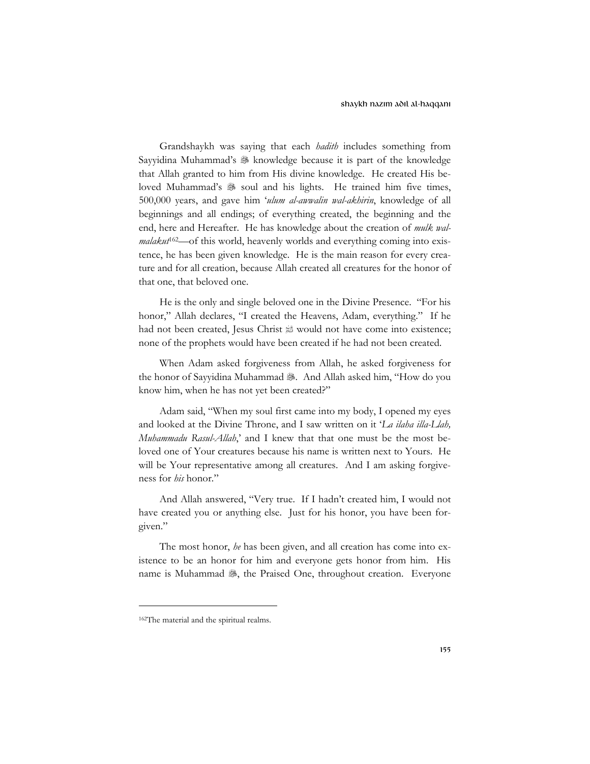Grandshaykh was saying that each *hadith* includes something from Sayyidina Muhammad's ﷺ knowledge because it is part of the knowledge that Allah granted to him from His divine knowledge. He created His beloved Muhammad's ﷺ soul and his lights. He trained him five times, 500,000 years, and gave him '*ulum al-awwalin wal-akhirin*, knowledge of all beginnings and all endings; of everything created, the beginning and the end, here and Hereafter. He has knowledge about the creation of *mulk wal-malakut*[162]—of this world, heavenly worlds and everything coming into existence, he has been given knowledge. He is the main reason for every creature and for all creation, because Allah created all creatures for the honor of that one, that beloved one.

He is the only and single beloved one in the Divine Presence. "For his honor," Allah declares, "I created the Heavens, Adam, everything." If he had not been created, Jesus Christ ﷺ would not have come into existence; none of the prophets would have been created if he had not been created.

When Adam asked forgiveness from Allah, he asked forgiveness for the honor of Sayyidina Muhammad ﷺ. And Allah asked him, "How do you know him, when he has not yet been created?"

Adam said, "When my soul first came into my body, I opened my eyes and looked at the Divine Throne, and I saw written on it '*La ilaha illa-Llah, Muhammadu Rasul-Allah*,' and I knew that that one must be the most beloved one of Your creatures because his name is written next to Yours. He will be Your representative among all creatures. And I am asking forgiveness for *his* honor."

And Allah answered, "Very true. If I hadn't created him, I would not have created you or anything else. Just for his honor, you have been forgiven."

The most honor, *he* has been given, and all creation has come into existence to be an honor for him and everyone gets honor from him. His name is Muhammad ﷺ, the Praised One, throughout creation. Everyone

---

[162] The material and the spiritual realms.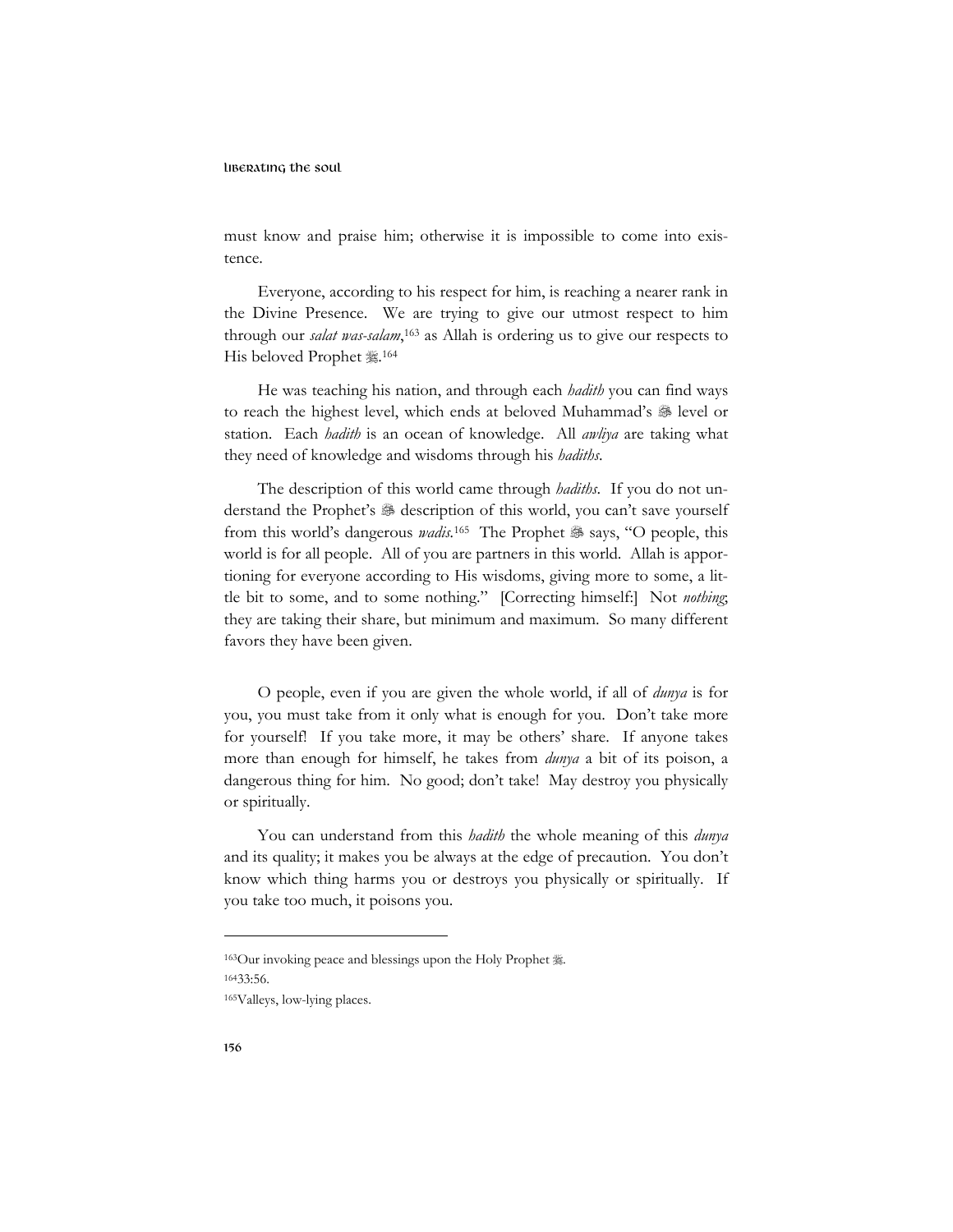must know and praise him; otherwise it is impossible to come into existence.

Everyone, according to his respect for him, is reaching a nearer rank in the Divine Presence. We are trying to give our utmost respect to him through our *salat was-salam*,[163] as Allah is ordering us to give our respects to His beloved Prophet ﷺ.[164]

He was teaching his nation, and through each *hadith* you can find ways to reach the highest level, which ends at beloved Muhammad's ﷺ level or station. Each *hadith* is an ocean of knowledge. All *awliya* are taking what they need of knowledge and wisdoms through his *hadiths*.

The description of this world came through *hadiths*. If you do not understand the Prophet's ﷺ description of this world, you can't save yourself from this world's dangerous *wadis*.[165] The Prophet ﷺ says, "O people, this world is for all people. All of you are partners in this world. Allah is apportioning for everyone according to His wisdoms, giving more to some, a little bit to some, and to some nothing." [Correcting himself:] Not *nothing*; they are taking their share, but minimum and maximum. So many different favors they have been given.

O people, even if you are given the whole world, if all of *dunya* is for you, you must take from it only what is enough for you. Don't take more for yourself! If you take more, it may be others' share. If anyone takes more than enough for himself, he takes from *dunya* a bit of its poison, a dangerous thing for him. No good; don't take! May destroy you physically or spiritually.

You can understand from this *hadith* the whole meaning of this *dunya* and its quality; it makes you be always at the edge of precaution. You don't know which thing harms you or destroys you physically or spiritually. If you take too much, it poisons you.

---

[163] Our invoking peace and blessings upon the Holy Prophet ﷺ.

[164] 33:56.

[165] Valleys, low-lying places.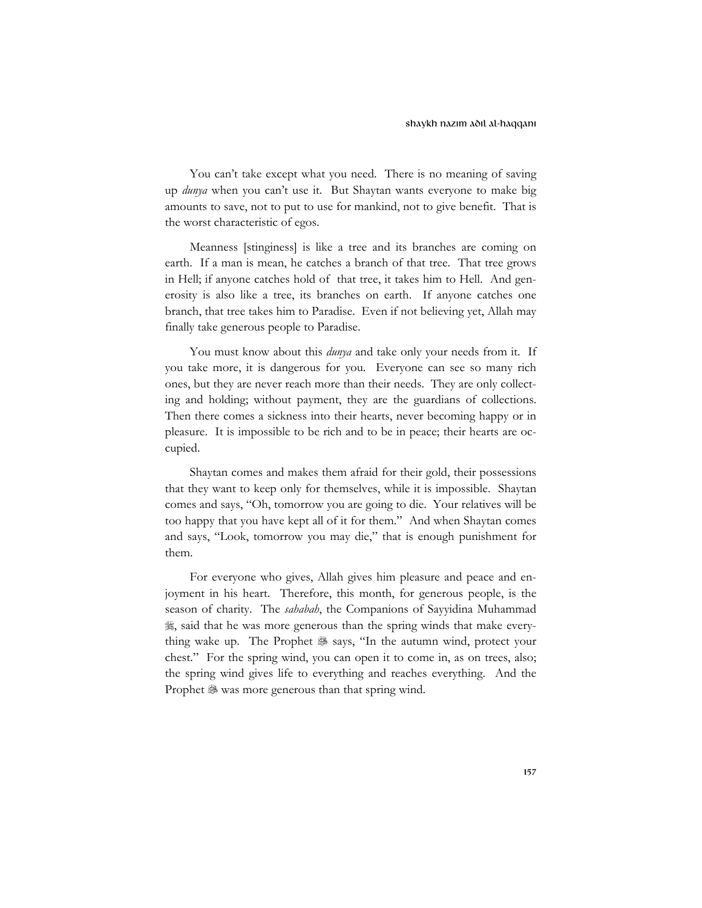You can't take except what you need. There is no meaning of saving up *dunya* when you can't use it. But Shaytan wants everyone to make big amounts to save, not to put to use for mankind, not to give benefit. That is the worst characteristic of egos.

Meanness [stinginess] is like a tree and its branches are coming on earth. If a man is mean, he catches a branch of that tree. That tree grows in Hell; if anyone catches hold of that tree, it takes him to Hell. And generosity is also like a tree, its branches on earth. If anyone catches one branch, that tree takes him to Paradise. Even if not believing yet, Allah may finally take generous people to Paradise.

You must know about this *dunya* and take only your needs from it. If you take more, it is dangerous for you. Everyone can see so many rich ones, but they are never reach more than their needs. They are only collecting and holding; without payment, they are the guardians of collections. Then there comes a sickness into their hearts, never becoming happy or in pleasure. It is impossible to be rich and to be in peace; their hearts are occupied.

Shaytan comes and makes them afraid for their gold, their possessions that they want to keep only for themselves, while it is impossible. Shaytan comes and says, "Oh, tomorrow you are going to die. Your relatives will be too happy that you have kept all of it for them." And when Shaytan comes and says, "Look, tomorrow you may die," that is enough punishment for them.

For everyone who gives, Allah gives him pleasure and peace and enjoyment in his heart. Therefore, this month, for generous people, is the season of charity. The *sahabah*, the Companions of Sayyidina Muhammad ﷺ, said that he was more generous than the spring winds that make everything wake up. The Prophet ﷺ says, "In the autumn wind, protect your chest." For the spring wind, you can open it to come in, as on trees, also; the spring wind gives life to everything and reaches everything. And the Prophet ﷺ was more generous than that spring wind.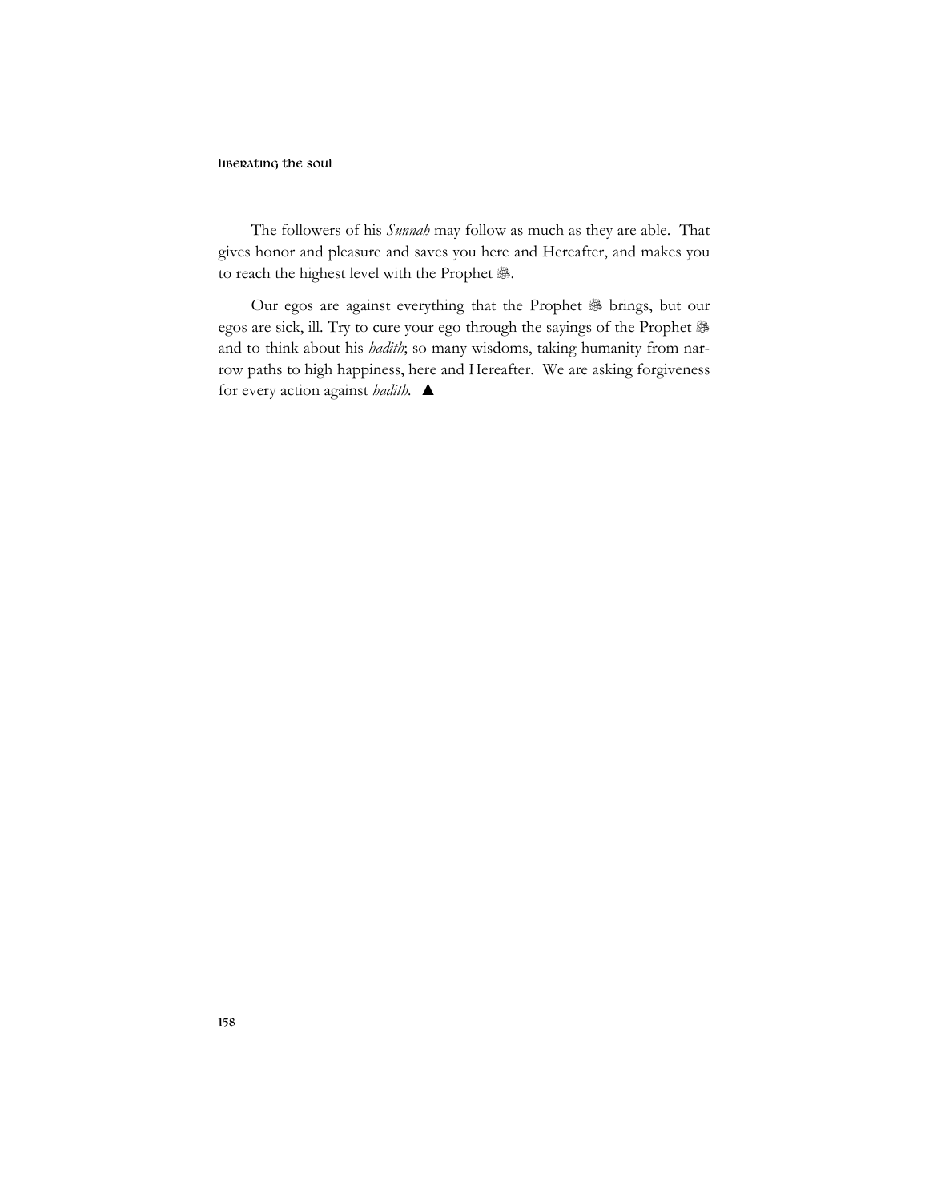The followers of his *Sunnah* may follow as much as they are able. That gives honor and pleasure and saves you here and Hereafter, and makes you to reach the highest level with the Prophet ﷺ.

Our egos are against everything that the Prophet ﷺ brings, but our egos are sick, ill. Try to cure your ego through the sayings of the Prophet ﷺ and to think about his *hadith*; so many wisdoms, taking humanity from narrow paths to high happiness, here and Hereafter. We are asking forgiveness for every action against *hadith*. ▲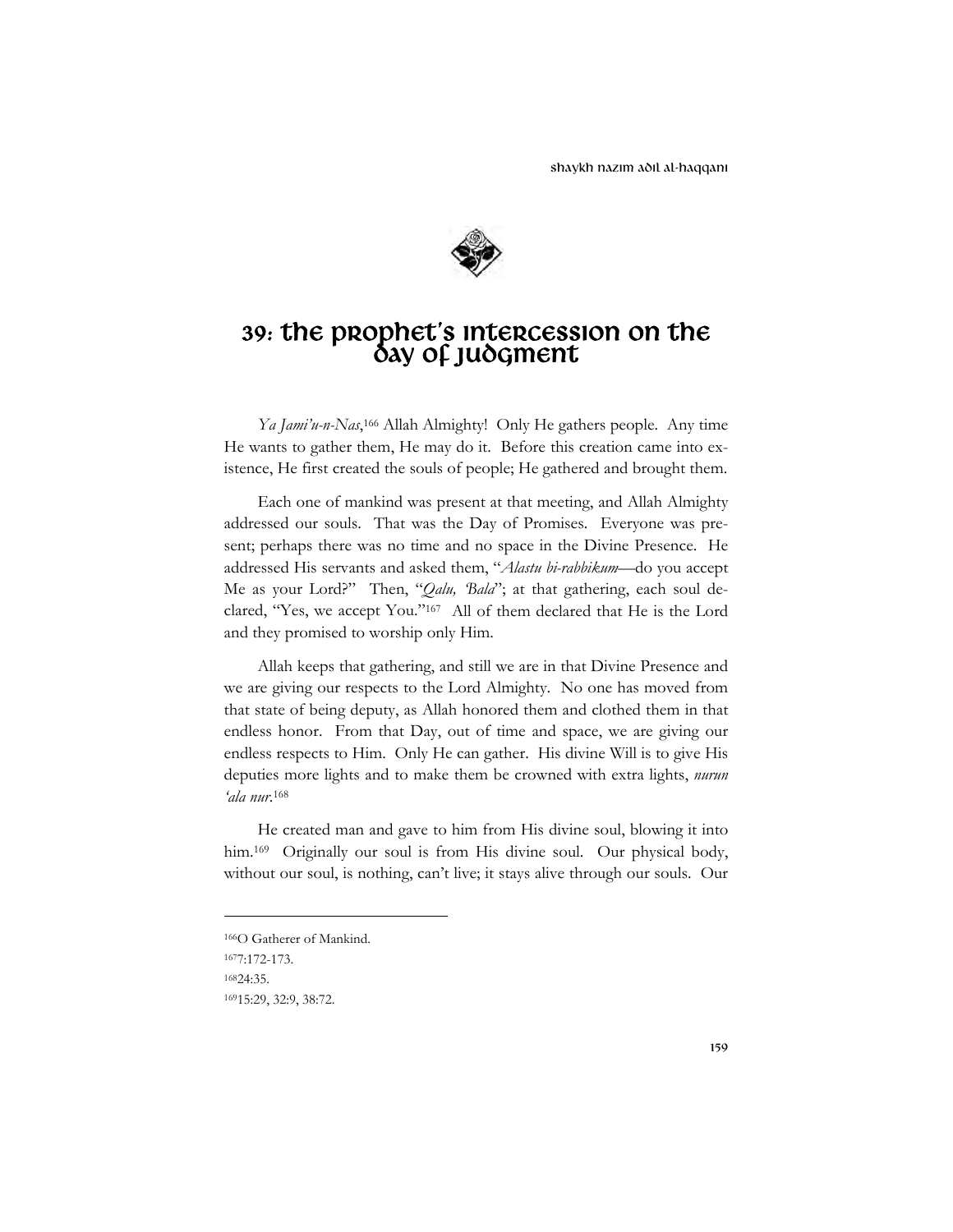# 39: The Prophet's Intercession on the Day of Judgment

*Ya Jami'u-n-Nas*,[166] Allah Almighty! Only He gathers people. Any time He wants to gather them, He may do it. Before this creation came into existence, He first created the souls of people; He gathered and brought them.

Each one of mankind was present at that meeting, and Allah Almighty addressed our souls. That was the Day of Promises. Everyone was present; perhaps there was no time and no space in the Divine Presence. He addressed His servants and asked them, "*Alastu bi-rabbikum*—do you accept Me as your Lord?" Then, "*Qalu, 'Bala*"; at that gathering, each soul declared, "Yes, we accept You."[167] All of them declared that He is the Lord and they promised to worship only Him.

Allah keeps that gathering, and still we are in that Divine Presence and we are giving our respects to the Lord Almighty. No one has moved from that state of being deputy, as Allah honored them and clothed them in that endless honor. From that Day, out of time and space, we are giving our endless respects to Him. Only He can gather. His divine Will is to give His deputies more lights and to make them be crowned with extra lights, *nurun 'ala nur*.[168]

He created man and gave to him from His divine soul, blowing it into him.[169] Originally our soul is from His divine soul. Our physical body, without our soul, is nothing, can't live; it stays alive through our souls. Our

---

[166] O Gatherer of Mankind.

[167] 7:172-173.

[168] 24:35.

[169] 15:29, 32:9, 38:72.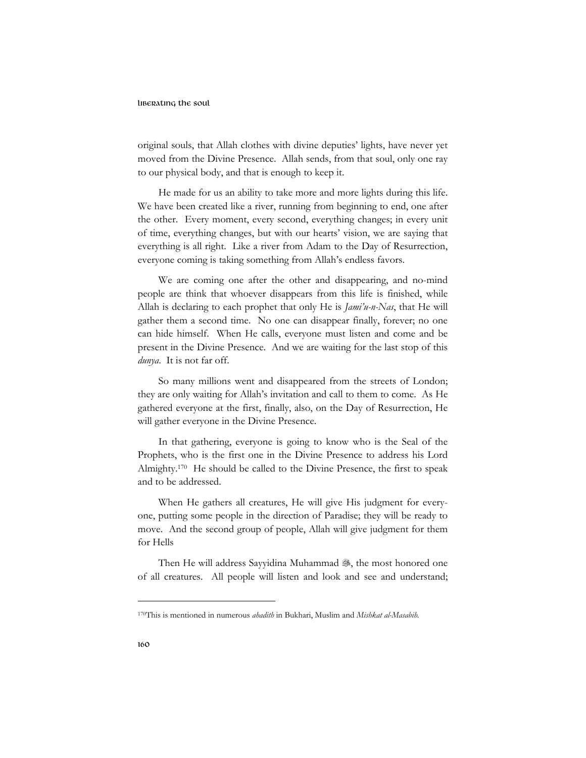original souls, that Allah clothes with divine deputies' lights, have never yet moved from the Divine Presence. Allah sends, from that soul, only one ray to our physical body, and that is enough to keep it.

He made for us an ability to take more and more lights during this life. We have been created like a river, running from beginning to end, one after the other. Every moment, every second, everything changes; in every unit of time, everything changes, but with our hearts' vision, we are saying that everything is all right. Like a river from Adam to the Day of Resurrection, everyone coming is taking something from Allah's endless favors.

We are coming one after the other and disappearing, and no-mind people are think that whoever disappears from this life is finished, while Allah is declaring to each prophet that only He is *Jami'u-n-Nas*, that He will gather them a second time. No one can disappear finally, forever; no one can hide himself. When He calls, everyone must listen and come and be present in the Divine Presence. And we are waiting for the last stop of this *dunya*. It is not far off.

So many millions went and disappeared from the streets of London; they are only waiting for Allah's invitation and call to them to come. As He gathered everyone at the first, finally, also, on the Day of Resurrection, He will gather everyone in the Divine Presence.

In that gathering, everyone is going to know who is the Seal of the Prophets, who is the first one in the Divine Presence to address his Lord Almighty.[170] He should be called to the Divine Presence, the first to speak and to be addressed.

When He gathers all creatures, He will give His judgment for everyone, putting some people in the direction of Paradise; they will be ready to move. And the second group of people, Allah will give judgment for them for Hells

Then He will address Sayyidina Muhammad ﷺ, the most honored one of all creatures. All people will listen and look and see and understand;

---

[170]This is mentioned in numerous *ahadith* in Bukhari, Muslim and *Mishkat al-Masabih.*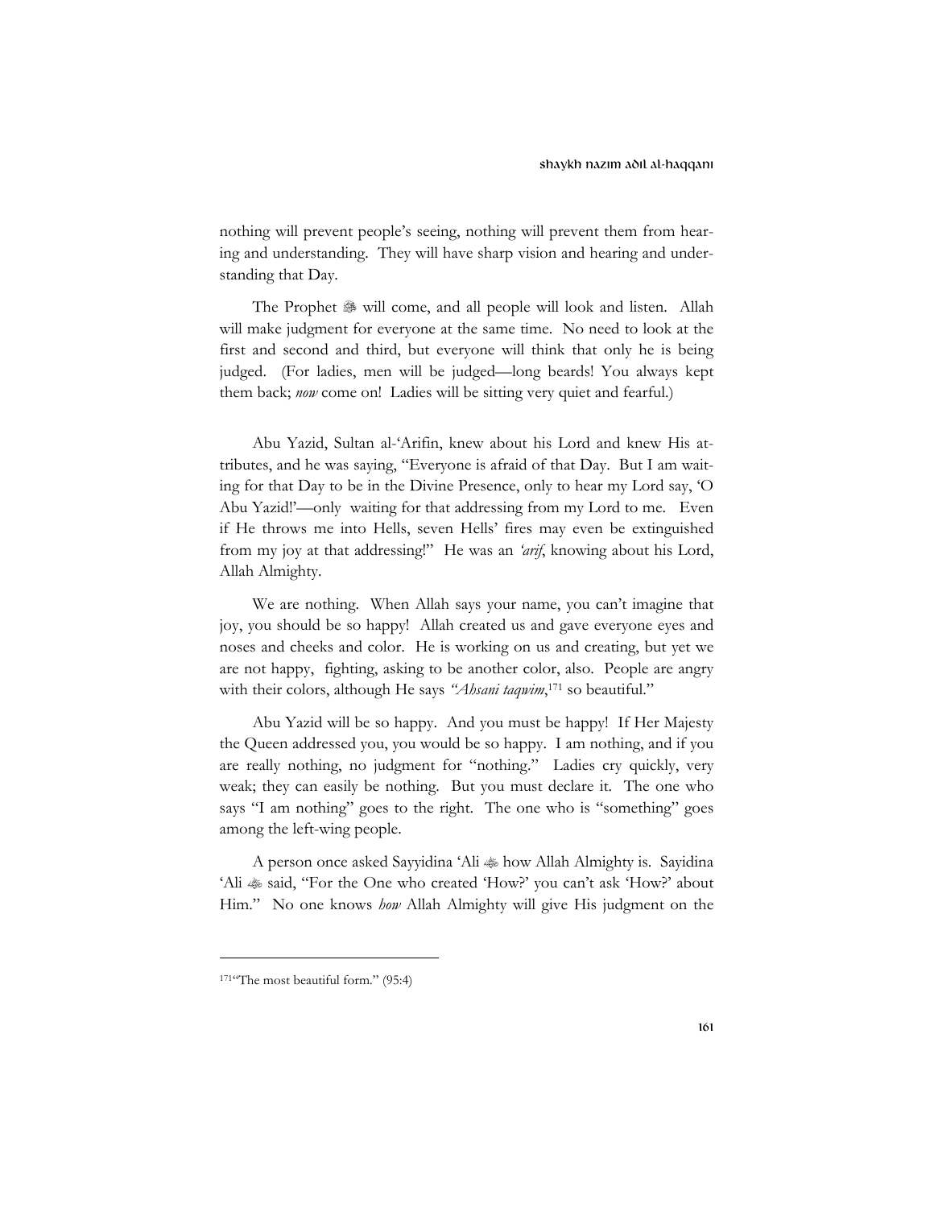nothing will prevent people's seeing, nothing will prevent them from hearing and understanding. They will have sharp vision and hearing and understanding that Day.

The Prophet ﷺ will come, and all people will look and listen. Allah will make judgment for everyone at the same time. No need to look at the first and second and third, but everyone will think that only he is being judged. (For ladies, men will be judged—long beards! You always kept them back; *now* come on! Ladies will be sitting very quiet and fearful.)

Abu Yazid, Sultan al-'Arifin, knew about his Lord and knew His attributes, and he was saying, "Everyone is afraid of that Day. But I am waiting for that Day to be in the Divine Presence, only to hear my Lord say, 'O Abu Yazid!'—only waiting for that addressing from my Lord to me. Even if He throws me into Hells, seven Hells' fires may even be extinguished from my joy at that addressing!" He was an *'arif*, knowing about his Lord, Allah Almighty.

We are nothing. When Allah says your name, you can't imagine that joy, you should be so happy! Allah created us and gave everyone eyes and noses and cheeks and color. He is working on us and creating, but yet we are not happy, fighting, asking to be another color, also. People are angry with their colors, although He says *"Ahsani taqwim*,[171] so beautiful."

Abu Yazid will be so happy. And you must be happy! If Her Majesty the Queen addressed you, you would be so happy. I am nothing, and if you are really nothing, no judgment for "nothing." Ladies cry quickly, very weak; they can easily be nothing. But you must declare it. The one who says "I am nothing" goes to the right. The one who is "something" goes among the left-wing people.

A person once asked Sayyidina 'Ali ﷺ how Allah Almighty is. Sayidina 'Ali ﷺ said, "For the One who created 'How?' you can't ask 'How?' about Him." No one knows *how* Allah Almighty will give His judgment on the

---

[171] "The most beautiful form." (95:4)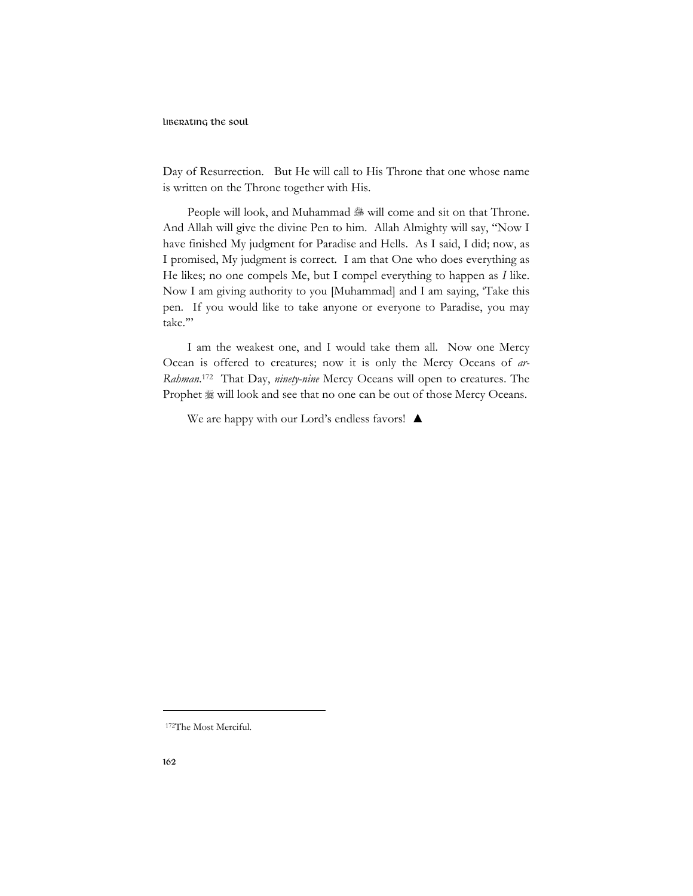Day of Resurrection. But He will call to His Throne that one whose name is written on the Throne together with His.

People will look, and Muhammad ﷺ will come and sit on that Throne. And Allah will give the divine Pen to him. Allah Almighty will say, "Now I have finished My judgment for Paradise and Hells. As I said, I did; now, as I promised, My judgment is correct. I am that One who does everything as He likes; no one compels Me, but I compel everything to happen as *I* like. Now I am giving authority to you [Muhammad] and I am saying, 'Take this pen. If you would like to take anyone or everyone to Paradise, you may take.'"

I am the weakest one, and I would take them all. Now one Mercy Ocean is offered to creatures; now it is only the Mercy Oceans of *ar-Rahman*.[172] That Day, *ninety-nine* Mercy Oceans will open to creatures. The Prophet ﷺ will look and see that no one can be out of those Mercy Oceans.

We are happy with our Lord's endless favors! ▲

---

[172] The Most Merciful.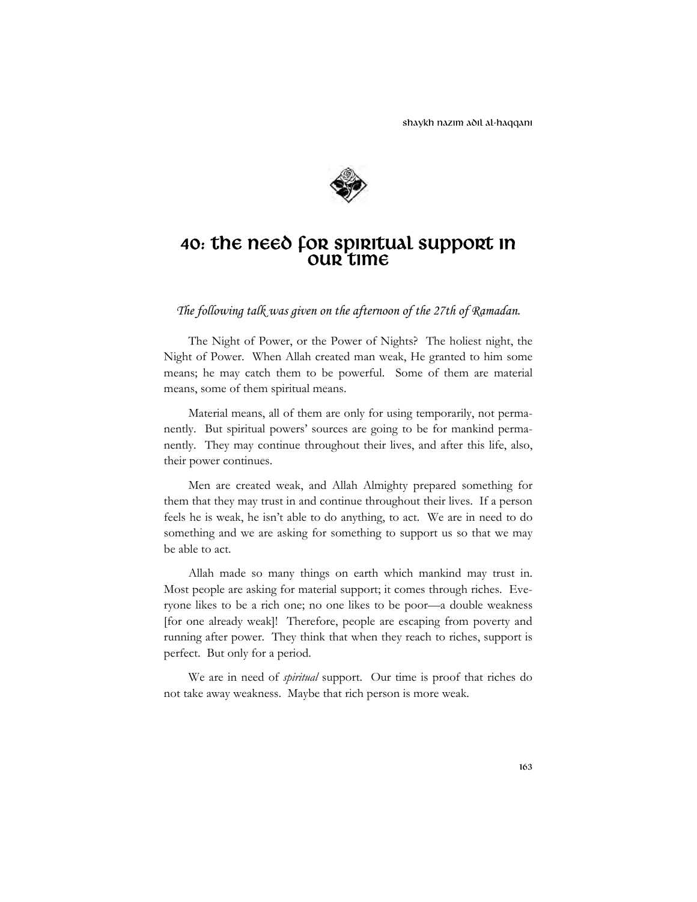# 40: The Need for Spiritual Support in Our Time

*The following talk was given on the afternoon of the 27th of Ramadan.*

The Night of Power, or the Power of Nights? The holiest night, the Night of Power. When Allah created man weak, He granted to him some means; he may catch them to be powerful. Some of them are material means, some of them spiritual means.

Material means, all of them are only for using temporarily, not permanently. But spiritual powers' sources are going to be for mankind permanently. They may continue throughout their lives, and after this life, also, their power continues.

Men are created weak, and Allah Almighty prepared something for them that they may trust in and continue throughout their lives. If a person feels he is weak, he isn't able to do anything, to act. We are in need to do something and we are asking for something to support us so that we may be able to act.

Allah made so many things on earth which mankind may trust in. Most people are asking for material support; it comes through riches. Everyone likes to be a rich one; no one likes to be poor—a double weakness [for one already weak]! Therefore, people are escaping from poverty and running after power. They think that when they reach to riches, support is perfect. But only for a period.

We are in need of *spiritual* support. Our time is proof that riches do not take away weakness. Maybe that rich person is more weak.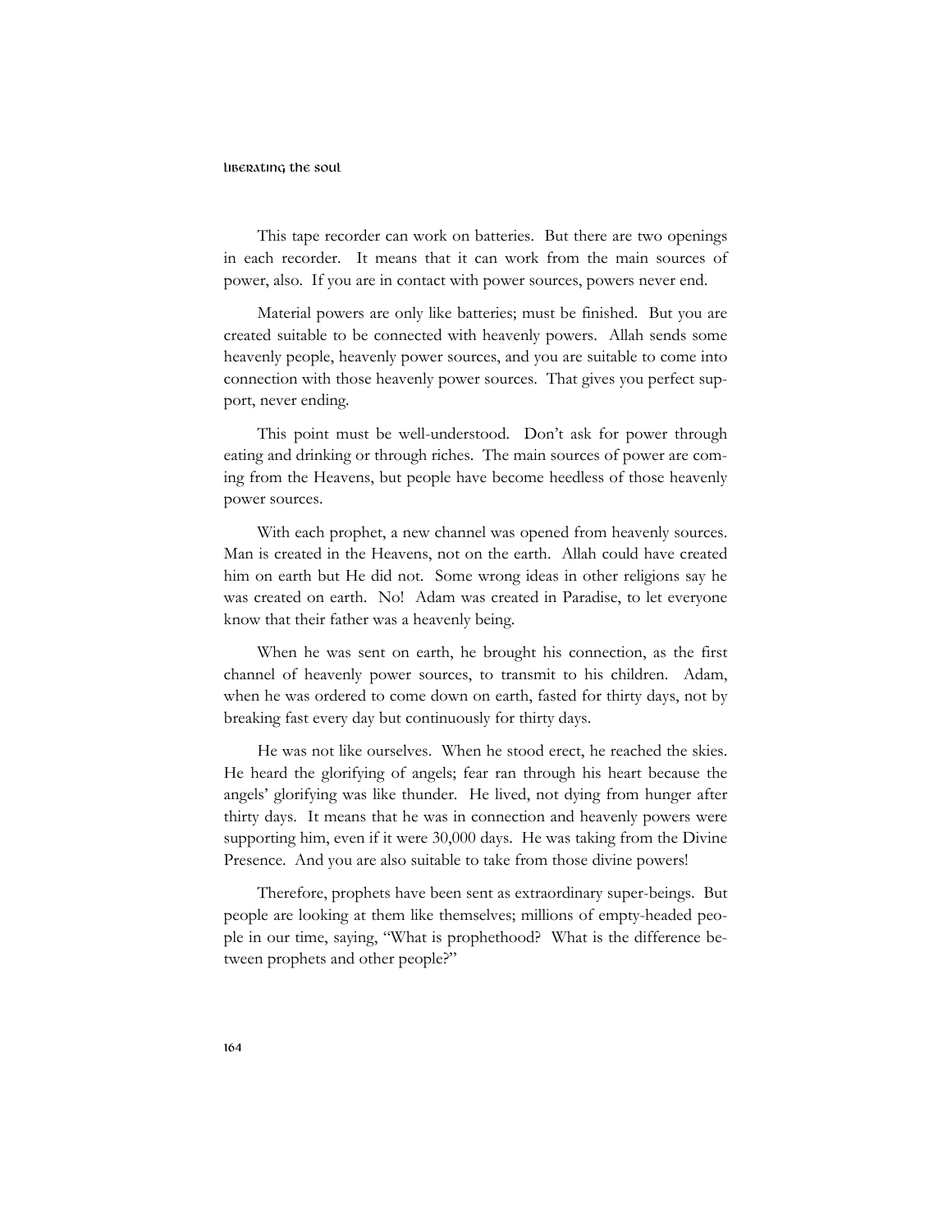This tape recorder can work on batteries. But there are two openings in each recorder. It means that it can work from the main sources of power, also. If you are in contact with power sources, powers never end.

Material powers are only like batteries; must be finished. But you are created suitable to be connected with heavenly powers. Allah sends some heavenly people, heavenly power sources, and you are suitable to come into connection with those heavenly power sources. That gives you perfect support, never ending.

This point must be well-understood. Don't ask for power through eating and drinking or through riches. The main sources of power are coming from the Heavens, but people have become heedless of those heavenly power sources.

With each prophet, a new channel was opened from heavenly sources. Man is created in the Heavens, not on the earth. Allah could have created him on earth but He did not. Some wrong ideas in other religions say he was created on earth. No! Adam was created in Paradise, to let everyone know that their father was a heavenly being.

When he was sent on earth, he brought his connection, as the first channel of heavenly power sources, to transmit to his children. Adam, when he was ordered to come down on earth, fasted for thirty days, not by breaking fast every day but continuously for thirty days.

He was not like ourselves. When he stood erect, he reached the skies. He heard the glorifying of angels; fear ran through his heart because the angels' glorifying was like thunder. He lived, not dying from hunger after thirty days. It means that he was in connection and heavenly powers were supporting him, even if it were 30,000 days. He was taking from the Divine Presence. And you are also suitable to take from those divine powers!

Therefore, prophets have been sent as extraordinary super-beings. But people are looking at them like themselves; millions of empty-headed people in our time, saying, "What is prophethood? What is the difference between prophets and other people?"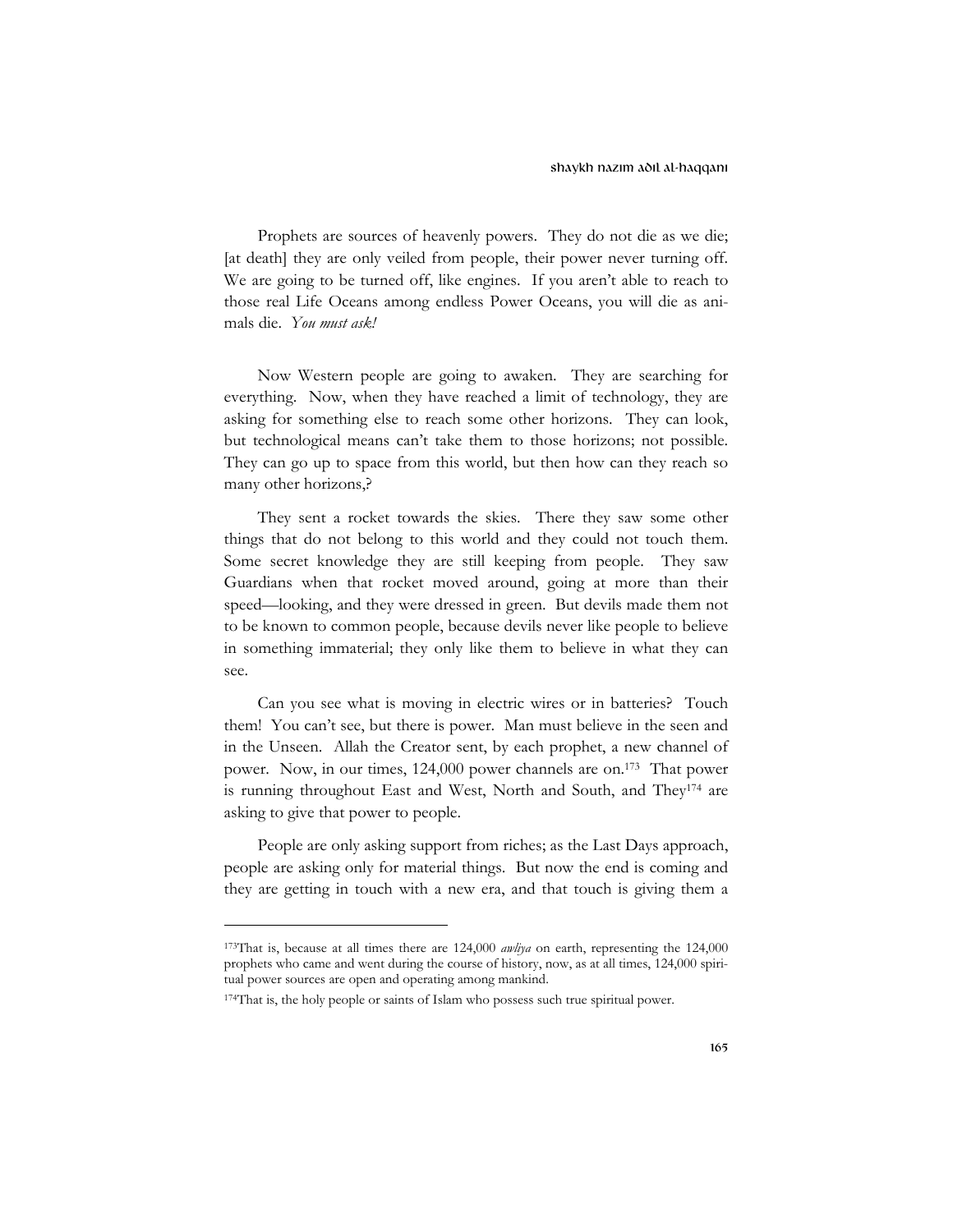Prophets are sources of heavenly powers. They do not die as we die; [at death] they are only veiled from people, their power never turning off. We are going to be turned off, like engines. If you aren't able to reach to those real Life Oceans among endless Power Oceans, you will die as animals die. *You must ask!*

Now Western people are going to awaken. They are searching for everything. Now, when they have reached a limit of technology, they are asking for something else to reach some other horizons. They can look, but technological means can't take them to those horizons; not possible. They can go up to space from this world, but then how can they reach so many other horizons,?

They sent a rocket towards the skies. There they saw some other things that do not belong to this world and they could not touch them. Some secret knowledge they are still keeping from people. They saw Guardians when that rocket moved around, going at more than their speed—looking, and they were dressed in green. But devils made them not to be known to common people, because devils never like people to believe in something immaterial; they only like them to believe in what they can see.

Can you see what is moving in electric wires or in batteries? Touch them! You can't see, but there is power. Man must believe in the seen and in the Unseen. Allah the Creator sent, by each prophet, a new channel of power. Now, in our times, 124,000 power channels are on.[173] That power is running throughout East and West, North and South, and They[174] are asking to give that power to people.

People are only asking support from riches; as the Last Days approach, people are asking only for material things. But now the end is coming and they are getting in touch with a new era, and that touch is giving them a

---

[173]That is, because at all times there are 124,000 *awliya* on earth, representing the 124,000 prophets who came and went during the course of history, now, as at all times, 124,000 spiritual power sources are open and operating among mankind.

[174]That is, the holy people or saints of Islam who possess such true spiritual power.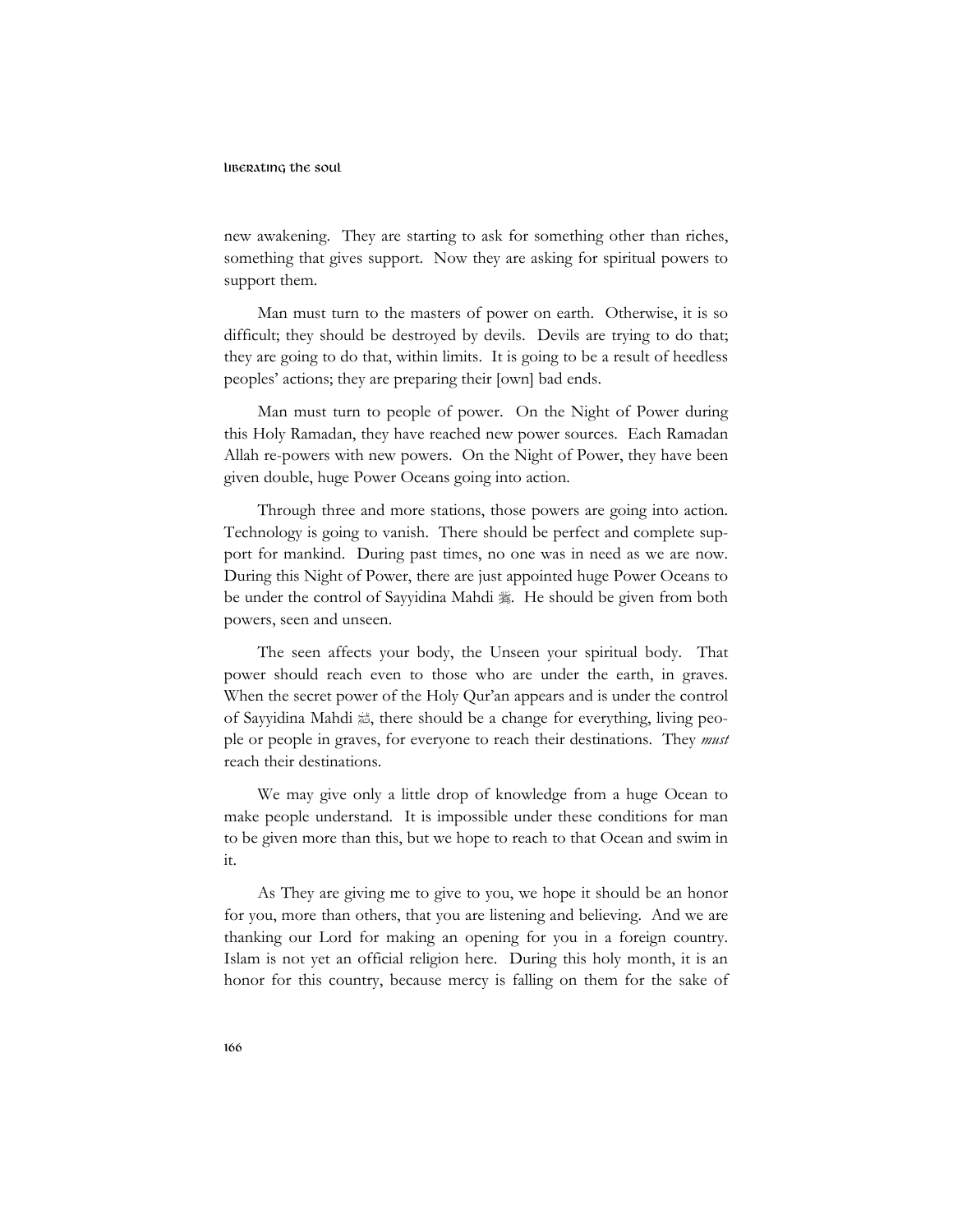new awakening. They are starting to ask for something other than riches, something that gives support. Now they are asking for spiritual powers to support them.

Man must turn to the masters of power on earth. Otherwise, it is so difficult; they should be destroyed by devils. Devils are trying to do that; they are going to do that, within limits. It is going to be a result of heedless peoples' actions; they are preparing their [own] bad ends.

Man must turn to people of power. On the Night of Power during this Holy Ramadan, they have reached new power sources. Each Ramadan Allah re-powers with new powers. On the Night of Power, they have been given double, huge Power Oceans going into action.

Through three and more stations, those powers are going into action. Technology is going to vanish. There should be perfect and complete support for mankind. During past times, no one was in need as we are now. During this Night of Power, there are just appointed huge Power Oceans to be under the control of Sayyidina Mahdi ﷺ. He should be given from both powers, seen and unseen.

The seen affects your body, the Unseen your spiritual body. That power should reach even to those who are under the earth, in graves. When the secret power of the Holy Qur'an appears and is under the control of Sayyidina Mahdi ﷺ, there should be a change for everything, living people or people in graves, for everyone to reach their destinations. They *must* reach their destinations.

We may give only a little drop of knowledge from a huge Ocean to make people understand. It is impossible under these conditions for man to be given more than this, but we hope to reach to that Ocean and swim in it.

As They are giving me to give to you, we hope it should be an honor for you, more than others, that you are listening and believing. And we are thanking our Lord for making an opening for you in a foreign country. Islam is not yet an official religion here. During this holy month, it is an honor for this country, because mercy is falling on them for the sake of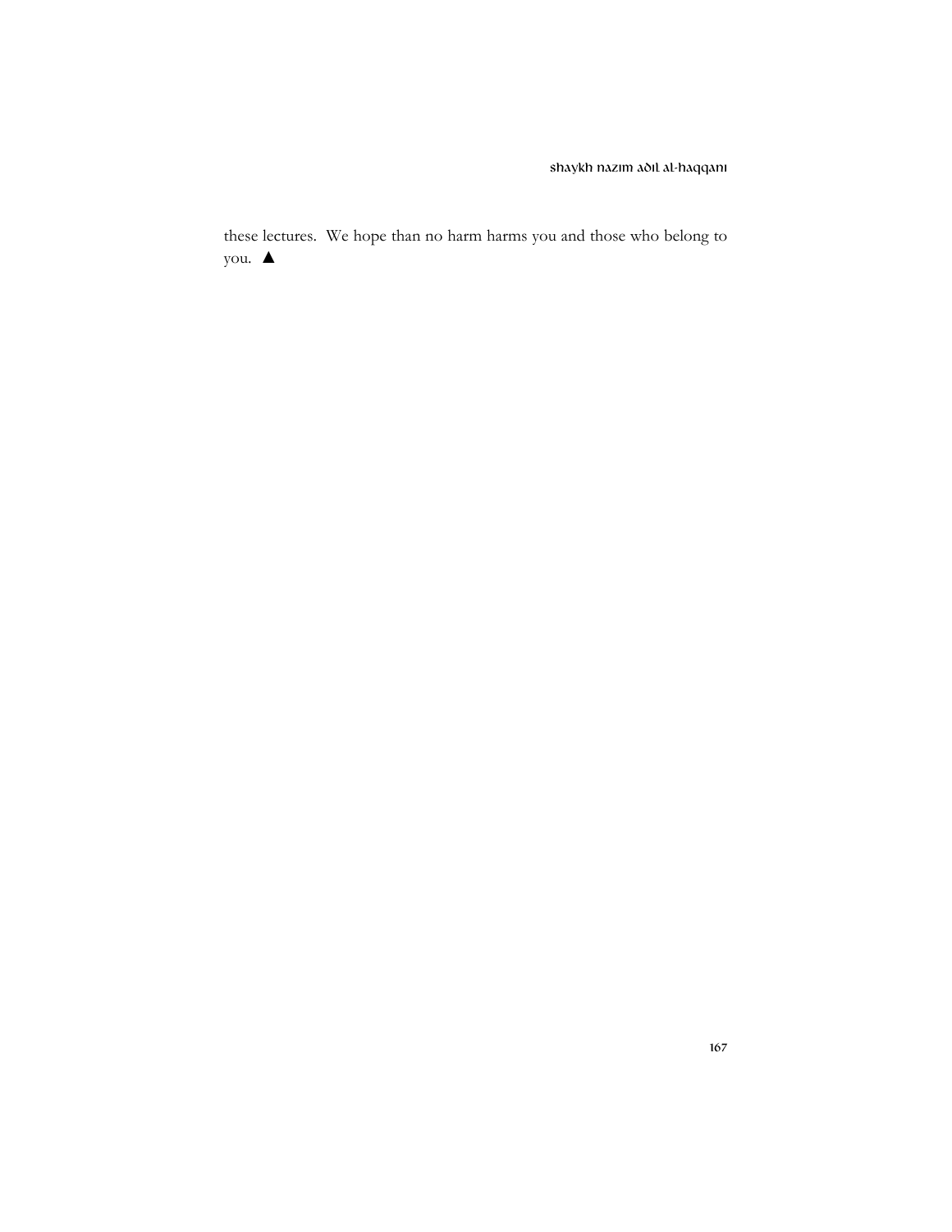these lectures. We hope than no harm harms you and those who belong to you. ▲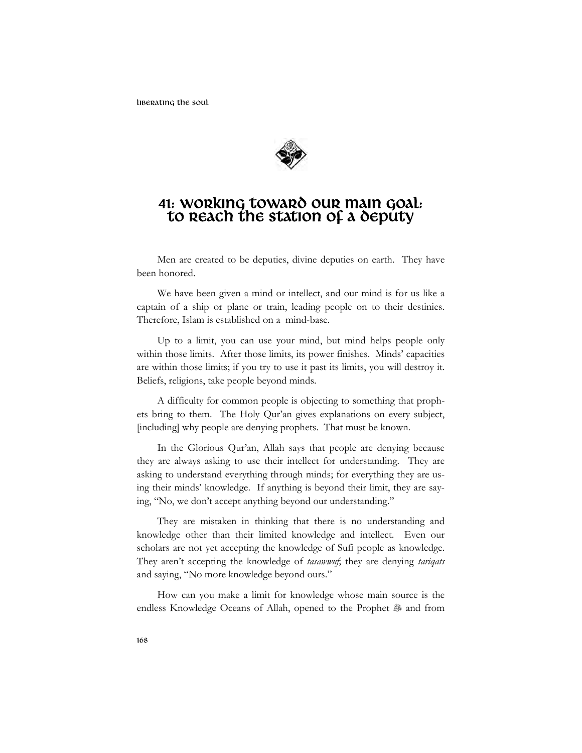# 41: Working Toward Our Main Goal: To Reach the Station of a Deputy

Men are created to be deputies, divine deputies on earth. They have been honored.

We have been given a mind or intellect, and our mind is for us like a captain of a ship or plane or train, leading people on to their destinies. Therefore, Islam is established on a mind-base.

Up to a limit, you can use your mind, but mind helps people only within those limits. After those limits, its power finishes. Minds' capacities are within those limits; if you try to use it past its limits, you will destroy it. Beliefs, religions, take people beyond minds.

A difficulty for common people is objecting to something that prophets bring to them. The Holy Qur'an gives explanations on every subject, [including] why people are denying prophets. That must be known.

In the Glorious Qur'an, Allah says that people are denying because they are always asking to use their intellect for understanding. They are asking to understand everything through minds; for everything they are using their minds' knowledge. If anything is beyond their limit, they are saying, "No, we don't accept anything beyond our understanding."

They are mistaken in thinking that there is no understanding and knowledge other than their limited knowledge and intellect. Even our scholars are not yet accepting the knowledge of Sufi people as knowledge. They aren't accepting the knowledge of *tasawwuf*; they are denying *tariqats* and saying, "No more knowledge beyond ours."

How can you make a limit for knowledge whose main source is the endless Knowledge Oceans of Allah, opened to the Prophet ﷺ and from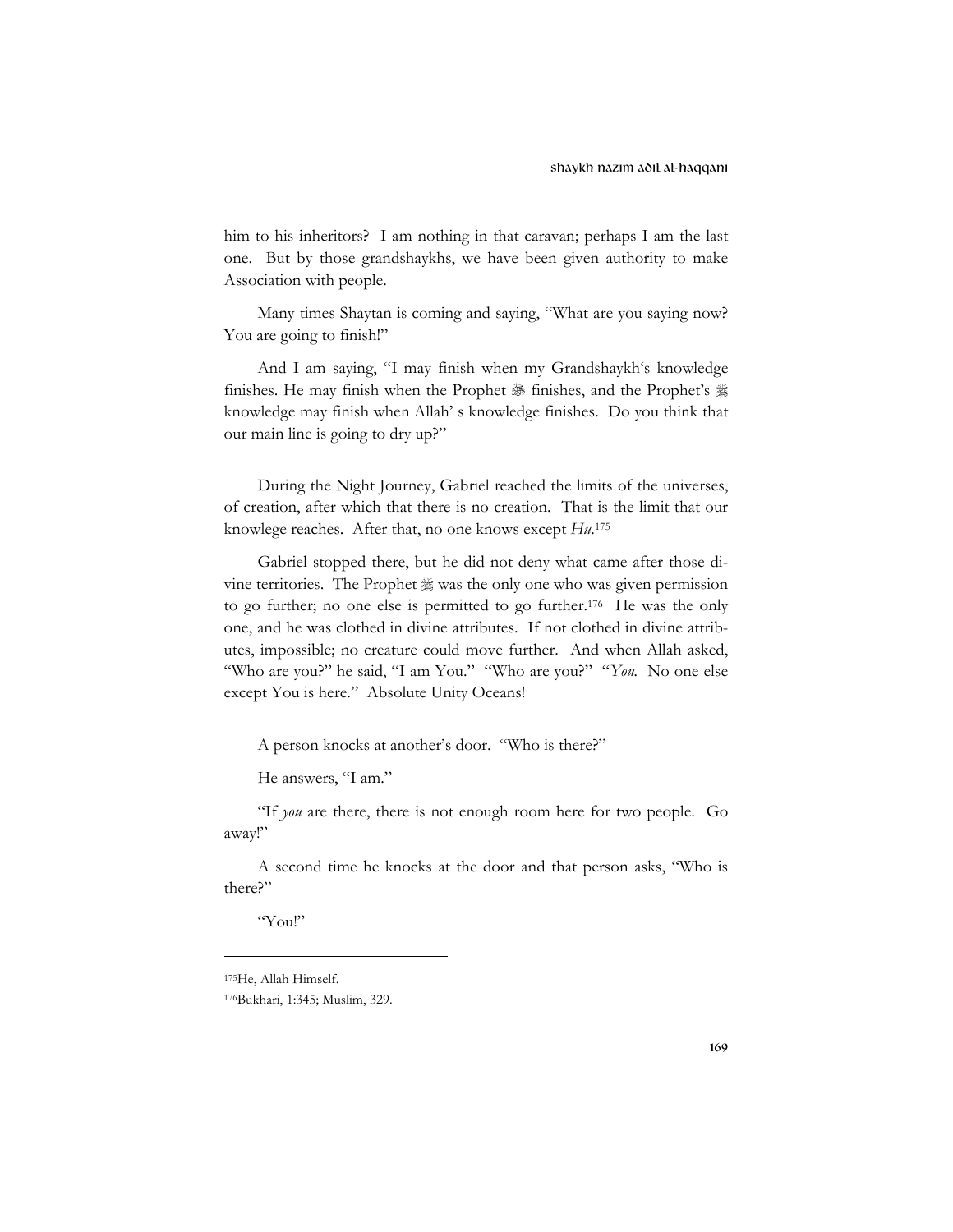him to his inheritors? I am nothing in that caravan; perhaps I am the last one. But by those grandshaykhs, we have been given authority to make Association with people.

Many times Shaytan is coming and saying, "What are you saying now? You are going to finish!"

And I am saying, "I may finish when my Grandshaykh's knowledge finishes. He may finish when the Prophet ﷺ finishes, and the Prophet's ﷺ knowledge may finish when Allah' s knowledge finishes. Do you think that our main line is going to dry up?"

During the Night Journey, Gabriel reached the limits of the universes, of creation, after which that there is no creation. That is the limit that our knowlege reaches. After that, no one knows except *Hu*.[175]

Gabriel stopped there, but he did not deny what came after those divine territories. The Prophet ﷺ was the only one who was given permission to go further; no one else is permitted to go further.[176] He was the only one, and he was clothed in divine attributes. If not clothed in divine attributes, impossible; no creature could move further. And when Allah asked, "Who are you?" he said, "I am You." "Who are you?" "*You.* No one else except You is here." Absolute Unity Oceans!

A person knocks at another's door. "Who is there?"

He answers, "I am."

"If *you* are there, there is not enough room here for two people. Go away!"

A second time he knocks at the door and that person asks, "Who is there?"

"You!"

---

[175] He, Allah Himself.

[176] Bukhari, 1:345; Muslim, 329.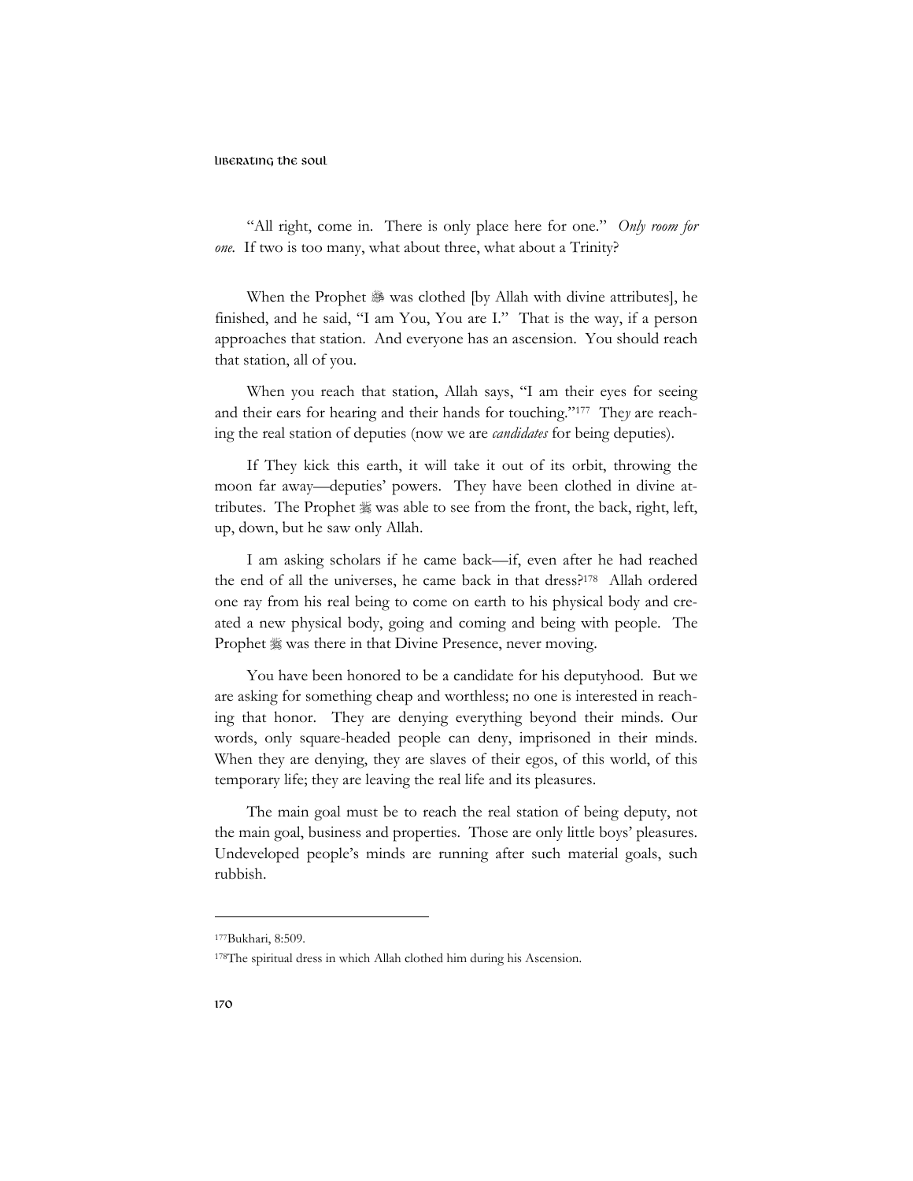"All right, come in. There is only place here for one." *Only room for one.* If two is too many, what about three, what about a Trinity?

When the Prophet ﷺ was clothed [by Allah with divine attributes], he finished, and he said, "I am You, You are I." That is the way, if a person approaches that station. And everyone has an ascension. You should reach that station, all of you.

When you reach that station, Allah says, "I am their eyes for seeing and their ears for hearing and their hands for touching."[177] The*y* are reaching the real station of deputies (now we are *candidates* for being deputies).

If They kick this earth, it will take it out of its orbit, throwing the moon far away—deputies' powers. They have been clothed in divine attributes. The Prophet ﷺ was able to see from the front, the back, right, left, up, down, but he saw only Allah.

I am asking scholars if he came back—if, even after he had reached the end of all the universes, he came back in that dress?[178] Allah ordered one ray from his real being to come on earth to his physical body and created a new physical body, going and coming and being with people. The Prophet ﷺ was there in that Divine Presence, never moving.

You have been honored to be a candidate for his deputyhood. But we are asking for something cheap and worthless; no one is interested in reaching that honor. They are denying everything beyond their minds. Our words, only square-headed people can deny, imprisoned in their minds. When they are denying, they are slaves of their egos, of this world, of this temporary life; they are leaving the real life and its pleasures.

The main goal must be to reach the real station of being deputy, not the main goal, business and properties. Those are only little boys' pleasures. Undeveloped people's minds are running after such material goals, such rubbish.

---

[177] Bukhari, 8:509.

[178] The spiritual dress in which Allah clothed him during his Ascension.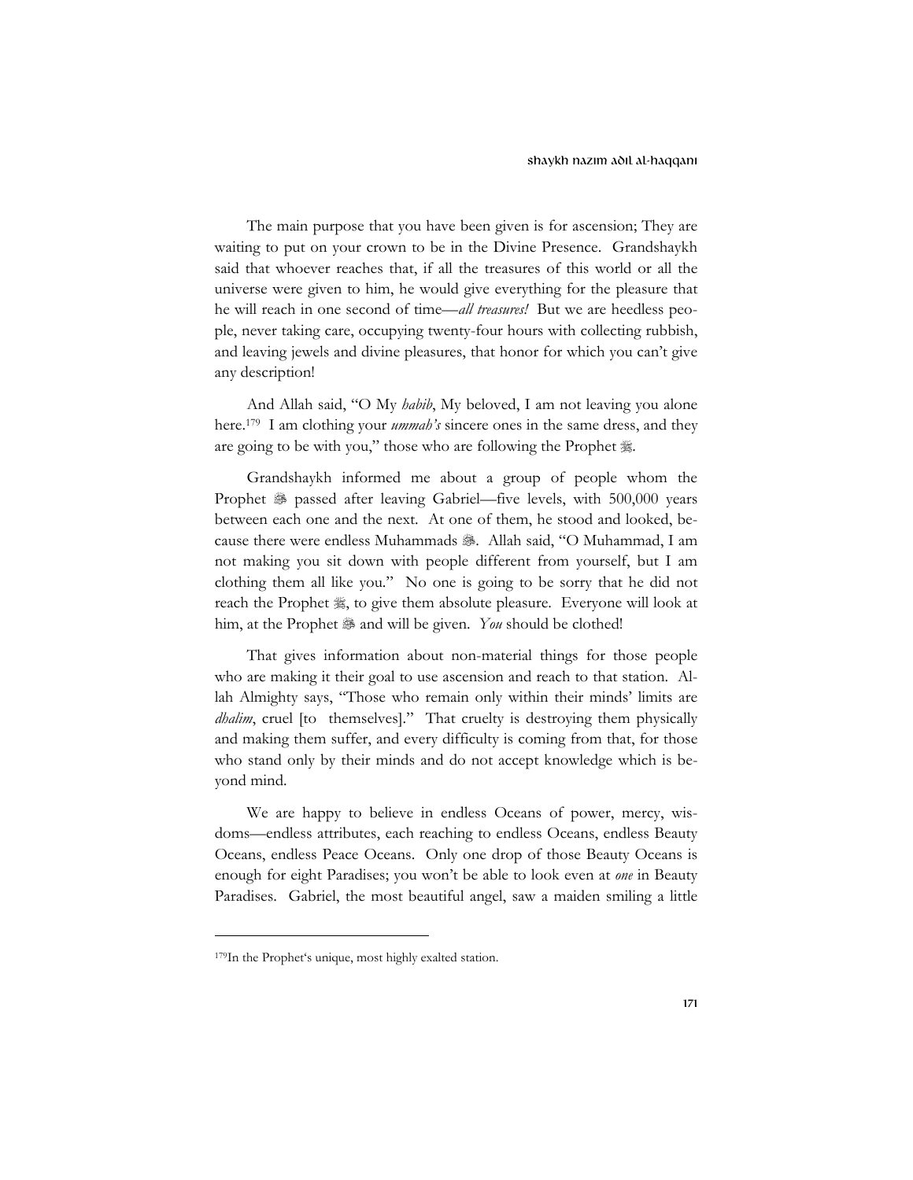The main purpose that you have been given is for ascension; They are waiting to put on your crown to be in the Divine Presence. Grandshaykh said that whoever reaches that, if all the treasures of this world or all the universe were given to him, he would give everything for the pleasure that he will reach in one second of time—*all treasures!* But we are heedless people, never taking care, occupying twenty-four hours with collecting rubbish, and leaving jewels and divine pleasures, that honor for which you can't give any description!

And Allah said, "O My *habib*, My beloved, I am not leaving you alone here.[179] I am clothing your *ummah's* sincere ones in the same dress, and they are going to be with you," those who are following the Prophet ﷺ.

Grandshaykh informed me about a group of people whom the Prophet ﷺ passed after leaving Gabriel—five levels, with 500,000 years between each one and the next. At one of them, he stood and looked, because there were endless Muhammads ﷺ. Allah said, "O Muhammad, I am not making you sit down with people different from yourself, but I am clothing them all like you." No one is going to be sorry that he did not reach the Prophet ﷺ, to give them absolute pleasure. Everyone will look at him, at the Prophet ﷺ and will be given. *You* should be clothed!

That gives information about non-material things for those people who are making it their goal to use ascension and reach to that station. Allah Almighty says, "Those who remain only within their minds' limits are *dhalim*, cruel [to themselves]." That cruelty is destroying them physically and making them suffer, and every difficulty is coming from that, for those who stand only by their minds and do not accept knowledge which is beyond mind.

We are happy to believe in endless Oceans of power, mercy, wisdoms—endless attributes, each reaching to endless Oceans, endless Beauty Oceans, endless Peace Oceans. Only one drop of those Beauty Oceans is enough for eight Paradises; you won't be able to look even at *one* in Beauty Paradises. Gabriel, the most beautiful angel, saw a maiden smiling a little

---

[179] In the Prophet's unique, most highly exalted station.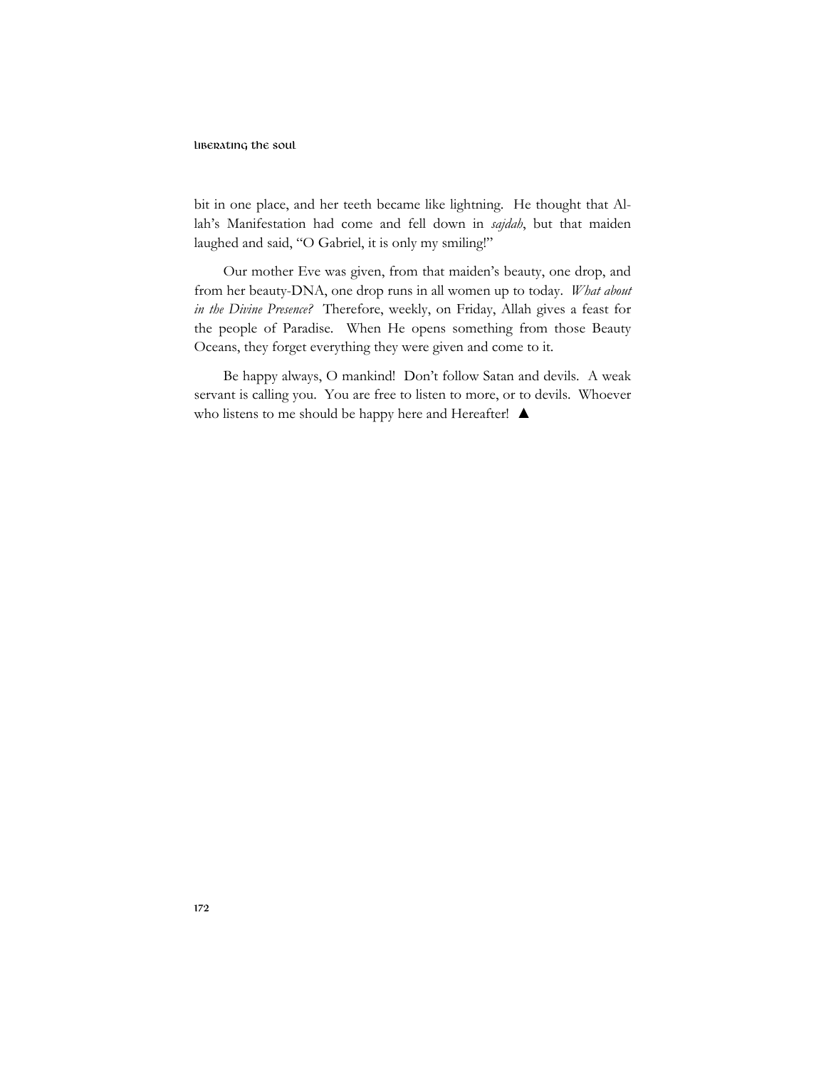bit in one place, and her teeth became like lightning. He thought that Allah's Manifestation had come and fell down in *sajdah*, but that maiden laughed and said, "O Gabriel, it is only my smiling!"

Our mother Eve was given, from that maiden's beauty, one drop, and from her beauty-DNA, one drop runs in all women up to today. *What about in the Divine Presence?* Therefore, weekly, on Friday, Allah gives a feast for the people of Paradise. When He opens something from those Beauty Oceans, they forget everything they were given and come to it.

Be happy always, O mankind! Don't follow Satan and devils. A weak servant is calling you. You are free to listen to more, or to devils. Whoever who listens to me should be happy here and Hereafter! ▲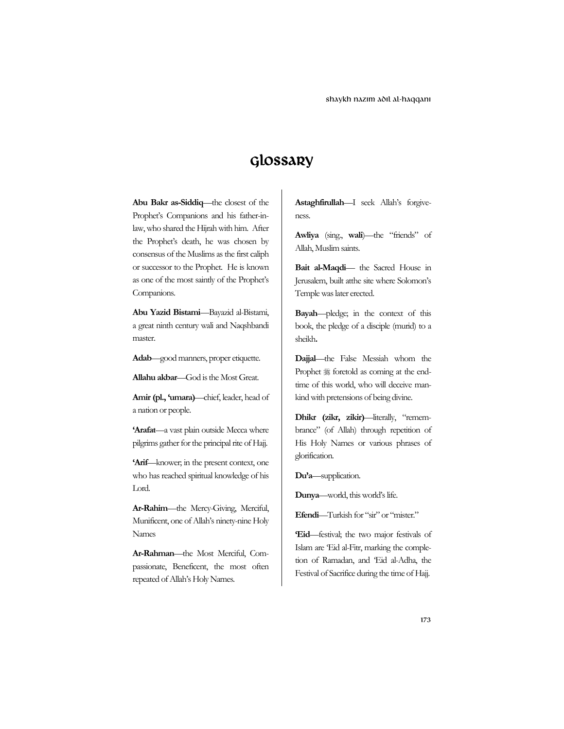# Glossary

**Abu Bakr as-Siddiq**—the closest of the Prophet's Companions and his father-in-law, who shared the Hijrah with him. After the Prophet's death, he was chosen by consensus of the Muslims as the first caliph or successor to the Prophet. He is known as one of the most saintly of the Prophet's Companions.

**Abu Yazid Bistami**—Bayazid al-Bistami, a great ninth century wali and Naqshbandi master.

**Adab**—good manners, proper etiquette.

**Allahu akbar**—God is the Most Great.

**Amir (pl., 'umara)**—chief, leader, head of a nation or people.

**'Arafat**—a vast plain outside Mecca where pilgrims gather for the principal rite of Hajj.

**'Arif**—knower; in the present context, one who has reached spiritual knowledge of his Lord.

**Ar-Rahim**—the Mercy-Giving, Merciful, Munificent, one of Allah's ninety-nine Holy Names

**Ar-Rahman**—the Most Merciful, Compassionate, Beneficent, the most often repeated of Allah's Holy Names.

**Astaghfirullah**—I seek Allah's forgiveness.

**Awliya** (sing., **wali**)—the "friends" of Allah, Muslim saints.

**Bait al-Maqdi**— the Sacred House in Jerusalem, built atthe site where Solomon's Temple was later erected.

**Bayah**—pledge; in the context of this book, the pledge of a disciple (murid) to a sheikh**.**

**Dajjal**—the False Messiah whom the Prophet ﷺ foretold as coming at the end-time of this world, who will deceive mankind with pretensions of being divine.

**Dhikr (zikr, zikir)**—literally, "remembrance" (of Allah) through repetition of His Holy Names or various phrases of glorification.

**Du'a**—supplication.

**Dunya**—world, this world's life.

**Efendi**—Turkish for "sir" or "mister."

**'Eid**—festival; the two major festivals of Islam are 'Eid al-Fitr, marking the completion of Ramadan, and 'Eid al-Adha, the Festival of Sacrifice during the time of Hajj.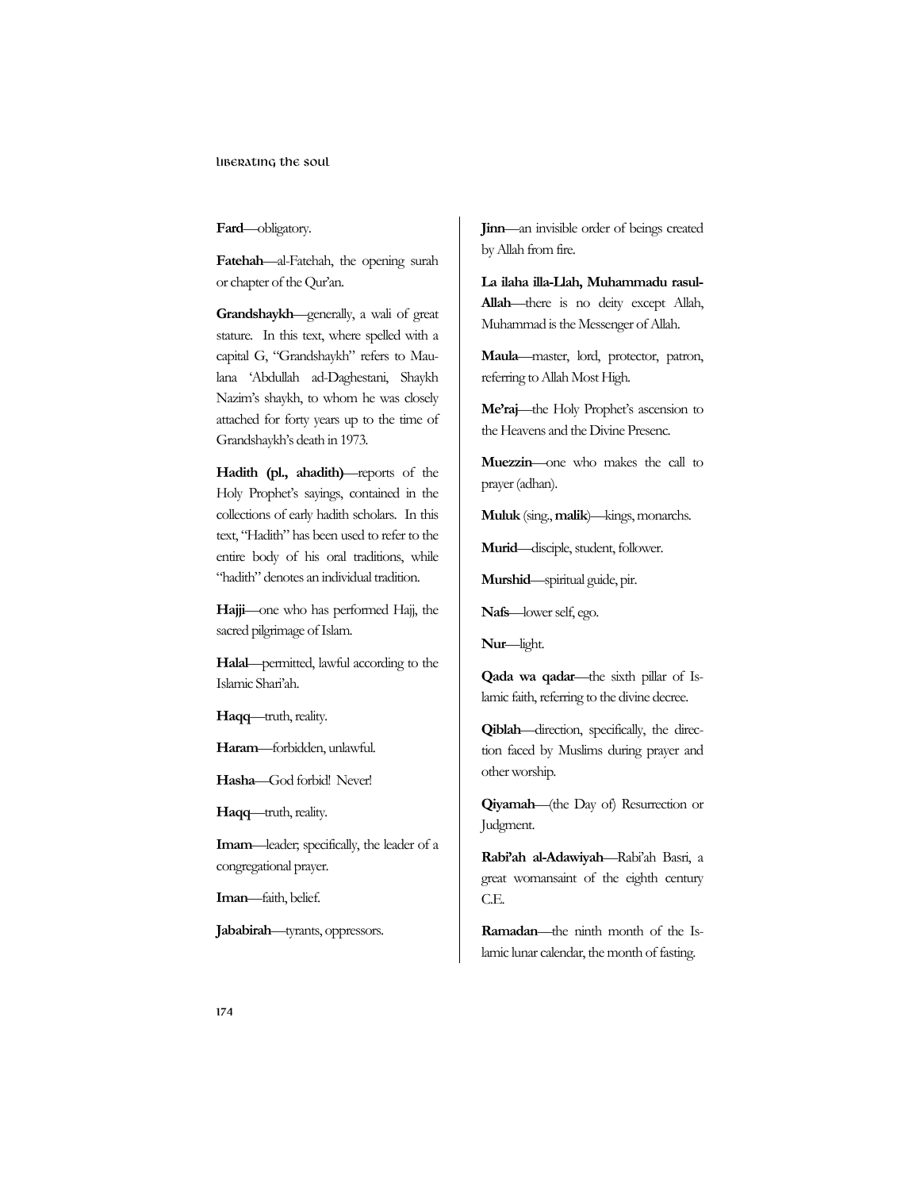**Fard**—obligatory.

**Fatehah**—al-Fatehah, the opening surah or chapter of the Qur'an.

**Grandshaykh**—generally, a wali of great stature. In this text, where spelled with a capital G, "Grandshaykh" refers to Maulana 'Abdullah ad-Daghestani, Shaykh Nazim's shaykh, to whom he was closely attached for forty years up to the time of Grandshaykh's death in 1973.

**Hadith (pl., ahadith)**—reports of the Holy Prophet's sayings, contained in the collections of early hadith scholars. In this text, "Hadith" has been used to refer to the entire body of his oral traditions, while "hadith" denotes an individual tradition.

**Hajji**—one who has performed Hajj, the sacred pilgrimage of Islam.

**Halal**—permitted, lawful according to the Islamic Shari'ah.

**Haqq**—truth, reality.

**Haram**—forbidden, unlawful.

**Hasha**—God forbid! Never!

**Haqq**—truth, reality.

**Imam**—leader; specifically, the leader of a congregational prayer.

**Iman**—faith, belief.

**Jababirah**—tyrants, oppressors.

**Jinn**—an invisible order of beings created by Allah from fire.

**La ilaha illa-Llah, Muhammadu rasul-Allah**—there is no deity except Allah, Muhammad is the Messenger of Allah.

**Maula**—master, lord, protector, patron, referring to Allah Most High.

**Me'raj**—the Holy Prophet's ascension to the Heavens and the Divine Presenc.

**Muezzin**—one who makes the call to prayer (adhan).

**Muluk** (sing., **malik**)—kings, monarchs.

**Murid**—disciple, student, follower.

**Murshid**—spiritual guide, pir.

**Nafs**—lower self, ego.

**Nur**—light.

**Qada wa qadar**—the sixth pillar of Islamic faith, referring to the divine decree.

**Qiblah**—direction, specifically, the direction faced by Muslims during prayer and other worship.

**Qiyamah**—(the Day of) Resurrection or Judgment.

**Rabi'ah al-Adawiyah**—Rabi'ah Basri, a great womansaint of the eighth century C.E.

**Ramadan**—the ninth month of the Islamic lunar calendar, the month of fasting.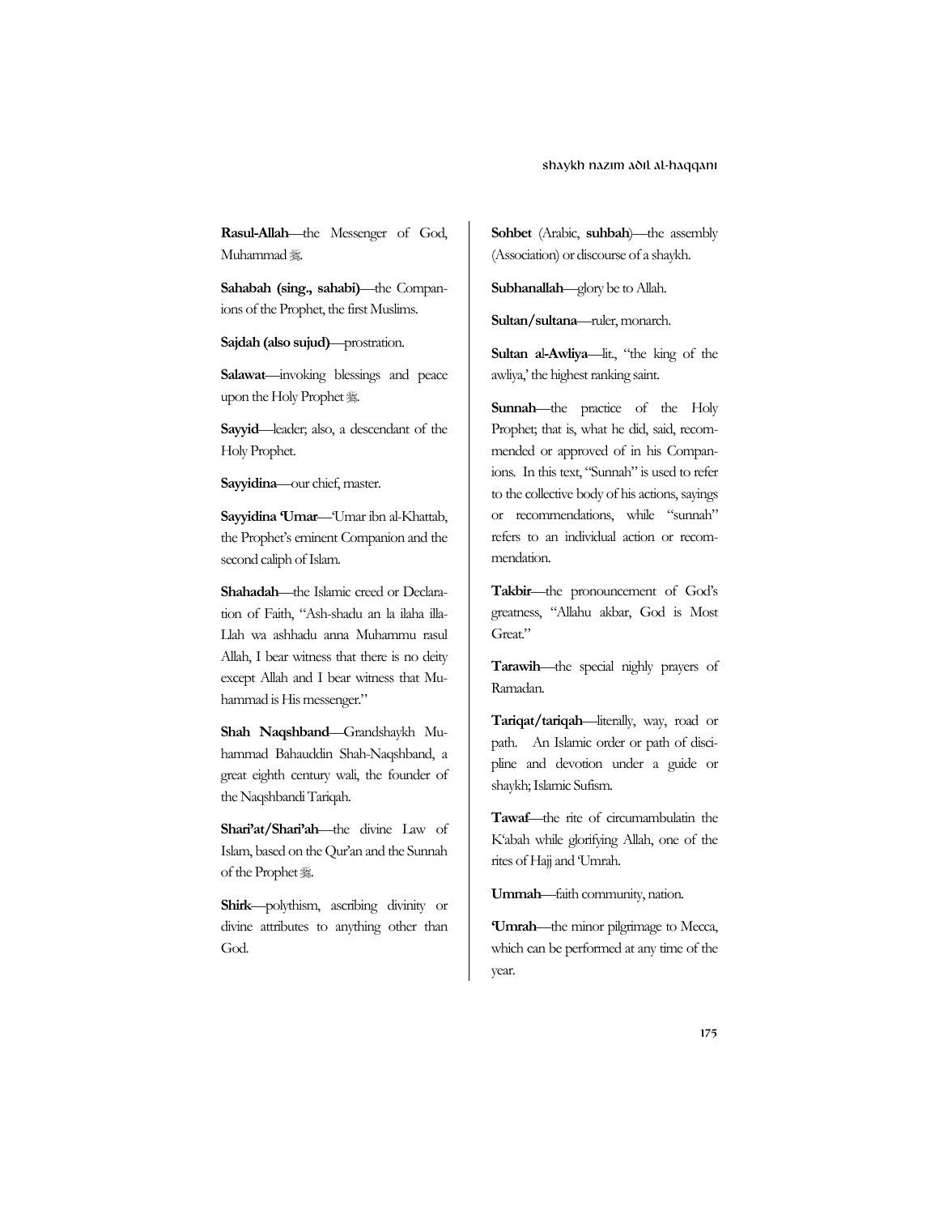**Rasul-Allah**—the Messenger of God, Muhammad ﷺ.

**Sahabah (sing., sahabi)**—the Companions of the Prophet, the first Muslims.

**Sajdah (also sujud)**—prostration.

**Salawat**—invoking blessings and peace upon the Holy Prophet ﷺ.

**Sayyid**—leader; also, a descendant of the Holy Prophet.

**Sayyidina**—our chief, master.

**Sayyidina 'Umar**—'Umar ibn al-Khattab, the Prophet's eminent Companion and the second caliph of Islam.

**Shahadah**—the Islamic creed or Declaration of Faith, "Ash-shadu an la ilaha illa-Llah wa ashhadu anna Muhammu rasul Allah, I bear witness that there is no deity except Allah and I bear witness that Muhammad is His messenger."

**Shah Naqshband**—Grandshaykh Muhammad Bahauddin Shah-Naqshband, a great eighth century wali, the founder of the Naqshbandi Tariqah.

**Shari'at/Shari'ah**—the divine Law of Islam, based on the Qur'an and the Sunnah of the Prophet ﷺ.

**Shirk**—polythism, ascribing divinity or divine attributes to anything other than God.

**Sohbet** (Arabic, **suhbah**)—the assembly (Association) or discourse of a shaykh.

**Subhanallah**—glory be to Allah.

**Sultan/sultana**—ruler, monarch.

**Sultan al-Awliya**—lit., "the king of the awliya,' the highest ranking saint.

**Sunnah**—the practice of the Holy Prophet; that is, what he did, said, recommended or approved of in his Companions. In this text, "Sunnah" is used to refer to the collective body of his actions, sayings or recommendations, while "sunnah" refers to an individual action or recommendation.

**Takbir**—the pronouncement of God's greatness, "Allahu akbar, God is Most Great."

**Tarawih**—the special nighly prayers of Ramadan.

**Tariqat/tariqah**—literally, way, road or path. An Islamic order or path of discipline and devotion under a guide or shaykh; Islamic Sufism.

**Tawaf**—the rite of circumambulatin the K'abah while glorifying Allah, one of the rites of Hajj and 'Umrah.

**Ummah**—faith community, nation.

**'Umrah**—the minor pilgrimage to Mecca, which can be performed at any time of the year.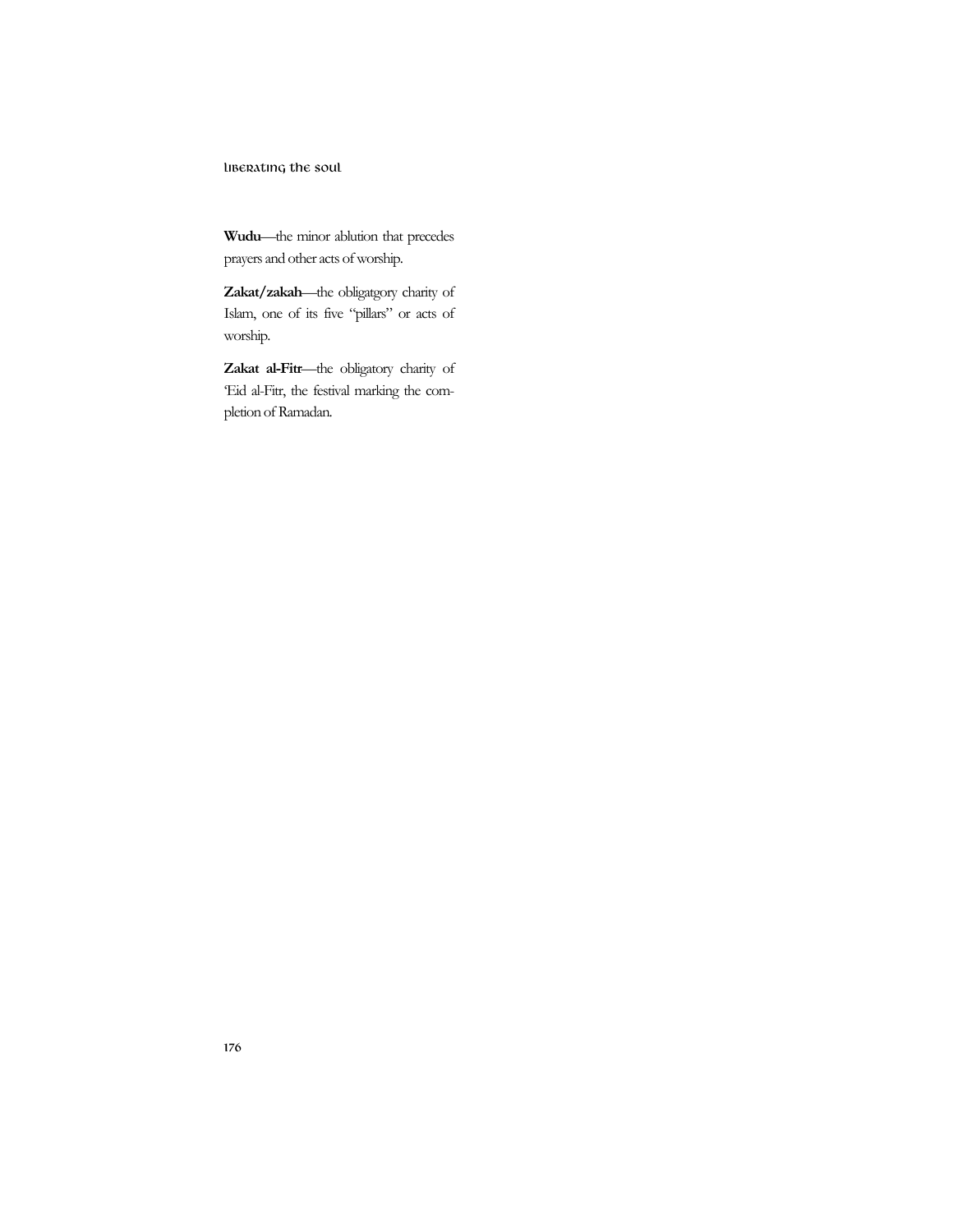**Wudu**—the minor ablution that precedes prayers and other acts of worship.

**Zakat/zakah**—the obligatgory charity of Islam, one of its five "pillars" or acts of worship.

**Zakat al-Fitr**—the obligatory charity of 'Eid al-Fitr, the festival marking the completion of Ramadan.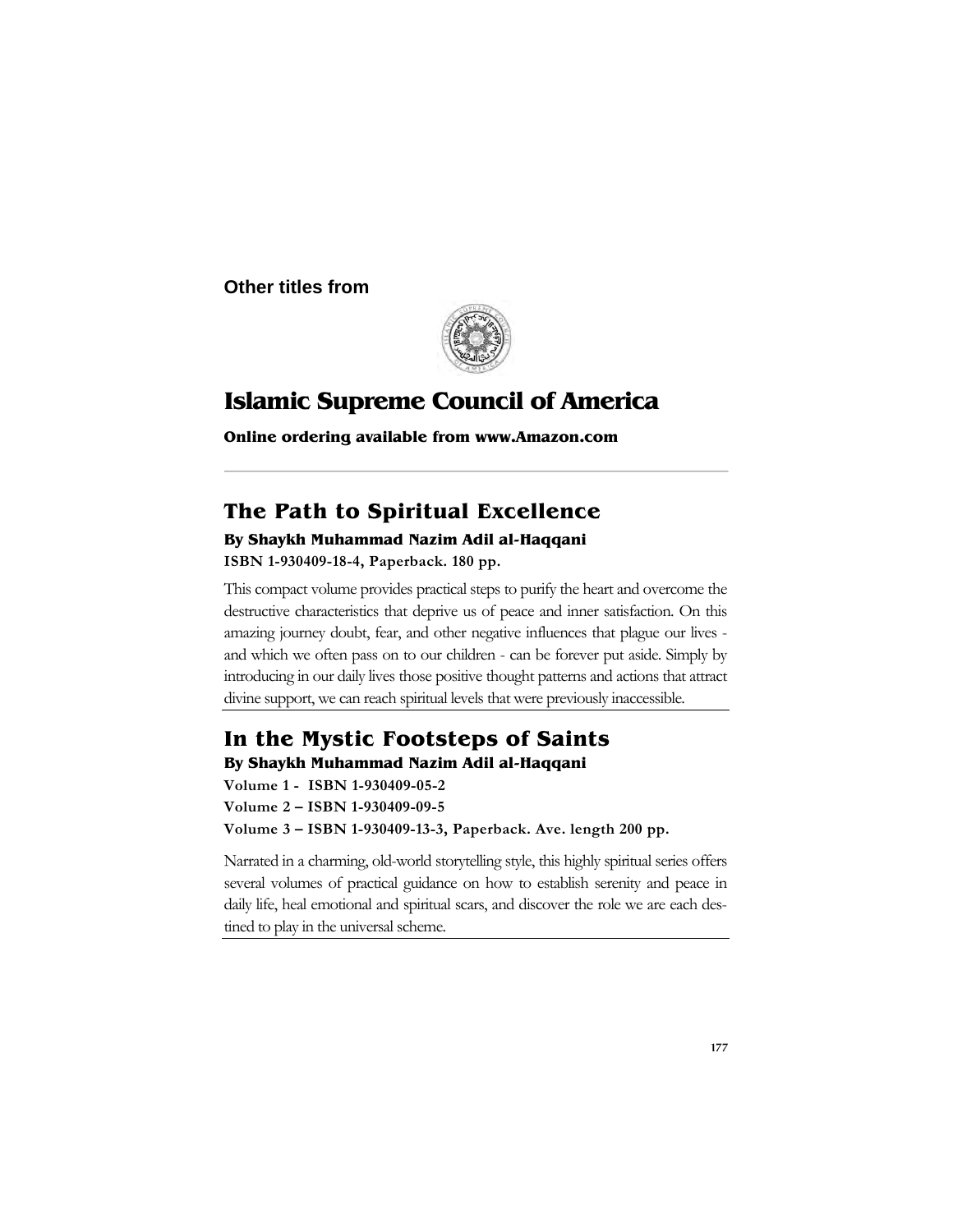**Other titles from**

# Islamic Supreme Council of America

**Online ordering available from www.Amazon.com**

---

## The Path to Spiritual Excellence

**By Shaykh Muhammad Nazim Adil al-Haqqani**

**ISBN 1-930409-18-4, Paperback. 180 pp.**

This compact volume provides practical steps to purify the heart and overcome the destructive characteristics that deprive us of peace and inner satisfaction. On this amazing journey doubt, fear, and other negative influences that plague our lives - and which we often pass on to our children - can be forever put aside. Simply by introducing in our daily lives those positive thought patterns and actions that attract divine support, we can reach spiritual levels that were previously inaccessible.

## In the Mystic Footsteps of Saints

**By Shaykh Muhammad Nazim Adil al-Haqqani**

**Volume 1 - ISBN 1-930409-05-2**

**Volume 2 – ISBN 1-930409-09-5**

**Volume 3 – ISBN 1-930409-13-3, Paperback. Ave. length 200 pp.**

Narrated in a charming, old-world storytelling style, this highly spiritual series offers several volumes of practical guidance on how to establish serenity and peace in daily life, heal emotional and spiritual scars, and discover the role we are each destined to play in the universal scheme.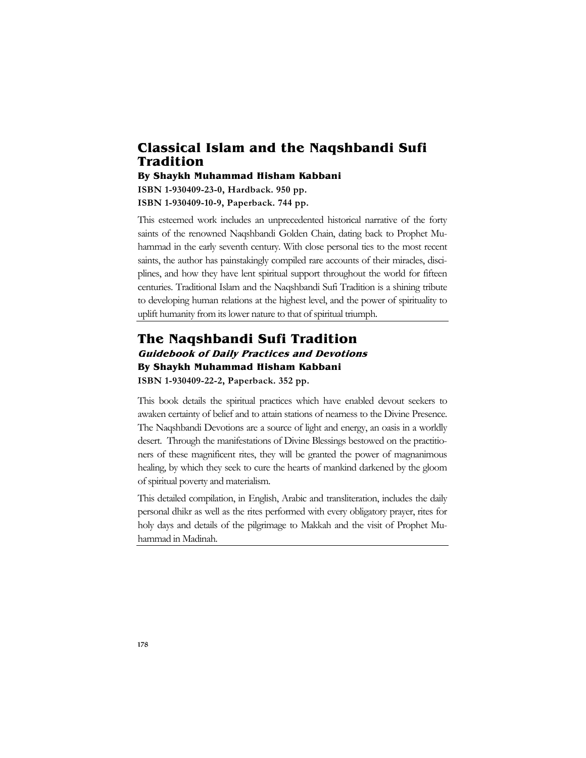## Classical Islam and the Naqshbandi Sufi Tradition

**By Shaykh Muhammad Hisham Kabbani**

**ISBN 1-930409-23-0, Hardback. 950 pp.**

**ISBN 1-930409-10-9, Paperback. 744 pp.**

This esteemed work includes an unprecedented historical narrative of the forty saints of the renowned Naqshbandi Golden Chain, dating back to Prophet Muhammad in the early seventh century. With close personal ties to the most recent saints, the author has painstakingly compiled rare accounts of their miracles, disciplines, and how they have lent spiritual support throughout the world for fifteen centuries. Traditional Islam and the Naqshbandi Sufi Tradition is a shining tribute to developing human relations at the highest level, and the power of spirituality to uplift humanity from its lower nature to that of spiritual triumph.

## The Naqshbandi Sufi Tradition

***Guidebook of Daily Practices and Devotions***

**By Shaykh Muhammad Hisham Kabbani**

**ISBN 1-930409-22-2, Paperback. 352 pp.**

This book details the spiritual practices which have enabled devout seekers to awaken certainty of belief and to attain stations of nearness to the Divine Presence. The Naqshbandi Devotions are a source of light and energy, an oasis in a worldly desert. Through the manifestations of Divine Blessings bestowed on the practitioners of these magnificent rites, they will be granted the power of magnanimous healing, by which they seek to cure the hearts of mankind darkened by the gloom of spiritual poverty and materialism.

This detailed compilation, in English, Arabic and transliteration, includes the daily personal dhikr as well as the rites performed with every obligatory prayer, rites for holy days and details of the pilgrimage to Makkah and the visit of Prophet Muhammad in Madinah.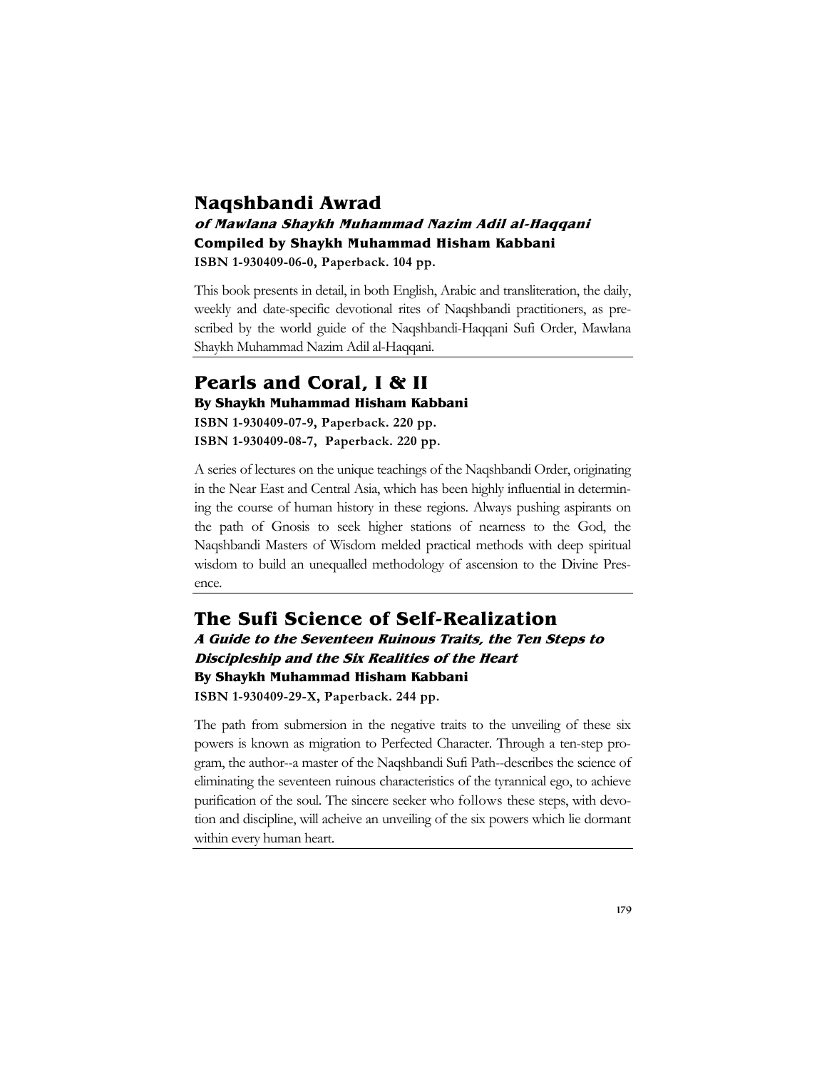## Naqshbandi Awrad

***of Mawlana Shaykh Muhammad Nazim Adil al-Haqqani***

**Compiled by Shaykh Muhammad Hisham Kabbani**

**ISBN 1-930409-06-0, Paperback. 104 pp.**

This book presents in detail, in both English, Arabic and transliteration, the daily, weekly and date-specific devotional rites of Naqshbandi practitioners, as prescribed by the world guide of the Naqshbandi-Haqqani Sufi Order, Mawlana Shaykh Muhammad Nazim Adil al-Haqqani.

---

## Pearls and Coral, I & II

**By Shaykh Muhammad Hisham Kabbani**

**ISBN 1-930409-07-9, Paperback. 220 pp.**

**ISBN 1-930409-08-7, Paperback. 220 pp.**

A series of lectures on the unique teachings of the Naqshbandi Order, originating in the Near East and Central Asia, which has been highly influential in determining the course of human history in these regions. Always pushing aspirants on the path of Gnosis to seek higher stations of nearness to the God, the Naqshbandi Masters of Wisdom melded practical methods with deep spiritual wisdom to build an unequalled methodology of ascension to the Divine Presence.

---

## The Sufi Science of Self-Realization

***A Guide to the Seventeen Ruinous Traits, the Ten Steps to Discipleship and the Six Realities of the Heart***

**By Shaykh Muhammad Hisham Kabbani**

**ISBN 1-930409-29-X, Paperback. 244 pp.**

The path from submersion in the negative traits to the unveiling of these six powers is known as migration to Perfected Character. Through a ten-step program, the author--a master of the Naqshbandi Sufi Path--describes the science of eliminating the seventeen ruinous characteristics of the tyrannical ego, to achieve purification of the soul. The sincere seeker who follows these steps, with devotion and discipline, will acheive an unveiling of the six powers which lie dormant within every human heart.

---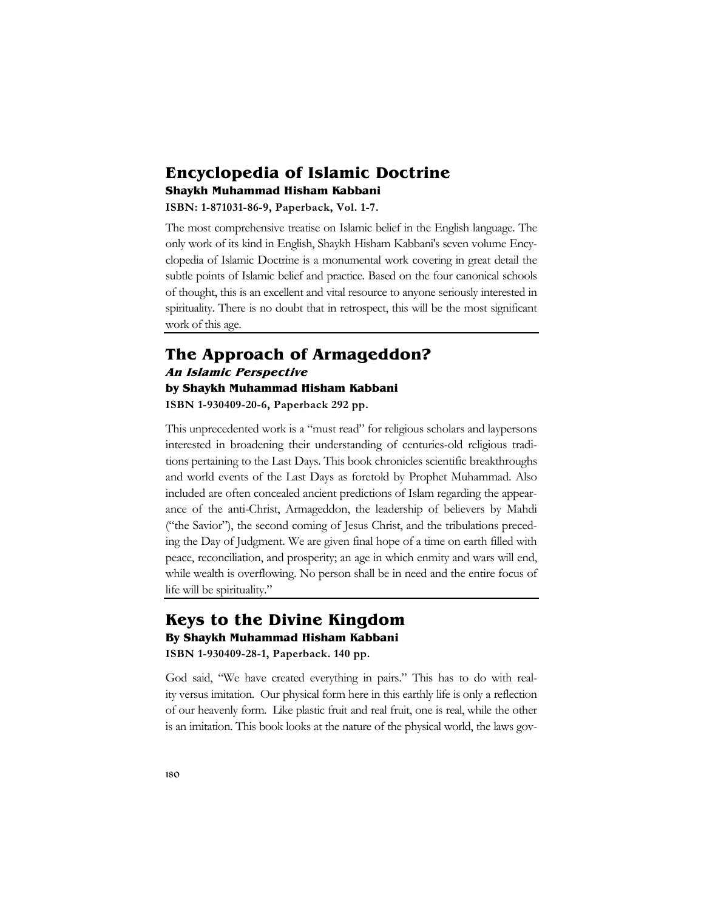## Encyclopedia of Islamic Doctrine

**Shaykh Muhammad Hisham Kabbani**

**ISBN: 1-871031-86-9, Paperback, Vol. 1-7.**

The most comprehensive treatise on Islamic belief in the English language. The only work of its kind in English, Shaykh Hisham Kabbani's seven volume Encyclopedia of Islamic Doctrine is a monumental work covering in great detail the subtle points of Islamic belief and practice. Based on the four canonical schools of thought, this is an excellent and vital resource to anyone seriously interested in spirituality. There is no doubt that in retrospect, this will be the most significant work of this age.

## The Approach of Armageddon?

***An Islamic Perspective***

**by Shaykh Muhammad Hisham Kabbani**

**ISBN 1-930409-20-6, Paperback 292 pp.**

This unprecedented work is a "must read" for religious scholars and laypersons interested in broadening their understanding of centuries-old religious traditions pertaining to the Last Days. This book chronicles scientific breakthroughs and world events of the Last Days as foretold by Prophet Muhammad. Also included are often concealed ancient predictions of Islam regarding the appearance of the anti-Christ, Armageddon, the leadership of believers by Mahdi ("the Savior"), the second coming of Jesus Christ, and the tribulations preceding the Day of Judgment. We are given final hope of a time on earth filled with peace, reconciliation, and prosperity; an age in which enmity and wars will end, while wealth is overflowing. No person shall be in need and the entire focus of life will be spirituality."

## Keys to the Divine Kingdom

**By Shaykh Muhammad Hisham Kabbani**

**ISBN 1-930409-28-1, Paperback. 140 pp.**

God said, "We have created everything in pairs." This has to do with reality versus imitation. Our physical form here in this earthly life is only a reflection of our heavenly form. Like plastic fruit and real fruit, one is real, while the other is an imitation. This book looks at the nature of the physical world, the laws gov-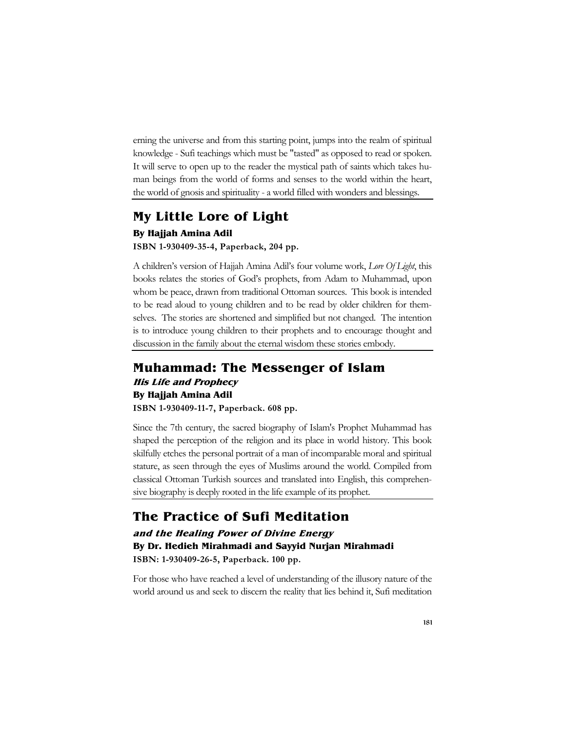erning the universe and from this starting point, jumps into the realm of spiritual knowledge - Sufi teachings which must be "tasted" as opposed to read or spoken. It will serve to open up to the reader the mystical path of saints which takes human beings from the world of forms and senses to the world within the heart, the world of gnosis and spirituality - a world filled with wonders and blessings.

## My Little Lore of Light

**By Hajjah Amina Adil**

**ISBN 1-930409-35-4, Paperback, 204 pp.**

A children's version of Hajjah Amina Adil's four volume work, *Lore Of Light*, this books relates the stories of God's prophets, from Adam to Muhammad, upon whom be peace, drawn from traditional Ottoman sources. This book is intended to be read aloud to young children and to be read by older children for themselves. The stories are shortened and simplified but not changed. The intention is to introduce young children to their prophets and to encourage thought and discussion in the family about the eternal wisdom these stories embody.

## Muhammad: The Messenger of Islam

***His Life and Prophecy***

**By Hajjah Amina Adil**

**ISBN 1-930409-11-7, Paperback. 608 pp.**

Since the 7th century, the sacred biography of Islam's Prophet Muhammad has shaped the perception of the religion and its place in world history. This book skilfully etches the personal portrait of a man of incomparable moral and spiritual stature, as seen through the eyes of Muslims around the world. Compiled from classical Ottoman Turkish sources and translated into English, this comprehensive biography is deeply rooted in the life example of its prophet.

## The Practice of Sufi Meditation

***and the Healing Power of Divine Energy***

**By Dr. Hedieh Mirahmadi and Sayyid Nurjan Mirahmadi**

**ISBN: 1-930409-26-5, Paperback. 100 pp.**

For those who have reached a level of understanding of the illusory nature of the world around us and seek to discern the reality that lies behind it, Sufi meditation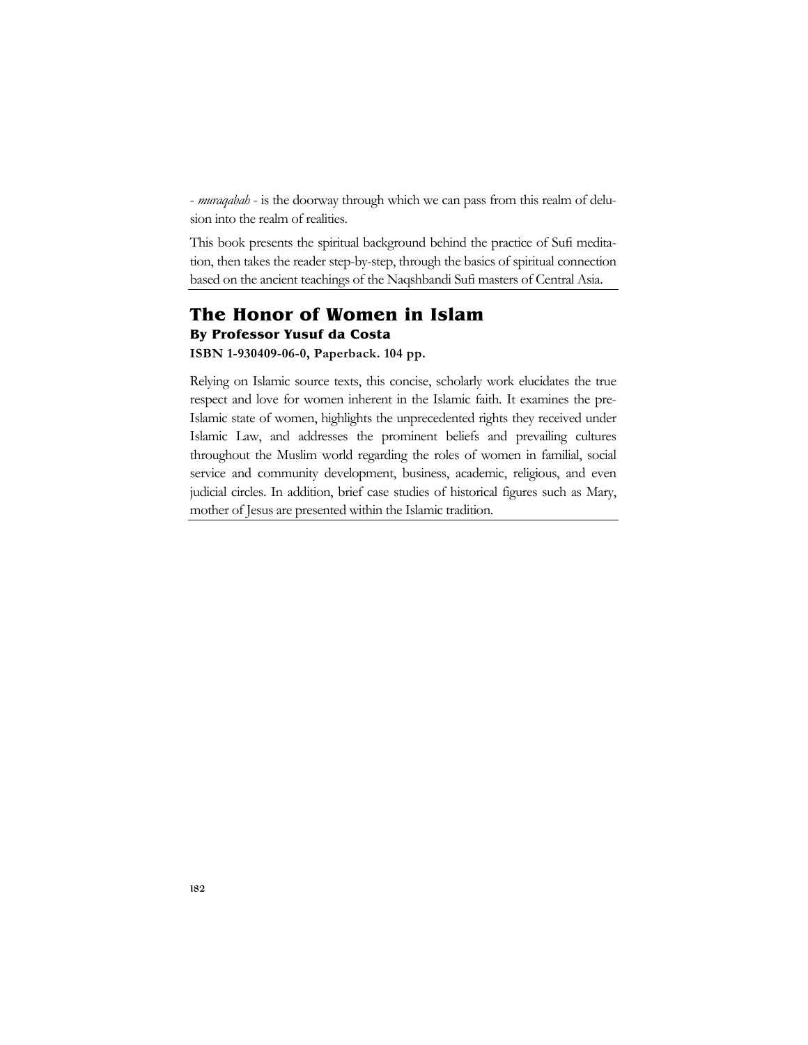- *muraqabah* - is the doorway through which we can pass from this realm of delusion into the realm of realities.

This book presents the spiritual background behind the practice of Sufi meditation, then takes the reader step-by-step, through the basics of spiritual connection based on the ancient teachings of the Naqshbandi Sufi masters of Central Asia.

## The Honor of Women in Islam

**By Professor Yusuf da Costa**

**ISBN 1-930409-06-0, Paperback. 104 pp.**

Relying on Islamic source texts, this concise, scholarly work elucidates the true respect and love for women inherent in the Islamic faith. It examines the pre-Islamic state of women, highlights the unprecedented rights they received under Islamic Law, and addresses the prominent beliefs and prevailing cultures throughout the Muslim world regarding the roles of women in familial, social service and community development, business, academic, religious, and even judicial circles. In addition, brief case studies of historical figures such as Mary, mother of Jesus are presented within the Islamic tradition.